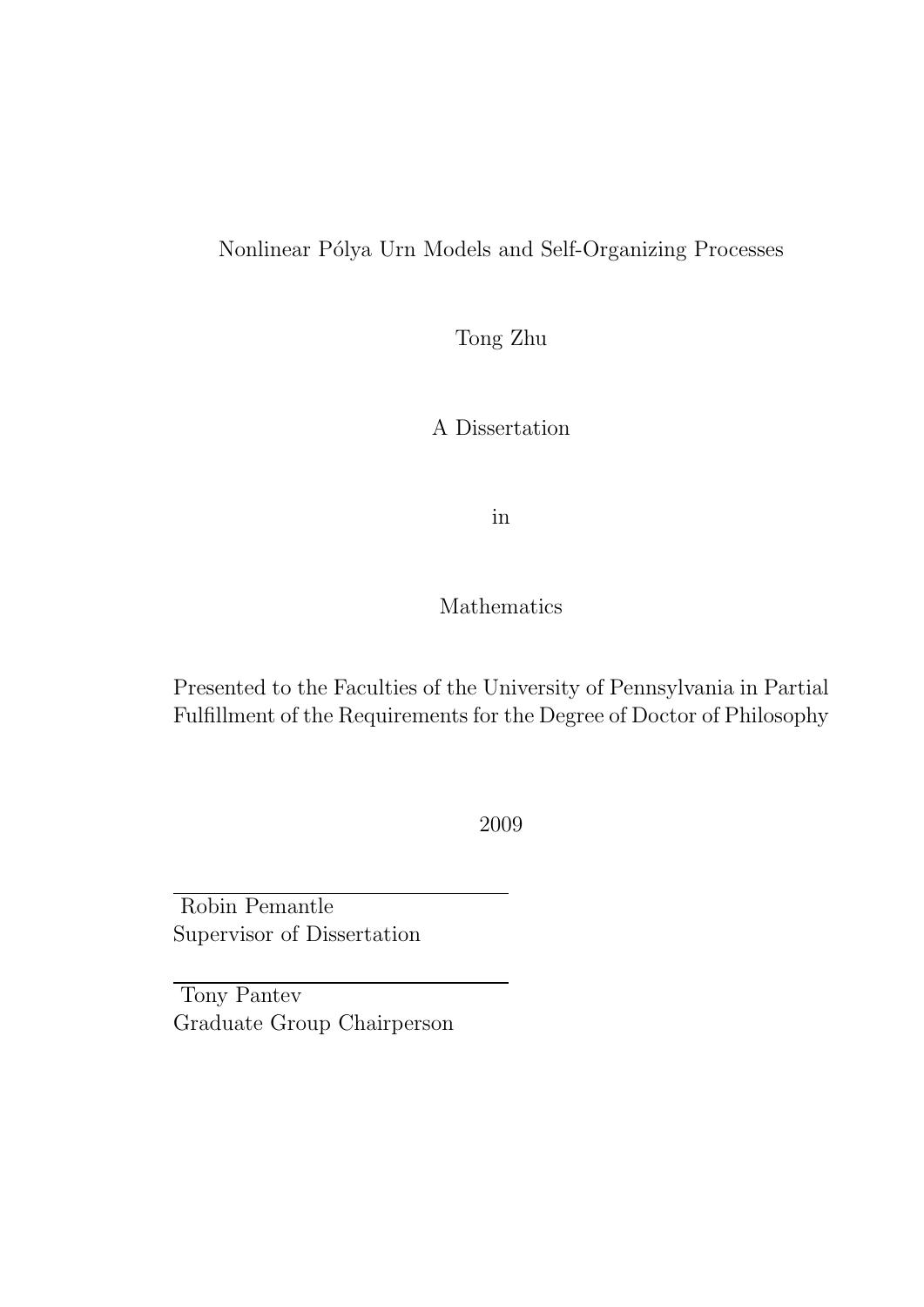# Nonlinear Pólya Urn Models and Self-Organizing Processes

Tong Zhu

A Dissertation

in

Mathematics

Presented to the Faculties of the University of Pennsylvania in Partial Fulfillment of the Requirements for the Degree of Doctor of Philosophy

2009

Robin Pemantle
Supervisor of Dissertation

Tony Pantev
Graduate Group Chairperson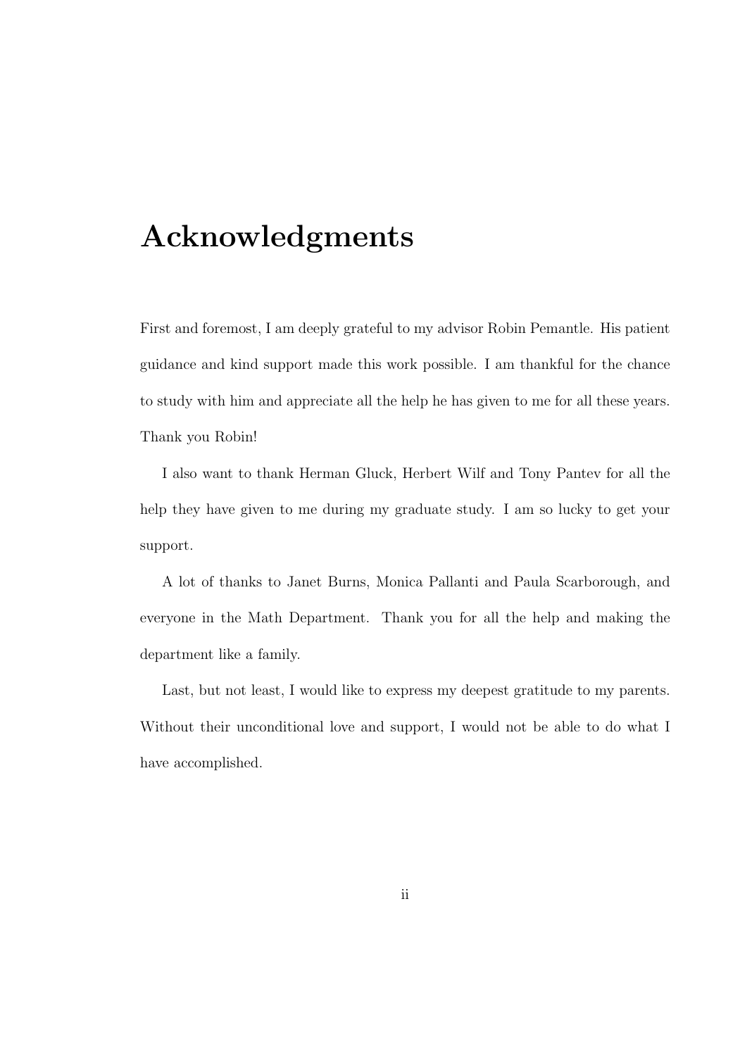# Acknowledgments

First and foremost, I am deeply grateful to my advisor Robin Pemantle. His patient guidance and kind support made this work possible. I am thankful for the chance to study with him and appreciate all the help he has given to me for all these years. Thank you Robin!

I also want to thank Herman Gluck, Herbert Wilf and Tony Pantev for all the help they have given to me during my graduate study. I am so lucky to get your support.

A lot of thanks to Janet Burns, Monica Pallanti and Paula Scarborough, and everyone in the Math Department. Thank you for all the help and making the department like a family.

Last, but not least, I would like to express my deepest gratitude to my parents. Without their unconditional love and support, I would not be able to do what I have accomplished.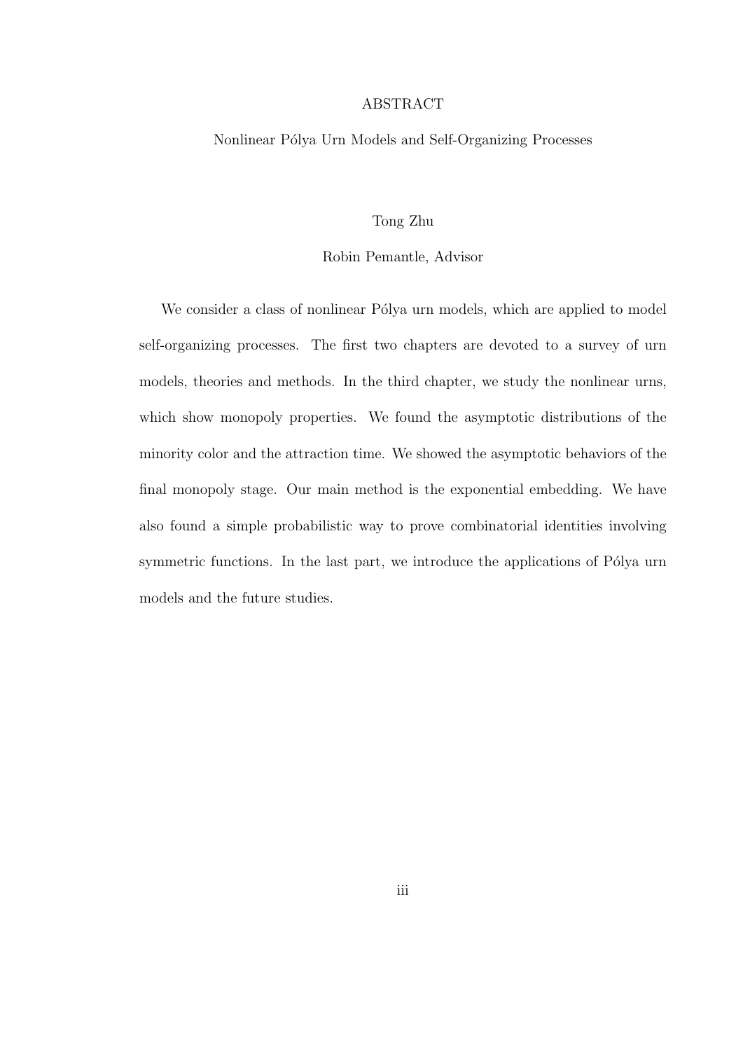# ABSTRACT

## Nonlinear Pólya Urn Models and Self-Organizing Processes

Tong Zhu

Robin Pemantle, Advisor

We consider a class of nonlinear Pólya urn models, which are applied to model self-organizing processes. The first two chapters are devoted to a survey of urn models, theories and methods. In the third chapter, we study the nonlinear urns, which show monopoly properties. We found the asymptotic distributions of the minority color and the attraction time. We showed the asymptotic behaviors of the final monopoly stage. Our main method is the exponential embedding. We have also found a simple probabilistic way to prove combinatorial identities involving symmetric functions. In the last part, we introduce the applications of Pólya urn models and the future studies.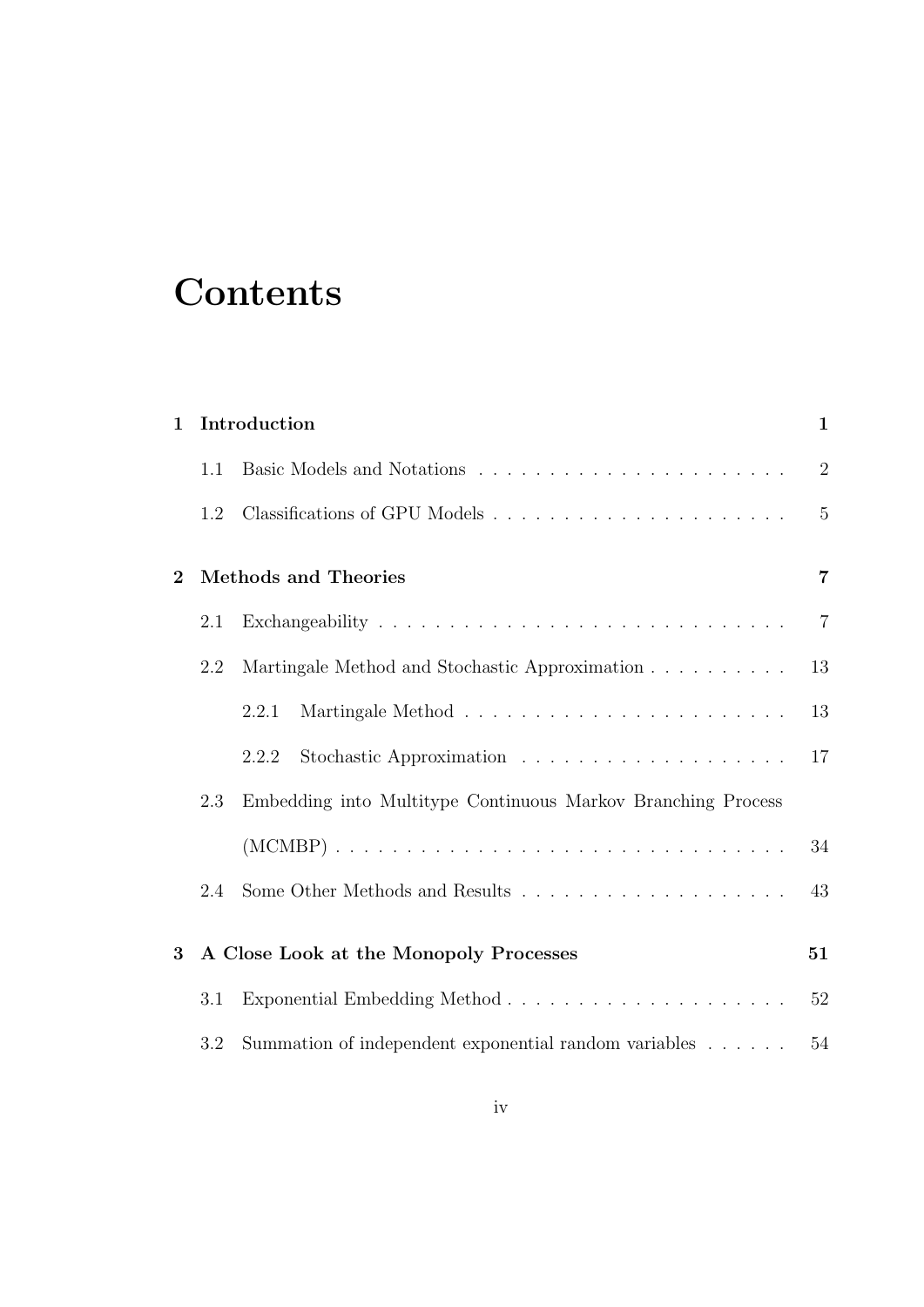# Contents

**1 Introduction** **1**

- 1.1 Basic Models and Notations . . . . . . . . . . . . . . . . . . . . . . 2
- 1.2 Classifications of GPU Models . . . . . . . . . . . . . . . . . . . . . 5

**2 Methods and Theories** **7**

- 2.1 Exchangeability . . . . . . . . . . . . . . . . . . . . . . . . . . . . . 7
- 2.2 Martingale Method and Stochastic Approximation . . . . . . . . . . 13
  - 2.2.1 Martingale Method . . . . . . . . . . . . . . . . . . . . . . . 13
  - 2.2.2 Stochastic Approximation . . . . . . . . . . . . . . . . . . . 17
- 2.3 Embedding into Multitype Continuous Markov Branching Process (MCMBP) . . . . . . . . . . . . . . . . . . . . . . . . . . . . . . . . 34
- 2.4 Some Other Methods and Results . . . . . . . . . . . . . . . . . . . 43

**3 A Close Look at the Monopoly Processes** **51**

- 3.1 Exponential Embedding Method . . . . . . . . . . . . . . . . . . . . 52
- 3.2 Summation of independent exponential random variables . . . . . . 54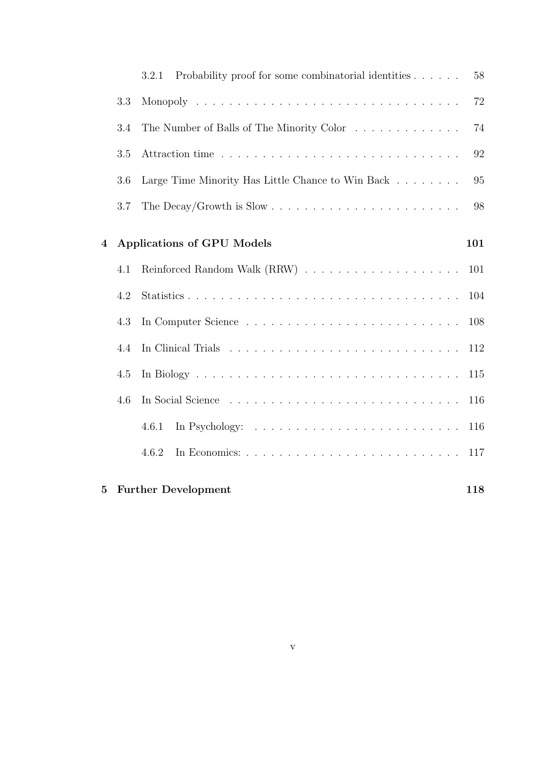- 3.2.1 Probability proof for some combinatorial identities . . . . . . 58
- 3.3 Monopoly . . . . . . . . . . . . . . . . . . . . . . . . . . . . . . . 72
- 3.4 The Number of Balls of The Minority Color . . . . . . . . . . . . . 74
- 3.5 Attraction time . . . . . . . . . . . . . . . . . . . . . . . . . . . . 92
- 3.6 Large Time Minority Has Little Chance to Win Back . . . . . . . . 95
- 3.7 The Decay/Growth is Slow . . . . . . . . . . . . . . . . . . . . . . 98

**4 Applications of GPU Models** **101**

- 4.1 Reinforced Random Walk (RRW) . . . . . . . . . . . . . . . . . . . 101
- 4.2 Statistics . . . . . . . . . . . . . . . . . . . . . . . . . . . . . . . . 104
- 4.3 In Computer Science . . . . . . . . . . . . . . . . . . . . . . . . . 108
- 4.4 In Clinical Trials . . . . . . . . . . . . . . . . . . . . . . . . . . . 112
- 4.5 In Biology . . . . . . . . . . . . . . . . . . . . . . . . . . . . . . . 115
- 4.6 In Social Science . . . . . . . . . . . . . . . . . . . . . . . . . . . 116
  - 4.6.1 In Psychology: . . . . . . . . . . . . . . . . . . . . . . . . . 116
  - 4.6.2 In Economics: . . . . . . . . . . . . . . . . . . . . . . . . . . 117

**5 Further Development** **118**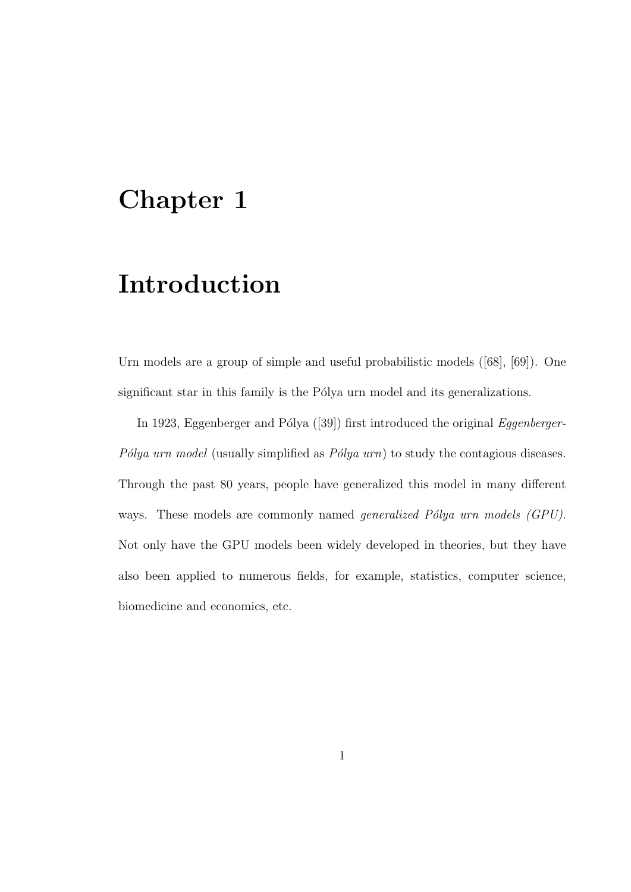# Chapter 1

# Introduction

Urn models are a group of simple and useful probabilistic models ([68], [69]). One significant star in this family is the Pólya urn model and its generalizations.

In 1923, Eggenberger and Pólya ([39]) first introduced the original *Eggenberger-Pólya urn model* (usually simplified as *Pólya urn*) to study the contagious diseases. Through the past 80 years, people have generalized this model in many different ways. These models are commonly named *generalized Pólya urn models (GPU)*. Not only have the GPU models been widely developed in theories, but they have also been applied to numerous fields, for example, statistics, computer science, biomedicine and economics, etc.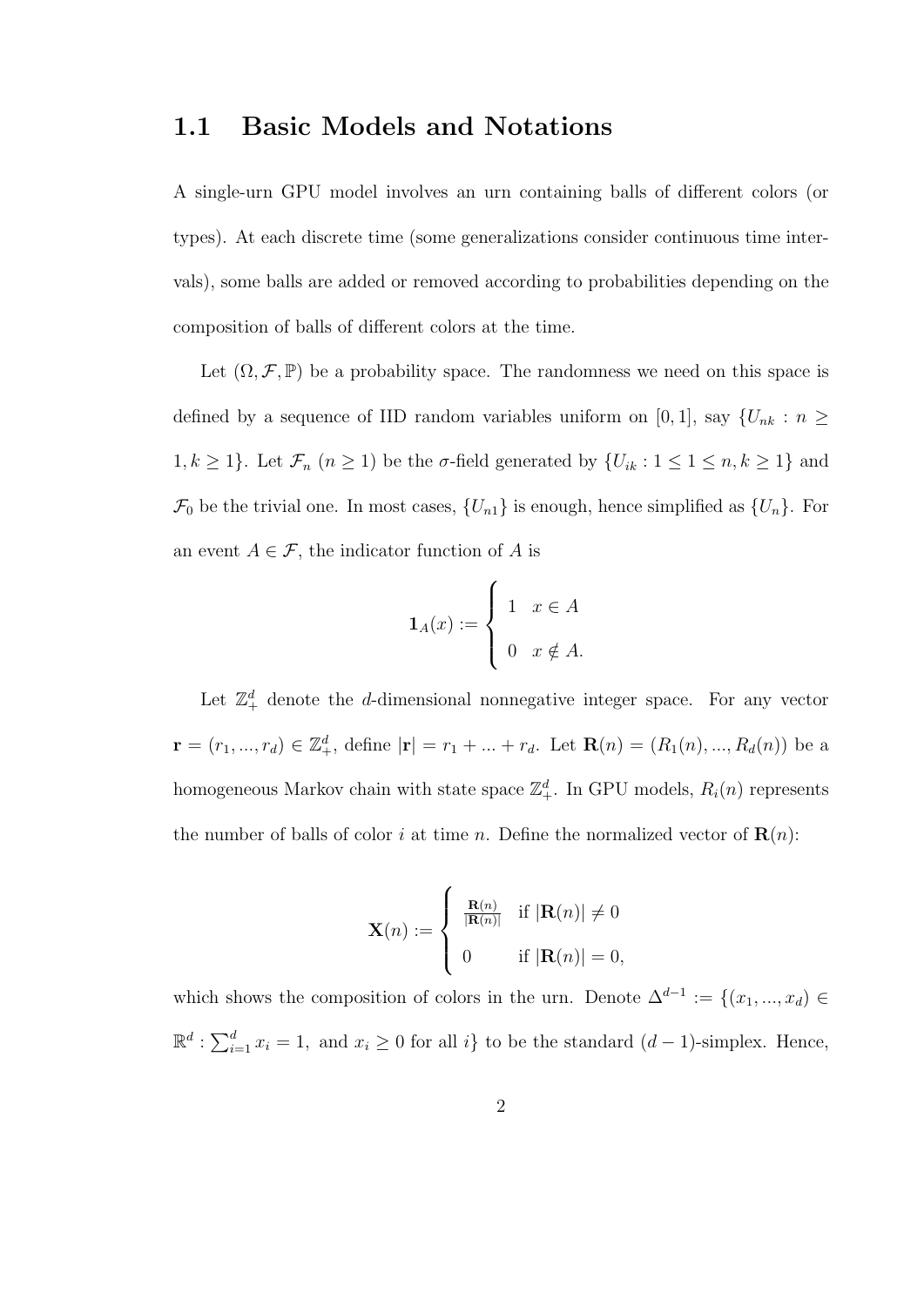## 1.1 Basic Models and Notations

A single-urn GPU model involves an urn containing balls of different colors (or types). At each discrete time (some generalizations consider continuous time intervals), some balls are added or removed according to probabilities depending on the composition of balls of different colors at the time.

Let $(\Omega, \mathcal{F}, \mathbb{P})$ be a probability space. The randomness we need on this space is defined by a sequence of IID random variables uniform on $[0,1]$, say $\{U_{nk} : n \geq 1, k \geq 1\}$. Let $\mathcal{F}_n$ $(n \geq 1)$ be the $\sigma$-field generated by $\{U_{ik} : 1 \leq 1 \leq n, k \geq 1\}$ and $\mathcal{F}_0$ be the trivial one. In most cases, $\{U_{n1}\}$ is enough, hence simplified as $\{U_n\}$. For an event $A \in \mathcal{F}$, the indicator function of $A$ is

$$\mathbf{1}_A(x) := \begin{cases} 1 & x \in A \\ 0 & x \notin A. \end{cases}$$

Let $\mathbb{Z}_+^d$ denote the $d$-dimensional nonnegative integer space. For any vector $\mathbf{r} = (r_1, ..., r_d) \in \mathbb{Z}_+^d$, define $|\mathbf{r}| = r_1 + ... + r_d$. Let $\mathbf{R}(n) = (R_1(n), ..., R_d(n))$ be a homogeneous Markov chain with state space $\mathbb{Z}_+^d$. In GPU models, $R_i(n)$ represents the number of balls of color $i$ at time $n$. Define the normalized vector of $\mathbf{R}(n)$:

$$\mathbf{X}(n) := \begin{cases} \frac{\mathbf{R}(n)}{|\mathbf{R}(n)|} & \text{if } |\mathbf{R}(n)| \neq 0 \\ 0 & \text{if } |\mathbf{R}(n)| = 0, \end{cases}$$

which shows the composition of colors in the urn. Denote $\Delta^{d-1} := \{(x_1, ..., x_d) \in \mathbb{R}^d : \sum_{i=1}^d x_i = 1, \text{ and } x_i \geq 0 \text{ for all } i\}$ to be the standard $(d-1)$-simplex. Hence,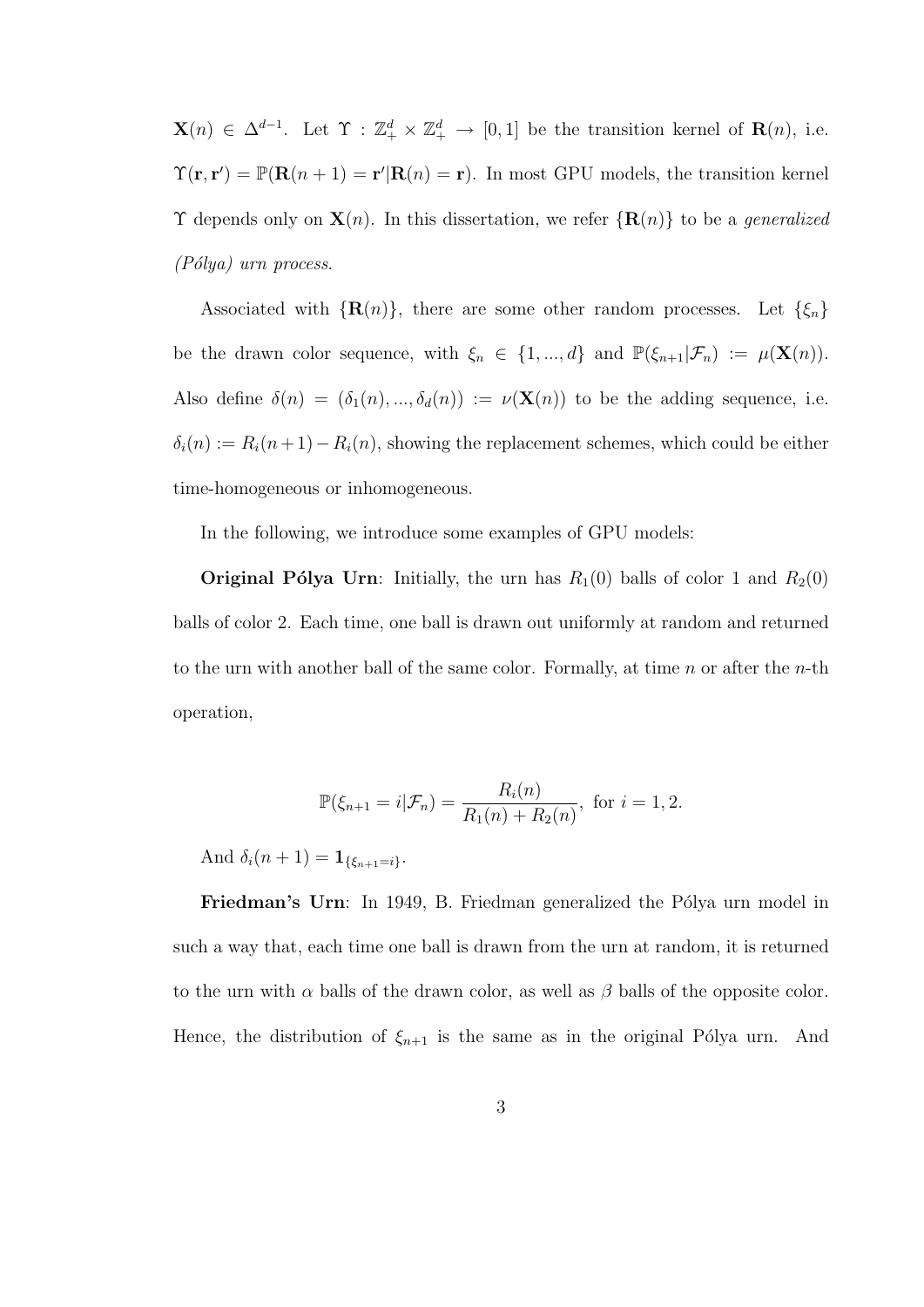$\mathbf{X}(n) \in \Delta^{d-1}$. Let $\Upsilon : \mathbb{Z}_+^d \times \mathbb{Z}_+^d \to [0,1]$ be the transition kernel of $\mathbf{R}(n)$, i.e. $\Upsilon(\mathbf{r}, \mathbf{r}') = \mathbb{P}(\mathbf{R}(n+1) = \mathbf{r}' | \mathbf{R}(n) = \mathbf{r})$. In most GPU models, the transition kernel $\Upsilon$ depends only on $\mathbf{X}(n)$. In this dissertation, we refer $\{\mathbf{R}(n)\}$ to be a *generalized (Pólya) urn process*.

Associated with $\{\mathbf{R}(n)\}$, there are some other random processes. Let $\{\xi_n\}$ be the drawn color sequence, with $\xi_n \in \{1, ..., d\}$ and $\mathbb{P}(\xi_{n+1}|\mathcal{F}_n) := \mu(\mathbf{X}(n))$. Also define $\delta(n) = (\delta_1(n), ..., \delta_d(n)) := \nu(\mathbf{X}(n))$ to be the adding sequence, i.e. $\delta_i(n) := R_i(n+1) - R_i(n)$, showing the replacement schemes, which could be either time-homogeneous or inhomogeneous.

In the following, we introduce some examples of GPU models:

**Original Pólya Urn**: Initially, the urn has $R_1(0)$ balls of color 1 and $R_2(0)$ balls of color 2. Each time, one ball is drawn out uniformly at random and returned to the urn with another ball of the same color. Formally, at time $n$ or after the $n$-th operation,

$$\mathbb{P}(\xi_{n+1} = i|\mathcal{F}_n) = \frac{R_i(n)}{R_1(n) + R_2(n)}, \text{ for } i = 1, 2.$$

And $\delta_i(n+1) = \mathbf{1}_{\{\xi_{n+1}=i\}}$.

**Friedman's Urn**: In 1949, B. Friedman generalized the Pólya urn model in such a way that, each time one ball is drawn from the urn at random, it is returned to the urn with $\alpha$ balls of the drawn color, as well as $\beta$ balls of the opposite color. Hence, the distribution of $\xi_{n+1}$ is the same as in the original Pólya urn. And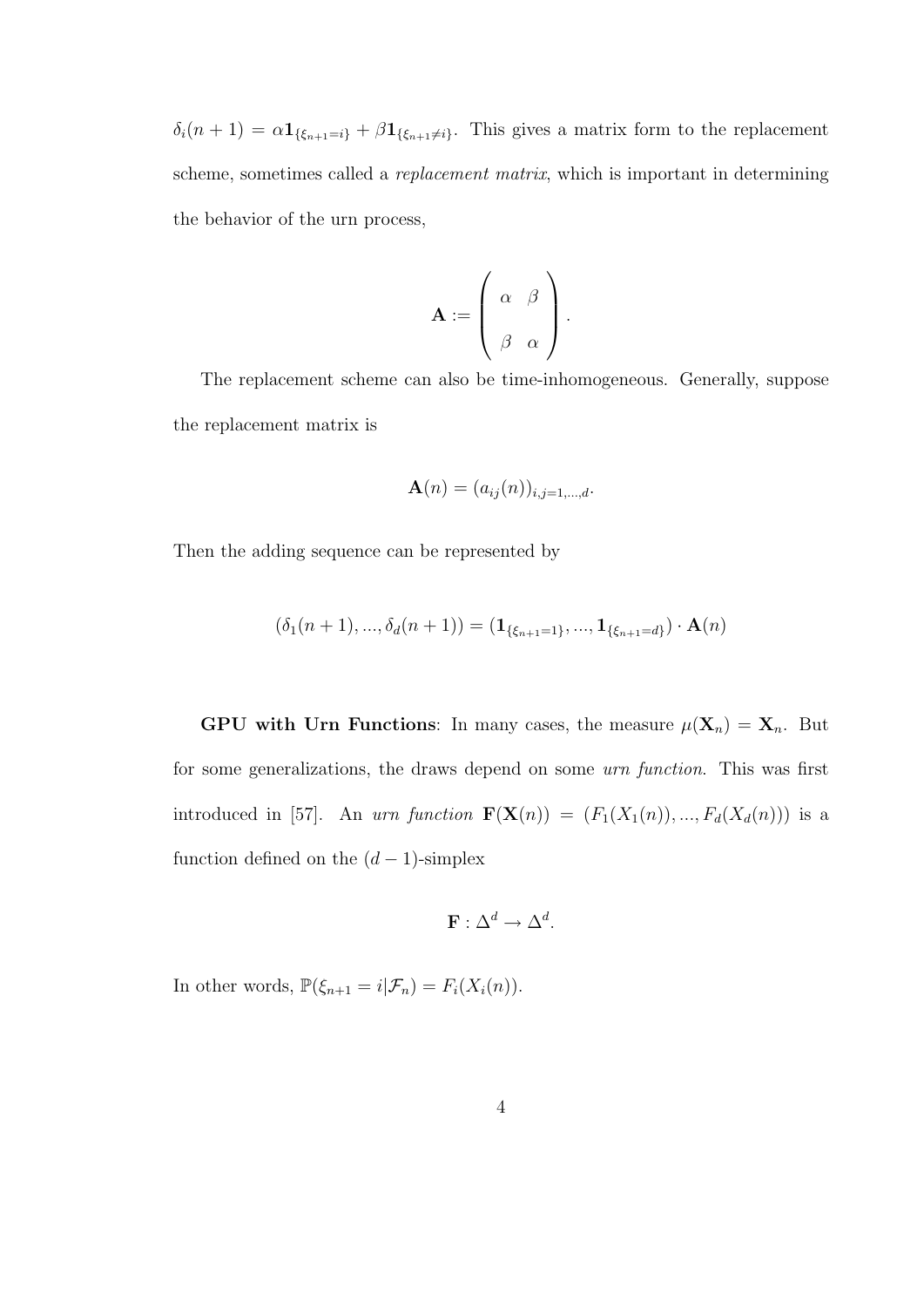$\delta_i(n+1) = \alpha \mathbf{1}_{\{\xi_{n+1}=i\}} + \beta \mathbf{1}_{\{\xi_{n+1}\neq i\}}$. This gives a matrix form to the replacement scheme, sometimes called a *replacement matrix*, which is important in determining the behavior of the urn process,

$$\mathbf{A} := \begin{pmatrix} \alpha & \beta \\ \beta & \alpha \end{pmatrix}.$$

The replacement scheme can also be time-inhomogeneous. Generally, suppose the replacement matrix is

$$\mathbf{A}(n) = (a_{ij}(n))_{i,j=1,\ldots,d}.$$

Then the adding sequence can be represented by

$$(\delta_1(n+1), ..., \delta_d(n+1)) = (\mathbf{1}_{\{\xi_{n+1}=1\}}, ..., \mathbf{1}_{\{\xi_{n+1}=d\}}) \cdot \mathbf{A}(n)$$

**GPU with Urn Functions**: In many cases, the measure $\mu(\mathbf{X}_n) = \mathbf{X}_n$. But for some generalizations, the draws depend on some *urn function*. This was first introduced in [57]. An *urn function* $\mathbf{F}(\mathbf{X}(n)) = (F_1(X_1(n)), ..., F_d(X_d(n)))$ is a function defined on the $(d-1)$-simplex

$$\mathbf{F} : \Delta^d \to \Delta^d.$$

In other words, $\mathbb{P}(\xi_{n+1} = i|\mathcal{F}_n) = F_i(X_i(n))$.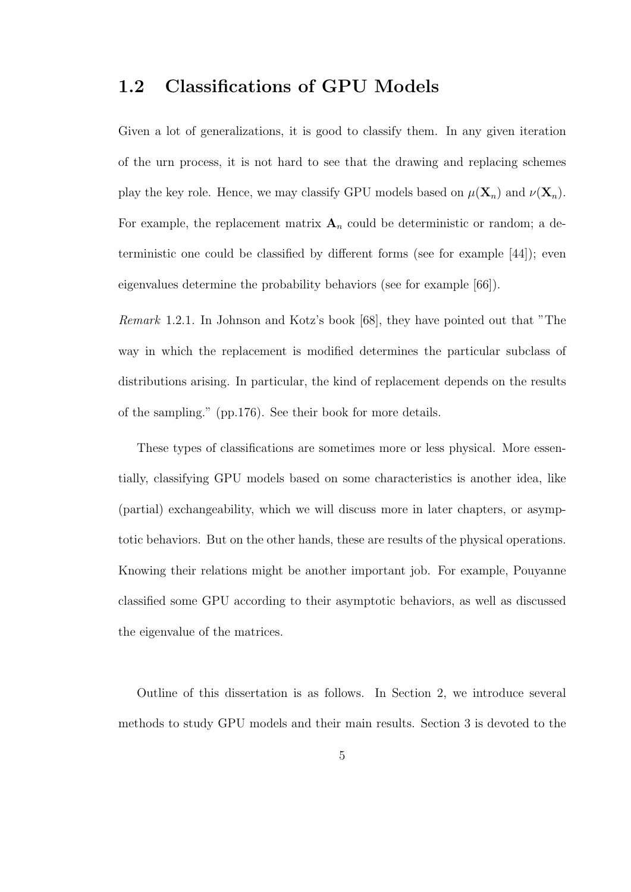## 1.2 Classifications of GPU Models

Given a lot of generalizations, it is good to classify them. In any given iteration of the urn process, it is not hard to see that the drawing and replacing schemes play the key role. Hence, we may classify GPU models based on $\mu(\mathbf{X}_n)$ and $\nu(\mathbf{X}_n)$. For example, the replacement matrix $\mathbf{A}_n$ could be deterministic or random; a deterministic one could be classified by different forms (see for example [44]); even eigenvalues determine the probability behaviors (see for example [66]).

*Remark* 1.2.1. In Johnson and Kotz's book [68], they have pointed out that "The way in which the replacement is modified determines the particular subclass of distributions arising. In particular, the kind of replacement depends on the results of the sampling." (pp.176). See their book for more details.

These types of classifications are sometimes more or less physical. More essentially, classifying GPU models based on some characteristics is another idea, like (partial) exchangeability, which we will discuss more in later chapters, or asymptotic behaviors. But on the other hands, these are results of the physical operations. Knowing their relations might be another important job. For example, Pouyanne classified some GPU according to their asymptotic behaviors, as well as discussed the eigenvalue of the matrices.

Outline of this dissertation is as follows. In Section 2, we introduce several methods to study GPU models and their main results. Section 3 is devoted to the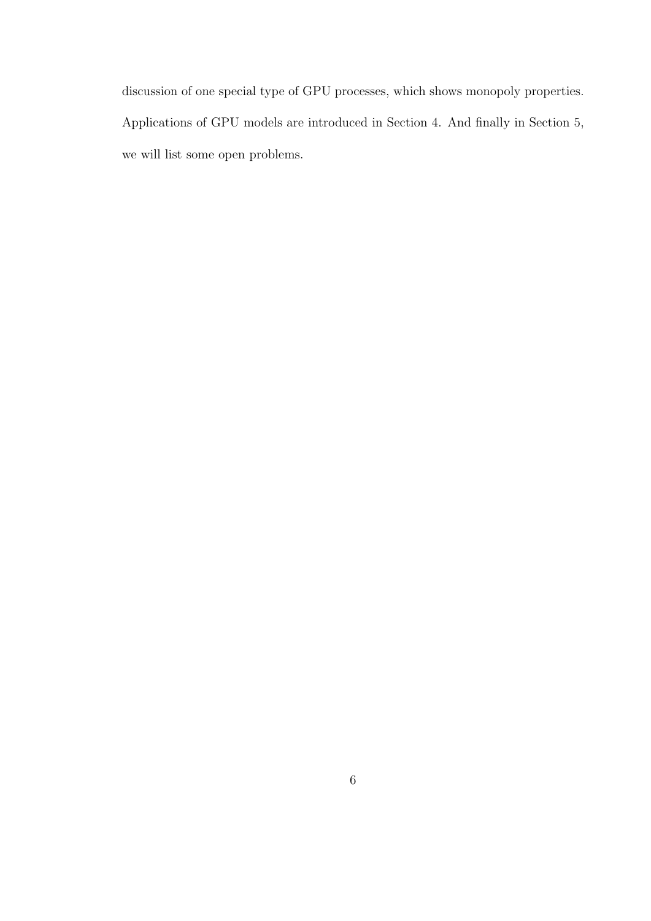discussion of one special type of GPU processes, which shows monopoly properties. Applications of GPU models are introduced in Section 4. And finally in Section 5, we will list some open problems.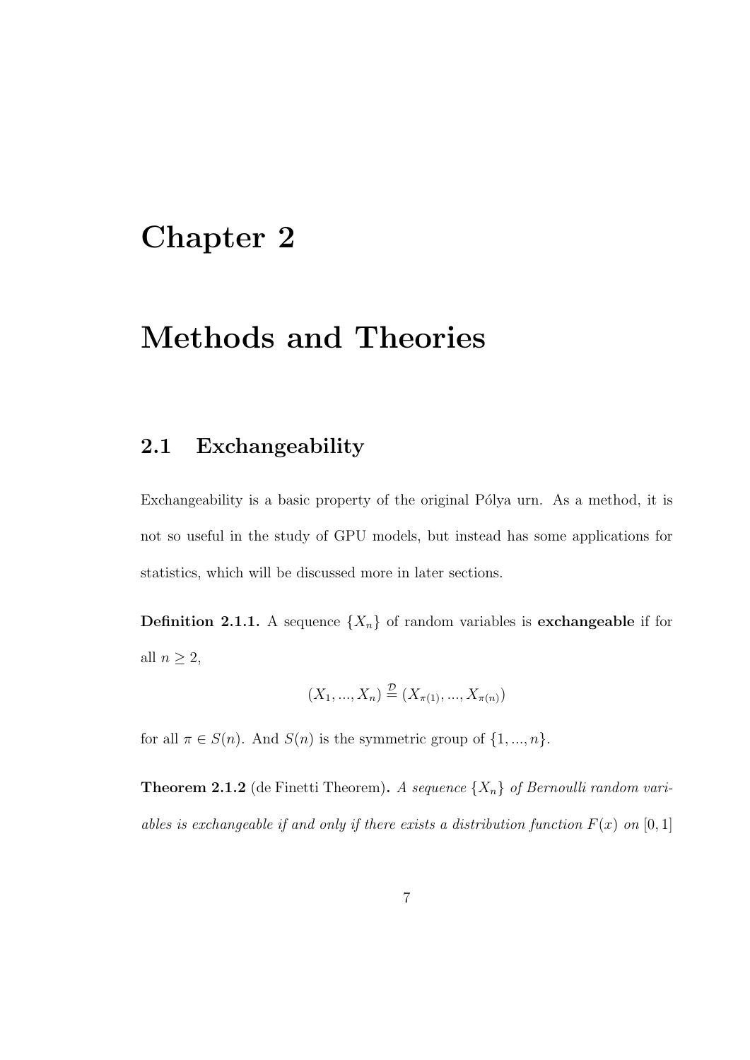# Chapter 2

# Methods and Theories

## 2.1 Exchangeability

Exchangeability is a basic property of the original Pólya urn. As a method, it is not so useful in the study of GPU models, but instead has some applications for statistics, which will be discussed more in later sections.

**Definition 2.1.1.** A sequence $\{X_n\}$ of random variables is **exchangeable** if for all $n \geq 2$,

$$(X_1, ..., X_n) \stackrel{\mathcal{D}}{=} (X_{\pi(1)}, ..., X_{\pi(n)})$$

for all $\pi \in S(n)$. And $S(n)$ is the symmetric group of $\{1, ..., n\}$.

**Theorem 2.1.2** (de Finetti Theorem)**.** *A sequence $\{X_n\}$ of Bernoulli random variables is exchangeable if and only if there exists a distribution function $F(x)$ on $[0, 1]$*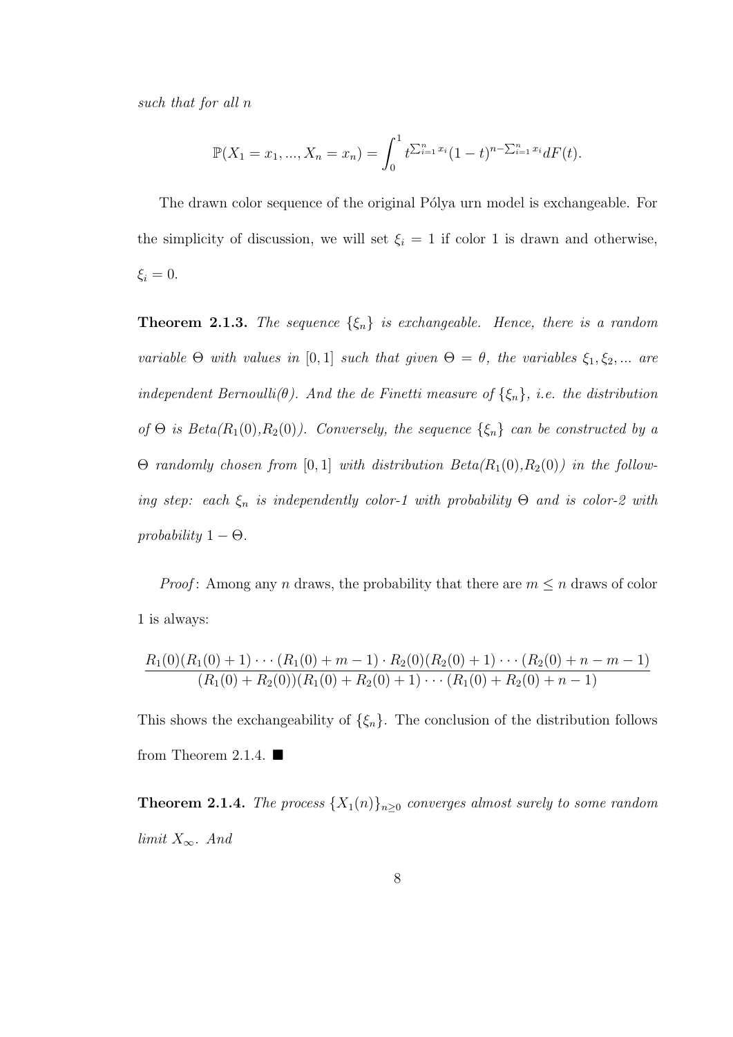*such that for all* $n$

$$\mathbb{P}(X_1 = x_1, ..., X_n = x_n) = \int_0^1 t^{\sum_{i=1}^n x_i}(1-t)^{n-\sum_{i=1}^n x_i} dF(t).$$

The drawn color sequence of the original Pólya urn model is exchangeable. For the simplicity of discussion, we will set $\xi_i = 1$ if color 1 is drawn and otherwise, $\xi_i = 0$.

**Theorem 2.1.3.** *The sequence* $\{\xi_n\}$ *is exchangeable. Hence, there is a random variable* $\Theta$ *with values in* $[0, 1]$ *such that given* $\Theta = \theta$*, the variables* $\xi_1, \xi_2, ...$ *are independent Bernoulli(*$\theta$*). And the de Finetti measure of* $\{\xi_n\}$*, i.e. the distribution of* $\Theta$ *is Beta(*$R_1(0)$*,*$R_2(0)$*). Conversely, the sequence* $\{\xi_n\}$ *can be constructed by a* $\Theta$ *randomly chosen from* $[0, 1]$ *with distribution Beta(*$R_1(0)$*,*$R_2(0)$*) in the following step: each* $\xi_n$ *is independently color-1 with probability* $\Theta$ *and is color-2 with probability* $1 - \Theta$.

*Proof*: Among any $n$ draws, the probability that there are $m \leq n$ draws of color 1 is always:

$$\frac{R_1(0)(R_1(0)+1)\cdots(R_1(0)+m-1)\cdot R_2(0)(R_2(0)+1)\cdots(R_2(0)+n-m-1)}{(R_1(0)+R_2(0))(R_1(0)+R_2(0)+1)\cdots(R_1(0)+R_2(0)+n-1)}$$

This shows the exchangeability of $\{\xi_n\}$. The conclusion of the distribution follows from Theorem 2.1.4. ■

**Theorem 2.1.4.** *The process* $\{X_1(n)\}_{n\geq 0}$ *converges almost surely to some random limit* $X_\infty$*. And*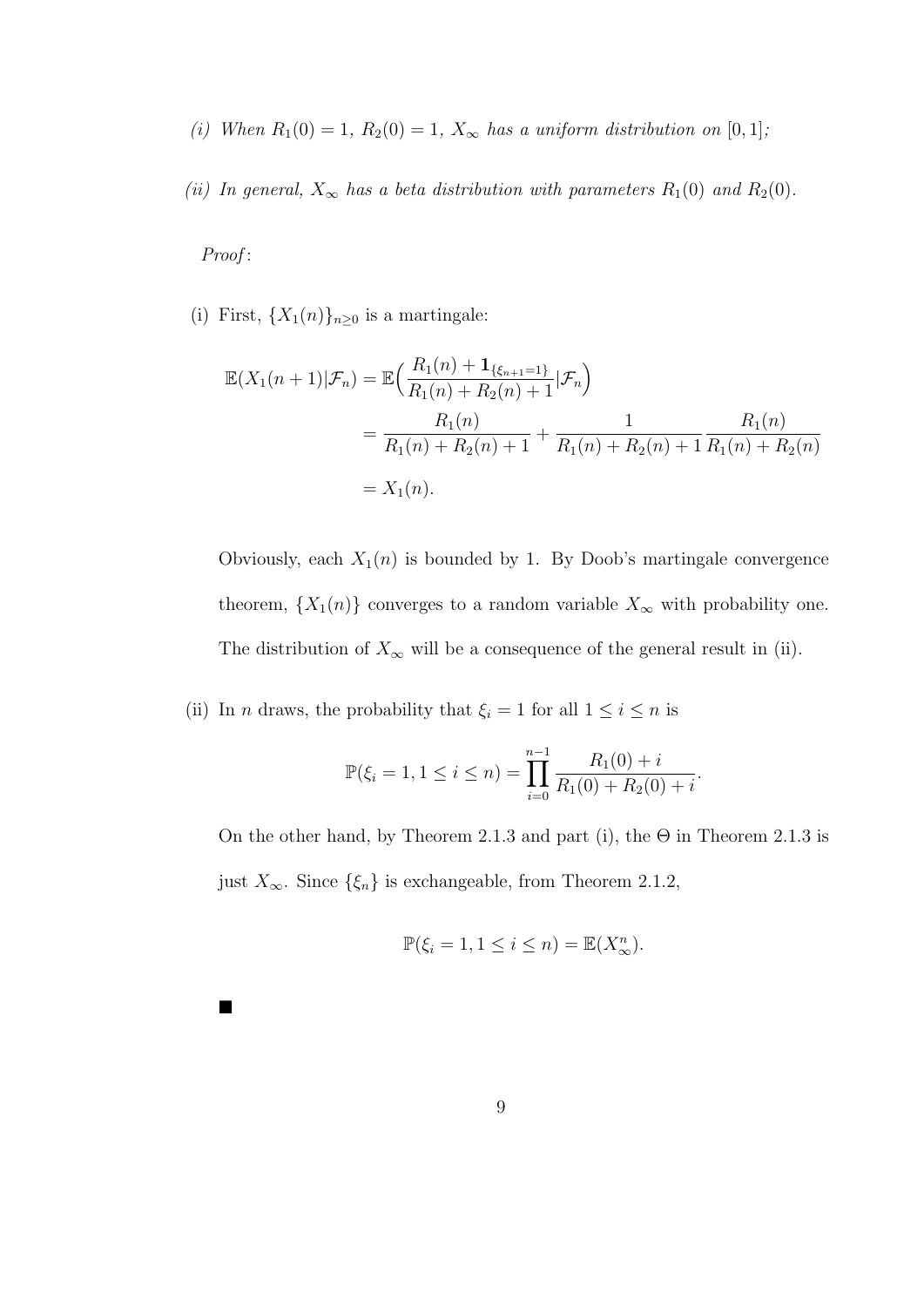*(i) When $R_1(0) = 1$, $R_2(0) = 1$, $X_\infty$ has a uniform distribution on $[0, 1]$;*

*(ii) In general, $X_\infty$ has a beta distribution with parameters $R_1(0)$ and $R_2(0)$.*

*Proof*:

(i) First, $\{X_1(n)\}_{n\geq 0}$ is a martingale:

$$
\begin{aligned}
\mathbb{E}(X_1(n+1)|\mathcal{F}_n) &= \mathbb{E}\Big(\frac{R_1(n) + \mathbf{1}_{\{\xi_{n+1}=1\}}}{R_1(n) + R_2(n) + 1}|\mathcal{F}_n\Big) \\
&= \frac{R_1(n)}{R_1(n) + R_2(n) + 1} + \frac{1}{R_1(n) + R_2(n) + 1}\frac{R_1(n)}{R_1(n) + R_2(n)} \\
&= X_1(n).
\end{aligned}
$$

Obviously, each $X_1(n)$ is bounded by 1. By Doob's martingale convergence theorem, $\{X_1(n)\}$ converges to a random variable $X_\infty$ with probability one. The distribution of $X_\infty$ will be a consequence of the general result in (ii).

(ii) In $n$ draws, the probability that $\xi_i = 1$ for all $1 \leq i \leq n$ is

$$
\mathbb{P}(\xi_i = 1, 1 \leq i \leq n) = \prod_{i=0}^{n-1} \frac{R_1(0) + i}{R_1(0) + R_2(0) + i}.
$$

On the other hand, by Theorem 2.1.3 and part (i), the $\Theta$ in Theorem 2.1.3 is just $X_\infty$. Since $\{\xi_n\}$ is exchangeable, from Theorem 2.1.2,

$$
\mathbb{P}(\xi_i = 1, 1 \leq i \leq n) = \mathbb{E}(X_\infty^n).
$$

■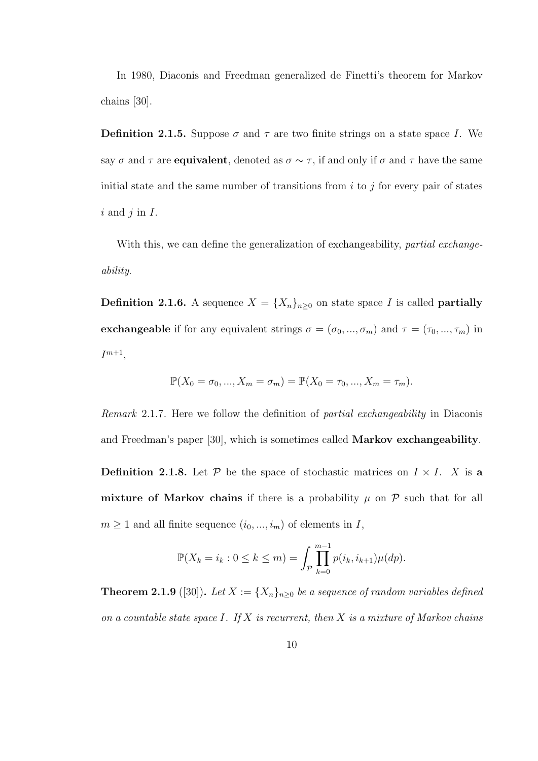In 1980, Diaconis and Freedman generalized de Finetti's theorem for Markov chains [30].

**Definition 2.1.5.** Suppose $\sigma$ and $\tau$ are two finite strings on a state space $I$. We say $\sigma$ and $\tau$ are **equivalent**, denoted as $\sigma \sim \tau$, if and only if $\sigma$ and $\tau$ have the same initial state and the same number of transitions from $i$ to $j$ for every pair of states $i$ and $j$ in $I$.

With this, we can define the generalization of exchangeability, *partial exchangeability*.

**Definition 2.1.6.** A sequence $X = \{X_n\}_{n\geq 0}$ on state space $I$ is called **partially exchangeable** if for any equivalent strings $\sigma = (\sigma_0, ..., \sigma_m)$ and $\tau = (\tau_0, ..., \tau_m)$ in $I^{m+1}$,

$$\mathbb{P}(X_0 = \sigma_0, ..., X_m = \sigma_m) = \mathbb{P}(X_0 = \tau_0, ..., X_m = \tau_m).$$

*Remark* 2.1.7. Here we follow the definition of *partial exchangeability* in Diaconis and Freedman's paper [30], which is sometimes called **Markov exchangeability**.

**Definition 2.1.8.** Let $\mathcal{P}$ be the space of stochastic matrices on $I \times I$. $X$ is **a mixture of Markov chains** if there is a probability $\mu$ on $\mathcal{P}$ such that for all $m \geq 1$ and all finite sequence $(i_0, ..., i_m)$ of elements in $I$,

$$\mathbb{P}(X_k = i_k : 0 \leq k \leq m) = \int_{\mathcal{P}} \prod_{k=0}^{m-1} p(i_k, i_{k+1})\mu(dp).$$

**Theorem 2.1.9** ([30])**.** *Let $X := \{X_n\}_{n\geq 0}$ be a sequence of random variables defined on a countable state space $I$. If $X$ is recurrent, then $X$ is a mixture of Markov chains*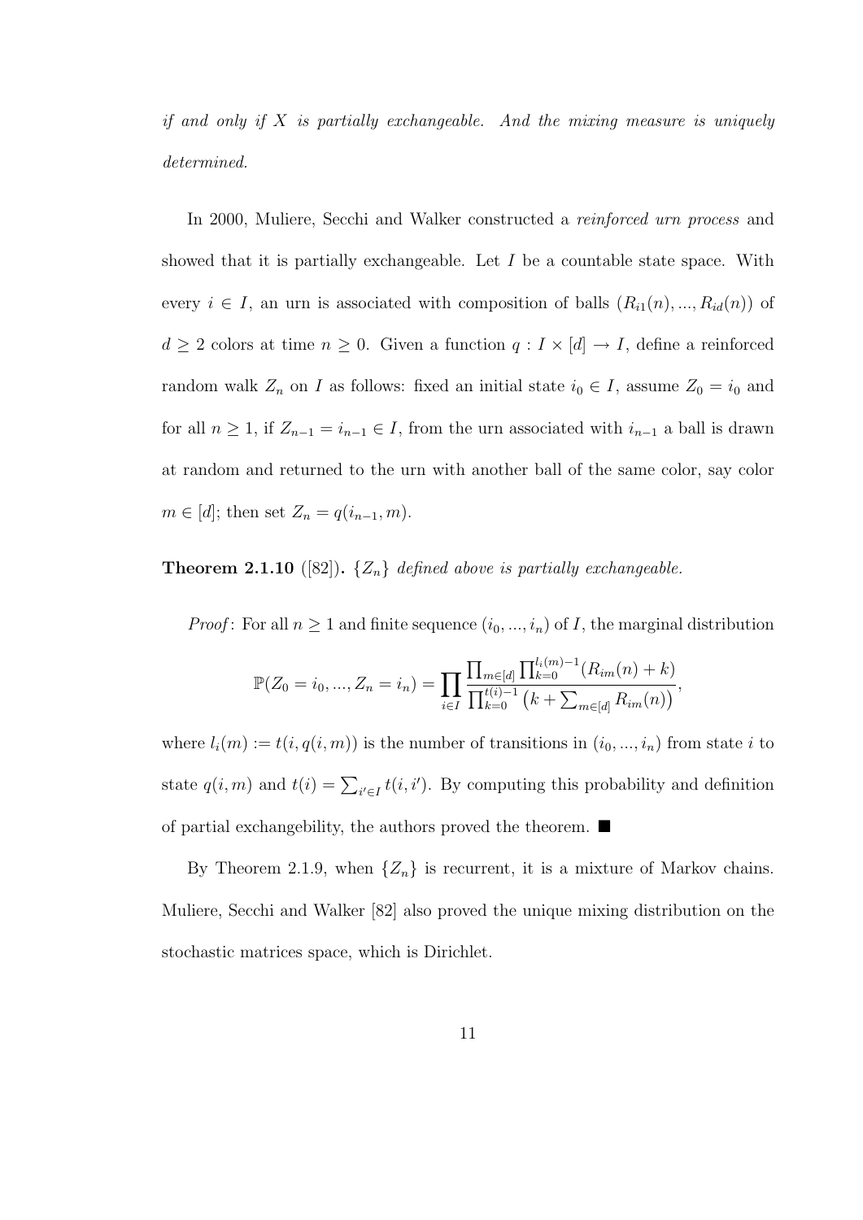*if and only if $X$ is partially exchangeable. And the mixing measure is uniquely determined.*

In 2000, Muliere, Secchi and Walker constructed a *reinforced urn process* and showed that it is partially exchangeable. Let $I$ be a countable state space. With every $i \in I$, an urn is associated with composition of balls $(R_{i1}(n), ..., R_{id}(n))$ of $d \geq 2$ colors at time $n \geq 0$. Given a function $q : I \times [d] \to I$, define a reinforced random walk $Z_n$ on $I$ as follows: fixed an initial state $i_0 \in I$, assume $Z_0 = i_0$ and for all $n \geq 1$, if $Z_{n-1} = i_{n-1} \in I$, from the urn associated with $i_{n-1}$ a ball is drawn at random and returned to the urn with another ball of the same color, say color $m \in [d]$; then set $Z_n = q(i_{n-1}, m)$.

**Theorem 2.1.10** ([82]). *$\{Z_n\}$ defined above is partially exchangeable.*

*Proof*: For all $n \geq 1$ and finite sequence $(i_0, ..., i_n)$ of $I$, the marginal distribution

$$\mathbb{P}(Z_0 = i_0, ..., Z_n = i_n) = \prod_{i \in I} \frac{\prod_{m \in [d]} \prod_{k=0}^{l_i(m)-1} (R_{im}(n) + k)}{\prod_{k=0}^{t(i)-1} \left(k + \sum_{m \in [d]} R_{im}(n)\right)},$$

where $l_i(m) := t(i, q(i, m))$ is the number of transitions in $(i_0, ..., i_n)$ from state $i$ to state $q(i, m)$ and $t(i) = \sum_{i' \in I} t(i, i')$. By computing this probability and definition of partial exchangebility, the authors proved the theorem. ■

By Theorem 2.1.9, when $\{Z_n\}$ is recurrent, it is a mixture of Markov chains. Muliere, Secchi and Walker [82] also proved the unique mixing distribution on the stochastic matrices space, which is Dirichlet.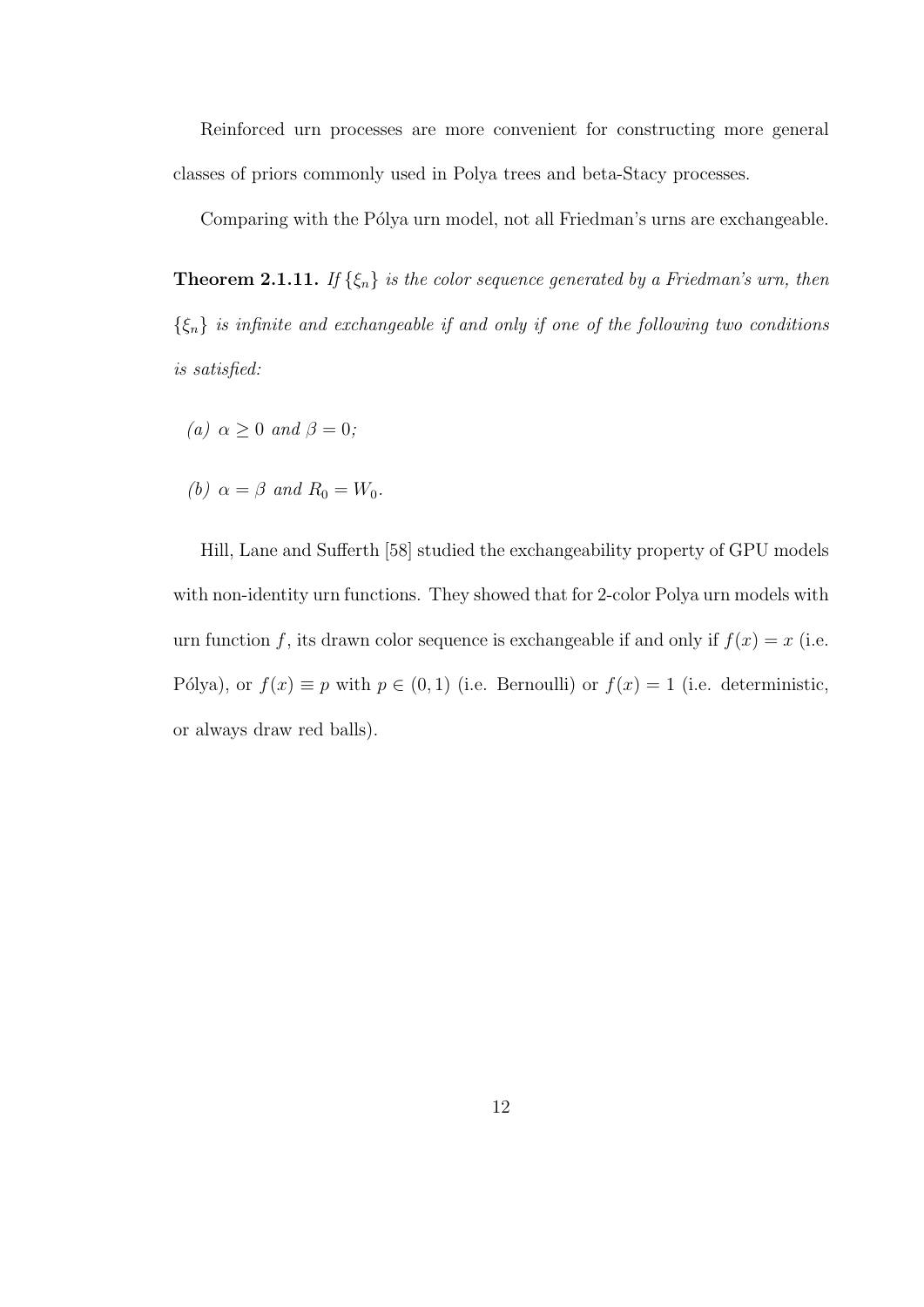Reinforced urn processes are more convenient for constructing more general classes of priors commonly used in Polya trees and beta-Stacy processes.

Comparing with the Pólya urn model, not all Friedman's urns are exchangeable.

**Theorem 2.1.11.** *If $\{\xi_n\}$ is the color sequence generated by a Friedman's urn, then $\{\xi_n\}$ is infinite and exchangeable if and only if one of the following two conditions is satisfied:*

*(a) $\alpha \geq 0$ and $\beta = 0$;*

*(b) $\alpha = \beta$ and $R_0 = W_0$.*

Hill, Lane and Sufferth [58] studied the exchangeability property of GPU models with non-identity urn functions. They showed that for 2-color Polya urn models with urn function $f$, its drawn color sequence is exchangeable if and only if $f(x) = x$ (i.e. Pólya), or $f(x) \equiv p$ with $p \in (0, 1)$ (i.e. Bernoulli) or $f(x) = 1$ (i.e. deterministic, or always draw red balls).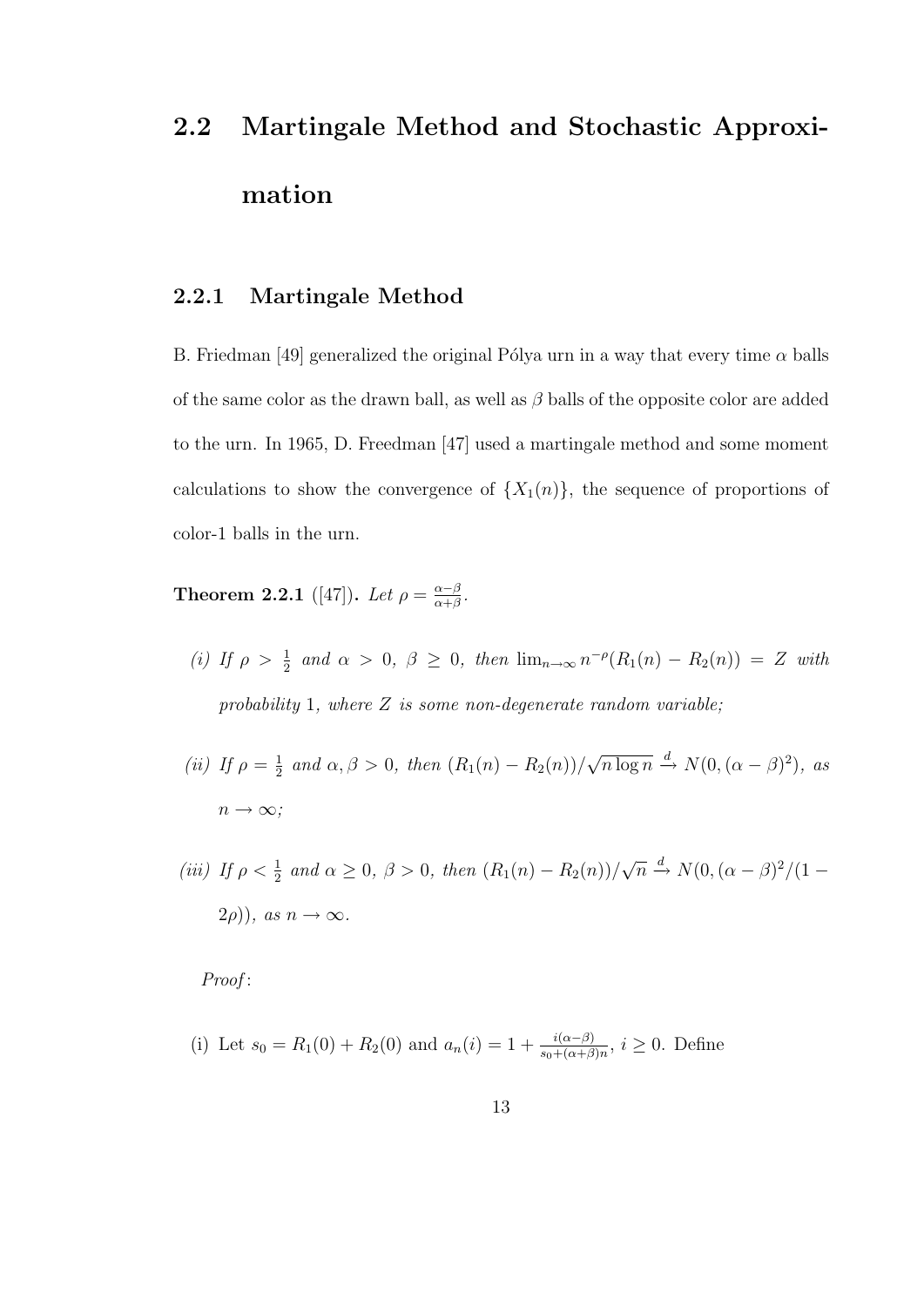## 2.2 Martingale Method and Stochastic Approximation

### 2.2.1 Martingale Method

B. Friedman [49] generalized the original Pólya urn in a way that every time $\alpha$ balls of the same color as the drawn ball, as well as $\beta$ balls of the opposite color are added to the urn. In 1965, D. Freedman [47] used a martingale method and some moment calculations to show the convergence of $\{X_1(n)\}$, the sequence of proportions of color-1 balls in the urn.

**Theorem 2.2.1** ([47]). *Let* $\rho = \frac{\alpha-\beta}{\alpha+\beta}$.

*(i) If* $\rho > \frac{1}{2}$ *and* $\alpha > 0$, $\beta \geq 0$, *then* $\lim_{n\to\infty} n^{-\rho}(R_1(n) - R_2(n)) = Z$ *with probability* 1, *where* $Z$ *is some non-degenerate random variable;*

*(ii) If* $\rho = \frac{1}{2}$ *and* $\alpha, \beta > 0$, *then* $(R_1(n) - R_2(n))/\sqrt{n \log n} \xrightarrow{d} N(0, (\alpha - \beta)^2)$, *as* $n \to \infty$;

*(iii) If* $\rho < \frac{1}{2}$ *and* $\alpha \geq 0$, $\beta > 0$, *then* $(R_1(n) - R_2(n))/\sqrt{n} \xrightarrow{d} N(0, (\alpha - \beta)^2/(1 - 2\rho))$, *as* $n \to \infty$.

*Proof*:

(i) Let $s_0 = R_1(0) + R_2(0)$ and $a_n(i) = 1 + \frac{i(\alpha-\beta)}{s_0+(\alpha+\beta)n}$, $i \geq 0$. Define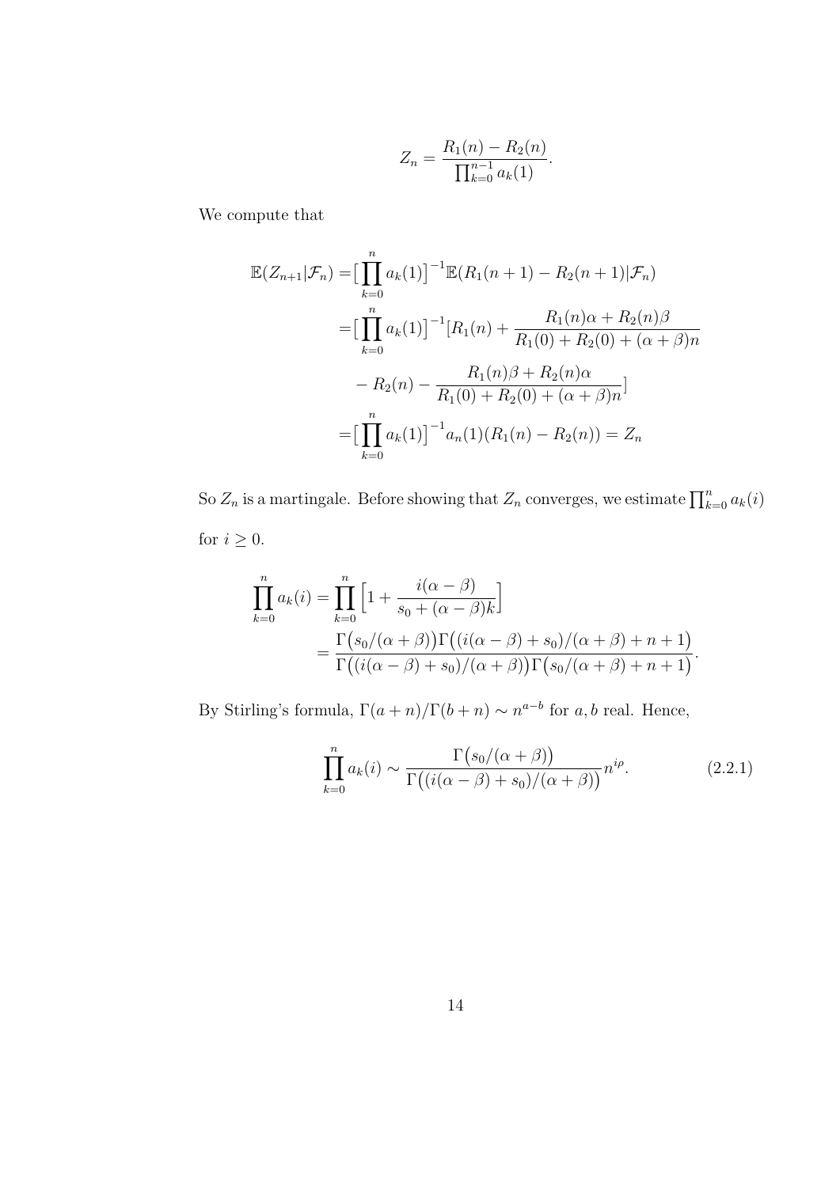$$Z_n = \frac{R_1(n) - R_2(n)}{\prod_{k=0}^{n-1} a_k(1)}.$$

We compute that

$$\begin{aligned}
\mathbb{E}(Z_{n+1}|\mathcal{F}_n) =& \big[\prod_{k=0}^{n} a_k(1)\big]^{-1} \mathbb{E}(R_1(n+1) - R_2(n+1)|\mathcal{F}_n) \\
=& \big[\prod_{k=0}^{n} a_k(1)\big]^{-1} [R_1(n) + \frac{R_1(n)\alpha + R_2(n)\beta}{R_1(0) + R_2(0) + (\alpha+\beta)n} \\
& - R_2(n) - \frac{R_1(n)\beta + R_2(n)\alpha}{R_1(0) + R_2(0) + (\alpha+\beta)n}] \\
=& \big[\prod_{k=0}^{n} a_k(1)\big]^{-1} a_n(1)(R_1(n) - R_2(n)) = Z_n
\end{aligned}$$

So $Z_n$ is a martingale. Before showing that $Z_n$ converges, we estimate $\prod_{k=0}^{n} a_k(i)$ for $i \geq 0$.

$$\begin{aligned}
\prod_{k=0}^{n} a_k(i) &= \prod_{k=0}^{n} \Big[1 + \frac{i(\alpha-\beta)}{s_0 + (\alpha-\beta)k}\Big] \\
&= \frac{\Gamma\big(s_0/(\alpha+\beta)\big)\Gamma\big((i(\alpha-\beta)+s_0)/(\alpha+\beta)+n+1\big)}{\Gamma\big((i(\alpha-\beta)+s_0)/(\alpha+\beta)\big)\Gamma\big(s_0/(\alpha+\beta)+n+1\big)}.
\end{aligned}$$

By Stirling's formula, $\Gamma(a+n)/\Gamma(b+n) \sim n^{a-b}$ for $a, b$ real. Hence,

$$\prod_{k=0}^{n} a_k(i) \sim \frac{\Gamma\big(s_0/(\alpha+\beta)\big)}{\Gamma\big((i(\alpha-\beta)+s_0)/(\alpha+\beta)\big)} n^{i\rho}. \tag{2.2.1}$$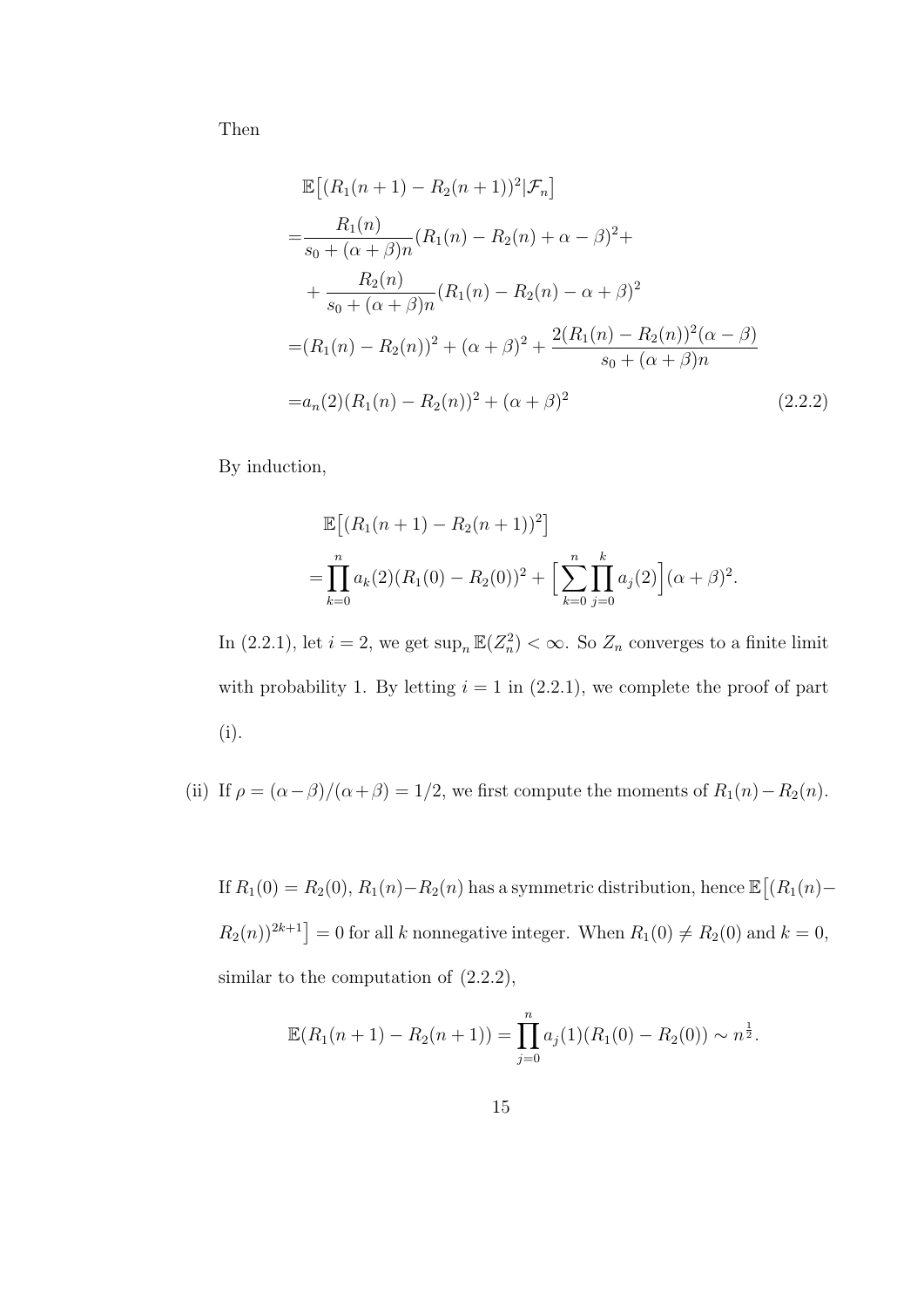Then

$$
\begin{aligned}
&\mathbb{E}\big[(R_1(n+1) - R_2(n+1))^2 | \mathcal{F}_n\big] \\
=&\frac{R_1(n)}{s_0 + (\alpha+\beta)n}(R_1(n) - R_2(n) + \alpha - \beta)^2 + \\
&+ \frac{R_2(n)}{s_0 + (\alpha+\beta)n}(R_1(n) - R_2(n) - \alpha + \beta)^2 \\
=&(R_1(n) - R_2(n))^2 + (\alpha+\beta)^2 + \frac{2(R_1(n) - R_2(n))^2(\alpha - \beta)}{s_0 + (\alpha+\beta)n} \\
=&a_n(2)(R_1(n) - R_2(n))^2 + (\alpha+\beta)^2 \qquad (2.2.2)
\end{aligned}
$$

By induction,

$$
\begin{aligned}
&\mathbb{E}\big[(R_1(n+1) - R_2(n+1))^2\big] \\
=&\prod_{k=0}^{n} a_k(2)(R_1(0) - R_2(0))^2 + \Big[\sum_{k=0}^{n}\prod_{j=0}^{k} a_j(2)\Big](\alpha+\beta)^2.
\end{aligned}
$$

In (2.2.1), let $i = 2$, we get $\sup_n \mathbb{E}(Z_n^2) < \infty$. So $Z_n$ converges to a finite limit with probability 1. By letting $i = 1$ in (2.2.1), we complete the proof of part (i).

(ii) If $\rho = (\alpha-\beta)/(\alpha+\beta) = 1/2$, we first compute the moments of $R_1(n) - R_2(n)$.

If $R_1(0) = R_2(0)$, $R_1(n) - R_2(n)$ has a symmetric distribution, hence $\mathbb{E}\big[(R_1(n) - R_2(n))^{2k+1}\big] = 0$ for all $k$ nonnegative integer. When $R_1(0) \neq R_2(0)$ and $k = 0$, similar to the computation of (2.2.2),

$$
\mathbb{E}(R_1(n+1) - R_2(n+1)) = \prod_{j=0}^{n} a_j(1)(R_1(0) - R_2(0)) \sim n^{\frac{1}{2}}.
$$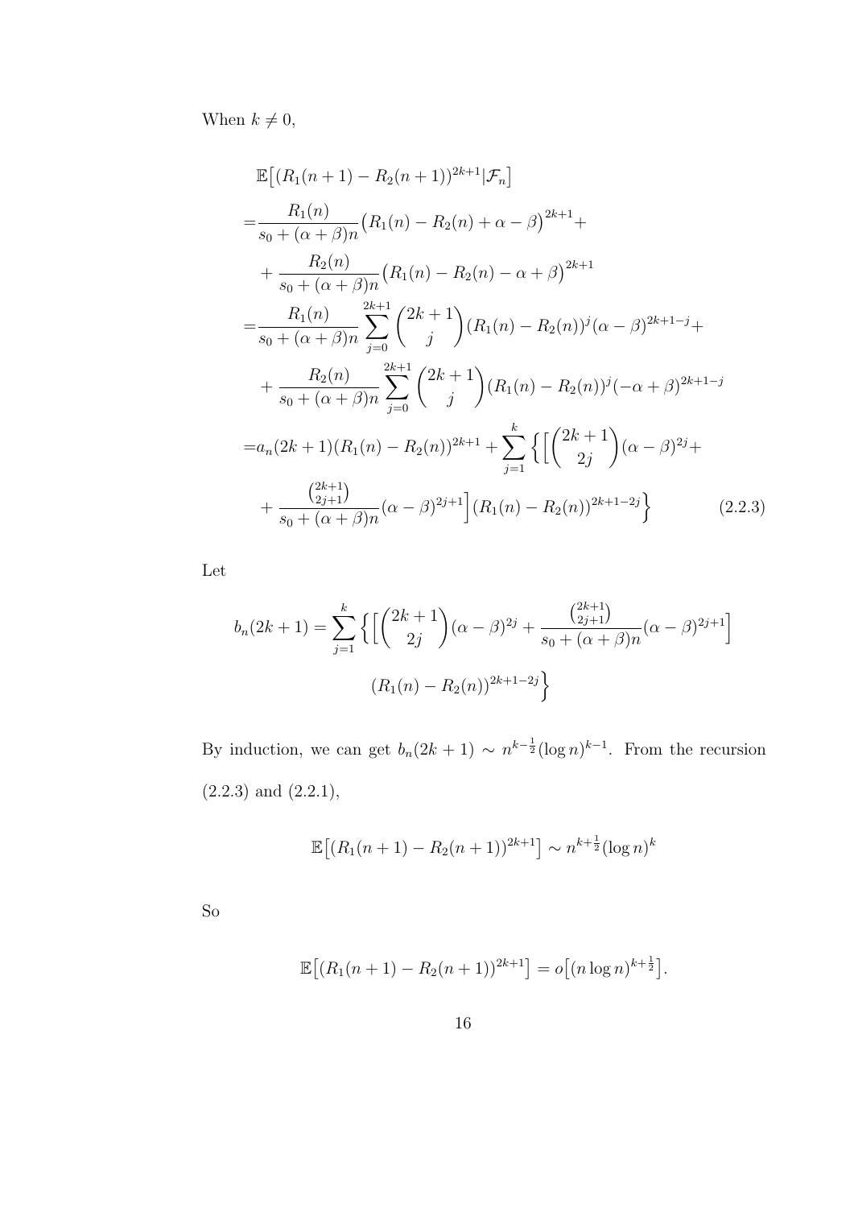When $k \neq 0$,

$$
\begin{aligned}
&\mathbb{E}\big[(R_1(n+1) - R_2(n+1))^{2k+1} | \mathcal{F}_n\big] \\
=&\frac{R_1(n)}{s_0 + (\alpha+\beta)n}\big(R_1(n) - R_2(n) + \alpha - \beta\big)^{2k+1} + \\
&+ \frac{R_2(n)}{s_0 + (\alpha+\beta)n}\big(R_1(n) - R_2(n) - \alpha + \beta\big)^{2k+1} \\
=&\frac{R_1(n)}{s_0 + (\alpha+\beta)n} \sum_{j=0}^{2k+1} \binom{2k+1}{j} (R_1(n) - R_2(n))^j (\alpha - \beta)^{2k+1-j} + \\
&+ \frac{R_2(n)}{s_0 + (\alpha+\beta)n} \sum_{j=0}^{2k+1} \binom{2k+1}{j} (R_1(n) - R_2(n))^j (-\alpha + \beta)^{2k+1-j} \\
=&a_n(2k+1)(R_1(n) - R_2(n))^{2k+1} + \sum_{j=1}^{k} \Big\{ \Big[ \binom{2k+1}{2j} (\alpha - \beta)^{2j} + \\
&+ \frac{\binom{2k+1}{2j+1}}{s_0 + (\alpha+\beta)n} (\alpha - \beta)^{2j+1} \Big] (R_1(n) - R_2(n))^{2k+1-2j} \Big\}
\end{aligned}
\tag{2.2.3}
$$

Let

$$
b_n(2k+1) = \sum_{j=1}^{k} \Big\{ \Big[ \binom{2k+1}{2j} (\alpha - \beta)^{2j} + \frac{\binom{2k+1}{2j+1}}{s_0 + (\alpha+\beta)n} (\alpha - \beta)^{2j+1} \Big] (R_1(n) - R_2(n))^{2k+1-2j} \Big\}
$$

By induction, we can get $b_n(2k+1) \sim n^{k-\frac{1}{2}} (\log n)^{k-1}$. From the recursion (2.2.3) and (2.2.1),

$$
\mathbb{E}\big[(R_1(n+1) - R_2(n+1))^{2k+1}\big] \sim n^{k+\frac{1}{2}} (\log n)^k
$$

So

$$
\mathbb{E}\big[(R_1(n+1) - R_2(n+1))^{2k+1}\big] = o\big[(n \log n)^{k+\frac{1}{2}}\big].
$$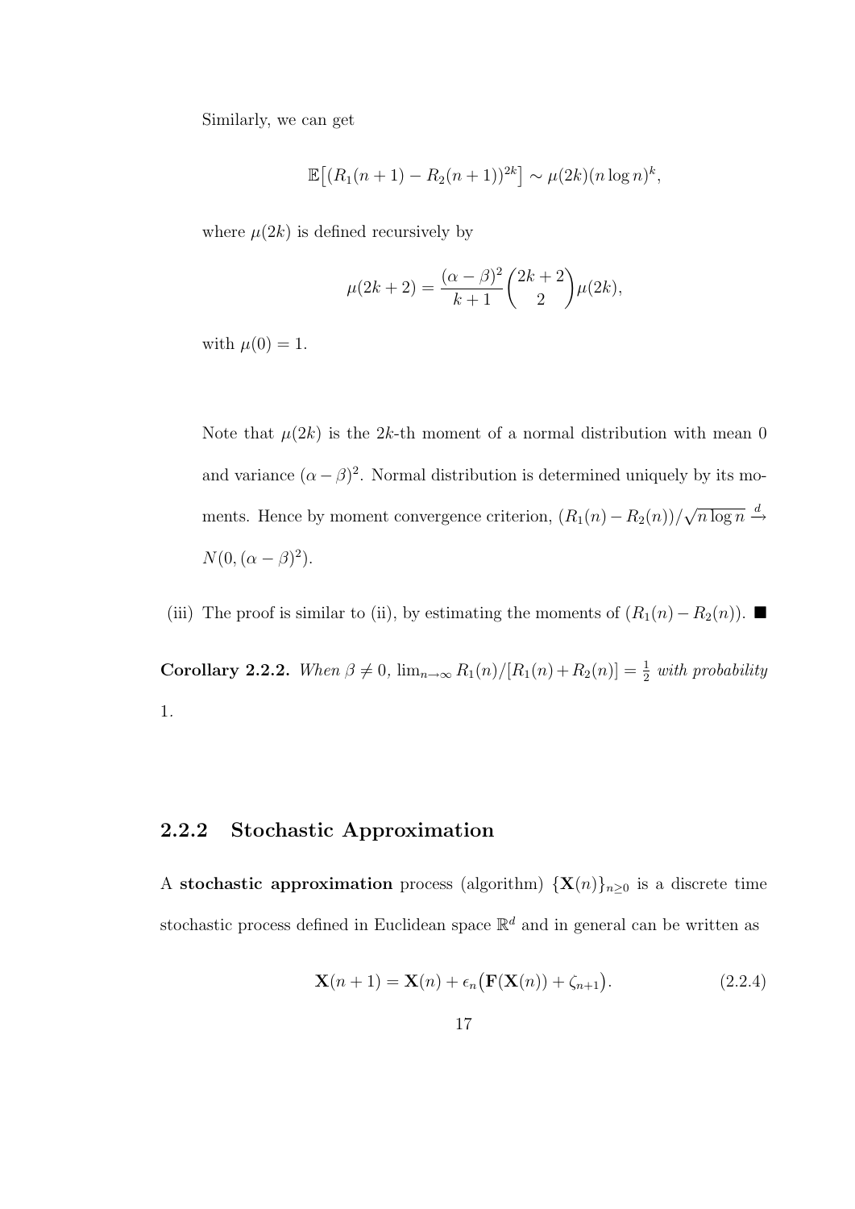Similarly, we can get

$$\mathbb{E}\big[(R_1(n+1) - R_2(n+1))^{2k}\big] \sim \mu(2k)(n\log n)^k,$$

where $\mu(2k)$ is defined recursively by

$$\mu(2k+2) = \frac{(\alpha-\beta)^2}{k+1}\binom{2k+2}{2}\mu(2k),$$

with $\mu(0) = 1$.

Note that $\mu(2k)$ is the $2k$-th moment of a normal distribution with mean 0 and variance $(\alpha-\beta)^2$. Normal distribution is determined uniquely by its moments. Hence by moment convergence criterion, $(R_1(n) - R_2(n))/\sqrt{n\log n} \xrightarrow{d} N(0, (\alpha-\beta)^2)$.

(iii) The proof is similar to (ii), by estimating the moments of $(R_1(n) - R_2(n))$. ■

**Corollary 2.2.2.** *When $\beta \neq 0$, $\lim_{n\to\infty} R_1(n)/[R_1(n)+R_2(n)] = \frac{1}{2}$ with probability 1.*

### 2.2.2 Stochastic Approximation

A **stochastic approximation** process (algorithm) $\{\mathbf{X}(n)\}_{n\geq 0}$ is a discrete time stochastic process defined in Euclidean space $\mathbb{R}^d$ and in general can be written as

$$\mathbf{X}(n+1) = \mathbf{X}(n) + \epsilon_n\big(\mathbf{F}(\mathbf{X}(n)) + \zeta_{n+1}\big). \tag{2.2.4}$$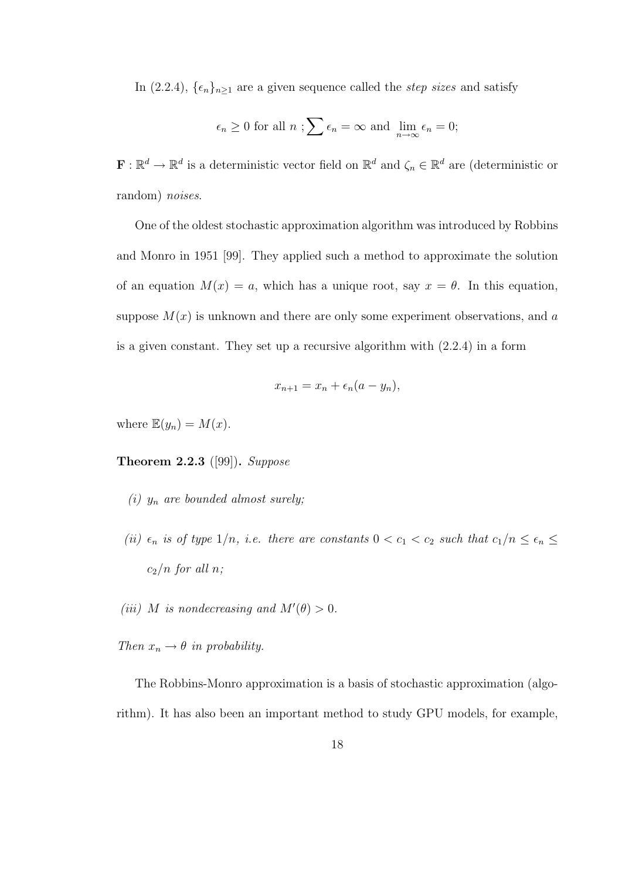In (2.2.4), $\{\epsilon_n\}_{n\geq 1}$ are a given sequence called the *step sizes* and satisfy

$$\epsilon_n \geq 0 \text{ for all } n \;; \sum \epsilon_n = \infty \text{ and } \lim_{n\to\infty} \epsilon_n = 0;$$

$\mathbf{F} : \mathbb{R}^d \to \mathbb{R}^d$ is a deterministic vector field on $\mathbb{R}^d$ and $\zeta_n \in \mathbb{R}^d$ are (deterministic or random) *noises*.

One of the oldest stochastic approximation algorithm was introduced by Robbins and Monro in 1951 [99]. They applied such a method to approximate the solution of an equation $M(x) = a$, which has a unique root, say $x = \theta$. In this equation, suppose $M(x)$ is unknown and there are only some experiment observations, and $a$ is a given constant. They set up a recursive algorithm with (2.2.4) in a form

$$x_{n+1} = x_n + \epsilon_n(a - y_n),$$

where $\mathbb{E}(y_n) = M(x)$.

**Theorem 2.2.3** ([99]). *Suppose*

*(i) $y_n$ are bounded almost surely;*

*(ii) $\epsilon_n$ is of type $1/n$, i.e. there are constants $0 < c_1 < c_2$ such that $c_1/n \leq \epsilon_n \leq c_2/n$ for all $n$;*

*(iii) $M$ is nondecreasing and $M'(\theta) > 0$.*

*Then $x_n \to \theta$ in probability.*

The Robbins-Monro approximation is a basis of stochastic approximation (algorithm). It has also been an important method to study GPU models, for example,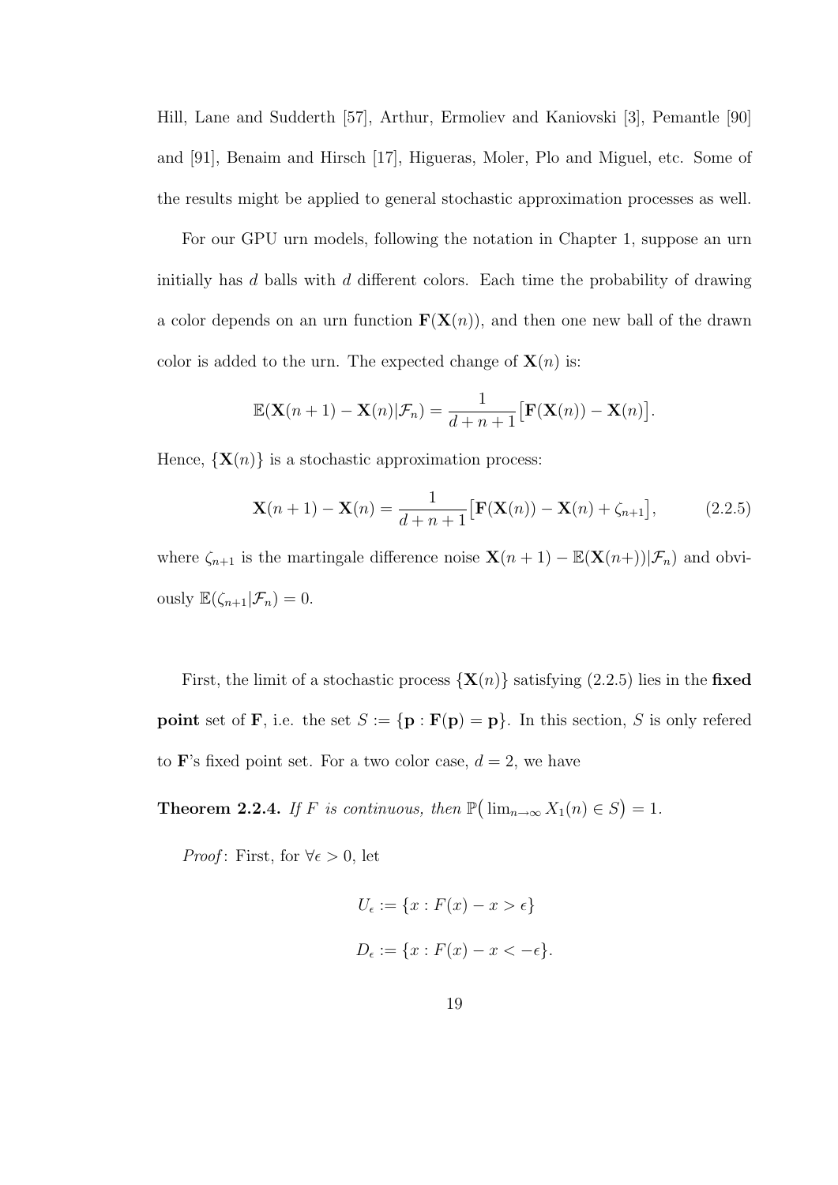Hill, Lane and Sudderth [57], Arthur, Ermoliev and Kaniovski [3], Pemantle [90] and [91], Benaim and Hirsch [17], Higueras, Moler, Plo and Miguel, etc. Some of the results might be applied to general stochastic approximation processes as well.

For our GPU urn models, following the notation in Chapter 1, suppose an urn initially has $d$ balls with $d$ different colors. Each time the probability of drawing a color depends on an urn function $\mathbf{F}(\mathbf{X}(n))$, and then one new ball of the drawn color is added to the urn. The expected change of $\mathbf{X}(n)$ is:

$$\mathbb{E}(\mathbf{X}(n+1) - \mathbf{X}(n)|\mathcal{F}_n) = \frac{1}{d+n+1}\big[\mathbf{F}(\mathbf{X}(n)) - \mathbf{X}(n)\big].$$

Hence, $\{\mathbf{X}(n)\}$ is a stochastic approximation process:

$$\mathbf{X}(n+1) - \mathbf{X}(n) = \frac{1}{d+n+1}\big[\mathbf{F}(\mathbf{X}(n)) - \mathbf{X}(n) + \zeta_{n+1}\big], \tag{2.2.5}$$

where $\zeta_{n+1}$ is the martingale difference noise $\mathbf{X}(n+1) - \mathbb{E}(\mathbf{X}(n+))|\mathcal{F}_n)$ and obviously $\mathbb{E}(\zeta_{n+1}|\mathcal{F}_n) = 0$.

First, the limit of a stochastic process $\{\mathbf{X}(n)\}$ satisfying (2.2.5) lies in the **fixed point** set of $\mathbf{F}$, i.e. the set $S := \{\mathbf{p} : \mathbf{F}(\mathbf{p}) = \mathbf{p}\}$. In this section, $S$ is only refered to $\mathbf{F}$'s fixed point set. For a two color case, $d = 2$, we have

**Theorem 2.2.4.** *If $F$ is continuous, then $\mathbb{P}\big(\lim_{n\to\infty} X_1(n) \in S\big) = 1$.*

*Proof*: First, for $\forall \epsilon > 0$, let

$$U_\epsilon := \{x : F(x) - x > \epsilon\}$$

$$D_\epsilon := \{x : F(x) - x < -\epsilon\}.$$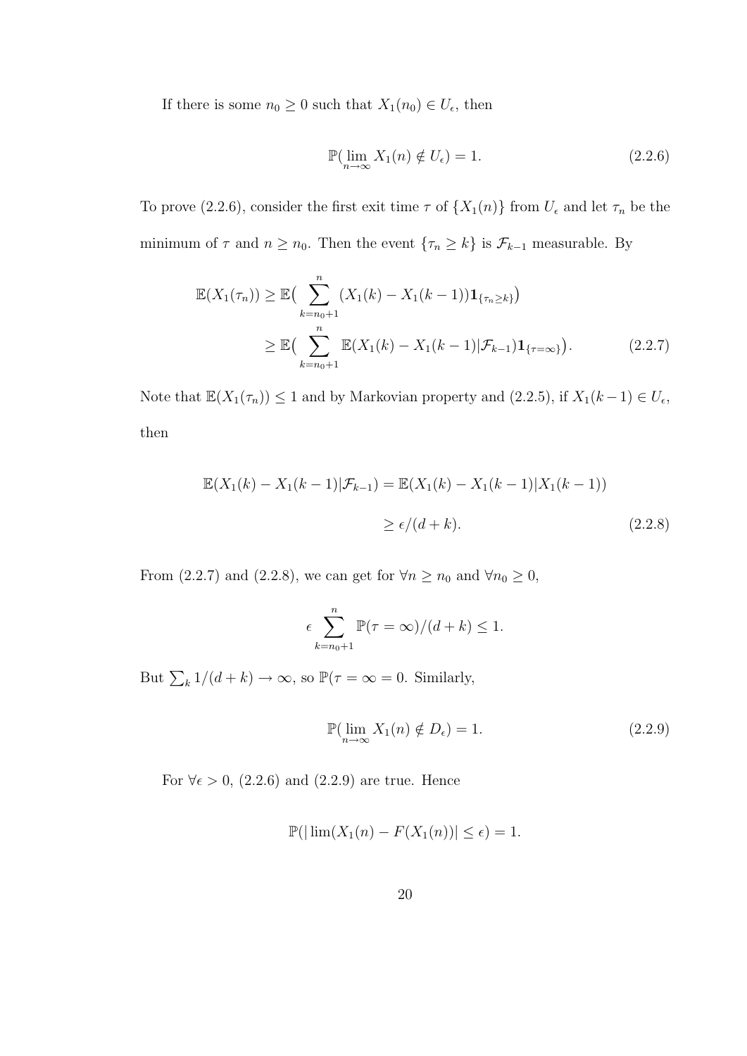If there is some $n_0 \geq 0$ such that $X_1(n_0) \in U_\epsilon$, then

$$\mathbb{P}(\lim_{n\to\infty} X_1(n) \notin U_\epsilon) = 1. \tag{2.2.6}$$

To prove (2.2.6), consider the first exit time $\tau$ of $\{X_1(n)\}$ from $U_\epsilon$ and let $\tau_n$ be the minimum of $\tau$ and $n \geq n_0$. Then the event $\{\tau_n \geq k\}$ is $\mathcal{F}_{k-1}$ measurable. By

$$\begin{aligned}
\mathbb{E}(X_1(\tau_n)) &\geq \mathbb{E}\big(\sum_{k=n_0+1}^{n} (X_1(k) - X_1(k-1))\mathbf{1}_{\{\tau_n \geq k\}}\big) \\
&\geq \mathbb{E}\big(\sum_{k=n_0+1}^{n} \mathbb{E}(X_1(k) - X_1(k-1)|\mathcal{F}_{k-1})\mathbf{1}_{\{\tau=\infty\}}\big).
\end{aligned} \tag{2.2.7}$$

Note that $\mathbb{E}(X_1(\tau_n)) \leq 1$ and by Markovian property and (2.2.5), if $X_1(k-1) \in U_\epsilon$, then

$$\begin{aligned}
\mathbb{E}(X_1(k) - X_1(k-1)|\mathcal{F}_{k-1}) &= \mathbb{E}(X_1(k) - X_1(k-1)|X_1(k-1)) \\
&\geq \epsilon/(d+k).
\end{aligned} \tag{2.2.8}$$

From (2.2.7) and (2.2.8), we can get for $\forall n \geq n_0$ and $\forall n_0 \geq 0$,

$$\epsilon \sum_{k=n_0+1}^{n} \mathbb{P}(\tau = \infty)/(d+k) \leq 1.$$

But $\sum_k 1/(d+k) \to \infty$, so $\mathbb{P}(\tau = \infty = 0$. Similarly,

$$\mathbb{P}(\lim_{n\to\infty} X_1(n) \notin D_\epsilon) = 1. \tag{2.2.9}$$

For $\forall \epsilon > 0$, (2.2.6) and (2.2.9) are true. Hence

$$\mathbb{P}(|\lim(X_1(n) - F(X_1(n))| \leq \epsilon) = 1.$$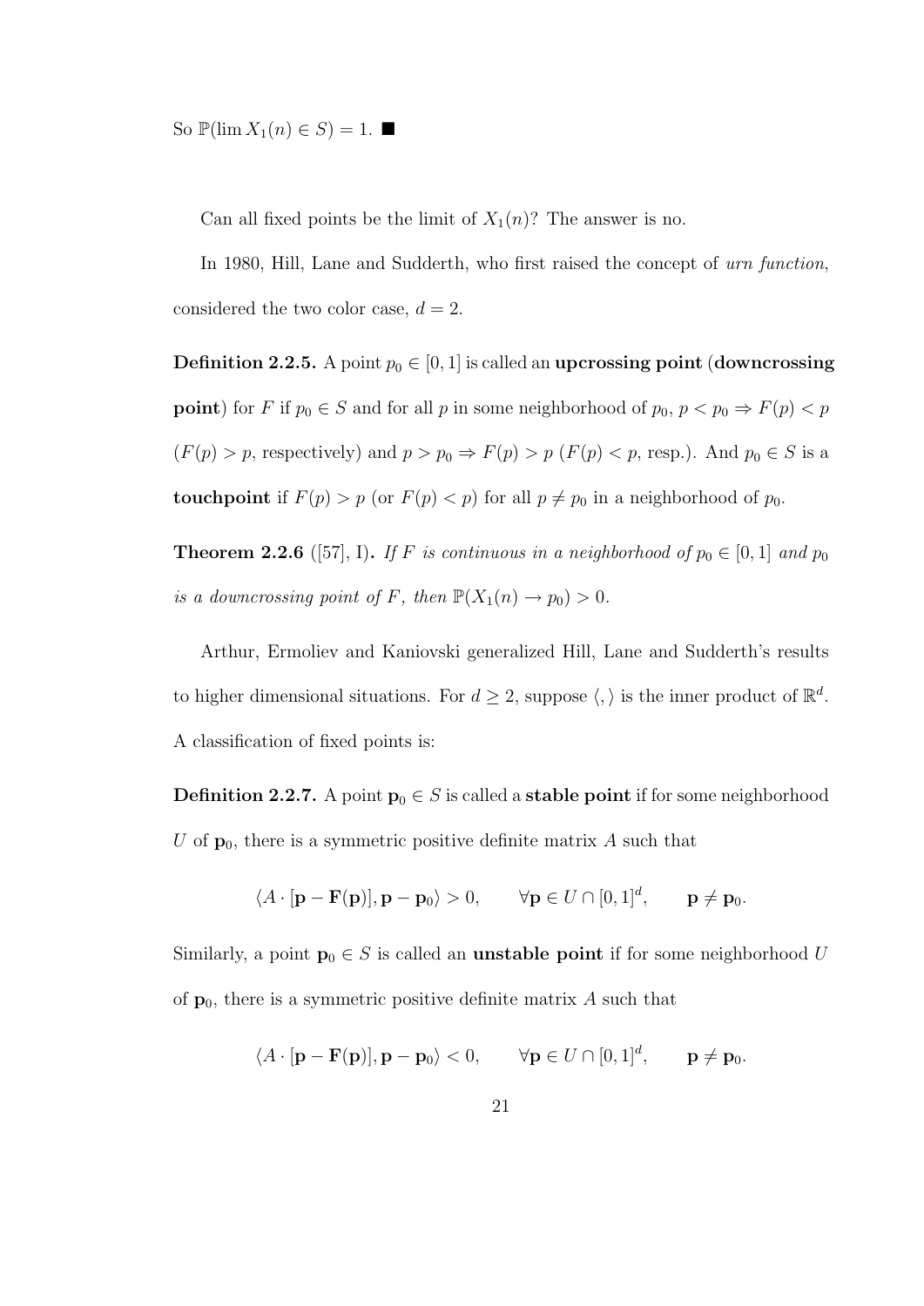So $\mathbb{P}(\lim X_1(n) \in S) = 1$. ■

Can all fixed points be the limit of $X_1(n)$? The answer is no.

In 1980, Hill, Lane and Sudderth, who first raised the concept of *urn function*, considered the two color case, $d = 2$.

**Definition 2.2.5.** A point $p_0 \in [0, 1]$ is called an **upcrossing point** (**downcrossing point**) for $F$ if $p_0 \in S$ and for all $p$ in some neighborhood of $p_0$, $p < p_0 \Rightarrow F(p) < p$ ($F(p) > p$, respectively) and $p > p_0 \Rightarrow F(p) > p$ ($F(p) < p$, resp.). And $p_0 \in S$ is a **touchpoint** if $F(p) > p$ (or $F(p) < p$) for all $p \neq p_0$ in a neighborhood of $p_0$.

**Theorem 2.2.6** ([57], I)**.** *If $F$ is continuous in a neighborhood of $p_0 \in [0, 1]$ and $p_0$ is a downcrossing point of $F$, then $\mathbb{P}(X_1(n) \to p_0) > 0$.*

Arthur, Ermoliev and Kaniovski generalized Hill, Lane and Sudderth's results to higher dimensional situations. For $d \geq 2$, suppose $\langle , \rangle$ is the inner product of $\mathbb{R}^d$. A classification of fixed points is:

**Definition 2.2.7.** A point $\mathbf{p}_0 \in S$ is called a **stable point** if for some neighborhood $U$ of $\mathbf{p}_0$, there is a symmetric positive definite matrix $A$ such that

$$\langle A \cdot [\mathbf{p} - \mathbf{F}(\mathbf{p})], \mathbf{p} - \mathbf{p}_0 \rangle > 0, \qquad \forall \mathbf{p} \in U \cap [0, 1]^d, \qquad \mathbf{p} \neq \mathbf{p}_0.$$

Similarly, a point $\mathbf{p}_0 \in S$ is called an **unstable point** if for some neighborhood $U$ of $\mathbf{p}_0$, there is a symmetric positive definite matrix $A$ such that

$$\langle A \cdot [\mathbf{p} - \mathbf{F}(\mathbf{p})], \mathbf{p} - \mathbf{p}_0 \rangle < 0, \qquad \forall \mathbf{p} \in U \cap [0, 1]^d, \qquad \mathbf{p} \neq \mathbf{p}_0.$$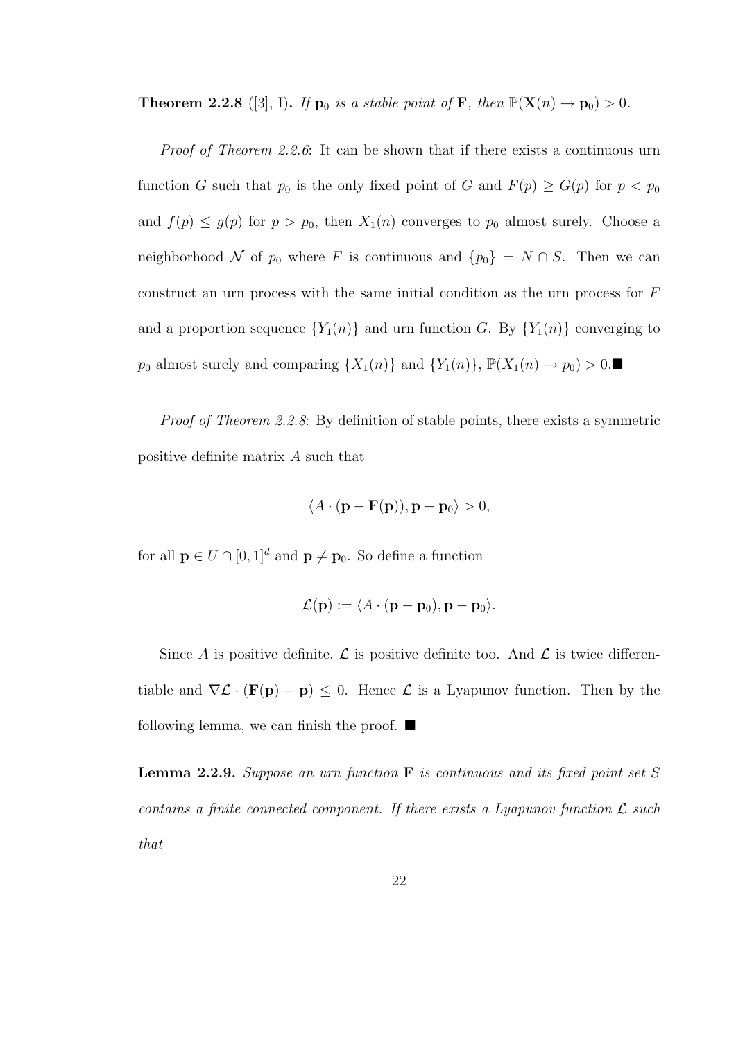**Theorem 2.2.8** ([3], I)**.** *If* $\mathbf{p}_0$ *is a stable point of* $\mathbf{F}$*, then* $\mathbb{P}(\mathbf{X}(n) \to \mathbf{p}_0) > 0$.

*Proof of Theorem 2.2.6*: It can be shown that if there exists a continuous urn function $G$ such that $p_0$ is the only fixed point of $G$ and $F(p) \geq G(p)$ for $p < p_0$ and $f(p) \leq g(p)$ for $p > p_0$, then $X_1(n)$ converges to $p_0$ almost surely. Choose a neighborhood $\mathcal{N}$ of $p_0$ where $F$ is continuous and $\{p_0\} = N \cap S$. Then we can construct an urn process with the same initial condition as the urn process for $F$ and a proportion sequence $\{Y_1(n)\}$ and urn function $G$. By $\{Y_1(n)\}$ converging to $p_0$ almost surely and comparing $\{X_1(n)\}$ and $\{Y_1(n)\}$, $\mathbb{P}(X_1(n) \to p_0) > 0$.■

*Proof of Theorem 2.2.8*: By definition of stable points, there exists a symmetric positive definite matrix $A$ such that

$$\langle A \cdot (\mathbf{p} - \mathbf{F}(\mathbf{p})), \mathbf{p} - \mathbf{p}_0 \rangle > 0,$$

for all $\mathbf{p} \in U \cap [0, 1]^d$ and $\mathbf{p} \neq \mathbf{p}_0$. So define a function

$$\mathcal{L}(\mathbf{p}) := \langle A \cdot (\mathbf{p} - \mathbf{p}_0), \mathbf{p} - \mathbf{p}_0 \rangle.$$

Since $A$ is positive definite, $\mathcal{L}$ is positive definite too. And $\mathcal{L}$ is twice differentiable and $\nabla \mathcal{L} \cdot (\mathbf{F}(\mathbf{p}) - \mathbf{p}) \leq 0$. Hence $\mathcal{L}$ is a Lyapunov function. Then by the following lemma, we can finish the proof. ■

**Lemma 2.2.9.** *Suppose an urn function* $\mathbf{F}$ *is continuous and its fixed point set* $S$ *contains a finite connected component. If there exists a Lyapunov function* $\mathcal{L}$ *such that*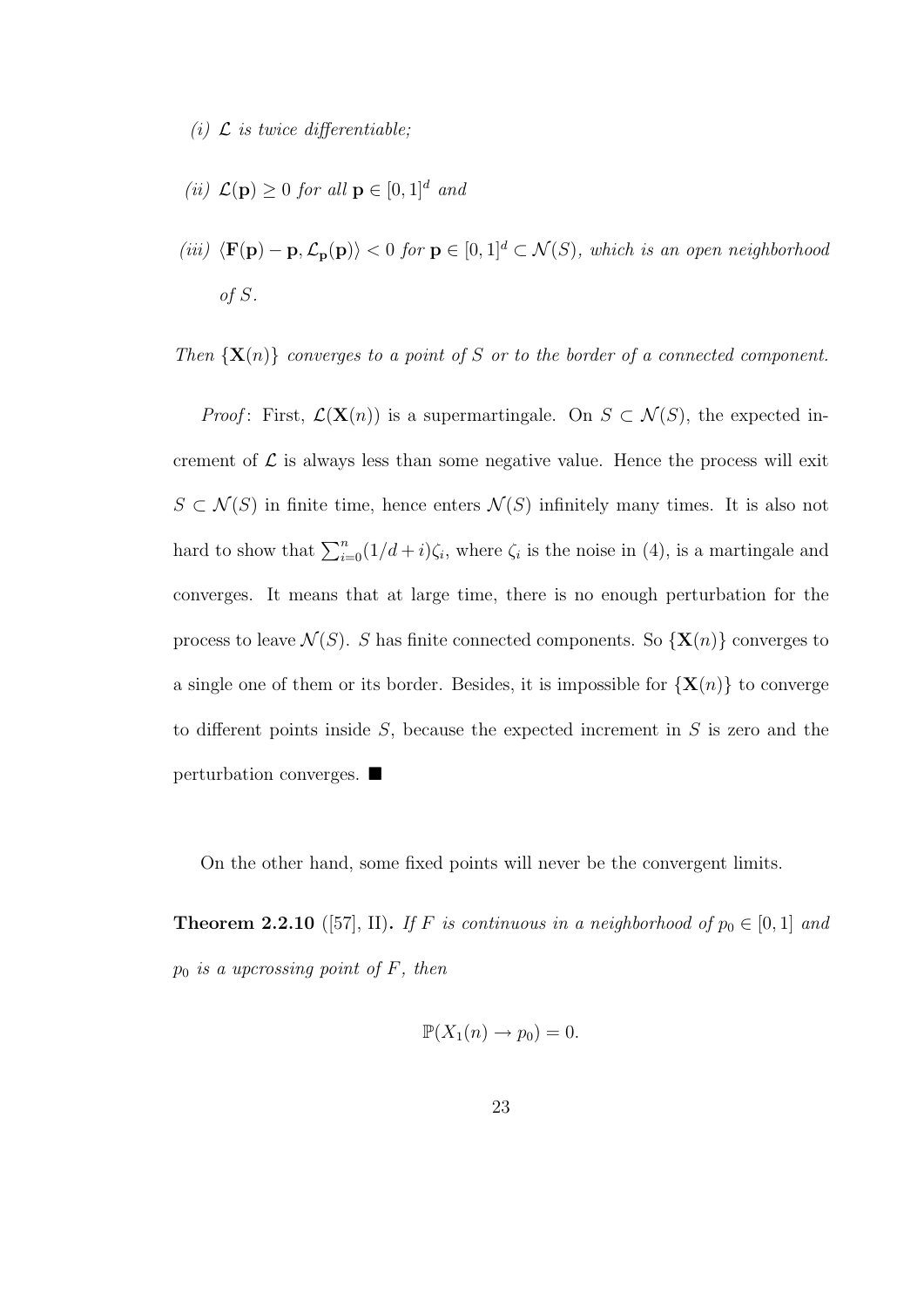*(i)* $\mathcal{L}$ *is twice differentiable;*

*(ii)* $\mathcal{L}(\mathbf{p}) \geq 0$ *for all* $\mathbf{p} \in [0,1]^d$ *and*

*(iii)* $\langle \mathbf{F}(\mathbf{p}) - \mathbf{p}, \mathcal{L}_{\mathbf{p}}(\mathbf{p}) \rangle < 0$ *for* $\mathbf{p} \in [0,1]^d \subset \mathcal{N}(S)$*, which is an open neighborhood of* $S$*.*

*Then* $\{\mathbf{X}(n)\}$ *converges to a point of* $S$ *or to the border of a connected component.*

*Proof*: First, $\mathcal{L}(\mathbf{X}(n))$ is a supermartingale. On $S \subset \mathcal{N}(S)$, the expected increment of $\mathcal{L}$ is always less than some negative value. Hence the process will exit $S \subset \mathcal{N}(S)$ in finite time, hence enters $\mathcal{N}(S)$ infinitely many times. It is also not hard to show that $\sum_{i=0}^{n}(1/d+i)\zeta_i$, where $\zeta_i$ is the noise in (4), is a martingale and converges. It means that at large time, there is no enough perturbation for the process to leave $\mathcal{N}(S)$. $S$ has finite connected components. So $\{\mathbf{X}(n)\}$ converges to a single one of them or its border. Besides, it is impossible for $\{\mathbf{X}(n)\}$ to converge to different points inside $S$, because the expected increment in $S$ is zero and the perturbation converges. ■

On the other hand, some fixed points will never be the convergent limits.

**Theorem 2.2.10** ([57], II)**.** *If* $F$ *is continuous in a neighborhood of* $p_0 \in [0,1]$ *and* $p_0$ *is a upcrossing point of* $F$*, then*

$$\mathbb{P}(X_1(n) \to p_0) = 0.$$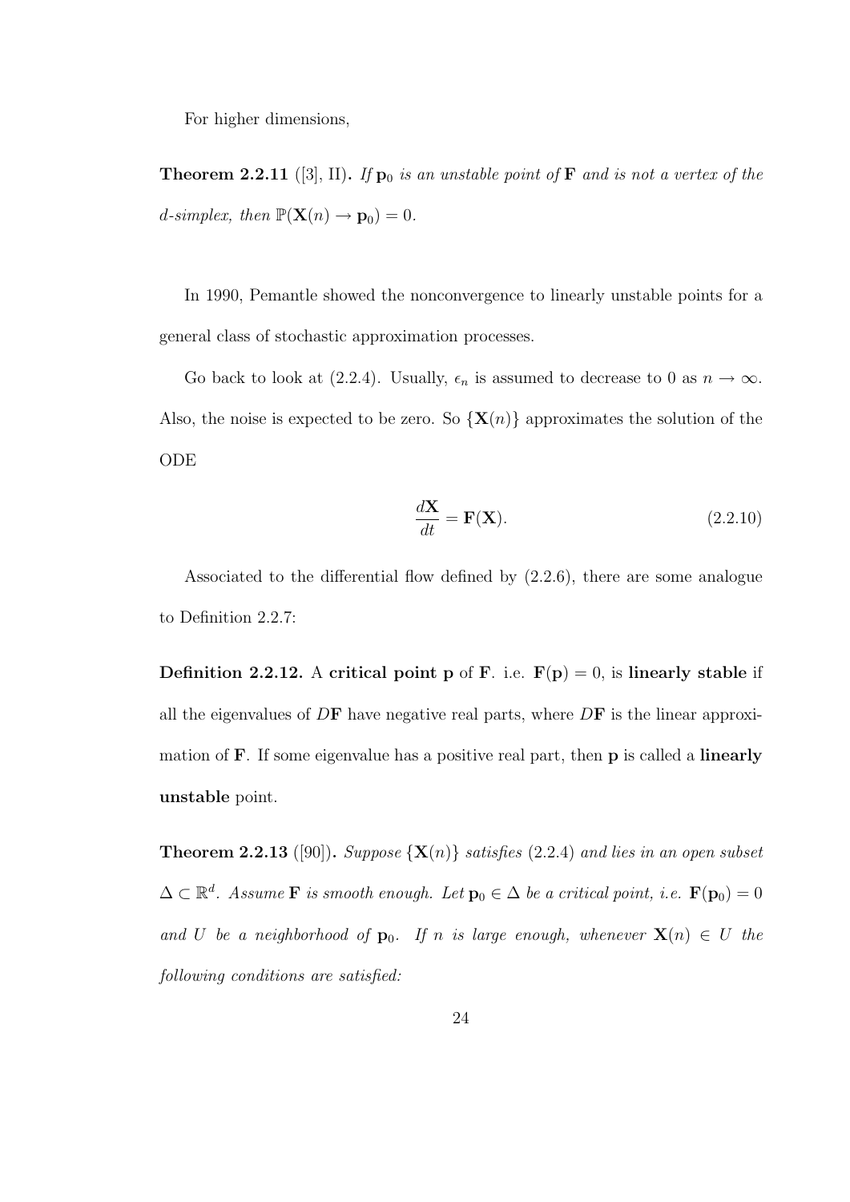For higher dimensions,

**Theorem 2.2.11** ([3], II)**.** *If $\mathbf{p}_0$ is an unstable point of $\mathbf{F}$ and is not a vertex of the $d$-simplex, then $\mathbb{P}(\mathbf{X}(n) \to \mathbf{p}_0) = 0$.*

In 1990, Pemantle showed the nonconvergence to linearly unstable points for a general class of stochastic approximation processes.

Go back to look at (2.2.4). Usually, $\epsilon_n$ is assumed to decrease to 0 as $n \to \infty$. Also, the noise is expected to be zero. So $\{\mathbf{X}(n)\}$ approximates the solution of the ODE

$$\frac{d\mathbf{X}}{dt} = \mathbf{F}(\mathbf{X}). \tag{2.2.10}$$

Associated to the differential flow defined by (2.2.6), there are some analogue to Definition 2.2.7:

**Definition 2.2.12.** A **critical point p** of **F**. i.e. $\mathbf{F}(\mathbf{p}) = 0$, is **linearly stable** if all the eigenvalues of $D\mathbf{F}$ have negative real parts, where $D\mathbf{F}$ is the linear approximation of $\mathbf{F}$. If some eigenvalue has a positive real part, then $\mathbf{p}$ is called a **linearly unstable** point.

**Theorem 2.2.13** ([90])**.** *Suppose $\{\mathbf{X}(n)\}$ satisfies (2.2.4) and lies in an open subset $\Delta \subset \mathbb{R}^d$. Assume $\mathbf{F}$ is smooth enough. Let $\mathbf{p}_0 \in \Delta$ be a critical point, i.e. $\mathbf{F}(\mathbf{p}_0) = 0$ and $U$ be a neighborhood of $\mathbf{p}_0$. If $n$ is large enough, whenever $\mathbf{X}(n) \in U$ the following conditions are satisfied:*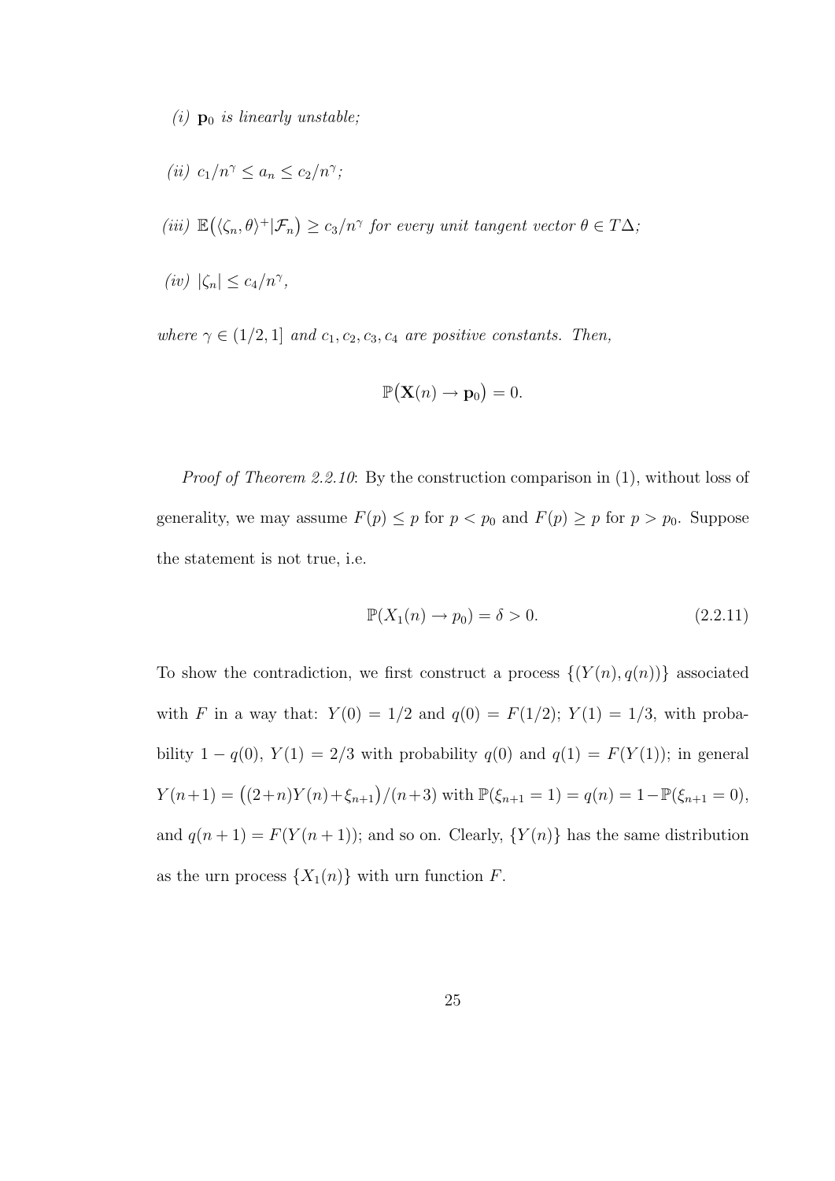*(i)* $\mathbf{p}_0$ *is linearly unstable;*

*(ii)* $c_1/n^\gamma \le a_n \le c_2/n^\gamma$*;*

*(iii)* $\mathbb{E}\big(\langle \zeta_n, \theta\rangle^+ | \mathcal{F}_n\big) \ge c_3/n^\gamma$ *for every unit tangent vector* $\theta \in T\Delta$*;*

*(iv)* $|\zeta_n| \le c_4/n^\gamma$*,*

*where* $\gamma \in (1/2, 1]$ *and* $c_1, c_2, c_3, c_4$ *are positive constants. Then,*

$$\mathbb{P}\big(\mathbf{X}(n) \to \mathbf{p}_0\big) = 0.$$

*Proof of Theorem 2.2.10*: By the construction comparison in (1), without loss of generality, we may assume $F(p) \le p$ for $p < p_0$ and $F(p) \ge p$ for $p > p_0$. Suppose the statement is not true, i.e.

$$\mathbb{P}(X_1(n) \to p_0) = \delta > 0. \tag{2.2.11}$$

To show the contradiction, we first construct a process $\{(Y(n), q(n))\}$ associated with $F$ in a way that: $Y(0) = 1/2$ and $q(0) = F(1/2)$; $Y(1) = 1/3$, with probability $1 - q(0)$, $Y(1) = 2/3$ with probability $q(0)$ and $q(1) = F(Y(1))$; in general $Y(n+1) = \big((2+n)Y(n) + \xi_{n+1}\big)/(n+3)$ with $\mathbb{P}(\xi_{n+1} = 1) = q(n) = 1 - \mathbb{P}(\xi_{n+1} = 0)$, and $q(n+1) = F(Y(n+1))$; and so on. Clearly, $\{Y(n)\}$ has the same distribution as the urn process $\{X_1(n)\}$ with urn function $F$.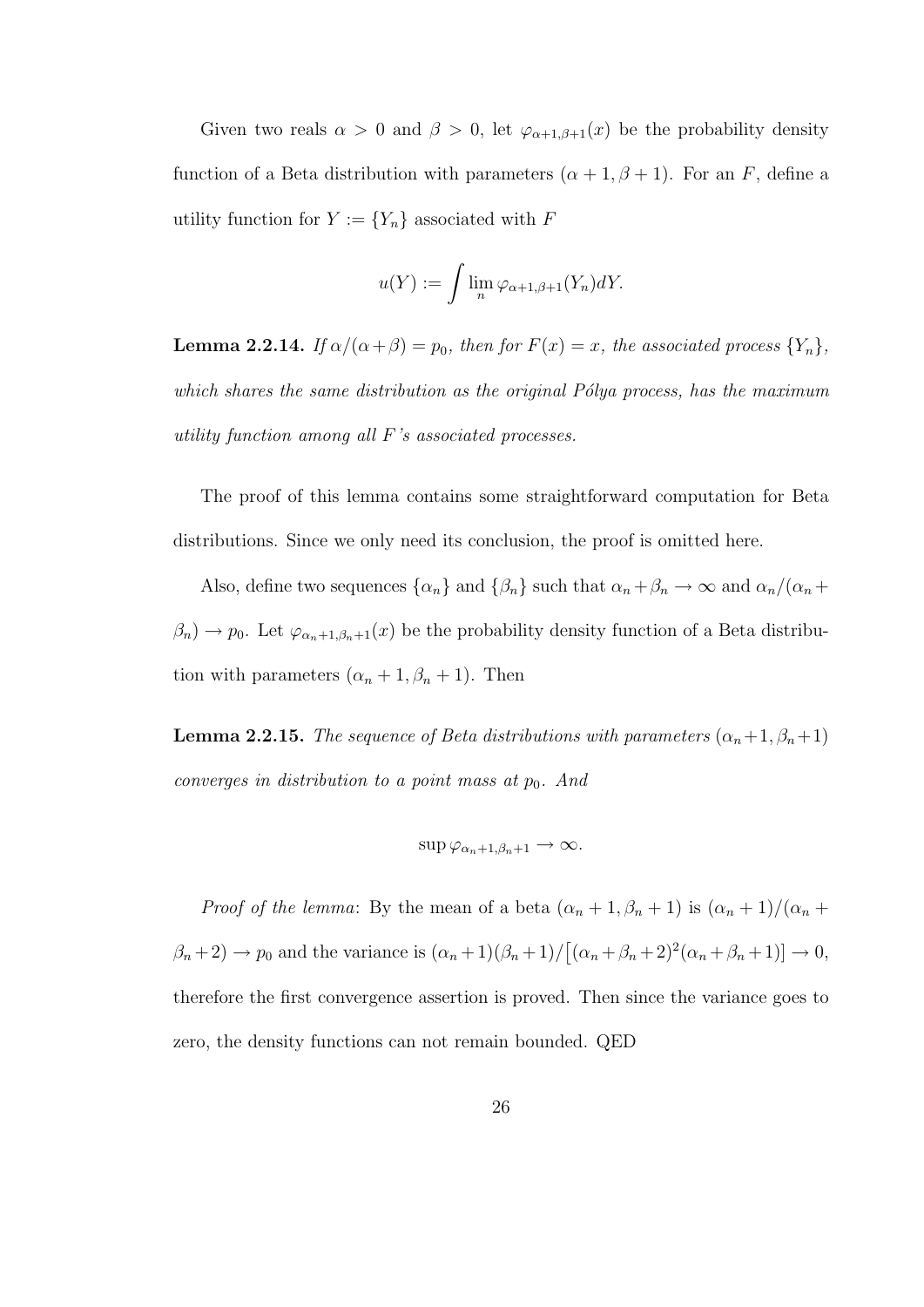Given two reals $\alpha > 0$ and $\beta > 0$, let $\varphi_{\alpha+1,\beta+1}(x)$ be the probability density function of a Beta distribution with parameters $(\alpha+1, \beta+1)$. For an $F$, define a utility function for $Y := \{Y_n\}$ associated with $F$

$$u(Y) := \int \lim_n \varphi_{\alpha+1,\beta+1}(Y_n) dY.$$

**Lemma 2.2.14.** *If $\alpha/(\alpha+\beta) = p_0$, then for $F(x) = x$, the associated process $\{Y_n\}$, which shares the same distribution as the original Pólya process, has the maximum utility function among all $F$'s associated processes.*

The proof of this lemma contains some straightforward computation for Beta distributions. Since we only need its conclusion, the proof is omitted here.

Also, define two sequences $\{\alpha_n\}$ and $\{\beta_n\}$ such that $\alpha_n + \beta_n \to \infty$ and $\alpha_n/(\alpha_n + \beta_n) \to p_0$. Let $\varphi_{\alpha_n+1,\beta_n+1}(x)$ be the probability density function of a Beta distribution with parameters $(\alpha_n+1, \beta_n+1)$. Then

**Lemma 2.2.15.** *The sequence of Beta distributions with parameters $(\alpha_n+1, \beta_n+1)$ converges in distribution to a point mass at $p_0$. And*

$$\sup \varphi_{\alpha_n+1,\beta_n+1} \to \infty.$$

*Proof of the lemma*: By the mean of a beta $(\alpha_n+1, \beta_n+1)$ is $(\alpha_n+1)/(\alpha_n + \beta_n+2) \to p_0$ and the variance is $(\alpha_n+1)(\beta_n+1)/\big[(\alpha_n+\beta_n+2)^2(\alpha_n+\beta_n+1)\big] \to 0$, therefore the first convergence assertion is proved. Then since the variance goes to zero, the density functions can not remain bounded. QED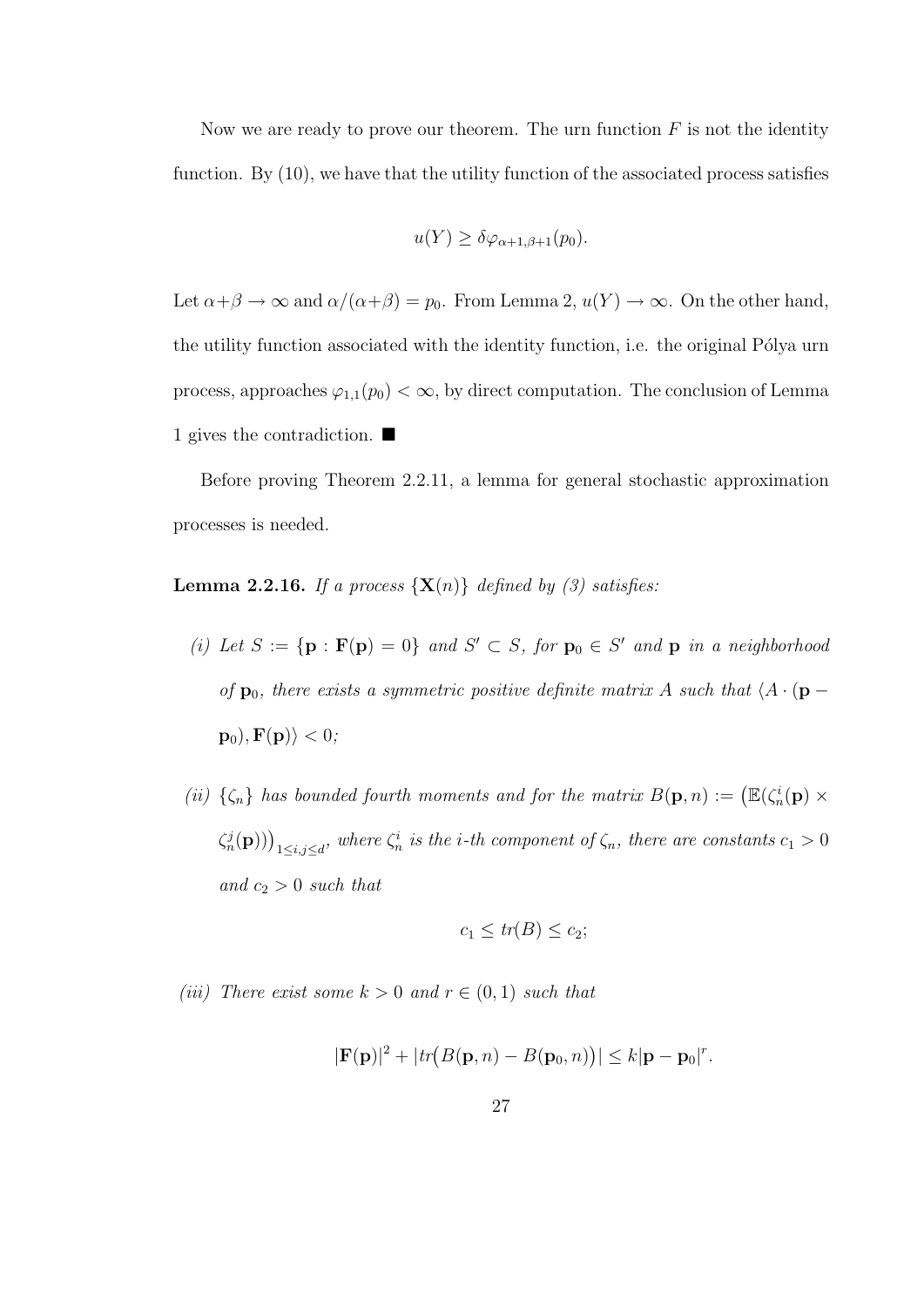Now we are ready to prove our theorem. The urn function $F$ is not the identity function. By (10), we have that the utility function of the associated process satisfies

$$u(Y) \geq \delta \varphi_{\alpha+1,\beta+1}(p_0).$$

Let $\alpha+\beta \to \infty$ and $\alpha/(\alpha+\beta) = p_0$. From Lemma 2, $u(Y) \to \infty$. On the other hand, the utility function associated with the identity function, i.e. the original Pólya urn process, approaches $\varphi_{1,1}(p_0) < \infty$, by direct computation. The conclusion of Lemma 1 gives the contradiction. ■

Before proving Theorem 2.2.11, a lemma for general stochastic approximation processes is needed.

**Lemma 2.2.16.** *If a process $\{\mathbf{X}(n)\}$ defined by (3) satisfies:*

*(i) Let $S := \{\mathbf{p} : \mathbf{F}(\mathbf{p}) = 0\}$ and $S' \subset S$, for $\mathbf{p}_0 \in S'$ and $\mathbf{p}$ in a neighborhood of $\mathbf{p}_0$, there exists a symmetric positive definite matrix $A$ such that $\langle A \cdot (\mathbf{p} - \mathbf{p}_0), \mathbf{F}(\mathbf{p}) \rangle < 0$;*

*(ii) $\{\zeta_n\}$ has bounded fourth moments and for the matrix $B(\mathbf{p}, n) := \left(\mathbb{E}(\zeta_n^i(\mathbf{p}) \times \zeta_n^j(\mathbf{p}))\right)_{1 \leq i,j \leq d}$, where $\zeta_n^i$ is the $i$-th component of $\zeta_n$, there are constants $c_1 > 0$ and $c_2 > 0$ such that*

$$c_1 \leq tr(B) \leq c_2;$$

*(iii) There exist some $k > 0$ and $r \in (0, 1)$ such that*

$$|\mathbf{F}(\mathbf{p})|^2 + |tr\big(B(\mathbf{p}, n) - B(\mathbf{p}_0, n)\big)| \leq k|\mathbf{p} - \mathbf{p}_0|^r.$$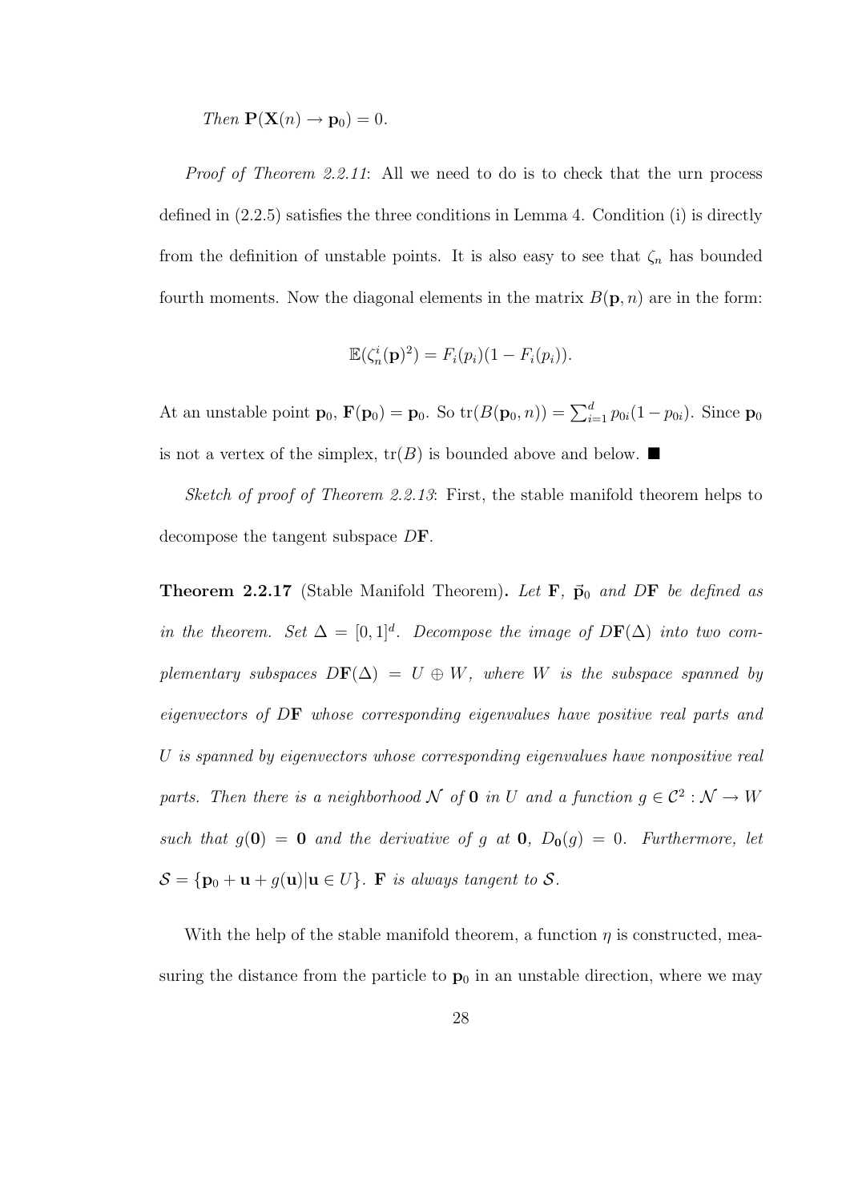*Then* $\mathbf{P}(\mathbf{X}(n) \to \mathbf{p}_0) = 0$.

*Proof of Theorem 2.2.11*: All we need to do is to check that the urn process defined in (2.2.5) satisfies the three conditions in Lemma 4. Condition (i) is directly from the definition of unstable points. It is also easy to see that $\zeta_n$ has bounded fourth moments. Now the diagonal elements in the matrix $B(\mathbf{p}, n)$ are in the form:

$$\mathbb{E}(\zeta_n^i(\mathbf{p})^2) = F_i(p_i)(1 - F_i(p_i)).$$

At an unstable point $\mathbf{p}_0$, $\mathbf{F}(\mathbf{p}_0) = \mathbf{p}_0$. So $\mathrm{tr}(B(\mathbf{p}_0, n)) = \sum_{i=1}^d p_{0i}(1 - p_{0i})$. Since $\mathbf{p}_0$ is not a vertex of the simplex, $\mathrm{tr}(B)$ is bounded above and below. ■

*Sketch of proof of Theorem 2.2.13*: First, the stable manifold theorem helps to decompose the tangent subspace $D\mathbf{F}$.

**Theorem 2.2.17** (Stable Manifold Theorem)**.** *Let* $\mathbf{F}$*,* $\vec{\mathbf{p}}_0$ *and* $D\mathbf{F}$ *be defined as in the theorem. Set* $\Delta = [0, 1]^d$*. Decompose the image of* $D\mathbf{F}(\Delta)$ *into two complementary subspaces* $D\mathbf{F}(\Delta) = U \oplus W$*, where* $W$ *is the subspace spanned by eigenvectors of* $D\mathbf{F}$ *whose corresponding eigenvalues have positive real parts and* $U$ *is spanned by eigenvectors whose corresponding eigenvalues have nonpositive real parts. Then there is a neighborhood* $\mathcal{N}$ *of* $\mathbf{0}$ *in* $U$ *and a function* $g \in \mathcal{C}^2 : \mathcal{N} \to W$ *such that* $g(\mathbf{0}) = \mathbf{0}$ *and the derivative of* $g$ *at* $\mathbf{0}$*,* $D_{\mathbf{0}}(g) = 0$*. Furthermore, let* $\mathcal{S} = \{\mathbf{p}_0 + \mathbf{u} + g(\mathbf{u}) | \mathbf{u} \in U\}$*.* $\mathbf{F}$ *is always tangent to* $\mathcal{S}$*.*

With the help of the stable manifold theorem, a function $\eta$ is constructed, measuring the distance from the particle to $\mathbf{p}_0$ in an unstable direction, where we may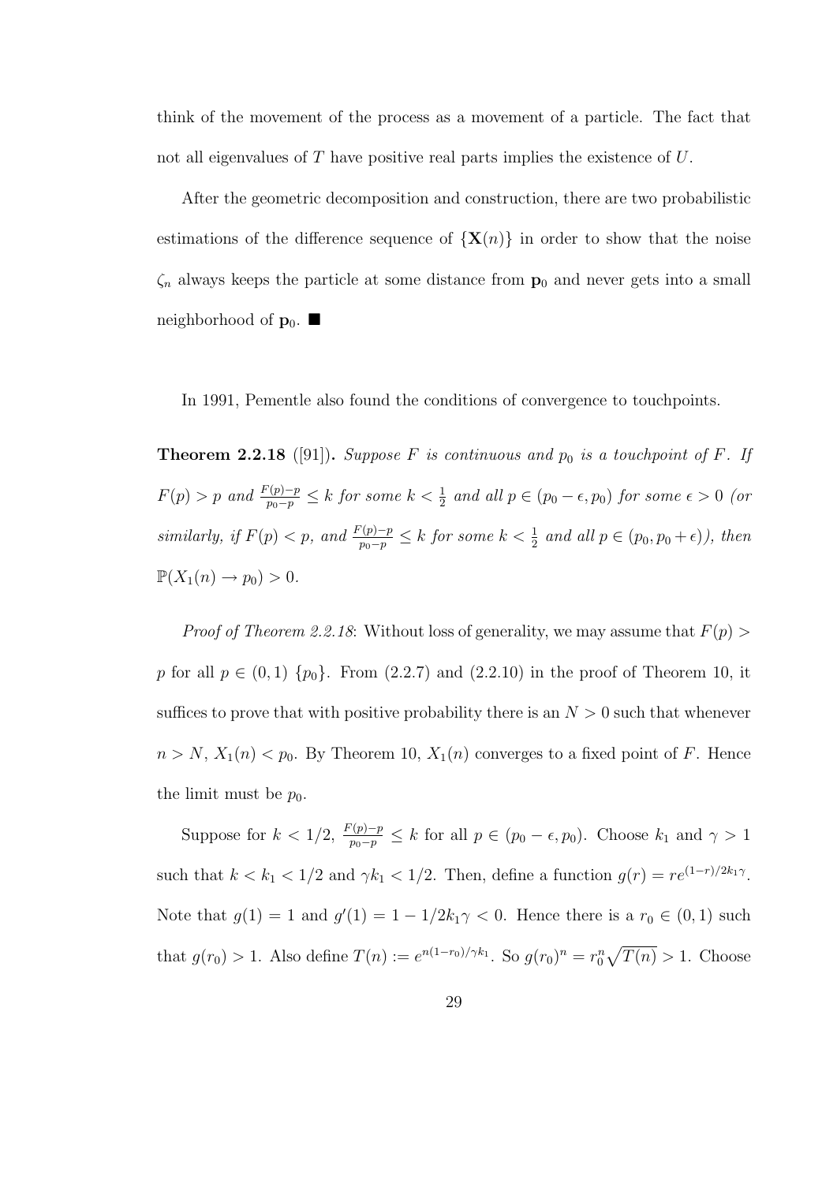think of the movement of the process as a movement of a particle. The fact that not all eigenvalues of $T$ have positive real parts implies the existence of $U$.

After the geometric decomposition and construction, there are two probabilistic estimations of the difference sequence of $\{\mathbf{X}(n)\}$ in order to show that the noise $\zeta_n$ always keeps the particle at some distance from $\mathbf{p}_0$ and never gets into a small neighborhood of $\mathbf{p}_0$. ■

In 1991, Pementle also found the conditions of convergence to touchpoints.

**Theorem 2.2.18** ([91])**.** *Suppose $F$ is continuous and $p_0$ is a touchpoint of $F$. If $F(p) > p$ and $\frac{F(p)-p}{p_0-p} \leq k$ for some $k < \frac{1}{2}$ and all $p \in (p_0 - \epsilon, p_0)$ for some $\epsilon > 0$ (or similarly, if $F(p) < p$, and $\frac{F(p)-p}{p_0-p} \leq k$ for some $k < \frac{1}{2}$ and all $p \in (p_0, p_0 + \epsilon)$), then $\mathbb{P}(X_1(n) \to p_0) > 0$.*

*Proof of Theorem 2.2.18*: Without loss of generality, we may assume that $F(p) > p$ for all $p \in (0,1)$ $\{p_0\}$. From (2.2.7) and (2.2.10) in the proof of Theorem 10, it suffices to prove that with positive probability there is an $N > 0$ such that whenever $n > N$, $X_1(n) < p_0$. By Theorem 10, $X_1(n)$ converges to a fixed point of $F$. Hence the limit must be $p_0$.

Suppose for $k < 1/2$, $\frac{F(p)-p}{p_0-p} \leq k$ for all $p \in (p_0 - \epsilon, p_0)$. Choose $k_1$ and $\gamma > 1$ such that $k < k_1 < 1/2$ and $\gamma k_1 < 1/2$. Then, define a function $g(r) = re^{(1-r)/2k_1\gamma}$. Note that $g(1) = 1$ and $g'(1) = 1 - 1/2k_1\gamma < 0$. Hence there is a $r_0 \in (0,1)$ such that $g(r_0) > 1$. Also define $T(n) := e^{n(1-r_0)/\gamma k_1}$. So $g(r_0)^n = r_0^n\sqrt{T(n)} > 1$. Choose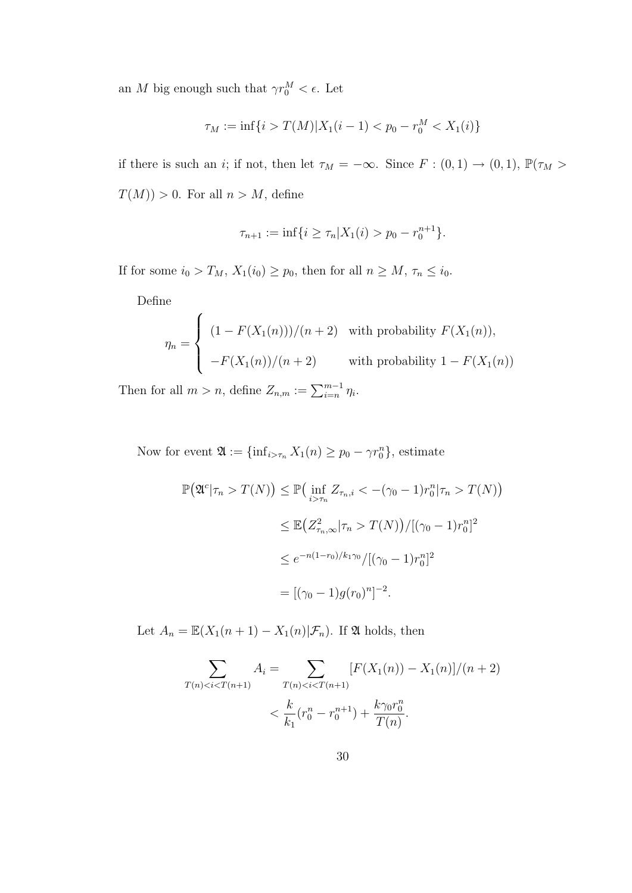an $M$ big enough such that $\gamma r_0^M < \epsilon$. Let

$$\tau_M := \inf\{i > T(M) | X_1(i-1) < p_0 - r_0^M < X_1(i)\}$$

if there is such an $i$; if not, then let $\tau_M = -\infty$. Since $F : (0,1) \to (0,1)$, $\mathbb{P}(\tau_M > T(M)) > 0$. For all $n > M$, define

$$\tau_{n+1} := \inf\{i \geq \tau_n | X_1(i) > p_0 - r_0^{n+1}\}.$$

If for some $i_0 > T_M$, $X_1(i_0) \geq p_0$, then for all $n \geq M$, $\tau_n \leq i_0$.

Define

$$\eta_n = \begin{cases} (1 - F(X_1(n)))/(n+2) & \text{with probability } F(X_1(n)), \\ -F(X_1(n))/(n+2) & \text{with probability } 1 - F(X_1(n)) \end{cases}$$

Then for all $m > n$, define $Z_{n,m} := \sum_{i=n}^{m-1} \eta_i$.

Now for event $\mathfrak{A} := \{\inf_{i > \tau_n} X_1(n) \geq p_0 - \gamma r_0^n\}$, estimate

$$\begin{aligned}
\mathbb{P}\big(\mathfrak{A}^c | \tau_n > T(N)\big) &\leq \mathbb{P}\big(\inf_{i > \tau_n} Z_{\tau_n, i} < -(\gamma_0 - 1) r_0^n | \tau_n > T(N)\big) \\
&\leq \mathbb{E}\big(Z^2_{\tau_n, \infty} | \tau_n > T(N)\big) / [(\gamma_0 - 1) r_0^n]^2 \\
&\leq e^{-n(1-r_0)/k_1\gamma_0} / [(\gamma_0 - 1) r_0^n]^2 \\
&= [(\gamma_0 - 1) g(r_0)^n]^{-2}.
\end{aligned}$$

Let $A_n = \mathbb{E}(X_1(n+1) - X_1(n) | \mathcal{F}_n)$. If $\mathfrak{A}$ holds, then

$$\begin{aligned}
\sum_{T(n) < i < T(n+1)} A_i &= \sum_{T(n) < i < T(n+1)} [F(X_1(n)) - X_1(n)]/(n+2) \\
&< \frac{k}{k_1}(r_0^n - r_0^{n+1}) + \frac{k\gamma_0 r_0^n}{T(n)}.
\end{aligned}$$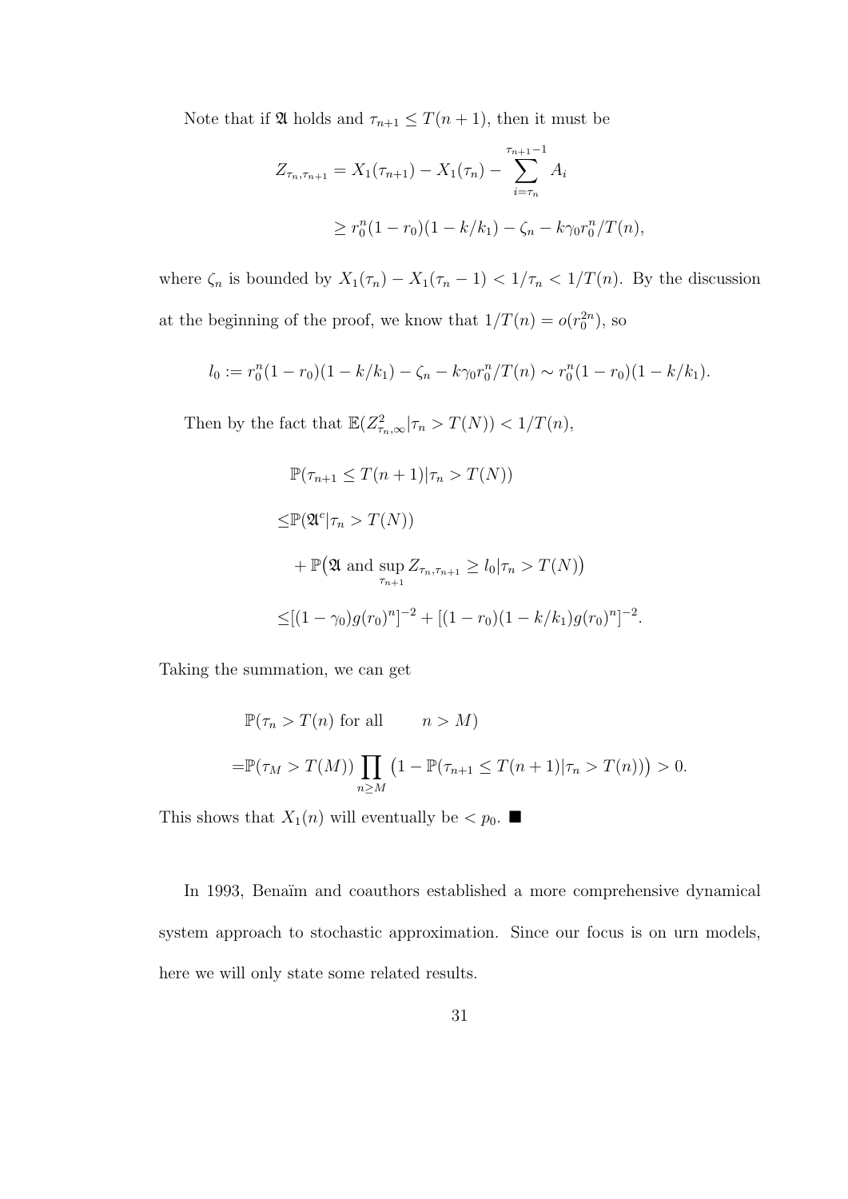Note that if $\mathfrak{A}$ holds and $\tau_{n+1} \leq T(n+1)$, then it must be

$$Z_{\tau_n,\tau_{n+1}} = X_1(\tau_{n+1}) - X_1(\tau_n) - \sum_{i=\tau_n}^{\tau_{n+1}-1} A_i$$

$$\geq r_0^n(1-r_0)(1-k/k_1) - \zeta_n - k\gamma_0 r_0^n/T(n),$$

where $\zeta_n$ is bounded by $X_1(\tau_n) - X_1(\tau_n - 1) < 1/\tau_n < 1/T(n)$. By the discussion at the beginning of the proof, we know that $1/T(n) = o(r_0^{2n})$, so

$$l_0 := r_0^n(1-r_0)(1-k/k_1) - \zeta_n - k\gamma_0 r_0^n/T(n) \sim r_0^n(1-r_0)(1-k/k_1).$$

Then by the fact that $\mathbb{E}(Z^2_{\tau_n,\infty}|\tau_n > T(N)) < 1/T(n)$,

$$\begin{aligned}
&\mathbb{P}(\tau_{n+1} \leq T(n+1)|\tau_n > T(N)) \\
\leq &\mathbb{P}(\mathfrak{A}^c|\tau_n > T(N)) \\
&+ \mathbb{P}\big(\mathfrak{A} \text{ and } \sup_{\tau_{n+1}} Z_{\tau_n,\tau_{n+1}} \geq l_0|\tau_n > T(N)\big) \\
\leq &[(1-\gamma_0)g(r_0)^n]^{-2} + [(1-r_0)(1-k/k_1)g(r_0)^n]^{-2}.
\end{aligned}$$

Taking the summation, we can get

$$\begin{aligned}
&\mathbb{P}(\tau_n > T(n) \text{ for all } \quad n > M) \\
=&\mathbb{P}(\tau_M > T(M)) \prod_{n \geq M} \big(1 - \mathbb{P}(\tau_{n+1} \leq T(n+1)|\tau_n > T(n))\big) > 0.
\end{aligned}$$

This shows that $X_1(n)$ will eventually be $< p_0$. ■

In 1993, Benaïm and coauthors established a more comprehensive dynamical system approach to stochastic approximation. Since our focus is on urn models, here we will only state some related results.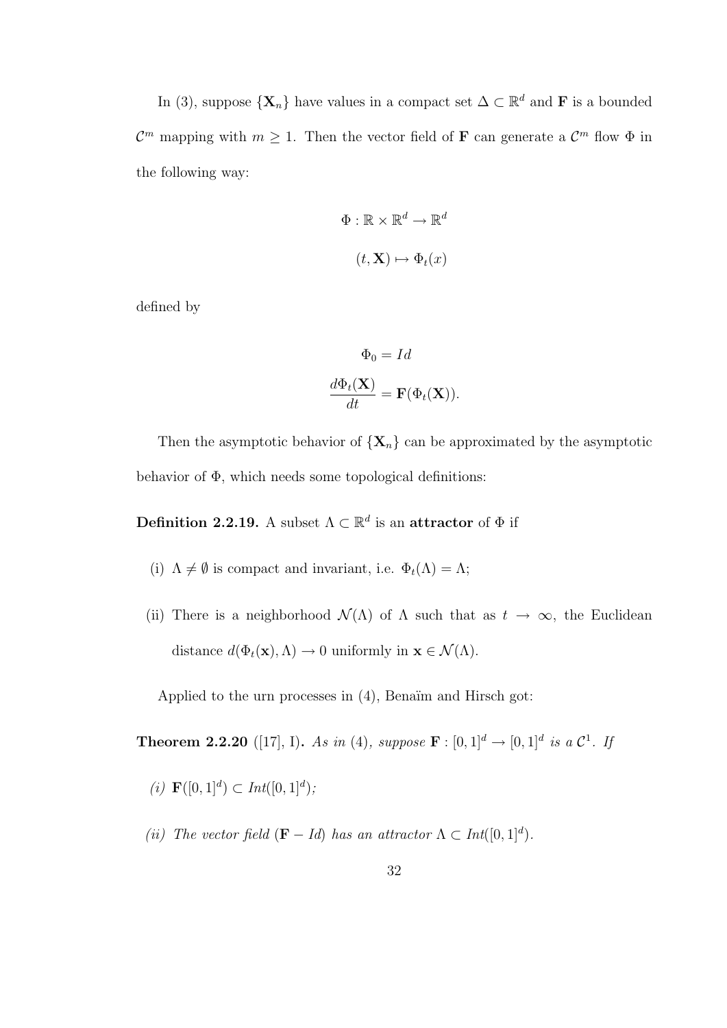In (3), suppose $\{\mathbf{X}_n\}$ have values in a compact set $\Delta \subset \mathbb{R}^d$ and $\mathbf{F}$ is a bounded $\mathcal{C}^m$ mapping with $m \geq 1$. Then the vector field of $\mathbf{F}$ can generate a $\mathcal{C}^m$ flow $\Phi$ in the following way:

$$\Phi : \mathbb{R} \times \mathbb{R}^d \to \mathbb{R}^d$$

$$(t, \mathbf{X}) \mapsto \Phi_t(x)$$

defined by

$$\Phi_0 = Id$$

$$\frac{d\Phi_t(\mathbf{X})}{dt} = \mathbf{F}(\Phi_t(\mathbf{X})).$$

Then the asymptotic behavior of $\{\mathbf{X}_n\}$ can be approximated by the asymptotic behavior of $\Phi$, which needs some topological definitions:

**Definition 2.2.19.** A subset $\Lambda \subset \mathbb{R}^d$ is an **attractor** of $\Phi$ if

(i) $\Lambda \neq \emptyset$ is compact and invariant, i.e. $\Phi_t(\Lambda) = \Lambda$;

(ii) There is a neighborhood $\mathcal{N}(\Lambda)$ of $\Lambda$ such that as $t \to \infty$, the Euclidean distance $d(\Phi_t(\mathbf{x}), \Lambda) \to 0$ uniformly in $\mathbf{x} \in \mathcal{N}(\Lambda)$.

Applied to the urn processes in (4), Benaïm and Hirsch got:

**Theorem 2.2.20** ([17], I)**.** *As in* (4)*, suppose* $\mathbf{F} : [0,1]^d \to [0,1]^d$ *is a* $\mathcal{C}^1$*. If*

*(i)* $\mathbf{F}([0,1]^d) \subset Int([0,1]^d)$*;*

*(ii) The vector field* $(\mathbf{F} - Id)$ *has an attractor* $\Lambda \subset Int([0,1]^d)$*.*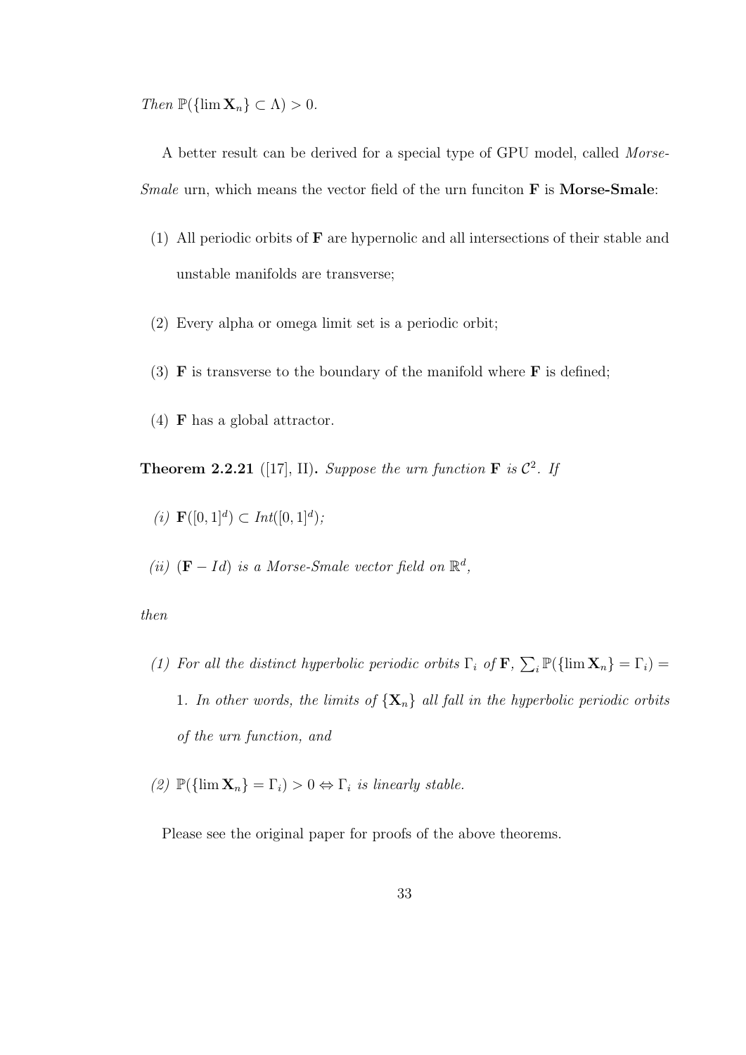*Then* $\mathbb{P}(\{\lim \mathbf{X}_n\} \subset \Lambda) > 0$.

A better result can be derived for a special type of GPU model, called *Morse-Smale* urn, which means the vector field of the urn funciton $\mathbf{F}$ is **Morse-Smale**:

(1) All periodic orbits of $\mathbf{F}$ are hypernolic and all intersections of their stable and unstable manifolds are transverse;

(2) Every alpha or omega limit set is a periodic orbit;

(3) $\mathbf{F}$ is transverse to the boundary of the manifold where $\mathbf{F}$ is defined;

(4) $\mathbf{F}$ has a global attractor.

**Theorem 2.2.21** ([17], II). *Suppose the urn function* $\mathbf{F}$ *is* $\mathcal{C}^2$. *If*

*(i)* $\mathbf{F}([0,1]^d) \subset Int([0,1]^d)$*;*

*(ii)* $(\mathbf{F} - Id)$ *is a Morse-Smale vector field on* $\mathbb{R}^d$*,*

*then*

*(1) For all the distinct hyperbolic periodic orbits* $\Gamma_i$ *of* $\mathbf{F}$*,* $\sum_i \mathbb{P}(\{\lim \mathbf{X}_n\} = \Gamma_i) = 1$*. In other words, the limits of* $\{\mathbf{X}_n\}$ *all fall in the hyperbolic periodic orbits of the urn function, and*

*(2)* $\mathbb{P}(\{\lim \mathbf{X}_n\} = \Gamma_i) > 0 \Leftrightarrow \Gamma_i$ *is linearly stable.*

Please see the original paper for proofs of the above theorems.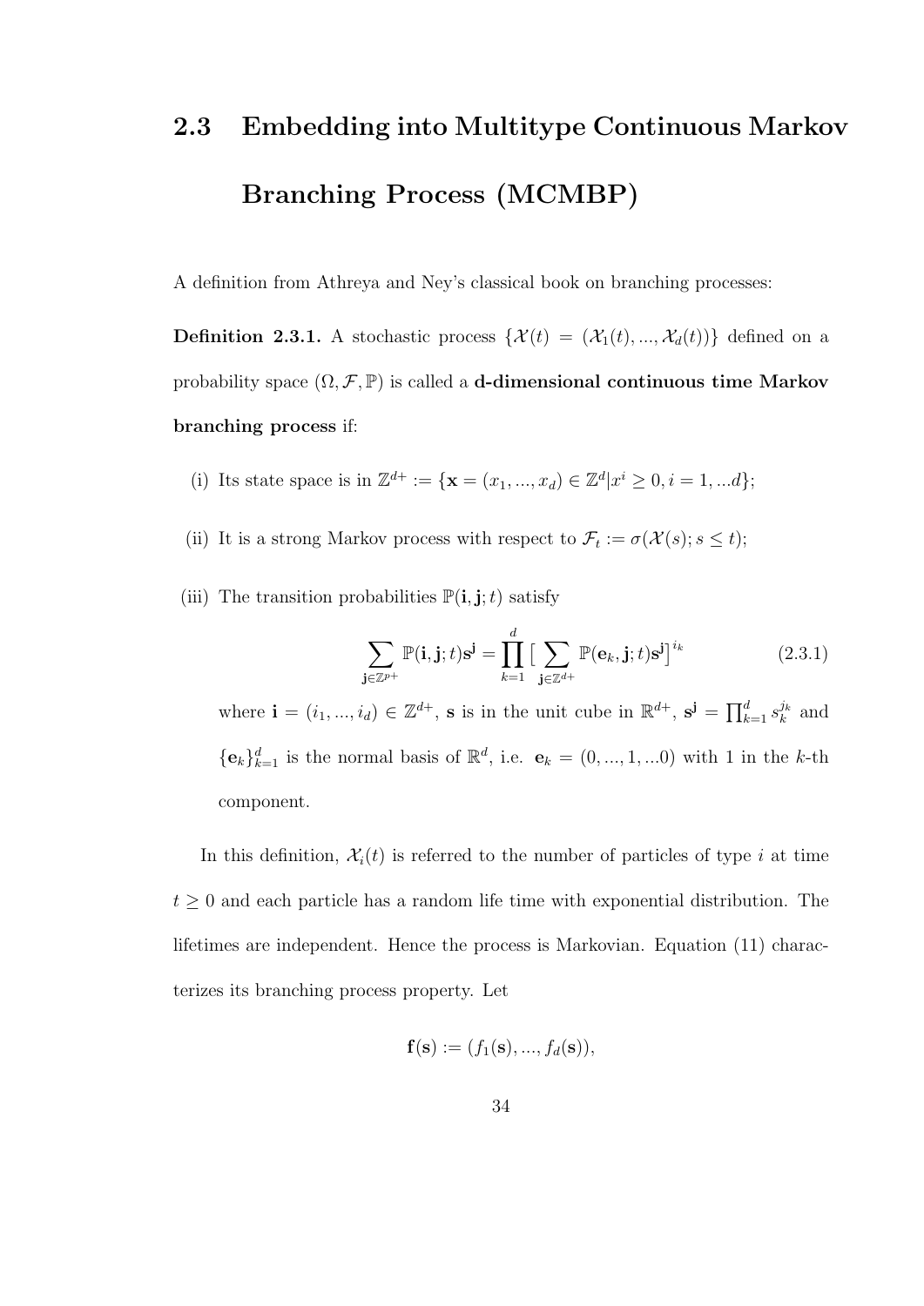## 2.3 Embedding into Multitype Continuous Markov Branching Process (MCMBP)

A definition from Athreya and Ney's classical book on branching processes:

**Definition 2.3.1.** A stochastic process $\{\mathcal{X}(t) = (\mathcal{X}_1(t), ..., \mathcal{X}_d(t))\}$ defined on a probability space $(\Omega, \mathcal{F}, \mathbb{P})$ is called a **d-dimensional continuous time Markov branching process** if:

(i) Its state space is in $\mathbb{Z}^{d+} := \{\mathbf{x} = (x_1, ..., x_d) \in \mathbb{Z}^d | x^i \geq 0, i = 1, ...d\}$;

(ii) It is a strong Markov process with respect to $\mathcal{F}_t := \sigma(\mathcal{X}(s); s \leq t)$;

(iii) The transition probabilities $\mathbb{P}(\mathbf{i}, \mathbf{j}; t)$ satisfy

$$\sum_{\mathbf{j} \in \mathbb{Z}^{p+}} \mathbb{P}(\mathbf{i}, \mathbf{j}; t)\mathbf{s}^{\mathbf{j}} = \prod_{k=1}^{d} \big[ \sum_{\mathbf{j} \in \mathbb{Z}^{d+}} \mathbb{P}(\mathbf{e}_k, \mathbf{j}; t)\mathbf{s}^{\mathbf{j}} \big]^{i_k} \tag{2.3.1}$$

where $\mathbf{i} = (i_1, ..., i_d) \in \mathbb{Z}^{d+}$, $\mathbf{s}$ is in the unit cube in $\mathbb{R}^{d+}$, $\mathbf{s}^{\mathbf{j}} = \prod_{k=1}^{d} s_k^{j_k}$ and $\{\mathbf{e}_k\}_{k=1}^{d}$ is the normal basis of $\mathbb{R}^d$, i.e. $\mathbf{e}_k = (0, ..., 1, ...0)$ with 1 in the $k$-th component.

In this definition, $\mathcal{X}_i(t)$ is referred to the number of particles of type $i$ at time $t \geq 0$ and each particle has a random life time with exponential distribution. The lifetimes are independent. Hence the process is Markovian. Equation (11) characterizes its branching process property. Let

$$\mathbf{f}(\mathbf{s}) := (f_1(\mathbf{s}), ..., f_d(\mathbf{s})),$$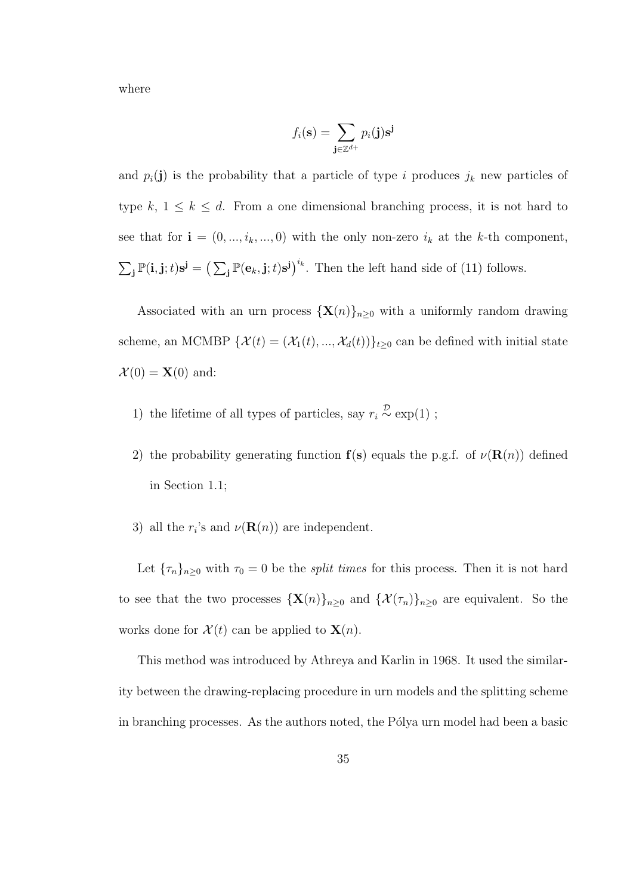where

$$f_i(\mathbf{s}) = \sum_{\mathbf{j} \in \mathbb{Z}^{d+}} p_i(\mathbf{j}) \mathbf{s}^{\mathbf{j}}$$

and $p_i(\mathbf{j})$ is the probability that a particle of type $i$ produces $j_k$ new particles of type $k$, $1 \le k \le d$. From a one dimensional branching process, it is not hard to see that for $\mathbf{i} = (0, ..., i_k, ..., 0)$ with the only non-zero $i_k$ at the $k$-th component, $\sum_{\mathbf{j}} \mathbb{P}(\mathbf{i}, \mathbf{j}; t)\mathbf{s}^{\mathbf{j}} = \left(\sum_{\mathbf{j}} \mathbb{P}(\mathbf{e}_k, \mathbf{j}; t)\mathbf{s}^{\mathbf{j}}\right)^{i_k}$. Then the left hand side of (11) follows.

Associated with an urn process $\{\mathbf{X}(n)\}_{n \ge 0}$ with a uniformly random drawing scheme, an MCMBP $\{\mathcal{X}(t) = (\mathcal{X}_1(t), ..., \mathcal{X}_d(t))\}_{t \ge 0}$ can be defined with initial state $\mathcal{X}(0) = \mathbf{X}(0)$ and:

1) the lifetime of all types of particles, say $r_i \overset{\mathcal{D}}{\sim} \exp(1)$ ;

2) the probability generating function $\mathbf{f}(\mathbf{s})$ equals the p.g.f. of $\nu(\mathbf{R}(n))$ defined in Section 1.1;

3) all the $r_i$'s and $\nu(\mathbf{R}(n))$ are independent.

Let $\{\tau_n\}_{n \ge 0}$ with $\tau_0 = 0$ be the *split times* for this process. Then it is not hard to see that the two processes $\{\mathbf{X}(n)\}_{n \ge 0}$ and $\{\mathcal{X}(\tau_n)\}_{n \ge 0}$ are equivalent. So the works done for $\mathcal{X}(t)$ can be applied to $\mathbf{X}(n)$.

This method was introduced by Athreya and Karlin in 1968. It used the similarity between the drawing-replacing procedure in urn models and the splitting scheme in branching processes. As the authors noted, the Pólya urn model had been a basic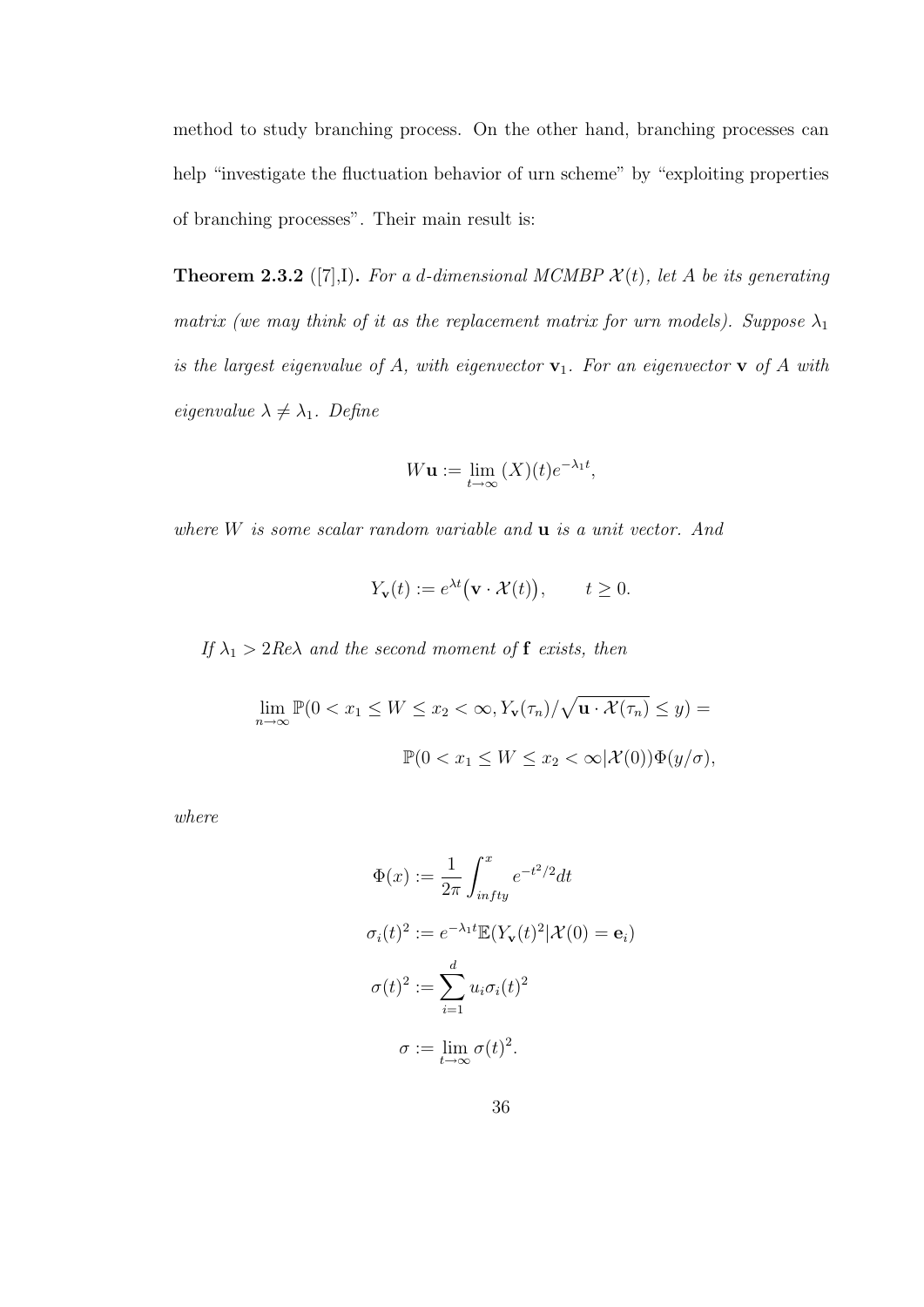method to study branching process. On the other hand, branching processes can help "investigate the fluctuation behavior of urn scheme" by "exploiting properties of branching processes". Their main result is:

**Theorem 2.3.2** ([7],I)**.** *For a d-dimensional MCMBP $\mathcal{X}(t)$, let $A$ be its generating matrix (we may think of it as the replacement matrix for urn models). Suppose $\lambda_1$ is the largest eigenvalue of $A$, with eigenvector $\mathbf{v}_1$. For an eigenvector $\mathbf{v}$ of $A$ with eigenvalue $\lambda \neq \lambda_1$. Define*

$$W\mathbf{u} := \lim_{t\to\infty} (X)(t)e^{-\lambda_1 t},$$

*where $W$ is some scalar random variable and $\mathbf{u}$ is a unit vector. And*

$$Y_{\mathbf{v}}(t) := e^{\lambda t}\big(\mathbf{v} \cdot \mathcal{X}(t)\big), \qquad t \geq 0.$$

*If $\lambda_1 > 2Re\lambda$ and the second moment of $\mathbf{f}$ exists, then*

$$\lim_{n\to\infty} \mathbb{P}(0 < x_1 \leq W \leq x_2 < \infty, Y_{\mathbf{v}}(\tau_n)/\sqrt{\mathbf{u}\cdot\mathcal{X}(\tau_n)} \leq y) =$$

$$\mathbb{P}(0 < x_1 \leq W \leq x_2 < \infty | \mathcal{X}(0))\Phi(y/\sigma),$$

*where*

$$\Phi(x) := \frac{1}{2\pi}\int_{infty}^{x} e^{-t^2/2}dt$$

$$\sigma_i(t)^2 := e^{-\lambda_1 t}\mathbb{E}(Y_{\mathbf{v}}(t)^2 | \mathcal{X}(0) = \mathbf{e}_i)$$

$$\sigma(t)^2 := \sum_{i=1}^{d} u_i \sigma_i(t)^2$$

$$\sigma := \lim_{t\to\infty} \sigma(t)^2.$$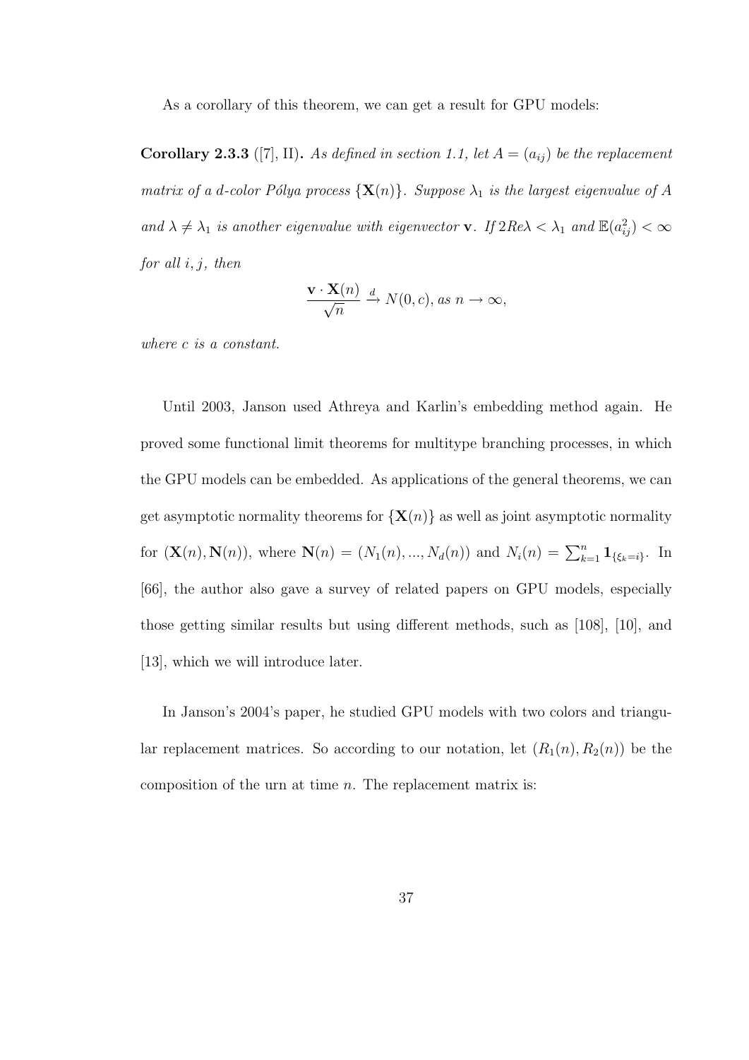As a corollary of this theorem, we can get a result for GPU models:

**Corollary 2.3.3** ([7], II)**.** *As defined in section 1.1, let $A = (a_{ij})$ be the replacement matrix of a $d$-color Pólya process $\{\mathbf{X}(n)\}$. Suppose $\lambda_1$ is the largest eigenvalue of $A$ and $\lambda \neq \lambda_1$ is another eigenvalue with eigenvector $\mathbf{v}$. If $2Re\lambda < \lambda_1$ and $\mathbb{E}(a_{ij}^2) < \infty$ for all $i, j$, then*

$$\frac{\mathbf{v} \cdot \mathbf{X}(n)}{\sqrt{n}} \xrightarrow{d} N(0, c), \text{ as } n \to \infty,$$

*where $c$ is a constant.*

Until 2003, Janson used Athreya and Karlin's embedding method again. He proved some functional limit theorems for multitype branching processes, in which the GPU models can be embedded. As applications of the general theorems, we can get asymptotic normality theorems for $\{\mathbf{X}(n)\}$ as well as joint asymptotic normality for $(\mathbf{X}(n), \mathbf{N}(n))$, where $\mathbf{N}(n) = (N_1(n), ..., N_d(n))$ and $N_i(n) = \sum_{k=1}^{n} \mathbf{1}_{\{\xi_k = i\}}$. In [66], the author also gave a survey of related papers on GPU models, especially those getting similar results but using different methods, such as [108], [10], and [13], which we will introduce later.

In Janson's 2004's paper, he studied GPU models with two colors and triangular replacement matrices. So according to our notation, let $(R_1(n), R_2(n))$ be the composition of the urn at time $n$. The replacement matrix is: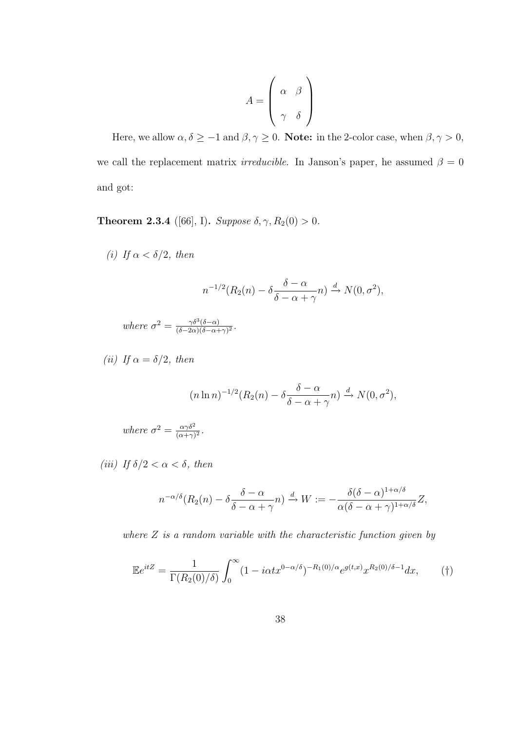$$A = \begin{pmatrix} \alpha & \beta \\ \\ \gamma & \delta \end{pmatrix}$$

Here, we allow $\alpha, \delta \geq -1$ and $\beta, \gamma \geq 0$. **Note:** in the 2-color case, when $\beta, \gamma > 0$, we call the replacement matrix *irreducible*. In Janson's paper, he assumed $\beta = 0$ and got:

**Theorem 2.3.4** ([66], I)**.** *Suppose $\delta, \gamma, R_2(0) > 0$.*

*(i) If $\alpha < \delta/2$, then*

$$n^{-1/2}(R_2(n) - \delta \frac{\delta - \alpha}{\delta - \alpha + \gamma} n) \xrightarrow{d} N(0, \sigma^2),$$

*where $\sigma^2 = \frac{\gamma \delta^3 (\delta - \alpha)}{(\delta - 2\alpha)(\delta - \alpha + \gamma)^2}$.*

*(ii) If $\alpha = \delta/2$, then*

$$(n \ln n)^{-1/2}(R_2(n) - \delta \frac{\delta - \alpha}{\delta - \alpha + \gamma} n) \xrightarrow{d} N(0, \sigma^2),$$

*where $\sigma^2 = \frac{\alpha \gamma \delta^2}{(\alpha + \gamma)^2}$.*

*(iii) If $\delta/2 < \alpha < \delta$, then*

$$n^{-\alpha/\delta}(R_2(n) - \delta \frac{\delta - \alpha}{\delta - \alpha + \gamma} n) \xrightarrow{d} W := -\frac{\delta(\delta - \alpha)^{1+\alpha/\delta}}{\alpha(\delta - \alpha + \gamma)^{1+\alpha/\delta}} Z,$$

*where $Z$ is a random variable with the characteristic function given by*

$$\mathbb{E}e^{itZ} = \frac{1}{\Gamma(R_2(0)/\delta)} \int_0^\infty (1 - i\alpha t x^{0-\alpha/\delta})^{-R_1(0)/\alpha} e^{g(t,x)} x^{R_2(0)/\delta - 1} dx, \qquad (\dagger)$$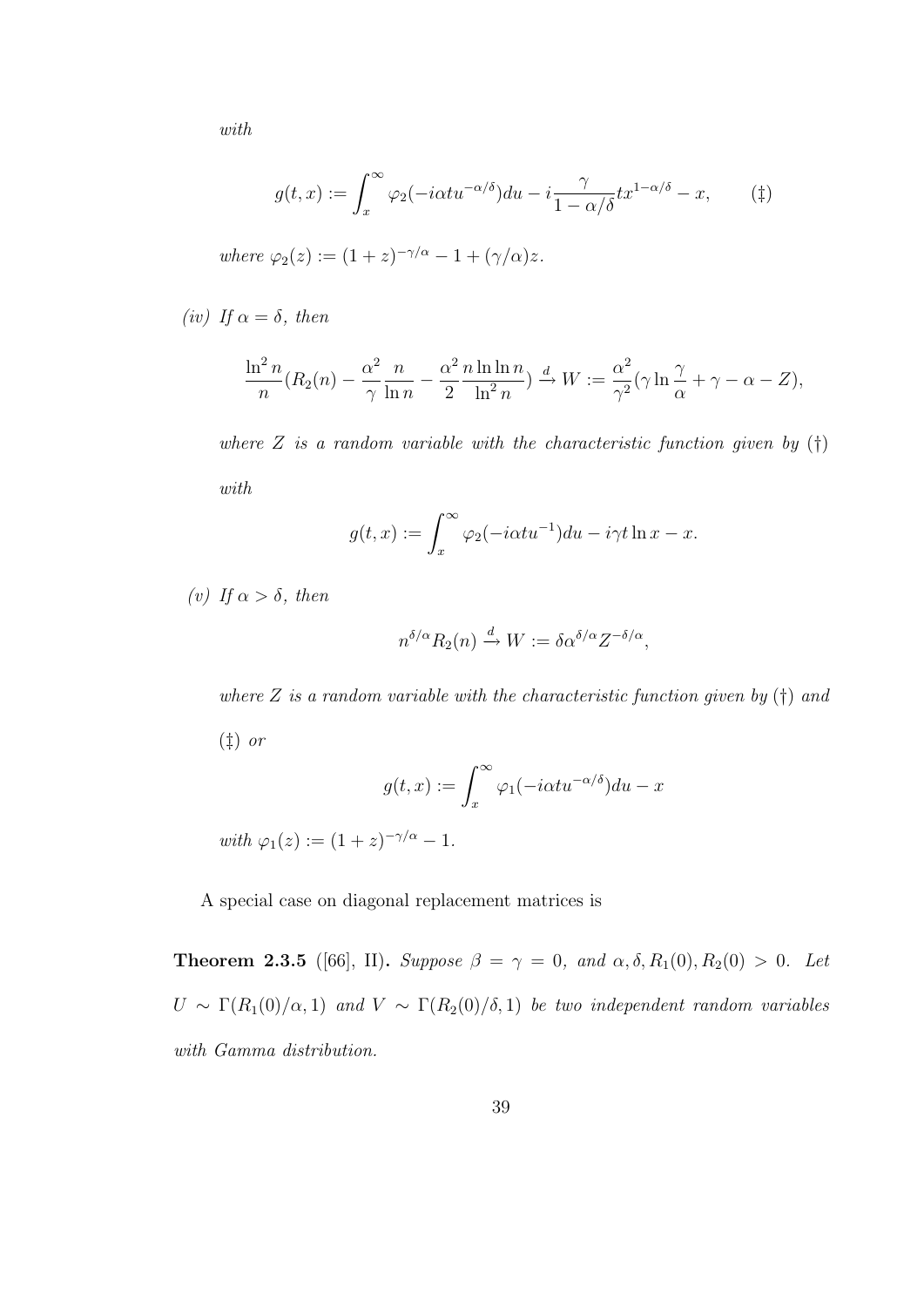*with*

$$g(t,x) := \int_x^\infty \varphi_2(-i\alpha t u^{-\alpha/\delta})du - i\frac{\gamma}{1-\alpha/\delta} t x^{1-\alpha/\delta} - x, \qquad (\ddagger)$$

*where* $\varphi_2(z) := (1+z)^{-\gamma/\alpha} - 1 + (\gamma/\alpha)z$.

*(iv) If* $\alpha = \delta$*, then*

$$\frac{\ln^2 n}{n}\left(R_2(n) - \frac{\alpha^2}{\gamma}\frac{n}{\ln n} - \frac{\alpha^2}{2}\frac{n \ln\ln n}{\ln^2 n}\right) \xrightarrow{d} W := \frac{\alpha^2}{\gamma^2}\left(\gamma \ln\frac{\gamma}{\alpha} + \gamma - \alpha - Z\right),$$

*where* $Z$ *is a random variable with the characteristic function given by* $(\dagger)$ *with*

$$g(t,x) := \int_x^\infty \varphi_2(-i\alpha t u^{-1})du - i\gamma t \ln x - x.$$

*(v) If* $\alpha > \delta$*, then*

$$n^{\delta/\alpha} R_2(n) \xrightarrow{d} W := \delta \alpha^{\delta/\alpha} Z^{-\delta/\alpha},$$

*where* $Z$ *is a random variable with the characteristic function given by* $(\dagger)$ *and* $(\ddagger)$ *or*

$$g(t,x) := \int_x^\infty \varphi_1(-i\alpha t u^{-\alpha/\delta})du - x$$

*with* $\varphi_1(z) := (1+z)^{-\gamma/\alpha} - 1$.

A special case on diagonal replacement matrices is

**Theorem 2.3.5** ([66], II)**.** *Suppose* $\beta = \gamma = 0$*, and* $\alpha, \delta, R_1(0), R_2(0) > 0$*. Let* $U \sim \Gamma(R_1(0)/\alpha, 1)$ *and* $V \sim \Gamma(R_2(0)/\delta, 1)$ *be two independent random variables with Gamma distribution.*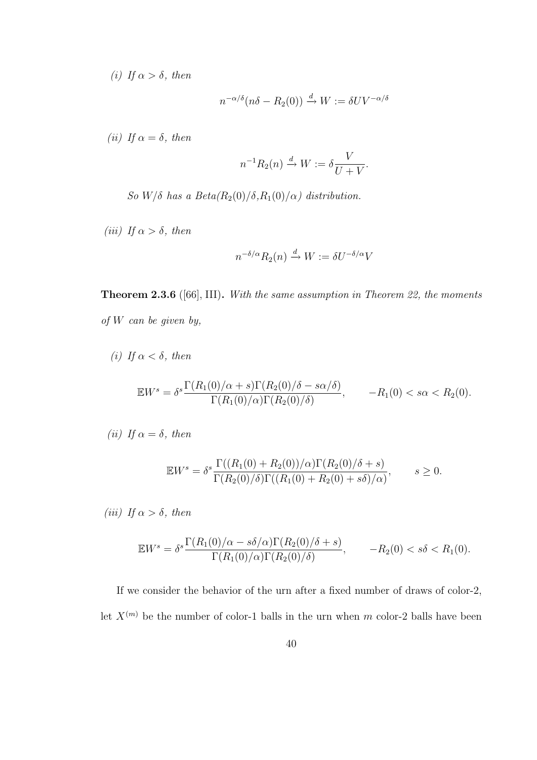*(i) If $\alpha > \delta$, then*

$$n^{-\alpha/\delta}(n\delta - R_2(0)) \xrightarrow{d} W := \delta U V^{-\alpha/\delta}$$

*(ii) If $\alpha = \delta$, then*

$$n^{-1}R_2(n) \xrightarrow{d} W := \delta \frac{V}{U+V}.$$

*So $W/\delta$ has a Beta($R_2(0)/\delta$,$R_1(0)/\alpha$) distribution.*

*(iii) If $\alpha > \delta$, then*

$$n^{-\delta/\alpha}R_2(n) \xrightarrow{d} W := \delta U^{-\delta/\alpha} V$$

**Theorem 2.3.6** ([66], III)**.** *With the same assumption in Theorem 22, the moments of $W$ can be given by,*

*(i) If $\alpha < \delta$, then*

$$\mathbb{E}W^s = \delta^s \frac{\Gamma(R_1(0)/\alpha + s)\Gamma(R_2(0)/\delta - s\alpha/\delta)}{\Gamma(R_1(0)/\alpha)\Gamma(R_2(0)/\delta)}, \qquad -R_1(0) < s\alpha < R_2(0).$$

*(ii) If $\alpha = \delta$, then*

$$\mathbb{E}W^s = \delta^s \frac{\Gamma((R_1(0) + R_2(0))/\alpha)\Gamma(R_2(0)/\delta + s)}{\Gamma(R_2(0)/\delta)\Gamma((R_1(0) + R_2(0) + s\delta)/\alpha)}, \qquad s \geq 0.$$

*(iii) If $\alpha > \delta$, then*

$$\mathbb{E}W^s = \delta^s \frac{\Gamma(R_1(0)/\alpha - s\delta/\alpha)\Gamma(R_2(0)/\delta + s)}{\Gamma(R_1(0)/\alpha)\Gamma(R_2(0)/\delta)}, \qquad -R_2(0) < s\delta < R_1(0).$$

If we consider the behavior of the urn after a fixed number of draws of color-2, let $X^{(m)}$ be the number of color-1 balls in the urn when $m$ color-2 balls have been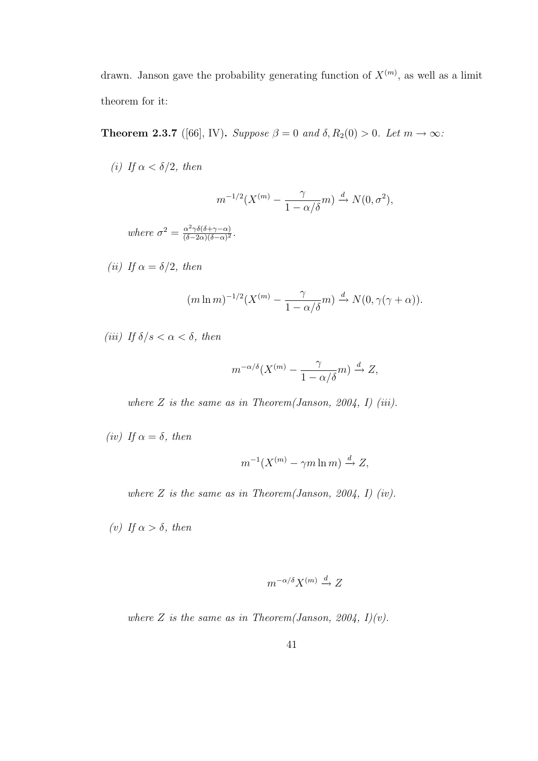drawn. Janson gave the probability generating function of $X^{(m)}$, as well as a limit theorem for it:

**Theorem 2.3.7** ([66], IV)**.** *Suppose $\beta = 0$ and $\delta, R_2(0) > 0$. Let $m \to \infty$:*

*(i) If $\alpha < \delta/2$, then*

$$m^{-1/2}(X^{(m)} - \frac{\gamma}{1 - \alpha/\delta} m) \xrightarrow{d} N(0, \sigma^2),$$

*where $\sigma^2 = \frac{\alpha^2 \gamma \delta(\delta + \gamma - \alpha)}{(\delta - 2\alpha)(\delta - \alpha)^2}$.*

*(ii) If $\alpha = \delta/2$, then*

$$(m \ln m)^{-1/2}(X^{(m)} - \frac{\gamma}{1 - \alpha/\delta} m) \xrightarrow{d} N(0, \gamma(\gamma + \alpha)).$$

*(iii) If $\delta/s < \alpha < \delta$, then*

$$m^{-\alpha/\delta}(X^{(m)} - \frac{\gamma}{1 - \alpha/\delta} m) \xrightarrow{d} Z,$$

*where $Z$ is the same as in Theorem(Janson, 2004, I) (iii).*

*(iv) If $\alpha = \delta$, then*

$$m^{-1}(X^{(m)} - \gamma m \ln m) \xrightarrow{d} Z,$$

*where $Z$ is the same as in Theorem(Janson, 2004, I) (iv).*

*(v) If $\alpha > \delta$, then*

$$m^{-\alpha/\delta} X^{(m)} \xrightarrow{d} Z$$

*where $Z$ is the same as in Theorem(Janson, 2004, I)(v).*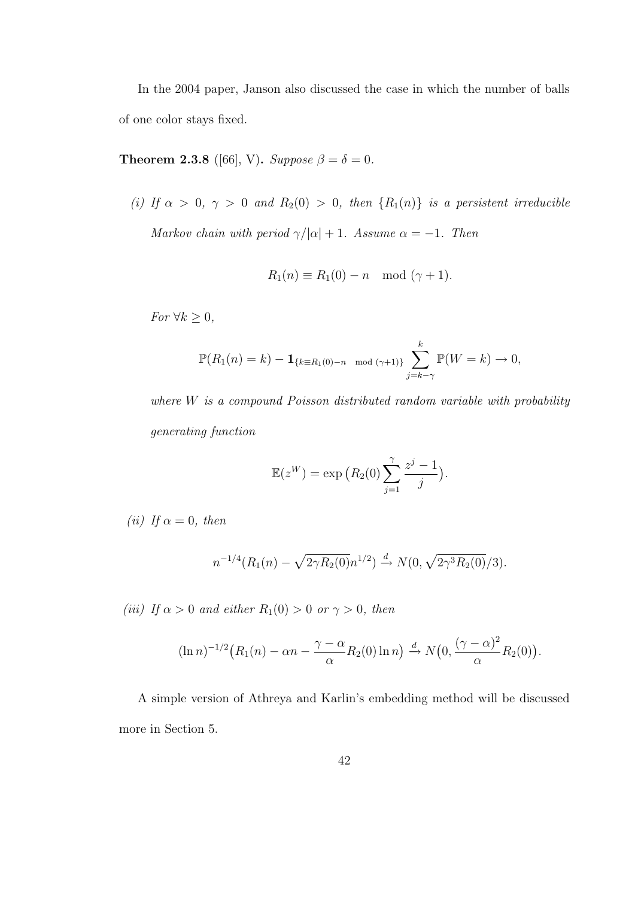In the 2004 paper, Janson also discussed the case in which the number of balls of one color stays fixed.

**Theorem 2.3.8** ([66], V)**.** *Suppose $\beta = \delta = 0$.*

*(i) If $\alpha > 0$, $\gamma > 0$ and $R_2(0) > 0$, then $\{R_1(n)\}$ is a persistent irreducible Markov chain with period $\gamma/|\alpha| + 1$. Assume $\alpha = -1$. Then*

$$R_1(n) \equiv R_1(0) - n \mod (\gamma + 1).$$

*For $\forall k \geq 0$,*

$$\mathbb{P}(R_1(n) = k) - \mathbf{1}_{\{k \equiv R_1(0) - n \mod (\gamma+1)\}} \sum_{j=k-\gamma}^{k} \mathbb{P}(W = k) \to 0,$$

*where $W$ is a compound Poisson distributed random variable with probability generating function*

$$\mathbb{E}(z^W) = \exp\big(R_2(0) \sum_{j=1}^{\gamma} \frac{z^j - 1}{j}\big).$$

*(ii) If $\alpha = 0$, then*

$$n^{-1/4}(R_1(n) - \sqrt{2\gamma R_2(0)} n^{1/2}) \xrightarrow{d} N(0, \sqrt{2\gamma^3 R_2(0)}/3).$$

*(iii) If $\alpha > 0$ and either $R_1(0) > 0$ or $\gamma > 0$, then*

$$(\ln n)^{-1/2}\big(R_1(n) - \alpha n - \frac{\gamma - \alpha}{\alpha} R_2(0) \ln n\big) \xrightarrow{d} N\big(0, \frac{(\gamma - \alpha)^2}{\alpha} R_2(0)\big).$$

A simple version of Athreya and Karlin's embedding method will be discussed more in Section 5.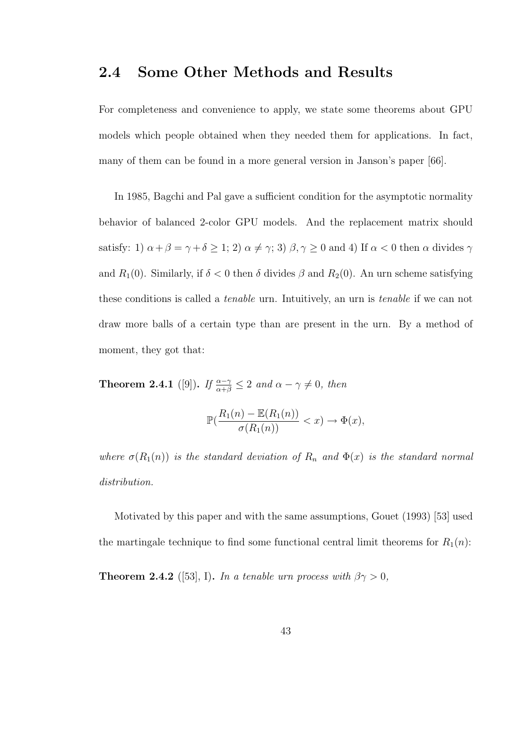## 2.4 Some Other Methods and Results

For completeness and convenience to apply, we state some theorems about GPU models which people obtained when they needed them for applications. In fact, many of them can be found in a more general version in Janson's paper [66].

In 1985, Bagchi and Pal gave a sufficient condition for the asymptotic normality behavior of balanced 2-color GPU models. And the replacement matrix should satisfy: 1) $\alpha + \beta = \gamma + \delta \geq 1$; 2) $\alpha \neq \gamma$; 3) $\beta, \gamma \geq 0$ and 4) If $\alpha < 0$ then $\alpha$ divides $\gamma$ and $R_1(0)$. Similarly, if $\delta < 0$ then $\delta$ divides $\beta$ and $R_2(0)$. An urn scheme satisfying these conditions is called a *tenable* urn. Intuitively, an urn is *tenable* if we can not draw more balls of a certain type than are present in the urn. By a method of moment, they got that:

**Theorem 2.4.1** ([9]). *If $\frac{\alpha-\gamma}{\alpha+\beta} \leq 2$ and $\alpha - \gamma \neq 0$, then*

$$\mathbb{P}(\frac{R_1(n) - \mathbb{E}(R_1(n))}{\sigma(R_1(n))} < x) \to \Phi(x),$$

*where $\sigma(R_1(n))$ is the standard deviation of $R_n$ and $\Phi(x)$ is the standard normal distribution.*

Motivated by this paper and with the same assumptions, Gouet (1993) [53] used the martingale technique to find some functional central limit theorems for $R_1(n)$:

**Theorem 2.4.2** ([53], I). *In a tenable urn process with $\beta\gamma > 0$,*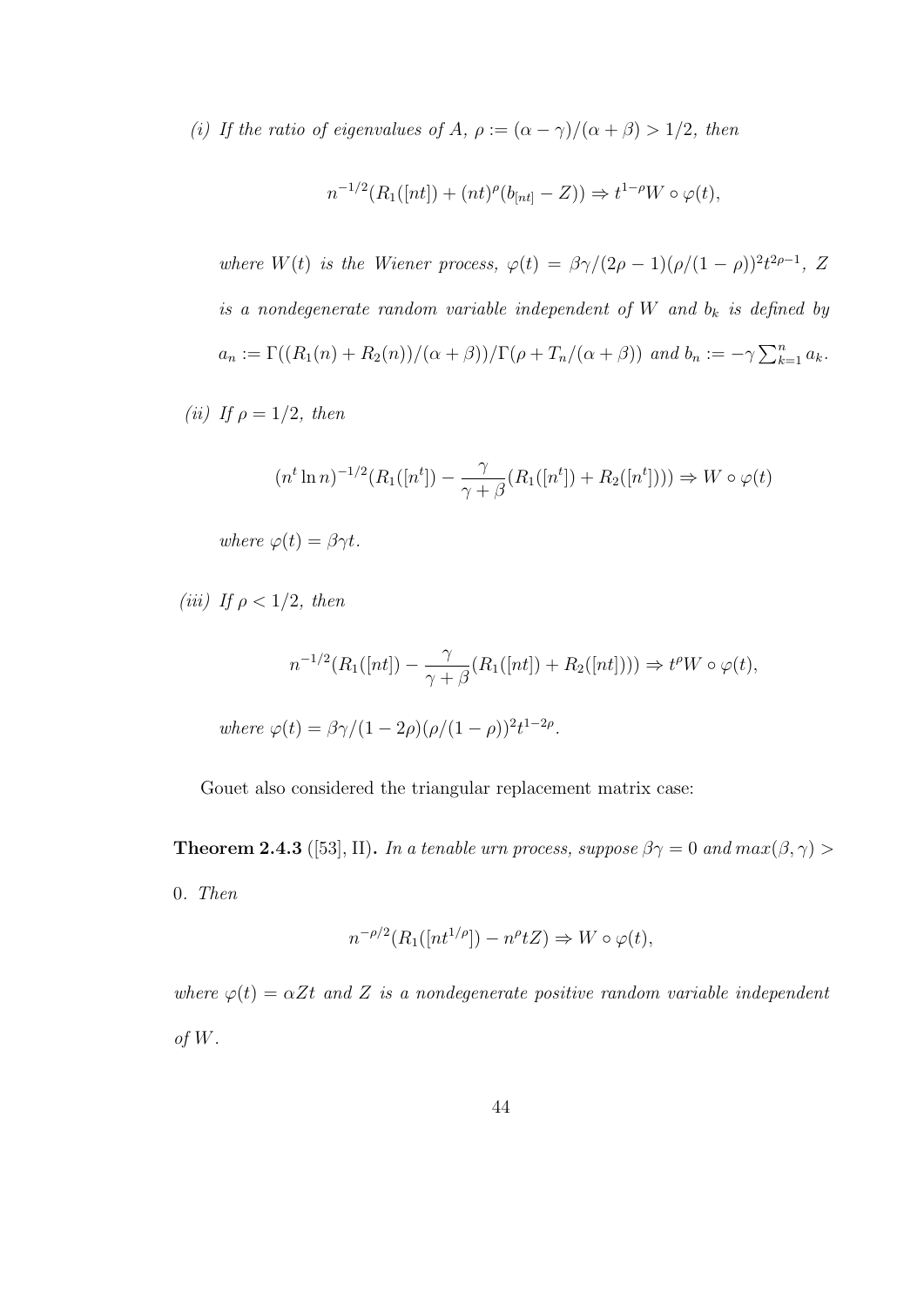*(i) If the ratio of eigenvalues of $A$, $\rho := (\alpha - \gamma)/(\alpha + \beta) > 1/2$, then*

$$n^{-1/2}(R_1([nt]) + (nt)^{\rho}(b_{[nt]} - Z)) \Rightarrow t^{1-\rho} W \circ \varphi(t),$$

*where $W(t)$ is the Wiener process, $\varphi(t) = \beta\gamma/(2\rho - 1)(\rho/(1-\rho))^2 t^{2\rho-1}$, $Z$ is a nondegenerate random variable independent of $W$ and $b_k$ is defined by $a_n := \Gamma((R_1(n) + R_2(n))/(\alpha + \beta))/\Gamma(\rho + T_n/(\alpha + \beta))$ and $b_n := -\gamma \sum_{k=1}^{n} a_k$.*

*(ii) If $\rho = 1/2$, then*

$$(n^t \ln n)^{-1/2}(R_1([n^t]) - \frac{\gamma}{\gamma + \beta}(R_1([n^t]) + R_2([n^t]))) \Rightarrow W \circ \varphi(t)$$

*where $\varphi(t) = \beta\gamma t$.*

*(iii) If $\rho < 1/2$, then*

$$n^{-1/2}(R_1([nt]) - \frac{\gamma}{\gamma + \beta}(R_1([nt]) + R_2([nt]))) \Rightarrow t^{\rho} W \circ \varphi(t),$$

*where $\varphi(t) = \beta\gamma/(1 - 2\rho)(\rho/(1-\rho))^2 t^{1-2\rho}$.*

Gouet also considered the triangular replacement matrix case:

**Theorem 2.4.3** ([53], II)**.** *In a tenable urn process, suppose $\beta\gamma = 0$ and $max(\beta, \gamma) > 0$. Then*

$$n^{-\rho/2}(R_1([nt^{1/\rho}]) - n^{\rho} t Z) \Rightarrow W \circ \varphi(t),$$

*where $\varphi(t) = \alpha Z t$ and $Z$ is a nondegenerate positive random variable independent of $W$.*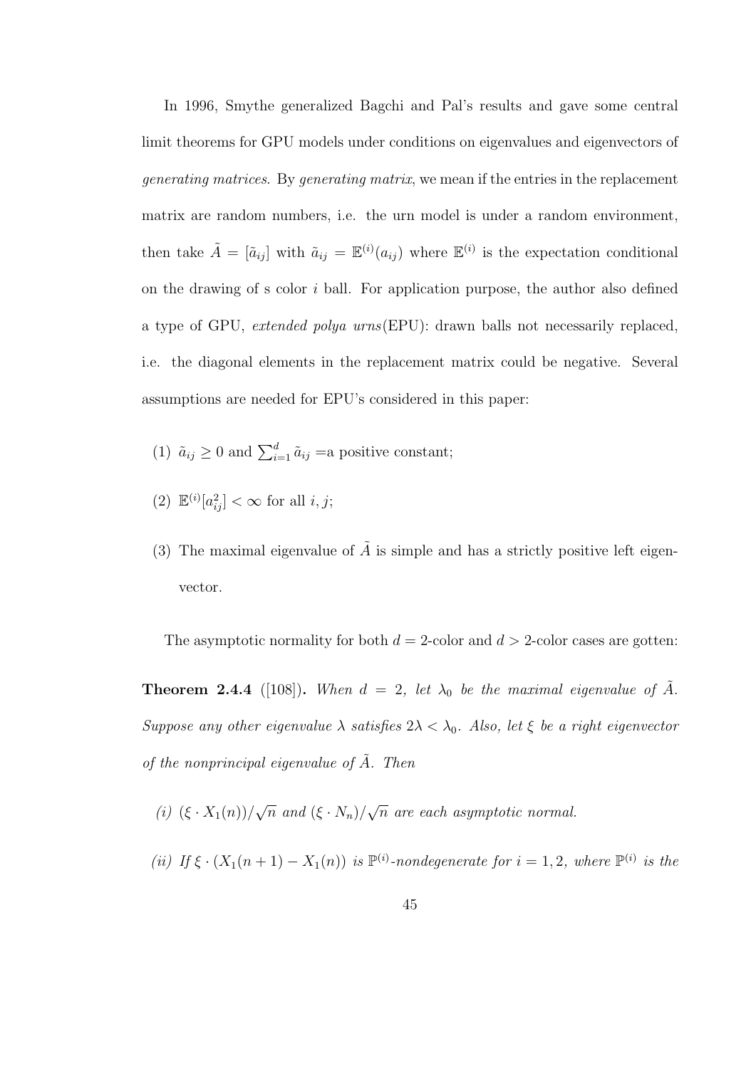In 1996, Smythe generalized Bagchi and Pal's results and gave some central limit theorems for GPU models under conditions on eigenvalues and eigenvectors of *generating matrices*. By *generating matrix*, we mean if the entries in the replacement matrix are random numbers, i.e. the urn model is under a random environment, then take $\tilde{A} = [\tilde{a}_{ij}]$ with $\tilde{a}_{ij} = \mathbb{E}^{(i)}(a_{ij})$ where $\mathbb{E}^{(i)}$ is the expectation conditional on the drawing of s color $i$ ball. For application purpose, the author also defined a type of GPU, *extended polya urns*(EPU): drawn balls not necessarily replaced, i.e. the diagonal elements in the replacement matrix could be negative. Several assumptions are needed for EPU's considered in this paper:

(1) $\tilde{a}_{ij} \geq 0$ and $\sum_{i=1}^{d} \tilde{a}_{ij}$ =a positive constant;

(2) $\mathbb{E}^{(i)}[a_{ij}^2] < \infty$ for all $i, j$;

(3) The maximal eigenvalue of $\tilde{A}$ is simple and has a strictly positive left eigenvector.

The asymptotic normality for both $d = 2$-color and $d > 2$-color cases are gotten:

**Theorem 2.4.4** ([108]). *When $d = 2$, let $\lambda_0$ be the maximal eigenvalue of $\tilde{A}$. Suppose any other eigenvalue $\lambda$ satisfies $2\lambda < \lambda_0$. Also, let $\xi$ be a right eigenvector of the nonprincipal eigenvalue of $\tilde{A}$. Then*

*(i)* $(\xi \cdot X_1(n))/\sqrt{n}$ *and* $(\xi \cdot N_n)/\sqrt{n}$ *are each asymptotic normal.*

*(ii) If* $\xi \cdot (X_1(n+1) - X_1(n))$ *is* $\mathbb{P}^{(i)}$*-nondegenerate for* $i = 1, 2$*, where* $\mathbb{P}^{(i)}$ *is the*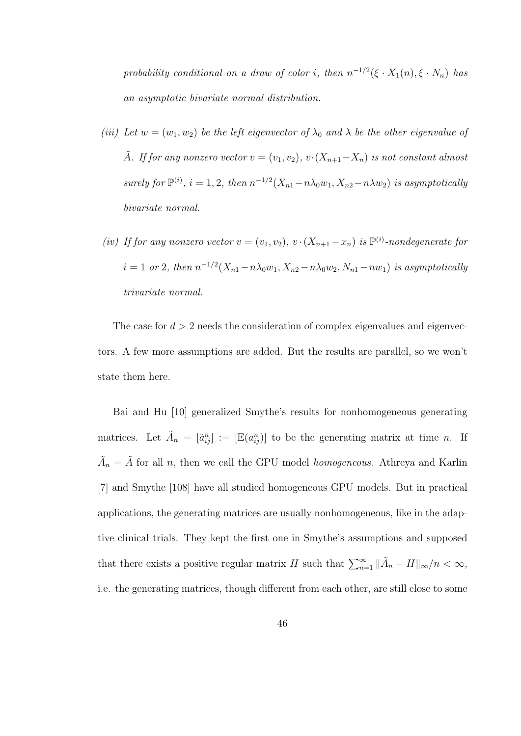*probability conditional on a draw of color $i$, then $n^{-1/2}(\xi \cdot X_1(n), \xi \cdot N_n)$ has an asymptotic bivariate normal distribution.*

*(iii) Let $w = (w_1, w_2)$ be the left eigenvector of $\lambda_0$ and $\lambda$ be the other eigenvalue of $\tilde{A}$. If for any nonzero vector $v = (v_1, v_2)$, $v \cdot (X_{n+1} - X_n)$ is not constant almost surely for $\mathbb{P}^{(i)}$, $i = 1, 2$, then $n^{-1/2}(X_{n1} - n\lambda_0 w_1, X_{n2} - n\lambda w_2)$ is asymptotically bivariate normal.*

*(iv) If for any nonzero vector $v = (v_1, v_2)$, $v \cdot (X_{n+1} - x_n)$ is $\mathbb{P}^{(i)}$-nondegenerate for $i = 1$ or $2$, then $n^{-1/2}(X_{n1} - n\lambda_0 w_1, X_{n2} - n\lambda_0 w_2, N_{n1} - nw_1)$ is asymptotically trivariate normal.*

The case for $d > 2$ needs the consideration of complex eigenvalues and eigenvectors. A few more assumptions are added. But the results are parallel, so we won't state them here.

Bai and Hu [10] generalized Smythe's results for nonhomogeneous generating matrices. Let $\tilde{A}_n = [\tilde{a}_{ij}^n] := [\mathbb{E}(a_{ij}^n)]$ to be the generating matrix at time $n$. If $\tilde{A}_n = \tilde{A}$ for all $n$, then we call the GPU model *homogeneous*. Athreya and Karlin [7] and Smythe [108] have all studied homogeneous GPU models. But in practical applications, the generating matrices are usually nonhomogeneous, like in the adaptive clinical trials. They kept the first one in Smythe's assumptions and supposed that there exists a positive regular matrix $H$ such that $\sum_{n=1}^{\infty} \|\tilde{A}_n - H\|_{\infty}/n < \infty$, i.e. the generating matrices, though different from each other, are still close to some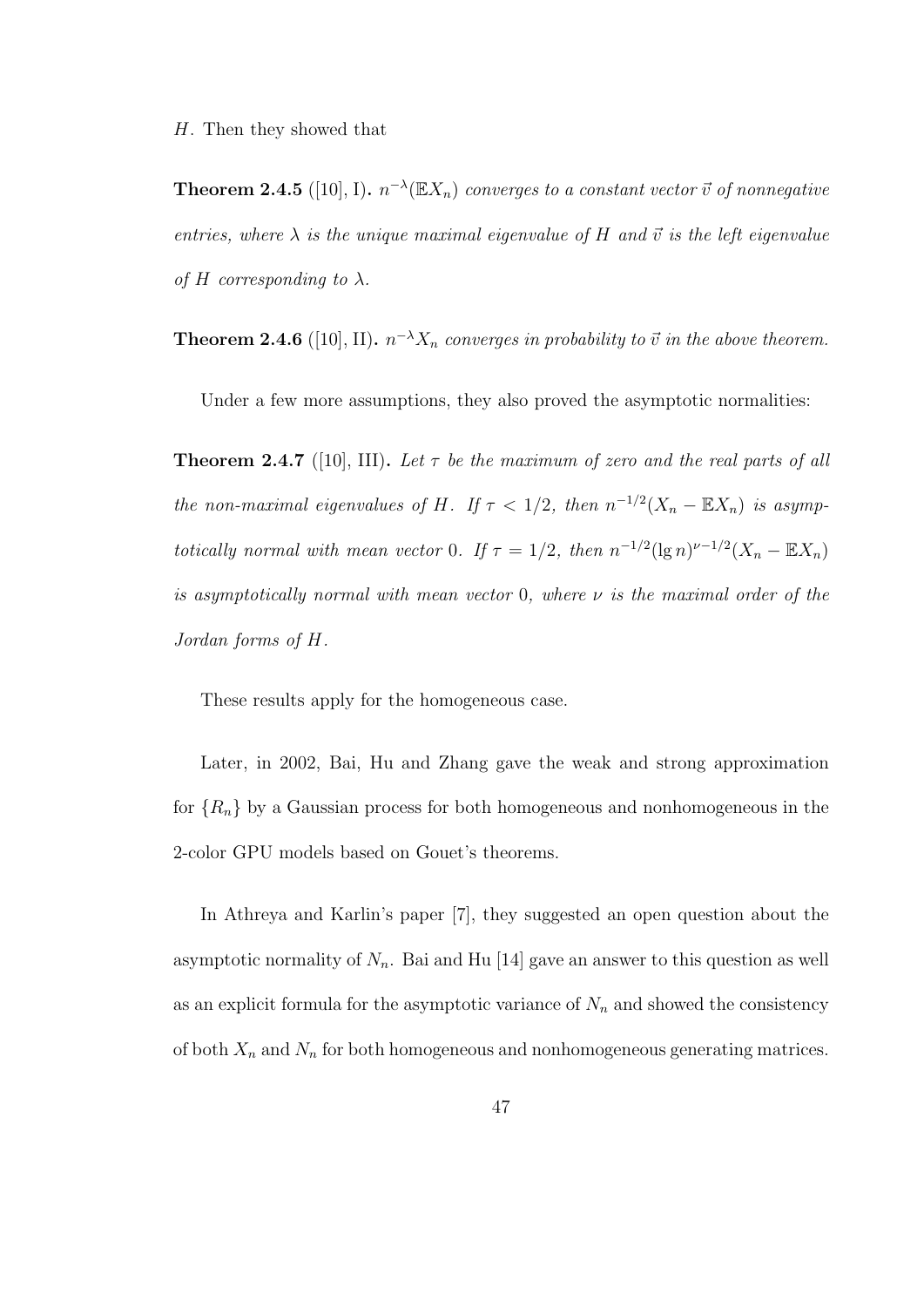$H$. Then they showed that

**Theorem 2.4.5** ([10], I)**.** *$n^{-\lambda}(\mathbb{E}X_n)$ converges to a constant vector $\vec{v}$ of nonnegative entries, where $\lambda$ is the unique maximal eigenvalue of $H$ and $\vec{v}$ is the left eigenvalue of $H$ corresponding to $\lambda$.*

**Theorem 2.4.6** ([10], II)**.** *$n^{-\lambda}X_n$ converges in probability to $\vec{v}$ in the above theorem.*

Under a few more assumptions, they also proved the asymptotic normalities:

**Theorem 2.4.7** ([10], III)**.** *Let $\tau$ be the maximum of zero and the real parts of all the non-maximal eigenvalues of $H$. If $\tau < 1/2$, then $n^{-1/2}(X_n - \mathbb{E}X_n)$ is asymptotically normal with mean vector 0. If $\tau = 1/2$, then $n^{-1/2}(\lg n)^{\nu-1/2}(X_n - \mathbb{E}X_n)$ is asymptotically normal with mean vector 0, where $\nu$ is the maximal order of the Jordan forms of $H$.*

These results apply for the homogeneous case.

Later, in 2002, Bai, Hu and Zhang gave the weak and strong approximation for $\{R_n\}$ by a Gaussian process for both homogeneous and nonhomogeneous in the 2-color GPU models based on Gouet's theorems.

In Athreya and Karlin's paper [7], they suggested an open question about the asymptotic normality of $N_n$. Bai and Hu [14] gave an answer to this question as well as an explicit formula for the asymptotic variance of $N_n$ and showed the consistency of both $X_n$ and $N_n$ for both homogeneous and nonhomogeneous generating matrices.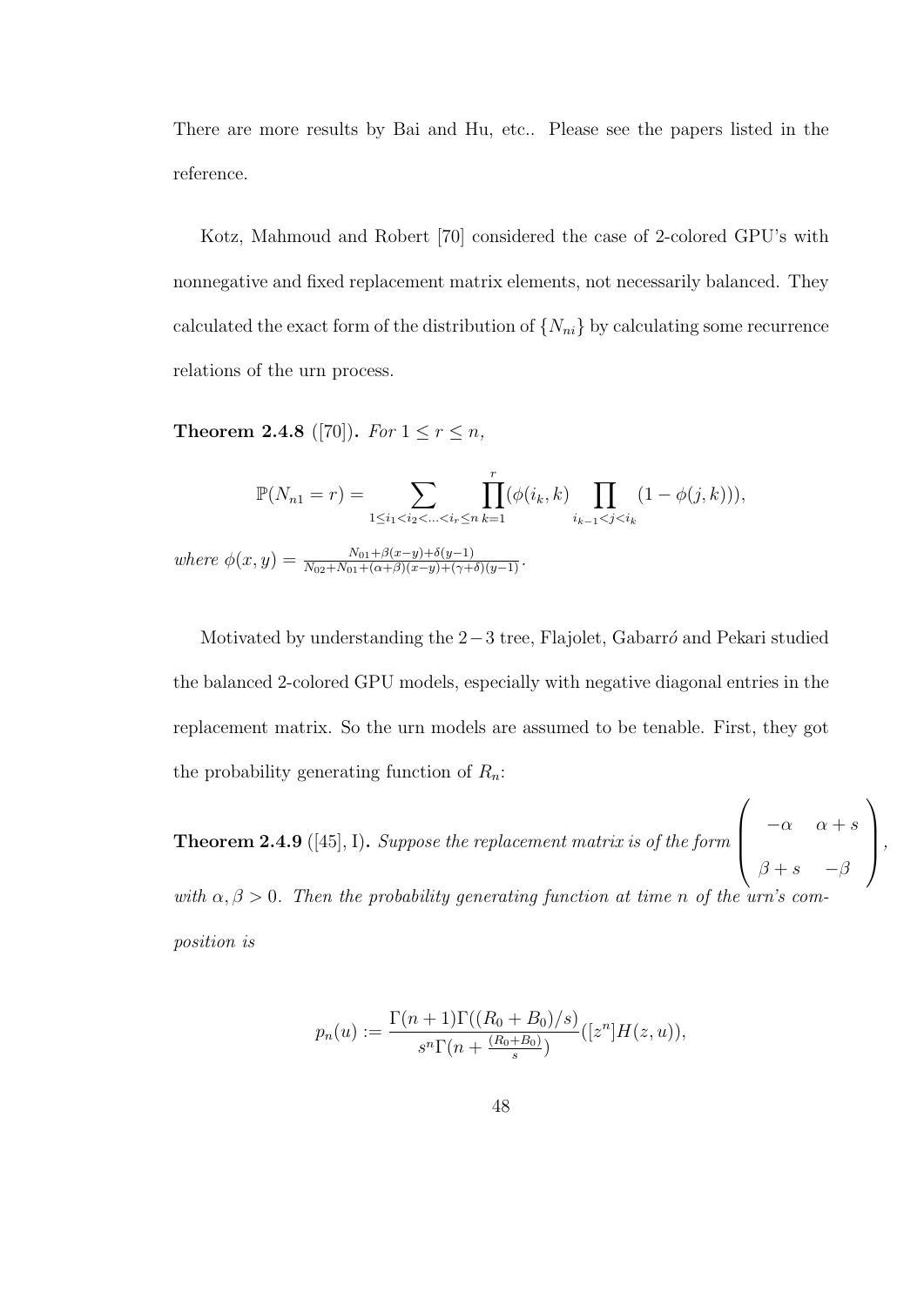There are more results by Bai and Hu, etc.. Please see the papers listed in the reference.

Kotz, Mahmoud and Robert [70] considered the case of 2-colored GPU's with nonnegative and fixed replacement matrix elements, not necessarily balanced. They calculated the exact form of the distribution of $\{N_{ni}\}$ by calculating some recurrence relations of the urn process.

**Theorem 2.4.8** ([70])**.** *For* $1 \leq r \leq n$,

$$\mathbb{P}(N_{n1} = r) = \sum_{1 \leq i_1 < i_2 < \ldots < i_r \leq n} \prod_{k=1}^{r} (\phi(i_k, k) \prod_{i_{k-1} < j < i_k} (1 - \phi(j, k))),$$

*where* $\phi(x, y) = \frac{N_{01} + \beta(x-y) + \delta(y-1)}{N_{02} + N_{01} + (\alpha+\beta)(x-y) + (\gamma+\delta)(y-1)}$.

Motivated by understanding the $2-3$ tree, Flajolet, Gabarró and Pekari studied the balanced 2-colored GPU models, especially with negative diagonal entries in the replacement matrix. So the urn models are assumed to be tenable. First, they got the probability generating function of $R_n$:

**Theorem 2.4.9** ([45], I)**.** *Suppose the replacement matrix is of the form* $\begin{pmatrix} -\alpha & \alpha + s \\ \beta + s & -\beta \end{pmatrix}$, *with* $\alpha, \beta > 0$. *Then the probability generating function at time* $n$ *of the urn's composition is*

$$p_n(u) := \frac{\Gamma(n+1)\Gamma((R_0 + B_0)/s)}{s^n \Gamma(n + \frac{(R_0+B_0)}{s})}([z^n]H(z, u)),$$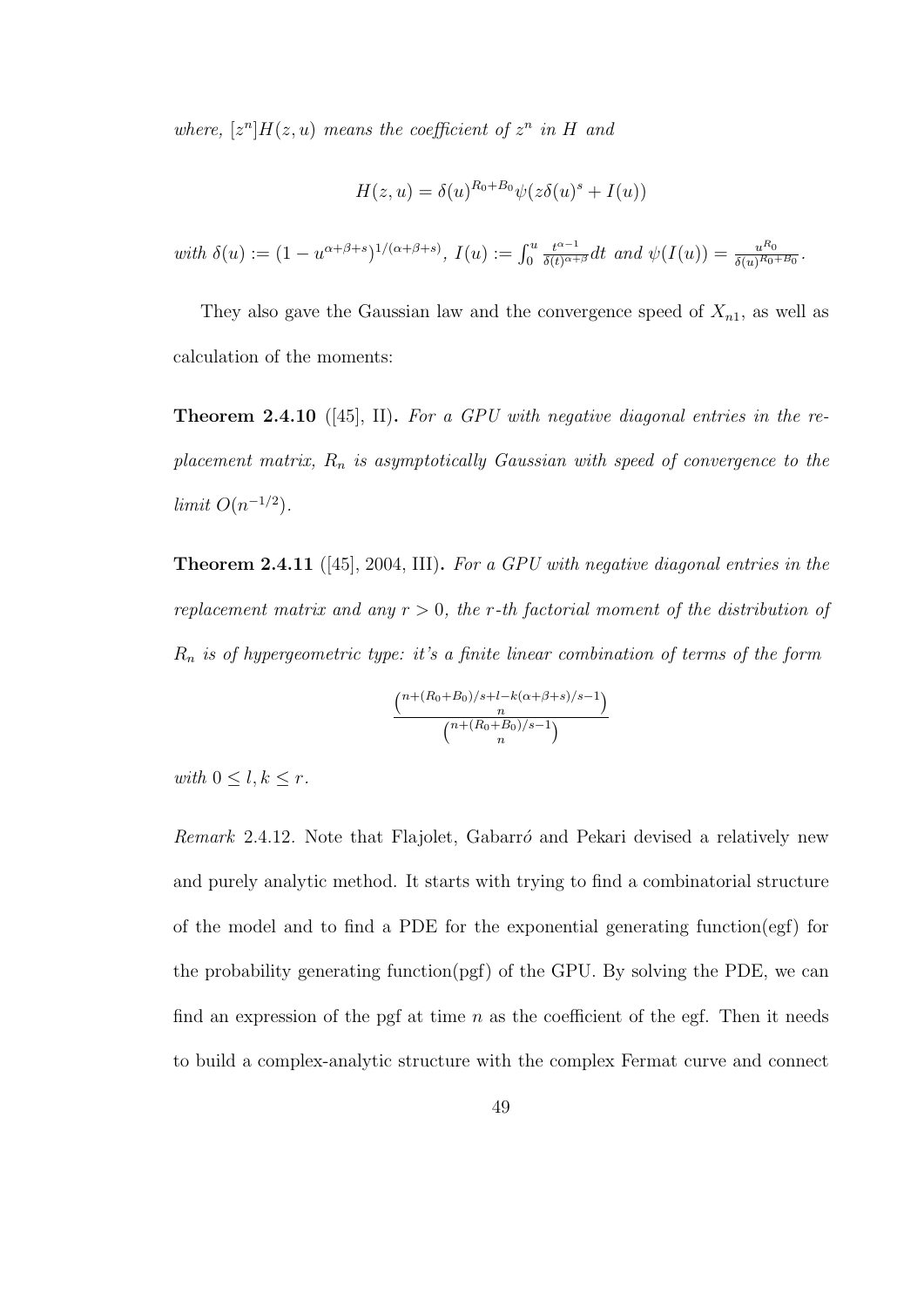*where,* $[z^n]H(z,u)$ *means the coefficient of* $z^n$ *in* $H$ *and*

$$H(z,u) = \delta(u)^{R_0+B_0}\psi(z\delta(u)^s + I(u))$$

*with* $\delta(u) := (1-u^{\alpha+\beta+s})^{1/(\alpha+\beta+s)}$, $I(u) := \int_0^u \frac{t^{\alpha-1}}{\delta(t)^{\alpha+\beta}}dt$ *and* $\psi(I(u)) = \frac{u^{R_0}}{\delta(u)^{R_0+B_0}}$.

They also gave the Gaussian law and the convergence speed of $X_{n1}$, as well as calculation of the moments:

**Theorem 2.4.10** ([45], II)**.** *For a GPU with negative diagonal entries in the replacement matrix,* $R_n$ *is asymptotically Gaussian with speed of convergence to the limit* $O(n^{-1/2})$.

**Theorem 2.4.11** ([45], 2004, III)**.** *For a GPU with negative diagonal entries in the replacement matrix and any* $r > 0$*, the* $r$*-th factorial moment of the distribution of* $R_n$ *is of hypergeometric type: it's a finite linear combination of terms of the form*

$$\frac{\binom{n+(R_0+B_0)/s+l-k(\alpha+\beta+s)/s-1}{n}}{\binom{n+(R_0+B_0)/s-1}{n}}$$

*with* $0 \leq l, k \leq r$.

*Remark* 2.4.12. Note that Flajolet, Gabarró and Pekari devised a relatively new and purely analytic method. It starts with trying to find a combinatorial structure of the model and to find a PDE for the exponential generating function(egf) for the probability generating function(pgf) of the GPU. By solving the PDE, we can find an expression of the pgf at time $n$ as the coefficient of the egf. Then it needs to build a complex-analytic structure with the complex Fermat curve and connect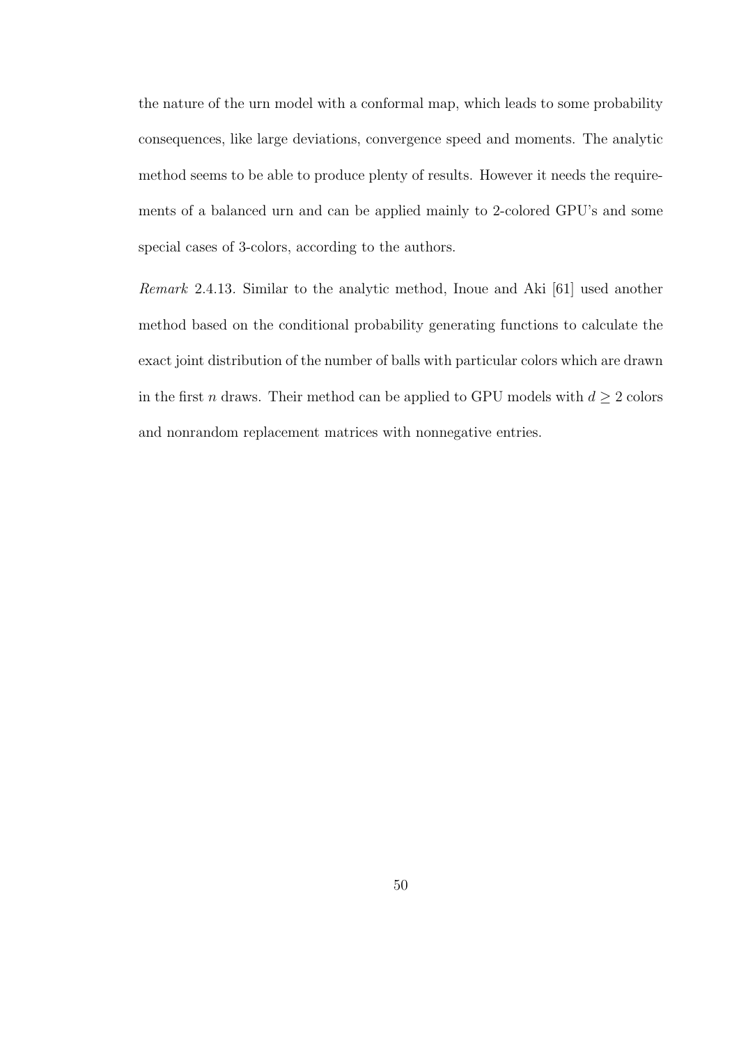the nature of the urn model with a conformal map, which leads to some probability consequences, like large deviations, convergence speed and moments. The analytic method seems to be able to produce plenty of results. However it needs the requirements of a balanced urn and can be applied mainly to 2-colored GPU's and some special cases of 3-colors, according to the authors.

*Remark* 2.4.13. Similar to the analytic method, Inoue and Aki [61] used another method based on the conditional probability generating functions to calculate the exact joint distribution of the number of balls with particular colors which are drawn in the first $n$ draws. Their method can be applied to GPU models with $d \geq 2$ colors and nonrandom replacement matrices with nonnegative entries.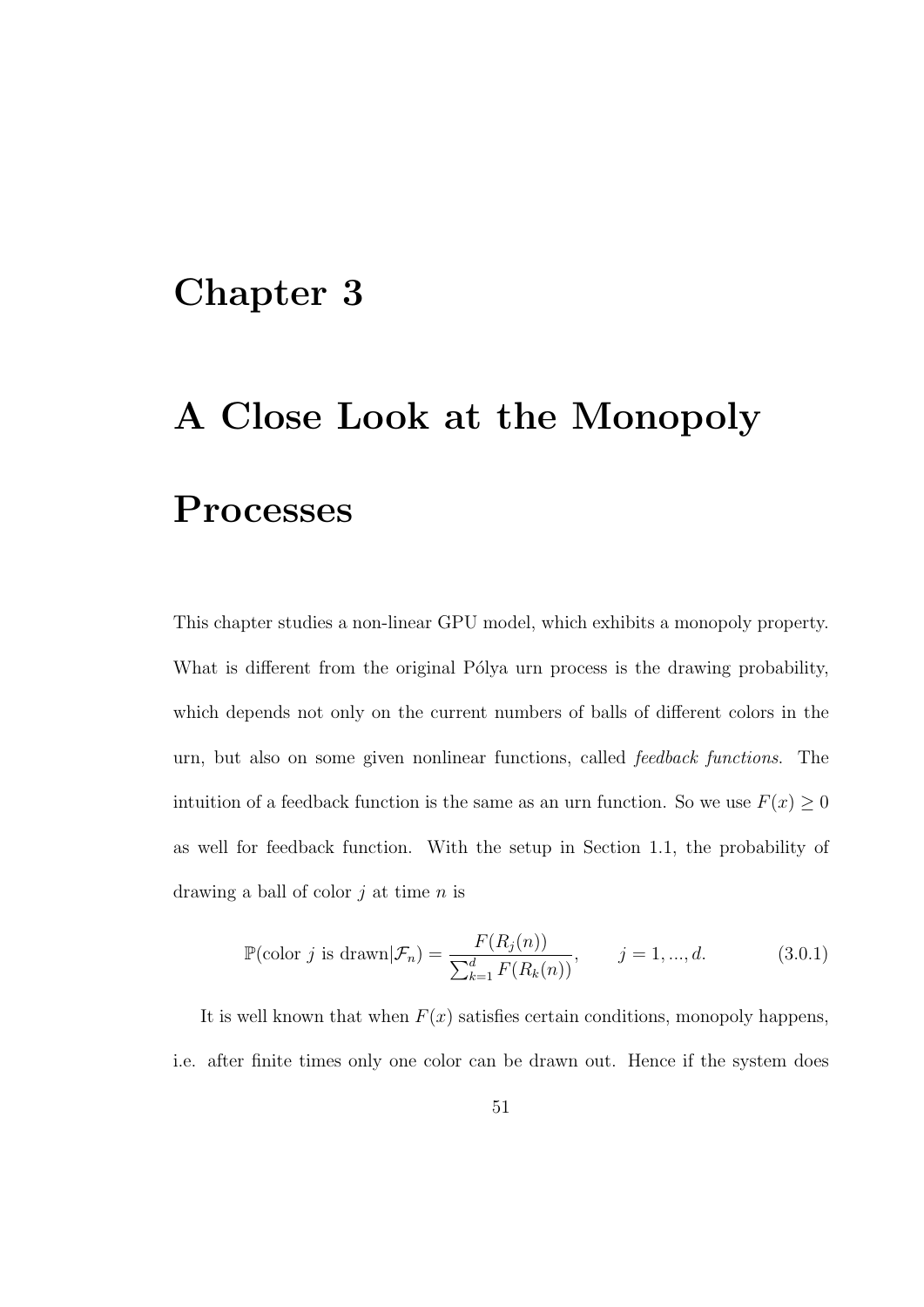# Chapter 3

# A Close Look at the Monopoly Processes

This chapter studies a non-linear GPU model, which exhibits a monopoly property. What is different from the original Pólya urn process is the drawing probability, which depends not only on the current numbers of balls of different colors in the urn, but also on some given nonlinear functions, called *feedback functions*. The intuition of a feedback function is the same as an urn function. So we use $F(x) \geq 0$ as well for feedback function. With the setup in Section 1.1, the probability of drawing a ball of color $j$ at time $n$ is

$$\mathbb{P}(\text{color } j \text{ is drawn}|\mathcal{F}_n) = \frac{F(R_j(n))}{\sum_{k=1}^{d} F(R_k(n))}, \qquad j = 1, ..., d. \tag{3.0.1}$$

It is well known that when $F(x)$ satisfies certain conditions, monopoly happens, i.e. after finite times only one color can be drawn out. Hence if the system does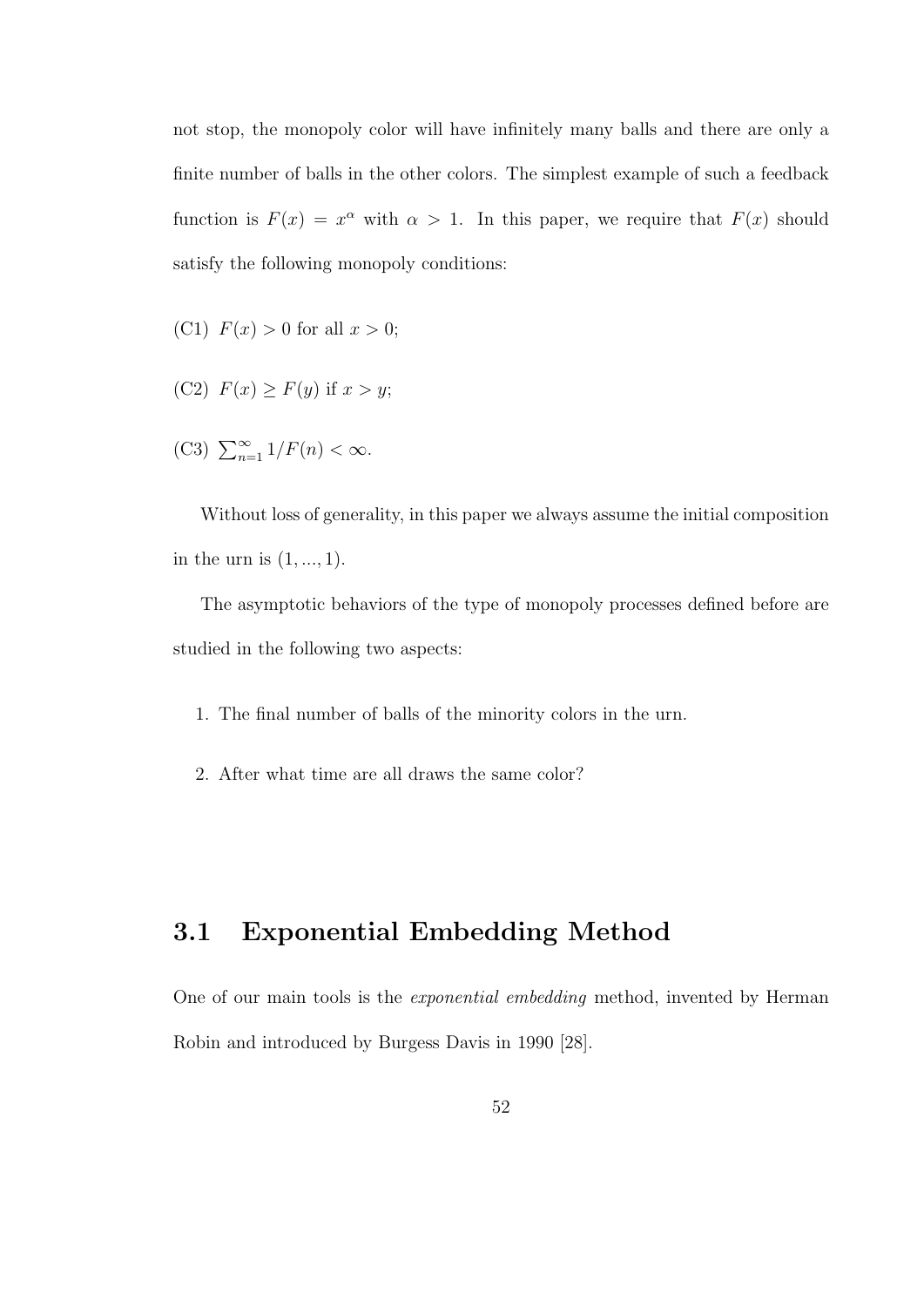not stop, the monopoly color will have infinitely many balls and there are only a finite number of balls in the other colors. The simplest example of such a feedback function is $F(x) = x^\alpha$ with $\alpha > 1$. In this paper, we require that $F(x)$ should satisfy the following monopoly conditions:

(C1) $F(x) > 0$ for all $x > 0$;

(C2) $F(x) \geq F(y)$ if $x > y$;

(C3) $\sum_{n=1}^{\infty} 1/F(n) < \infty$.

Without loss of generality, in this paper we always assume the initial composition in the urn is $(1, ..., 1)$.

The asymptotic behaviors of the type of monopoly processes defined before are studied in the following two aspects:

1. The final number of balls of the minority colors in the urn.

2. After what time are all draws the same color?

## 3.1 Exponential Embedding Method

One of our main tools is the *exponential embedding* method, invented by Herman Robin and introduced by Burgess Davis in 1990 [28].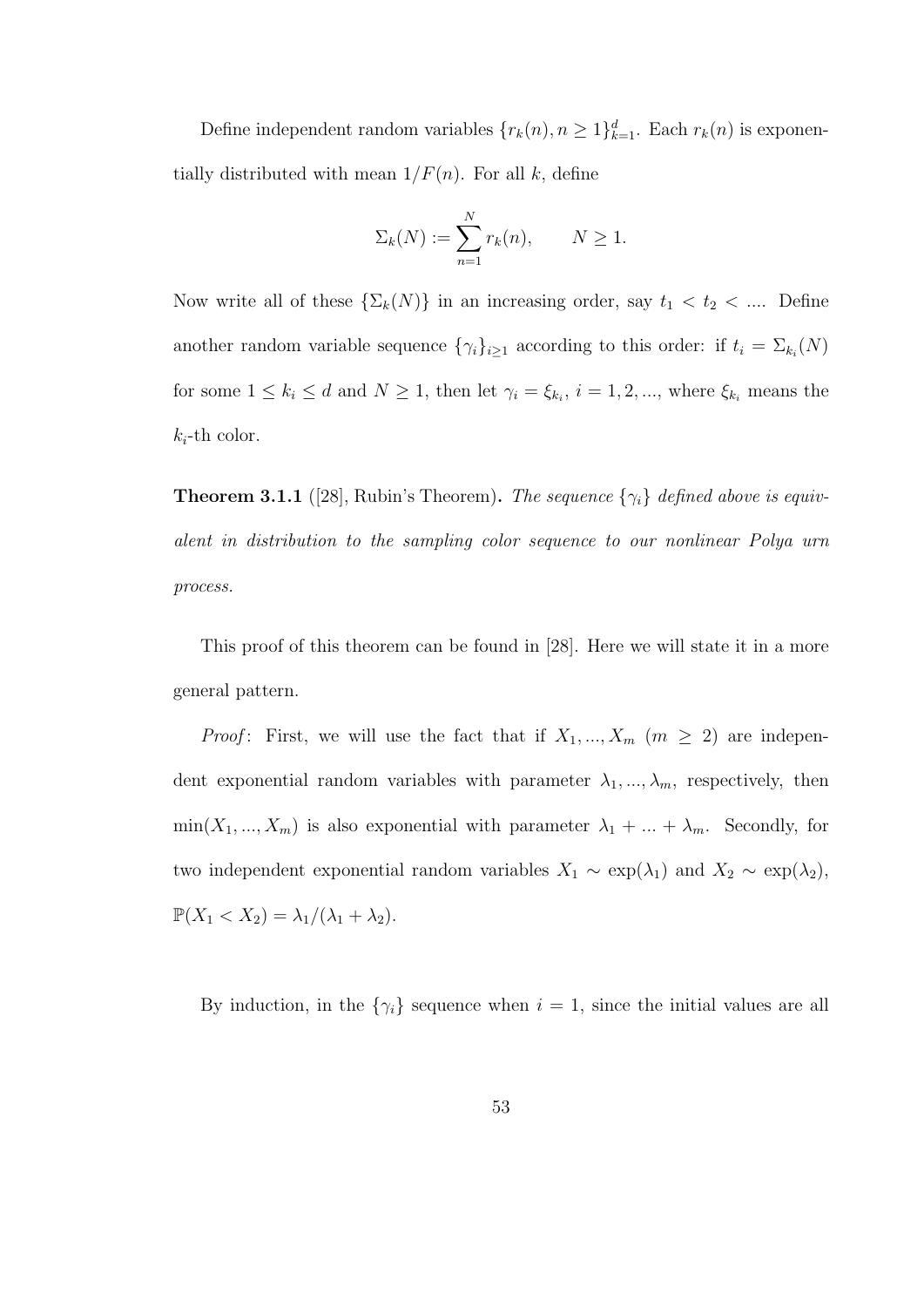Define independent random variables $\{r_k(n), n \geq 1\}_{k=1}^{d}$. Each $r_k(n)$ is exponentially distributed with mean $1/F(n)$. For all $k$, define

$$\Sigma_k(N) := \sum_{n=1}^{N} r_k(n), \qquad N \geq 1.$$

Now write all of these $\{\Sigma_k(N)\}$ in an increasing order, say $t_1 < t_2 < ....$ Define another random variable sequence $\{\gamma_i\}_{i \geq 1}$ according to this order: if $t_i = \Sigma_{k_i}(N)$ for some $1 \leq k_i \leq d$ and $N \geq 1$, then let $\gamma_i = \xi_{k_i}$, $i = 1, 2, ...$, where $\xi_{k_i}$ means the $k_i$-th color.

**Theorem 3.1.1** ([28], Rubin's Theorem). *The sequence $\{\gamma_i\}$ defined above is equivalent in distribution to the sampling color sequence to our nonlinear Polya urn process.*

This proof of this theorem can be found in [28]. Here we will state it in a more general pattern.

*Proof*: First, we will use the fact that if $X_1, ..., X_m$ $(m \geq 2)$ are independent exponential random variables with parameter $\lambda_1, ..., \lambda_m$, respectively, then $\min(X_1, ..., X_m)$ is also exponential with parameter $\lambda_1 + ... + \lambda_m$. Secondly, for two independent exponential random variables $X_1 \sim \exp(\lambda_1)$ and $X_2 \sim \exp(\lambda_2)$, $\mathbb{P}(X_1 < X_2) = \lambda_1/(\lambda_1 + \lambda_2)$.

By induction, in the $\{\gamma_i\}$ sequence when $i = 1$, since the initial values are all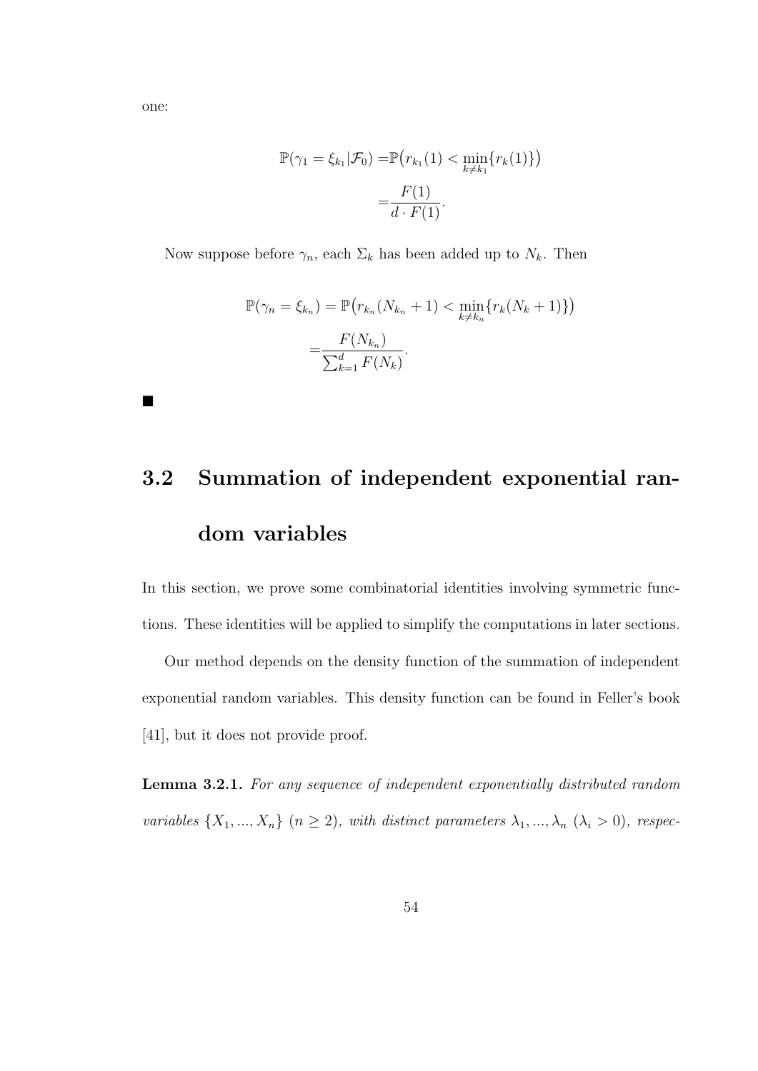one:

$$
\begin{aligned}
\mathbb{P}(\gamma_1 = \xi_{k_1} | \mathcal{F}_0) =& \mathbb{P}\big(r_{k_1}(1) < \min_{k \neq k_1}\{r_k(1)\}\big) \\
=& \frac{F(1)}{d \cdot F(1)}.
\end{aligned}
$$

Now suppose before $\gamma_n$, each $\Sigma_k$ has been added up to $N_k$. Then

$$
\begin{aligned}
\mathbb{P}(\gamma_n = \xi_{k_n}) = & \ \mathbb{P}\big(r_{k_n}(N_{k_n} + 1) < \min_{k \neq k_n}\{r_k(N_k + 1)\}\big) \\
=& \frac{F(N_{k_n})}{\sum_{k=1}^{d} F(N_k)}.
\end{aligned}
$$

■

## 3.2 Summation of independent exponential random variables

In this section, we prove some combinatorial identities involving symmetric functions. These identities will be applied to simplify the computations in later sections.

Our method depends on the density function of the summation of independent exponential random variables. This density function can be found in Feller's book [41], but it does not provide proof.

**Lemma 3.2.1.** *For any sequence of independent exponentially distributed random variables $\{X_1, ..., X_n\}$ ($n \geq 2$), with distinct parameters $\lambda_1, ..., \lambda_n$ ($\lambda_i > 0$), respec-*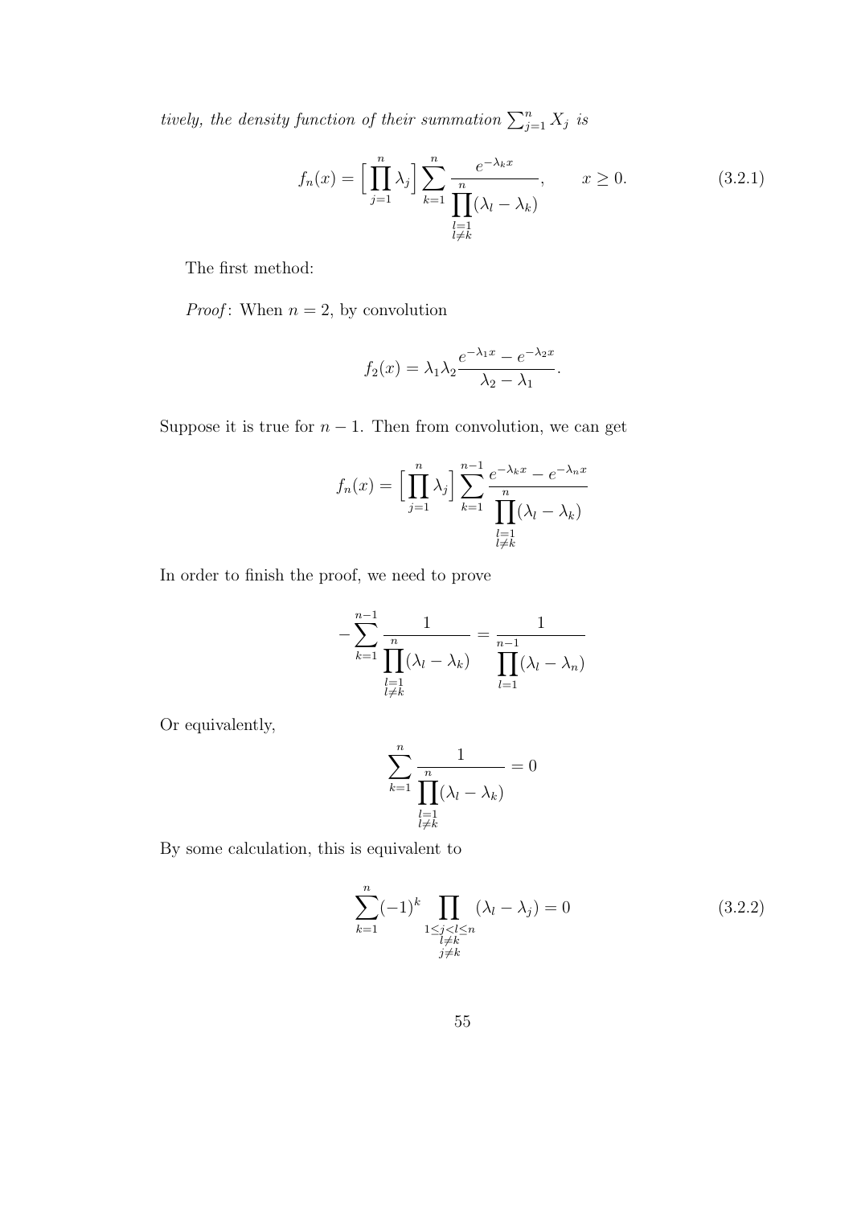*tively, the density function of their summation* $\sum_{j=1}^{n} X_j$ *is*

$$f_n(x) = \Big[\prod_{j=1}^{n} \lambda_j\Big] \sum_{k=1}^{n} \frac{e^{-\lambda_k x}}{\prod\limits_{\substack{l=1 \\ l \neq k}}^{n} (\lambda_l - \lambda_k)}, \qquad x \geq 0. \tag{3.2.1}$$

The first method:

*Proof*: When $n = 2$, by convolution

$$f_2(x) = \lambda_1 \lambda_2 \frac{e^{-\lambda_1 x} - e^{-\lambda_2 x}}{\lambda_2 - \lambda_1}.$$

Suppose it is true for $n - 1$. Then from convolution, we can get

$$f_n(x) = \Big[\prod_{j=1}^{n} \lambda_j\Big] \sum_{k=1}^{n-1} \frac{e^{-\lambda_k x} - e^{-\lambda_n x}}{\prod\limits_{\substack{l=1 \\ l \neq k}}^{n} (\lambda_l - \lambda_k)}$$

In order to finish the proof, we need to prove

$$-\sum_{k=1}^{n-1} \frac{1}{\prod\limits_{\substack{l=1 \\ l \neq k}}^{n} (\lambda_l - \lambda_k)} = \frac{1}{\prod\limits_{l=1}^{n-1} (\lambda_l - \lambda_n)}$$

Or equivalently,

$$\sum_{k=1}^{n} \frac{1}{\prod\limits_{\substack{l=1 \\ l \neq k}}^{n} (\lambda_l - \lambda_k)} = 0$$

By some calculation, this is equivalent to

$$\sum_{k=1}^{n} (-1)^k \prod_{\substack{1 \leq j < l \leq n \\ l \neq k \\ j \neq k}} (\lambda_l - \lambda_j) = 0 \tag{3.2.2}$$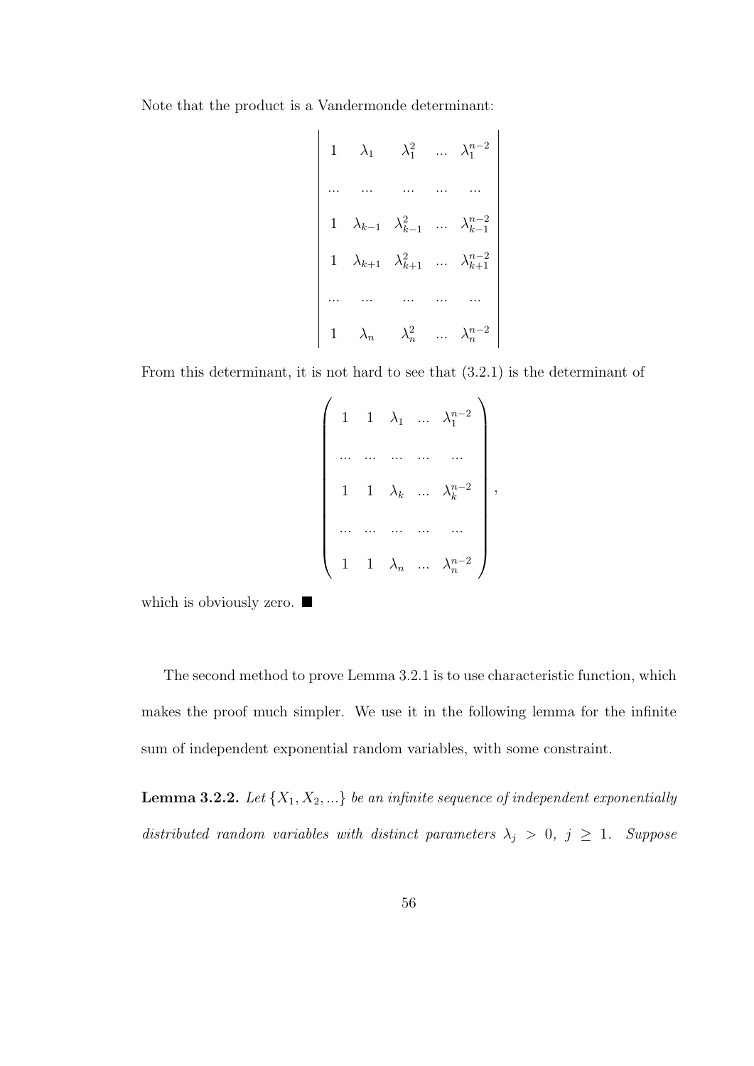Note that the product is a Vandermonde determinant:

$$
\begin{vmatrix}
1 & \lambda_1 & \lambda_1^2 & \dots & \lambda_1^{n-2} \\
\dots & \dots & \dots & \dots & \dots \\
1 & \lambda_{k-1} & \lambda_{k-1}^2 & \dots & \lambda_{k-1}^{n-2} \\
1 & \lambda_{k+1} & \lambda_{k+1}^2 & \dots & \lambda_{k+1}^{n-2} \\
\dots & \dots & \dots & \dots & \dots \\
1 & \lambda_n & \lambda_n^2 & \dots & \lambda_n^{n-2}
\end{vmatrix}
$$

From this determinant, it is not hard to see that (3.2.1) is the determinant of

$$
\begin{pmatrix}
1 & 1 & \lambda_1 & \dots & \lambda_1^{n-2} \\
\dots & \dots & \dots & \dots & \dots \\
1 & 1 & \lambda_k & \dots & \lambda_k^{n-2} \\
\dots & \dots & \dots & \dots & \dots \\
1 & 1 & \lambda_n & \dots & \lambda_n^{n-2}
\end{pmatrix},
$$

which is obviously zero. ■

The second method to prove Lemma 3.2.1 is to use characteristic function, which makes the proof much simpler. We use it in the following lemma for the infinite sum of independent exponential random variables, with some constraint.

**Lemma 3.2.2.** *Let $\{X_1, X_2, ...\}$ be an infinite sequence of independent exponentially distributed random variables with distinct parameters $\lambda_j > 0$, $j \geq 1$. Suppose*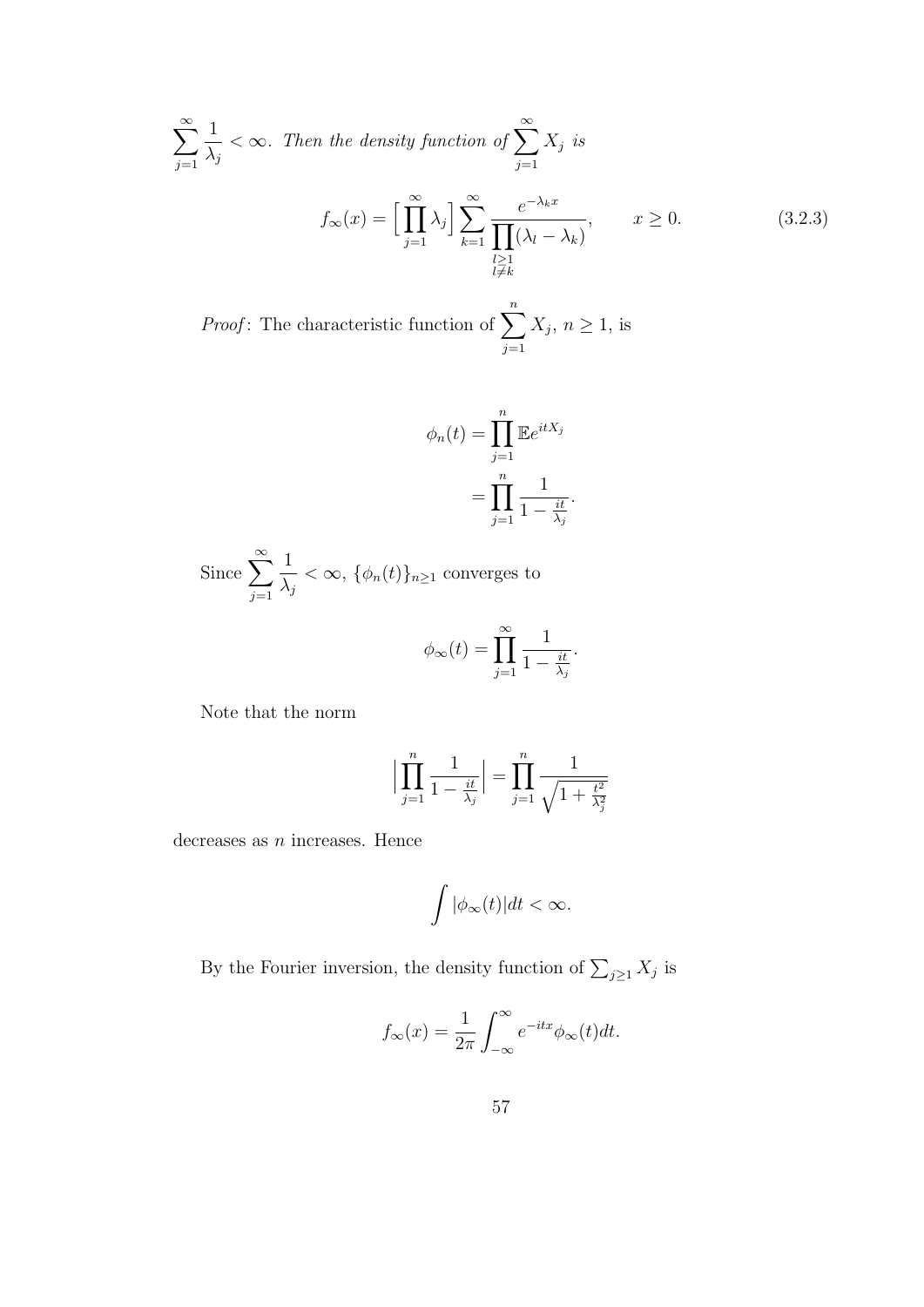$\sum_{j=1}^{\infty} \frac{1}{\lambda_j} < \infty$. *Then the density function of* $\sum_{j=1}^{\infty} X_j$ *is*

$$f_\infty(x) = \Big[\prod_{j=1}^{\infty} \lambda_j\Big] \sum_{k=1}^{\infty} \frac{e^{-\lambda_k x}}{\prod_{\substack{l \geq 1 \\ l \neq k}} (\lambda_l - \lambda_k)}, \qquad x \geq 0. \tag{3.2.3}$$

*Proof*: The characteristic function of $\sum_{j=1}^{n} X_j$, $n \geq 1$, is

$$\begin{aligned}
\phi_n(t) &= \prod_{j=1}^{n} \mathbb{E} e^{itX_j} \\
&= \prod_{j=1}^{n} \frac{1}{1 - \frac{it}{\lambda_j}}.
\end{aligned}$$

Since $\sum_{j=1}^{\infty} \frac{1}{\lambda_j} < \infty$, $\{\phi_n(t)\}_{n \geq 1}$ converges to

$$\phi_\infty(t) = \prod_{j=1}^{\infty} \frac{1}{1 - \frac{it}{\lambda_j}}.$$

Note that the norm

$$\Big| \prod_{j=1}^{n} \frac{1}{1 - \frac{it}{\lambda_j}} \Big| = \prod_{j=1}^{n} \frac{1}{\sqrt{1 + \frac{t^2}{\lambda_j^2}}}$$

decreases as $n$ increases. Hence

$$\int |\phi_\infty(t)| dt < \infty.$$

By the Fourier inversion, the density function of $\sum_{j \geq 1} X_j$ is

$$f_\infty(x) = \frac{1}{2\pi} \int_{-\infty}^{\infty} e^{-itx} \phi_\infty(t) dt.$$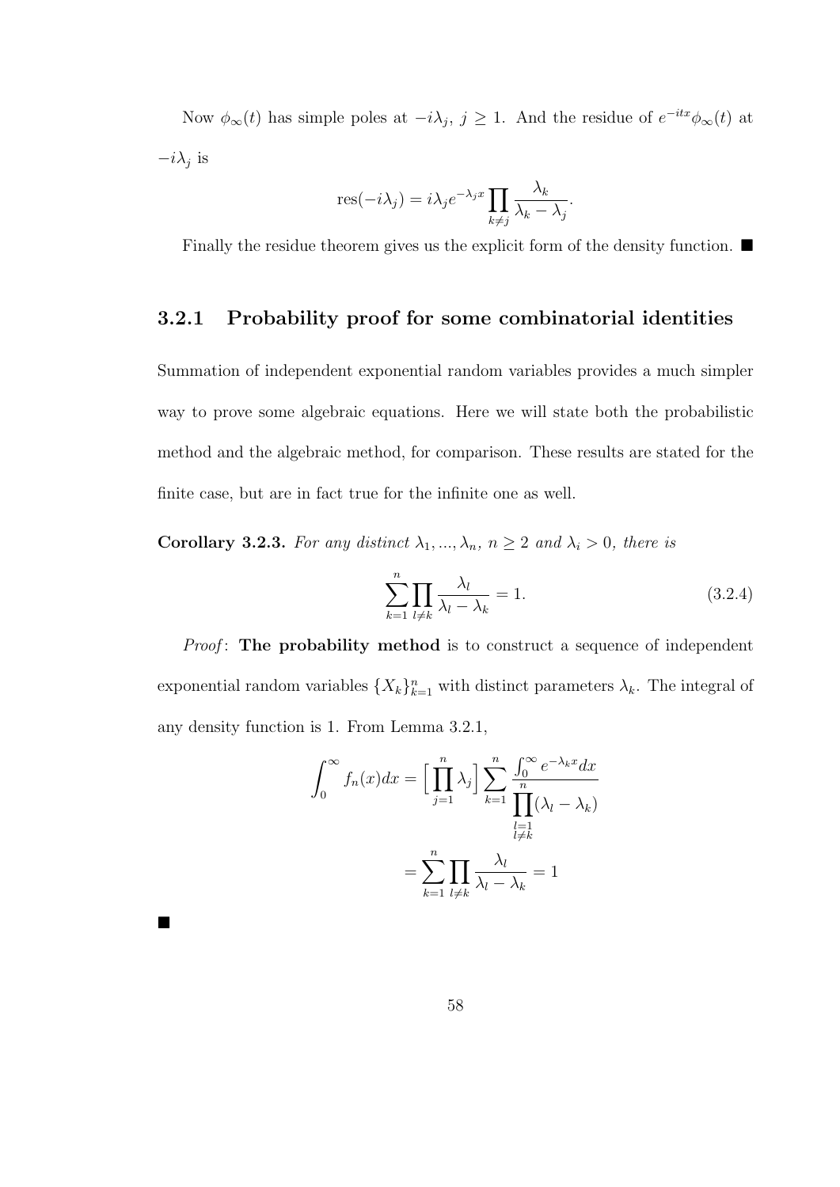Now $\phi_\infty(t)$ has simple poles at $-i\lambda_j$, $j \geq 1$. And the residue of $e^{-itx}\phi_\infty(t)$ at $-i\lambda_j$ is

$$\text{res}(-i\lambda_j) = i\lambda_j e^{-\lambda_j x} \prod_{k \neq j} \frac{\lambda_k}{\lambda_k - \lambda_j}.$$

Finally the residue theorem gives us the explicit form of the density function. ■

### 3.2.1 Probability proof for some combinatorial identities

Summation of independent exponential random variables provides a much simpler way to prove some algebraic equations. Here we will state both the probabilistic method and the algebraic method, for comparison. These results are stated for the finite case, but are in fact true for the infinite one as well.

**Corollary 3.2.3.** *For any distinct $\lambda_1, ..., \lambda_n$, $n \geq 2$ and $\lambda_i > 0$, there is*

$$\sum_{k=1}^{n} \prod_{l \neq k} \frac{\lambda_l}{\lambda_l - \lambda_k} = 1. \tag{3.2.4}$$

*Proof*: **The probability method** is to construct a sequence of independent exponential random variables $\{X_k\}_{k=1}^{n}$ with distinct parameters $\lambda_k$. The integral of any density function is 1. From Lemma 3.2.1,

$$\begin{aligned} \int_0^\infty f_n(x)dx &= \Big[\prod_{j=1}^{n} \lambda_j\Big] \sum_{k=1}^{n} \frac{\int_0^\infty e^{-\lambda_k x} dx}{\prod\limits_{\substack{l=1 \\ l \neq k}}^{n} (\lambda_l - \lambda_k)} \\ &= \sum_{k=1}^{n} \prod_{l \neq k} \frac{\lambda_l}{\lambda_l - \lambda_k} = 1 \end{aligned}$$

■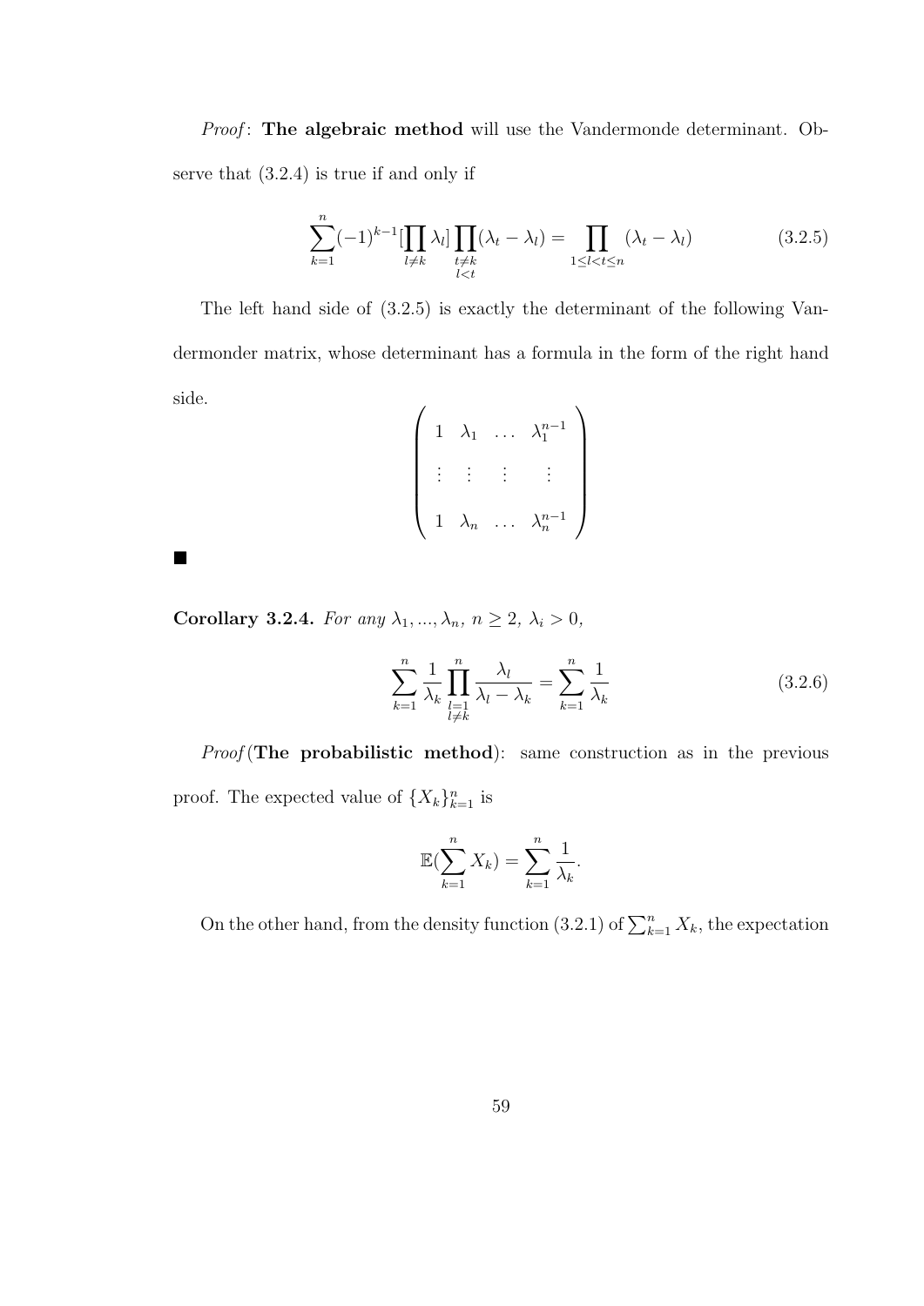*Proof*: **The algebraic method** will use the Vandermonde determinant. Observe that (3.2.4) is true if and only if

$$\sum_{k=1}^{n}(-1)^{k-1}[\prod_{l\neq k}\lambda_l]\prod_{\substack{t\neq k\\ l<t}}(\lambda_t-\lambda_l)=\prod_{1\leq l<t\leq n}(\lambda_t-\lambda_l) \tag{3.2.5}$$

The left hand side of (3.2.5) is exactly the determinant of the following Vandermonder matrix, whose determinant has a formula in the form of the right hand side.

$$\begin{pmatrix} 1 & \lambda_1 & \dots & \lambda_1^{n-1} \\ \vdots & \vdots & \vdots & \vdots \\ 1 & \lambda_n & \dots & \lambda_n^{n-1} \end{pmatrix}$$

■

**Corollary 3.2.4.** *For any $\lambda_1, ..., \lambda_n$, $n \geq 2$, $\lambda_i > 0$,*

$$\sum_{k=1}^{n}\frac{1}{\lambda_k}\prod_{\substack{l=1\\ l\neq k}}^{n}\frac{\lambda_l}{\lambda_l-\lambda_k}=\sum_{k=1}^{n}\frac{1}{\lambda_k} \tag{3.2.6}$$

*Proof* (**The probabilistic method**): same construction as in the previous proof. The expected value of $\{X_k\}_{k=1}^n$ is

$$\mathbb{E}(\sum_{k=1}^{n}X_k)=\sum_{k=1}^{n}\frac{1}{\lambda_k}.$$

On the other hand, from the density function (3.2.1) of $\sum_{k=1}^{n} X_k$, the expectation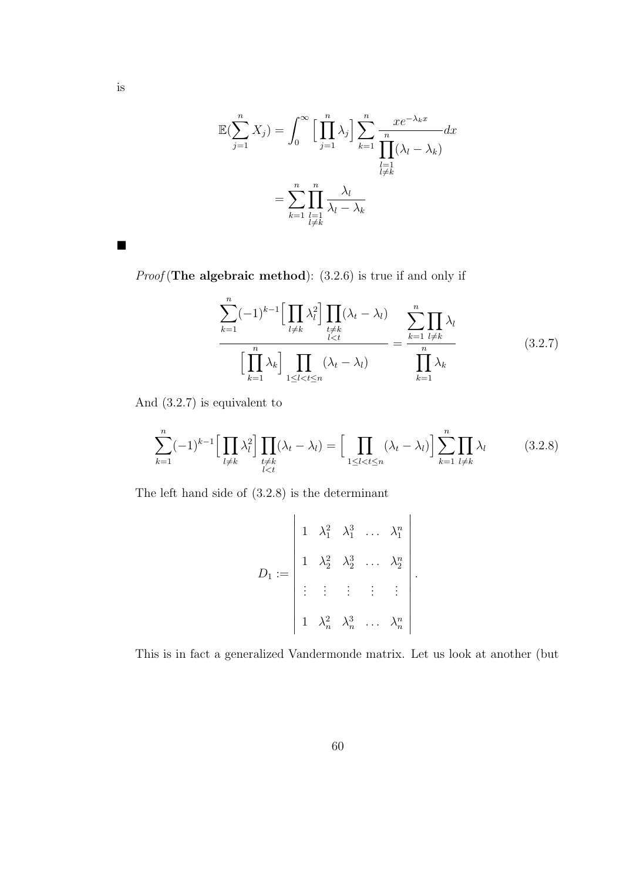is

$$\mathbb{E}(\sum_{j=1}^{n} X_j) = \int_0^\infty \Big[\prod_{j=1}^{n} \lambda_j\Big] \sum_{k=1}^{n} \frac{xe^{-\lambda_k x}}{\prod\limits_{\substack{l=1 \\ l \neq k}}^{n} (\lambda_l - \lambda_k)} dx$$

$$= \sum_{k=1}^{n} \prod_{\substack{l=1 \\ l \neq k}}^{n} \frac{\lambda_l}{\lambda_l - \lambda_k}$$

■

*Proof* (**The algebraic method**): (3.2.6) is true if and only if

$$\frac{\sum\limits_{k=1}^{n} (-1)^{k-1} \Big[\prod\limits_{l \neq k} \lambda_l^2\Big] \prod\limits_{\substack{t \neq k \\ l < t}} (\lambda_t - \lambda_l)}{\Big[\prod\limits_{k=1}^{n} \lambda_k\Big] \prod\limits_{1 \leq l < t \leq n} (\lambda_t - \lambda_l)} = \frac{\sum\limits_{k=1}^{n} \prod\limits_{l \neq k} \lambda_l}{\prod\limits_{k=1}^{n} \lambda_k} \tag{3.2.7}$$

And (3.2.7) is equivalent to

$$\sum_{k=1}^{n} (-1)^{k-1} \Big[\prod_{l \neq k} \lambda_l^2\Big] \prod_{\substack{t \neq k \\ l < t}} (\lambda_t - \lambda_l) = \Big[\prod_{1 \leq l < t \leq n} (\lambda_t - \lambda_l)\Big] \sum_{k=1}^{n} \prod_{l \neq k} \lambda_l \tag{3.2.8}$$

The left hand side of (3.2.8) is the determinant

$$D_1 := \begin{vmatrix} 1 & \lambda_1^2 & \lambda_1^3 & \dots & \lambda_1^n \\ 1 & \lambda_2^2 & \lambda_2^3 & \dots & \lambda_2^n \\ \vdots & \vdots & \vdots & \vdots & \vdots \\ 1 & \lambda_n^2 & \lambda_n^3 & \dots & \lambda_n^n \end{vmatrix}.$$

This is in fact a generalized Vandermonde matrix. Let us look at another (but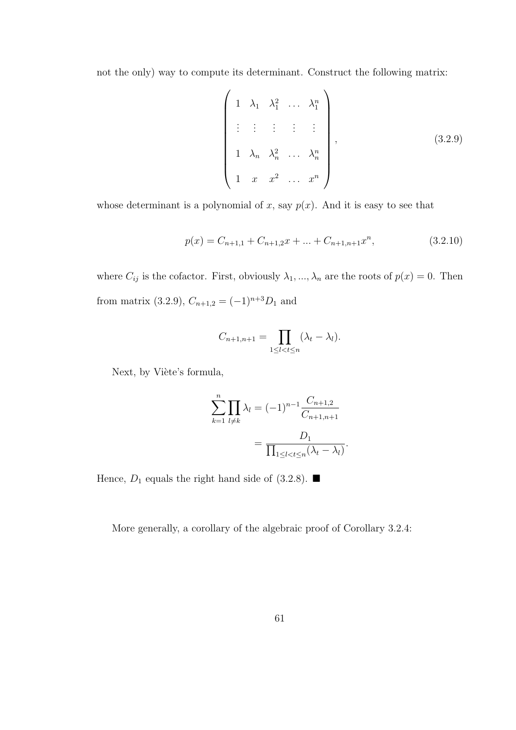not the only) way to compute its determinant. Construct the following matrix:

$$\begin{pmatrix} 1 & \lambda_1 & \lambda_1^2 & \dots & \lambda_1^n \\ \vdots & \vdots & \vdots & \vdots & \vdots \\ 1 & \lambda_n & \lambda_n^2 & \dots & \lambda_n^n \\ 1 & x & x^2 & \dots & x^n \end{pmatrix}, \tag{3.2.9}$$

whose determinant is a polynomial of $x$, say $p(x)$. And it is easy to see that

$$p(x) = C_{n+1,1} + C_{n+1,2}x + ... + C_{n+1,n+1}x^n, \tag{3.2.10}$$

where $C_{ij}$ is the cofactor. First, obviously $\lambda_1, ..., \lambda_n$ are the roots of $p(x) = 0$. Then from matrix (3.2.9), $C_{n+1,2} = (-1)^{n+3}D_1$ and

$$C_{n+1,n+1} = \prod_{1 \le l < t \le n} (\lambda_t - \lambda_l).$$

Next, by Viète's formula,

$$\begin{aligned} \sum_{k=1}^{n} \prod_{l \neq k} \lambda_l &= (-1)^{n-1} \frac{C_{n+1,2}}{C_{n+1,n+1}} \\ &= \frac{D_1}{\prod_{1 \le l < t \le n} (\lambda_t - \lambda_l)}. \end{aligned}$$

Hence, $D_1$ equals the right hand side of (3.2.8). ■

More generally, a corollary of the algebraic proof of Corollary 3.2.4: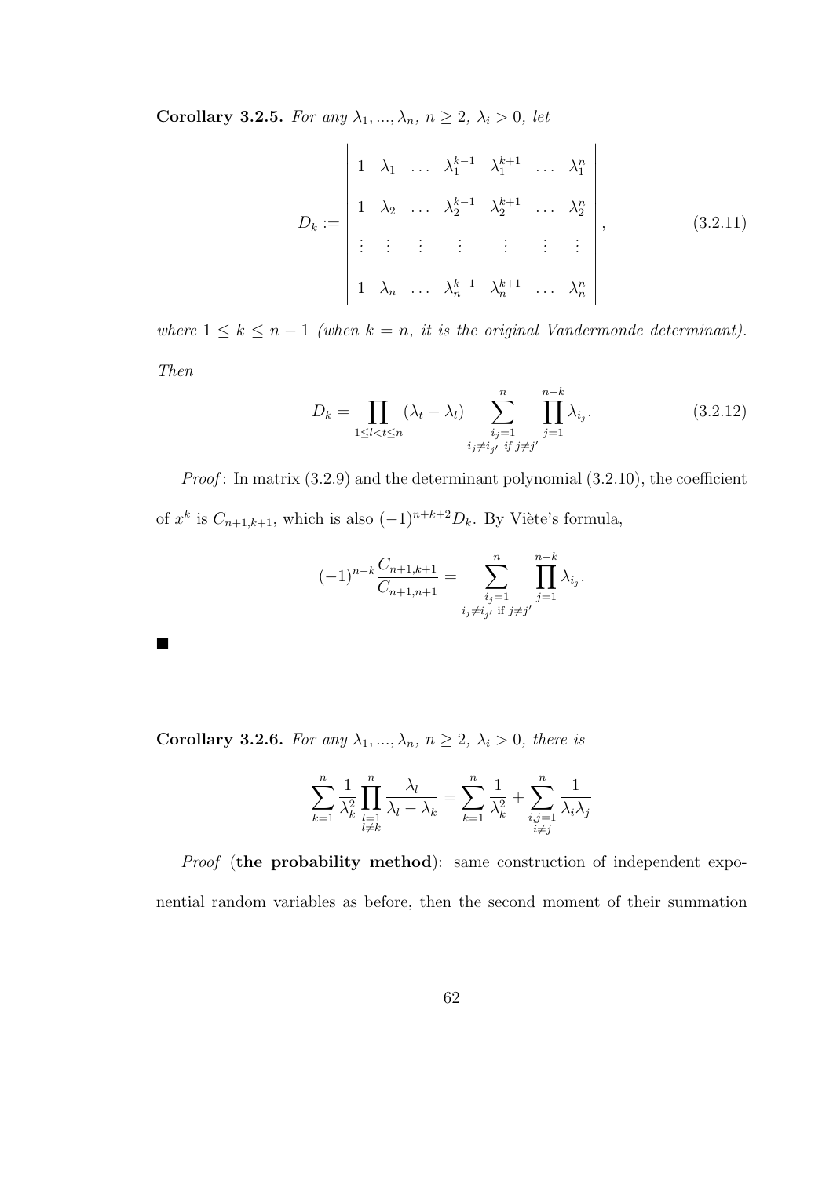**Corollary 3.2.5.** *For any $\lambda_1, ..., \lambda_n$, $n \geq 2$, $\lambda_i > 0$, let*

$$D_k := \begin{vmatrix} 1 & \lambda_1 & \ldots & \lambda_1^{k-1} & \lambda_1^{k+1} & \ldots & \lambda_1^n \\ 1 & \lambda_2 & \ldots & \lambda_2^{k-1} & \lambda_2^{k+1} & \ldots & \lambda_2^n \\ \vdots & \vdots & \vdots & \vdots & \vdots & \vdots & \vdots \\ 1 & \lambda_n & \ldots & \lambda_n^{k-1} & \lambda_n^{k+1} & \ldots & \lambda_n^n \end{vmatrix}, \tag{3.2.11}$$

*where $1 \leq k \leq n-1$ (when $k = n$, it is the original Vandermonde determinant). Then*

$$D_k = \prod_{1 \leq l < t \leq n} (\lambda_t - \lambda_l) \sum_{\substack{i_j = 1 \\ i_j \neq i_{j'} \text{ if } j \neq j'}}^{n} \prod_{j=1}^{n-k} \lambda_{i_j}. \tag{3.2.12}$$

*Proof*: In matrix (3.2.9) and the determinant polynomial (3.2.10), the coefficient of $x^k$ is $C_{n+1,k+1}$, which is also $(-1)^{n+k+2} D_k$. By Viète's formula,

$$(-1)^{n-k} \frac{C_{n+1,k+1}}{C_{n+1,n+1}} = \sum_{\substack{i_j = 1 \\ i_j \neq i_{j'} \text{ if } j \neq j'}}^{n} \prod_{j=1}^{n-k} \lambda_{i_j}.$$

■

**Corollary 3.2.6.** *For any $\lambda_1, ..., \lambda_n$, $n \geq 2$, $\lambda_i > 0$, there is*

$$\sum_{k=1}^{n} \frac{1}{\lambda_k^2} \prod_{\substack{l=1 \\ l \neq k}}^{n} \frac{\lambda_l}{\lambda_l - \lambda_k} = \sum_{k=1}^{n} \frac{1}{\lambda_k^2} + \sum_{\substack{i,j=1 \\ i \neq j}}^{n} \frac{1}{\lambda_i \lambda_j}$$

*Proof* (**the probability method**): same construction of independent exponential random variables as before, then the second moment of their summation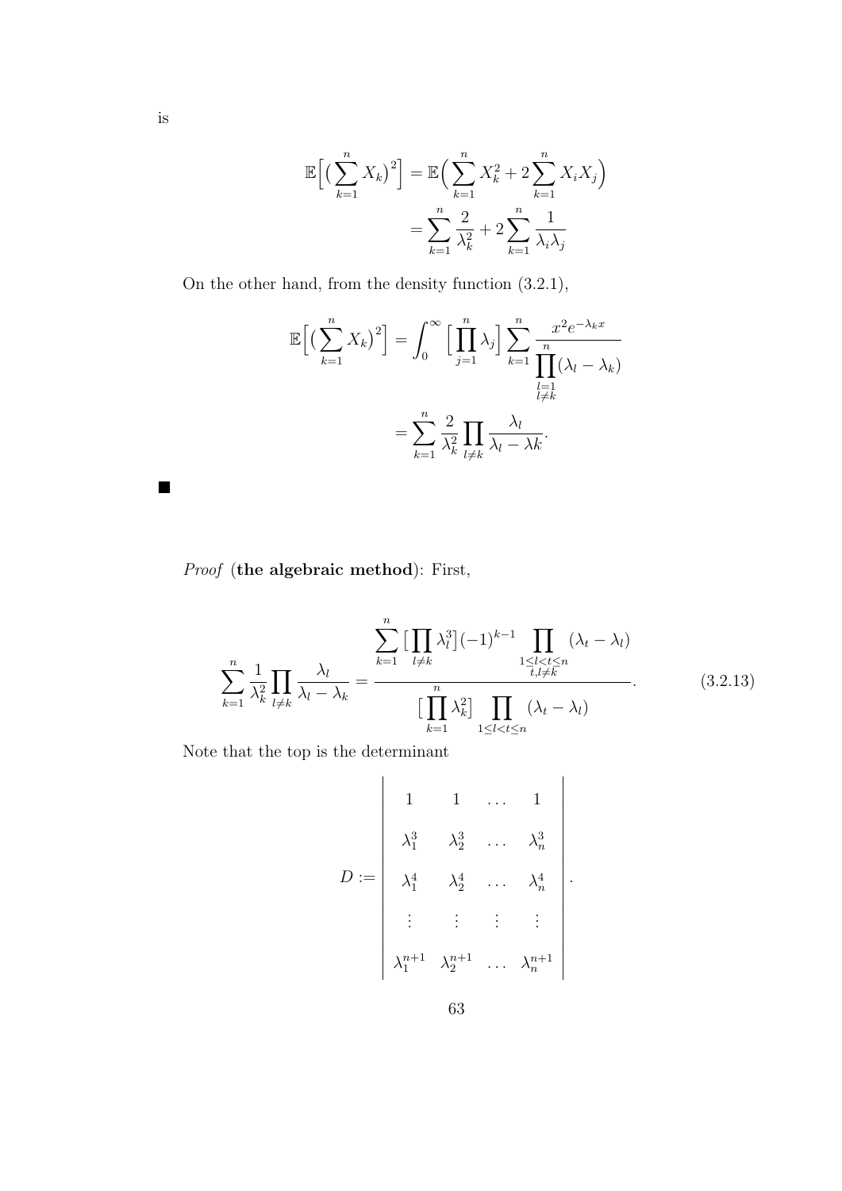is

$$\mathbb{E}\Big[\big(\sum_{k=1}^{n} X_k\big)^2\Big] = \mathbb{E}\Big(\sum_{k=1}^{n} X_k^2 + 2\sum_{k=1}^{n} X_i X_j\Big)$$
$$= \sum_{k=1}^{n} \frac{2}{\lambda_k^2} + 2\sum_{k=1}^{n} \frac{1}{\lambda_i \lambda_j}$$

On the other hand, from the density function (3.2.1),

$$\mathbb{E}\Big[\big(\sum_{k=1}^{n} X_k\big)^2\Big] = \int_0^\infty \Big[\prod_{j=1}^{n} \lambda_j\Big] \sum_{k=1}^{n} \frac{x^2 e^{-\lambda_k x}}{\prod_{\substack{l=1 \\ l\neq k}}^{n} (\lambda_l - \lambda_k)}$$
$$= \sum_{k=1}^{n} \frac{2}{\lambda_k^2} \prod_{l\neq k} \frac{\lambda_l}{\lambda_l - \lambda k}.$$

■

*Proof* (**the algebraic method**): First,

$$\sum_{k=1}^{n} \frac{1}{\lambda_k^2} \prod_{l\neq k} \frac{\lambda_l}{\lambda_l - \lambda_k} = \frac{\sum_{k=1}^{n} \big[\prod_{l\neq k} \lambda_l^3\big] (-1)^{k-1} \prod_{\substack{1\leq l<t\leq n \\ t,l\neq k}} (\lambda_t - \lambda_l)}{\big[\prod_{k=1}^{n} \lambda_k^2\big] \prod_{1\leq l<t\leq n} (\lambda_t - \lambda_l)}. \tag{3.2.13}$$

Note that the top is the determinant

$$D := \begin{vmatrix} 1 & 1 & \dots & 1 \\ \lambda_1^3 & \lambda_2^3 & \dots & \lambda_n^3 \\ \lambda_1^4 & \lambda_2^4 & \dots & \lambda_n^4 \\ \vdots & \vdots & \vdots & \vdots \\ \lambda_1^{n+1} & \lambda_2^{n+1} & \dots & \lambda_n^{n+1} \end{vmatrix}.$$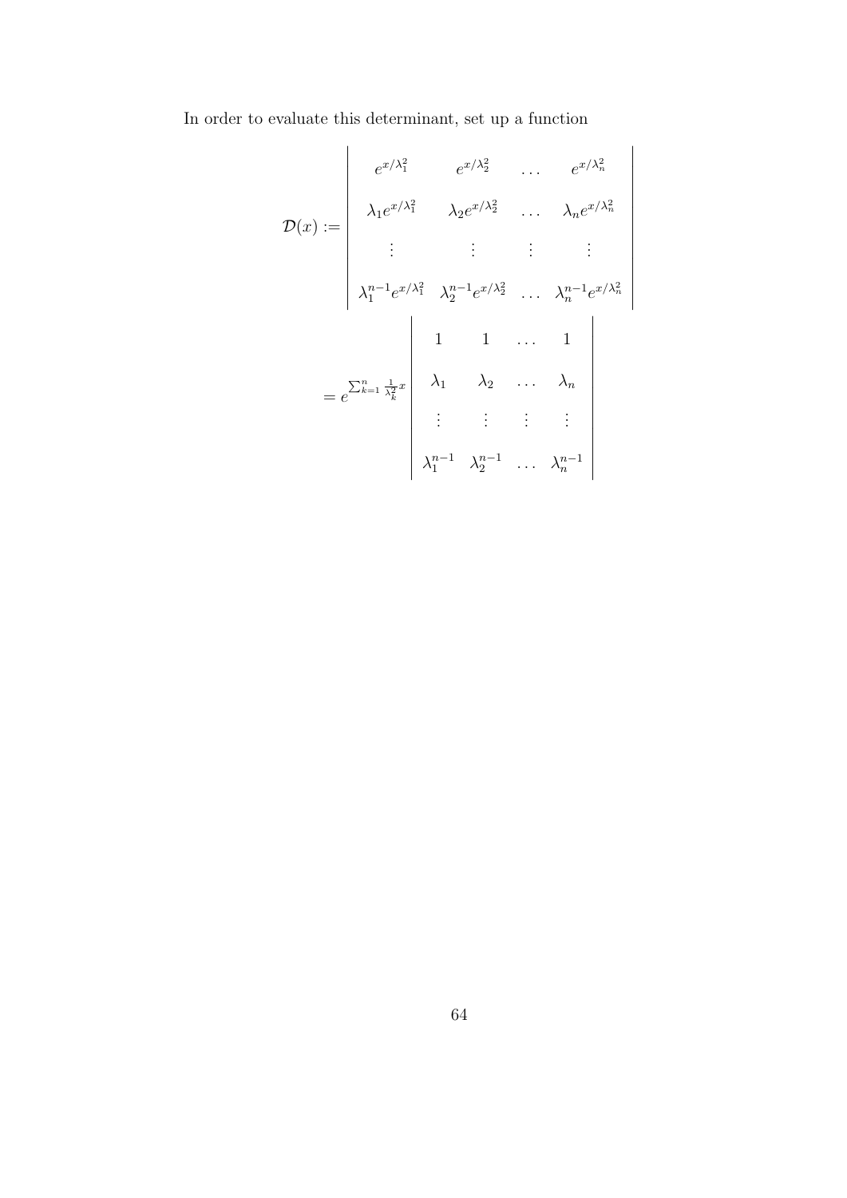In order to evaluate this determinant, set up a function

$$
\mathcal{D}(x) := \begin{vmatrix} e^{x/\lambda_1^2} & e^{x/\lambda_2^2} & \dots & e^{x/\lambda_n^2} \\ \lambda_1 e^{x/\lambda_1^2} & \lambda_2 e^{x/\lambda_2^2} & \dots & \lambda_n e^{x/\lambda_n^2} \\ \vdots & \vdots & \vdots & \vdots \\ \lambda_1^{n-1} e^{x/\lambda_1^2} & \lambda_2^{n-1} e^{x/\lambda_2^2} & \dots & \lambda_n^{n-1} e^{x/\lambda_n^2} \end{vmatrix}
$$

$$
= e^{\sum_{k=1}^{n} \frac{1}{\lambda_k^2} x} \begin{vmatrix} 1 & 1 & \dots & 1 \\ \lambda_1 & \lambda_2 & \dots & \lambda_n \\ \vdots & \vdots & \vdots & \vdots \\ \lambda_1^{n-1} & \lambda_2^{n-1} & \dots & \lambda_n^{n-1} \end{vmatrix}
$$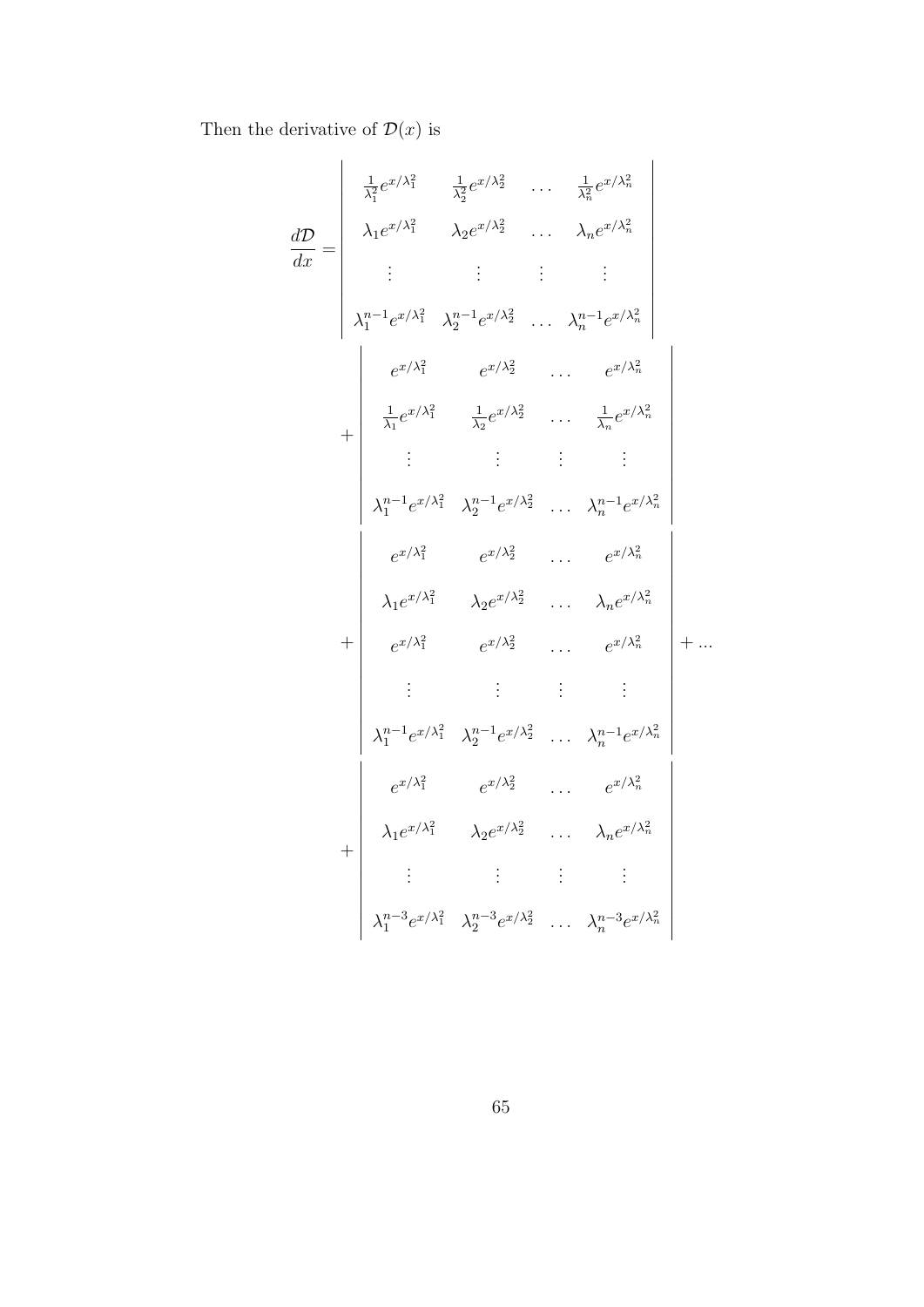Then the derivative of $\mathcal{D}(x)$ is

$$
\frac{d\mathcal{D}}{dx} = \begin{vmatrix} \frac{1}{\lambda_1^2} e^{x/\lambda_1^2} & \frac{1}{\lambda_2^2} e^{x/\lambda_2^2} & \dots & \frac{1}{\lambda_n^2} e^{x/\lambda_n^2} \\ \lambda_1 e^{x/\lambda_1^2} & \lambda_2 e^{x/\lambda_2^2} & \dots & \lambda_n e^{x/\lambda_n^2} \\ \vdots & \vdots & \vdots & \vdots \\ \lambda_1^{n-1} e^{x/\lambda_1^2} & \lambda_2^{n-1} e^{x/\lambda_2^2} & \dots & \lambda_n^{n-1} e^{x/\lambda_n^2} \end{vmatrix}
$$

$$
+ \begin{vmatrix} e^{x/\lambda_1^2} & e^{x/\lambda_2^2} & \dots & e^{x/\lambda_n^2} \\ \frac{1}{\lambda_1} e^{x/\lambda_1^2} & \frac{1}{\lambda_2} e^{x/\lambda_2^2} & \dots & \frac{1}{\lambda_n} e^{x/\lambda_n^2} \\ \vdots & \vdots & \vdots & \vdots \\ \lambda_1^{n-1} e^{x/\lambda_1^2} & \lambda_2^{n-1} e^{x/\lambda_2^2} & \dots & \lambda_n^{n-1} e^{x/\lambda_n^2} \end{vmatrix}
$$

$$
+ \begin{vmatrix} e^{x/\lambda_1^2} & e^{x/\lambda_2^2} & \dots & e^{x/\lambda_n^2} \\ \lambda_1 e^{x/\lambda_1^2} & \lambda_2 e^{x/\lambda_2^2} & \dots & \lambda_n e^{x/\lambda_n^2} \\ e^{x/\lambda_1^2} & e^{x/\lambda_2^2} & \dots & e^{x/\lambda_n^2} \\ \vdots & \vdots & \vdots & \vdots \\ \lambda_1^{n-1} e^{x/\lambda_1^2} & \lambda_2^{n-1} e^{x/\lambda_2^2} & \dots & \lambda_n^{n-1} e^{x/\lambda_n^2} \end{vmatrix} + \dots
$$

$$
+ \begin{vmatrix} e^{x/\lambda_1^2} & e^{x/\lambda_2^2} & \dots & e^{x/\lambda_n^2} \\ \lambda_1 e^{x/\lambda_1^2} & \lambda_2 e^{x/\lambda_2^2} & \dots & \lambda_n e^{x/\lambda_n^2} \\ \vdots & \vdots & \vdots & \vdots \\ \lambda_1^{n-3} e^{x/\lambda_1^2} & \lambda_2^{n-3} e^{x/\lambda_2^2} & \dots & \lambda_n^{n-3} e^{x/\lambda_n^2} \end{vmatrix}
$$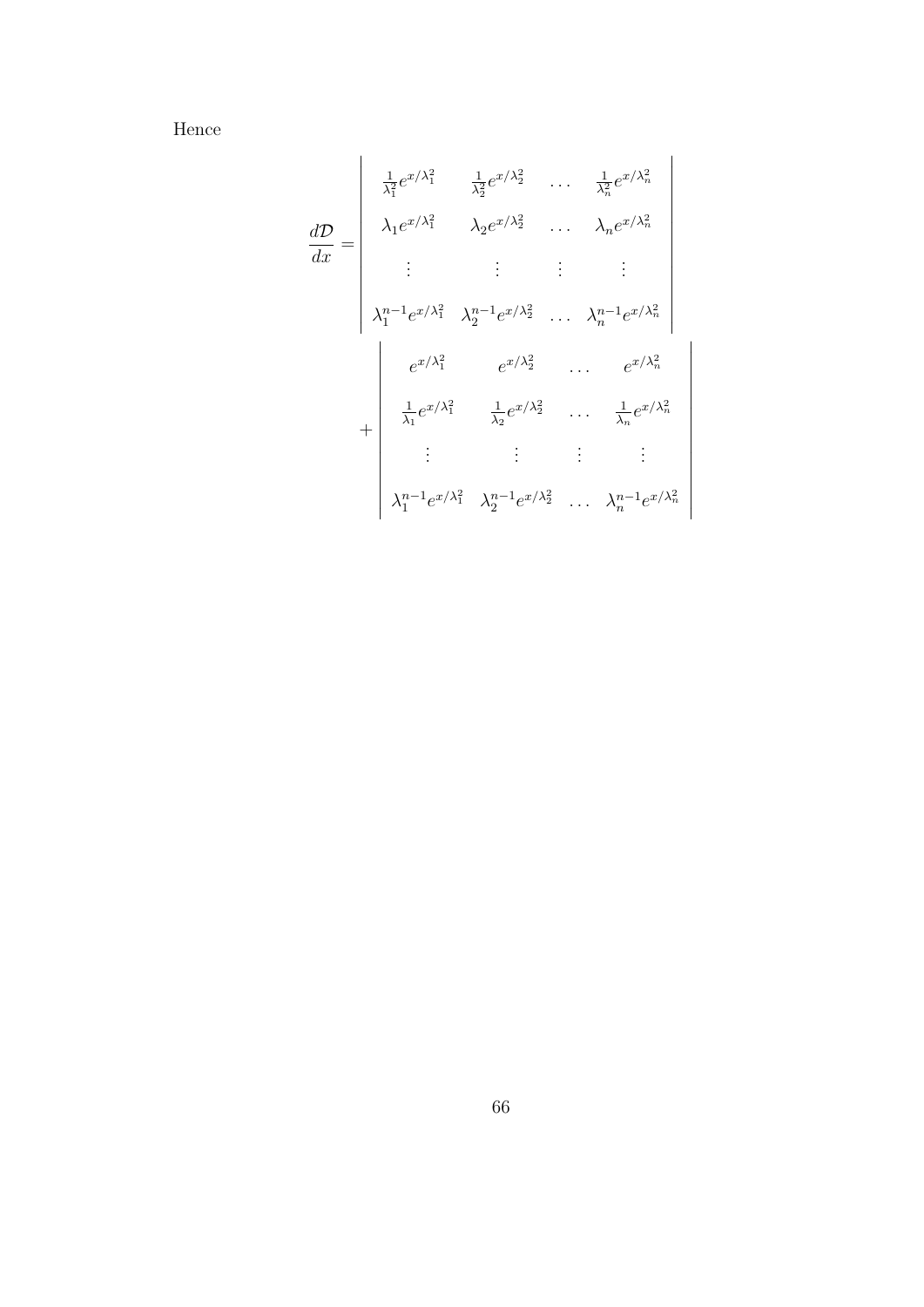Hence

$$\frac{d\mathcal{D}}{dx} = \begin{vmatrix} \frac{1}{\lambda_1^2} e^{x/\lambda_1^2} & \frac{1}{\lambda_2^2} e^{x/\lambda_2^2} & \dots & \frac{1}{\lambda_n^2} e^{x/\lambda_n^2} \\ \lambda_1 e^{x/\lambda_1^2} & \lambda_2 e^{x/\lambda_2^2} & \dots & \lambda_n e^{x/\lambda_n^2} \\ \vdots & \vdots & \vdots & \vdots \\ \lambda_1^{n-1} e^{x/\lambda_1^2} & \lambda_2^{n-1} e^{x/\lambda_2^2} & \dots & \lambda_n^{n-1} e^{x/\lambda_n^2} \end{vmatrix}$$

$$+ \begin{vmatrix} e^{x/\lambda_1^2} & e^{x/\lambda_2^2} & \dots & e^{x/\lambda_n^2} \\ \frac{1}{\lambda_1} e^{x/\lambda_1^2} & \frac{1}{\lambda_2} e^{x/\lambda_2^2} & \dots & \frac{1}{\lambda_n} e^{x/\lambda_n^2} \\ \vdots & \vdots & \vdots & \vdots \\ \lambda_1^{n-1} e^{x/\lambda_1^2} & \lambda_2^{n-1} e^{x/\lambda_2^2} & \dots & \lambda_n^{n-1} e^{x/\lambda_n^2} \end{vmatrix}$$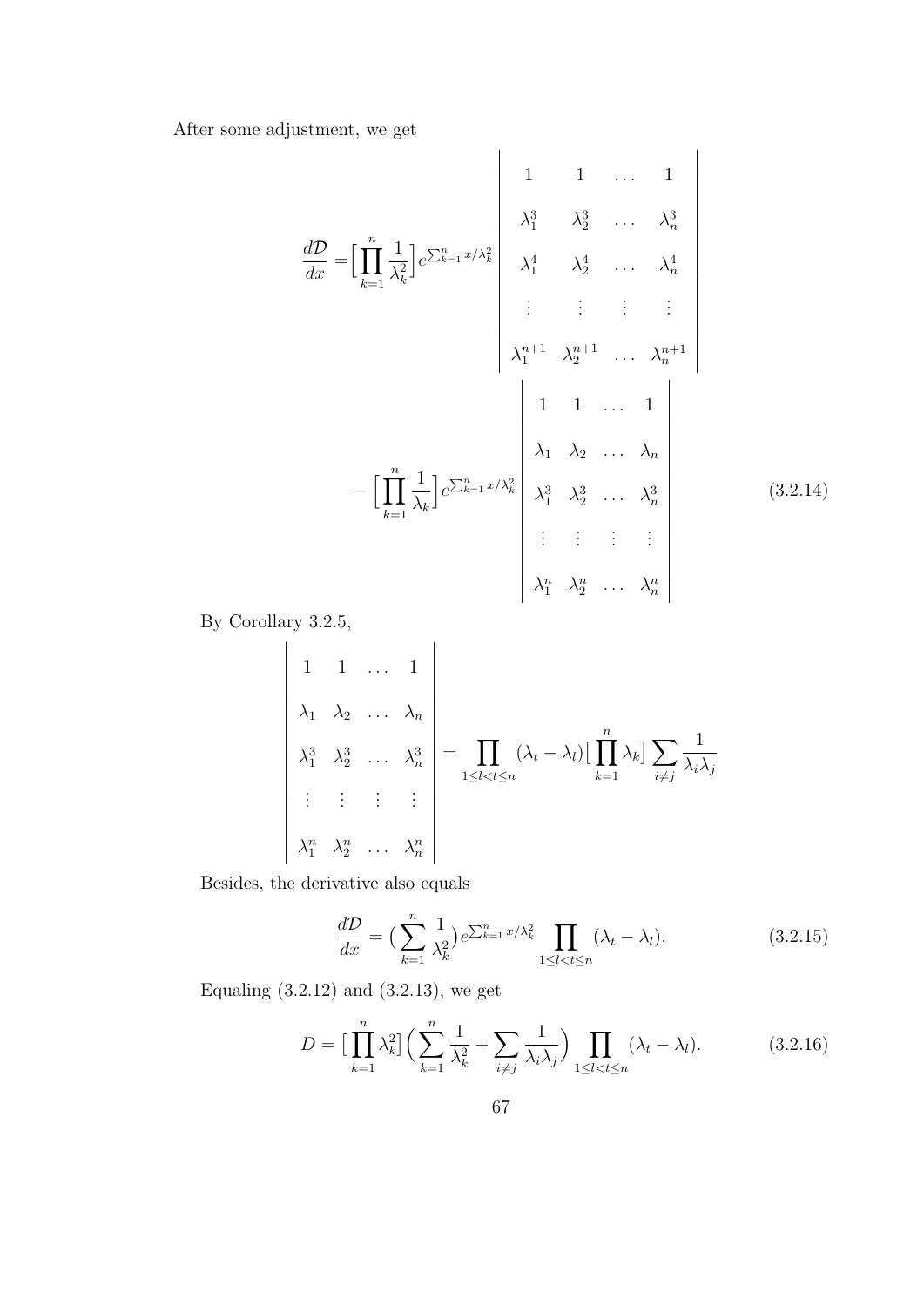After some adjustment, we get

$$
\begin{aligned}
\frac{d\mathcal{D}}{dx} =& \Big[\prod_{k=1}^{n} \frac{1}{\lambda_k^2}\Big] e^{\sum_{k=1}^{n} x/\lambda_k^2} \begin{vmatrix} 1 & 1 & \dots & 1 \\ \lambda_1^3 & \lambda_2^3 & \dots & \lambda_n^3 \\ \lambda_1^4 & \lambda_2^4 & \dots & \lambda_n^4 \\ \vdots & \vdots & \vdots & \vdots \\ \lambda_1^{n+1} & \lambda_2^{n+1} & \dots & \lambda_n^{n+1} \end{vmatrix} \\
&- \Big[\prod_{k=1}^{n} \frac{1}{\lambda_k}\Big] e^{\sum_{k=1}^{n} x/\lambda_k^2} \begin{vmatrix} 1 & 1 & \dots & 1 \\ \lambda_1 & \lambda_2 & \dots & \lambda_n \\ \lambda_1^3 & \lambda_2^3 & \dots & \lambda_n^3 \\ \vdots & \vdots & \vdots & \vdots \\ \lambda_1^n & \lambda_2^n & \dots & \lambda_n^n \end{vmatrix}
\end{aligned} \tag{3.2.14}
$$

By Corollary 3.2.5,

$$
\begin{vmatrix} 1 & 1 & \dots & 1 \\ \lambda_1 & \lambda_2 & \dots & \lambda_n \\ \lambda_1^3 & \lambda_2^3 & \dots & \lambda_n^3 \\ \vdots & \vdots & \vdots & \vdots \\ \lambda_1^n & \lambda_2^n & \dots & \lambda_n^n \end{vmatrix} = \prod_{1 \le l < t \le n} (\lambda_t - \lambda_l) \big[\prod_{k=1}^{n} \lambda_k\big] \sum_{i \ne j} \frac{1}{\lambda_i \lambda_j}
$$

Besides, the derivative also equals

$$
\frac{d\mathcal{D}}{dx} = (\sum_{k=1}^{n} \frac{1}{\lambda_k^2}) e^{\sum_{k=1}^{n} x/\lambda_k^2} \prod_{1 \le l < t \le n} (\lambda_t - \lambda_l). \tag{3.2.15}
$$

Equaling (3.2.12) and (3.2.13), we get

$$
D = \big[\prod_{k=1}^{n} \lambda_k^2\big] \Big( \sum_{k=1}^{n} \frac{1}{\lambda_k^2} + \sum_{i \ne j} \frac{1}{\lambda_i \lambda_j} \Big) \prod_{1 \le l < t \le n} (\lambda_t - \lambda_l). \tag{3.2.16}
$$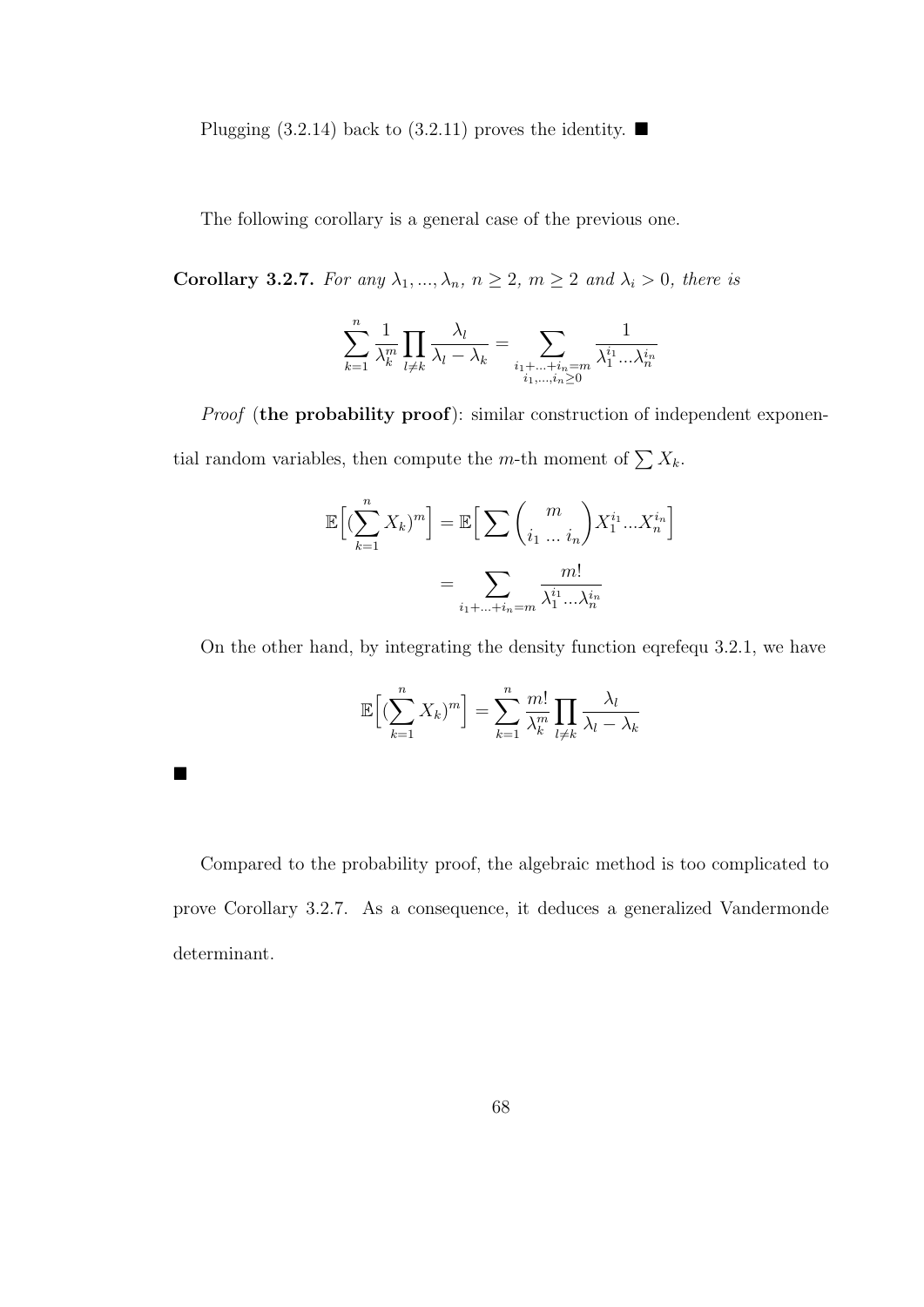Plugging (3.2.14) back to (3.2.11) proves the identity. ■

The following corollary is a general case of the previous one.

**Corollary 3.2.7.** *For any $\lambda_1, ..., \lambda_n$, $n \geq 2$, $m \geq 2$ and $\lambda_i > 0$, there is*

$$\sum_{k=1}^{n} \frac{1}{\lambda_k^m} \prod_{l \neq k} \frac{\lambda_l}{\lambda_l - \lambda_k} = \sum_{\substack{i_1 + ... + i_n = m \\ i_1, ..., i_n \geq 0}} \frac{1}{\lambda_1^{i_1} ... \lambda_n^{i_n}}$$

*Proof* (**the probability proof**): similar construction of independent exponential random variables, then compute the $m$-th moment of $\sum X_k$.

$$\mathbb{E}\Big[(\sum_{k=1}^{n} X_k)^m\Big] = \mathbb{E}\Big[\sum \binom{m}{i_1 \; ... \; i_n} X_1^{i_1} ... X_n^{i_n}\Big]$$
$$= \sum_{i_1 + ... + i_n = m} \frac{m!}{\lambda_1^{i_1} ... \lambda_n^{i_n}}$$

On the other hand, by integrating the density function eqrefequ 3.2.1, we have

$$\mathbb{E}\Big[(\sum_{k=1}^{n} X_k)^m\Big] = \sum_{k=1}^{n} \frac{m!}{\lambda_k^m} \prod_{l \neq k} \frac{\lambda_l}{\lambda_l - \lambda_k}$$

■

Compared to the probability proof, the algebraic method is too complicated to prove Corollary 3.2.7. As a consequence, it deduces a generalized Vandermonde determinant.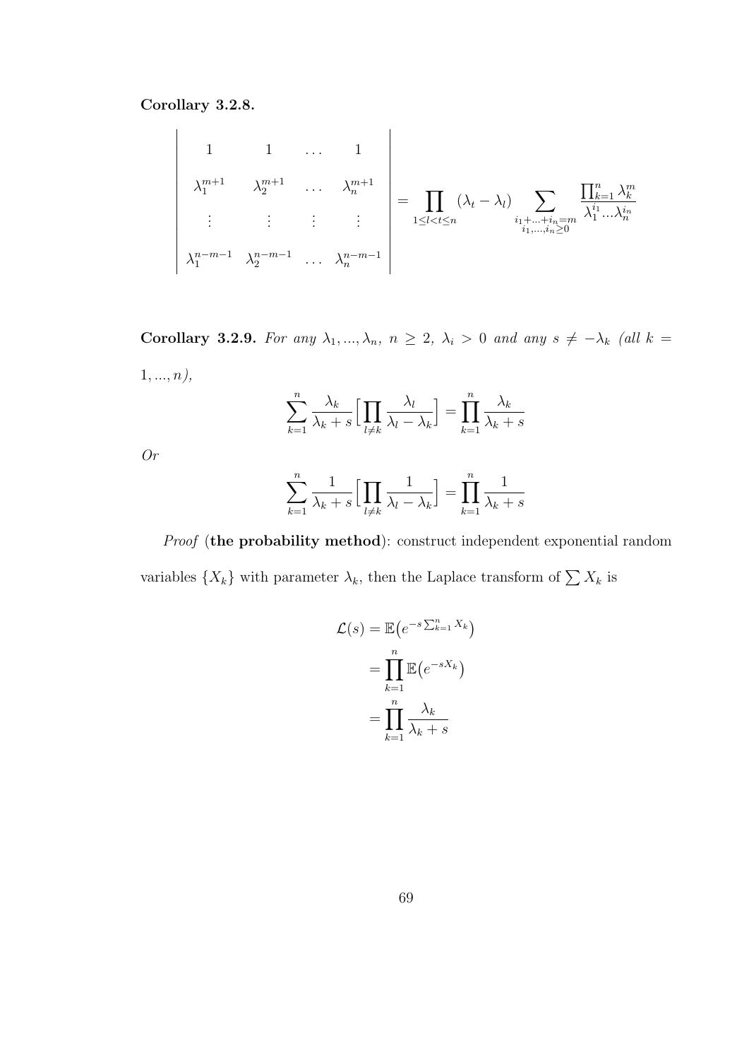**Corollary 3.2.8.**

$$\begin{vmatrix} 1 & 1 & \dots & 1 \\ \lambda_1^{m+1} & \lambda_2^{m+1} & \dots & \lambda_n^{m+1} \\ \vdots & \vdots & \vdots & \vdots \\ \lambda_1^{n-m-1} & \lambda_2^{n-m-1} & \dots & \lambda_n^{n-m-1} \end{vmatrix} = \prod_{1 \le l < t \le n} (\lambda_t - \lambda_l) \sum_{\substack{i_1 + \dots + i_n = m \\ i_1, \dots, i_n \ge 0}} \frac{\prod_{k=1}^n \lambda_k^m}{\lambda_1^{i_1} \dots \lambda_n^{i_n}}$$

**Corollary 3.2.9.** *For any $\lambda_1, \dots, \lambda_n$, $n \ge 2$, $\lambda_i > 0$ and any $s \ne -\lambda_k$ (all $k = 1, \dots, n$),*

$$\sum_{k=1}^n \frac{\lambda_k}{\lambda_k + s} \Big[ \prod_{l \ne k} \frac{\lambda_l}{\lambda_l - \lambda_k} \Big] = \prod_{k=1}^n \frac{\lambda_k}{\lambda_k + s}$$

*Or*

$$\sum_{k=1}^n \frac{1}{\lambda_k + s} \Big[ \prod_{l \ne k} \frac{1}{\lambda_l - \lambda_k} \Big] = \prod_{k=1}^n \frac{1}{\lambda_k + s}$$

*Proof* (**the probability method**): construct independent exponential random variables $\{X_k\}$ with parameter $\lambda_k$, then the Laplace transform of $\sum X_k$ is

$$\begin{aligned} \mathcal{L}(s) &= \mathbb{E}\big(e^{-s \sum_{k=1}^n X_k}\big) \\ &= \prod_{k=1}^n \mathbb{E}\big(e^{-sX_k}\big) \\ &= \prod_{k=1}^n \frac{\lambda_k}{\lambda_k + s} \end{aligned}$$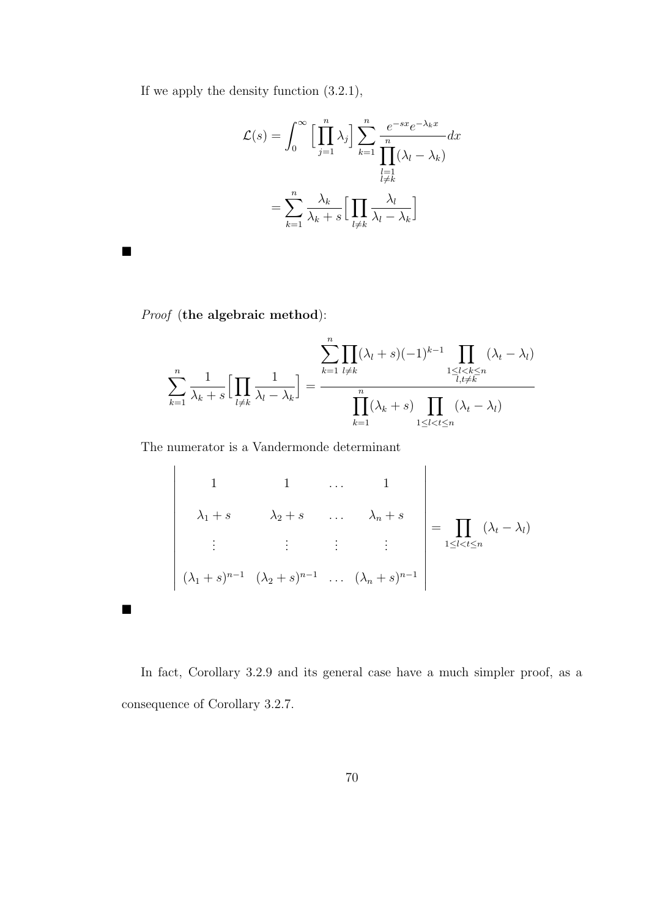If we apply the density function (3.2.1),

$$
\begin{aligned}
\mathcal{L}(s) &= \int_0^\infty \Big[\prod_{j=1}^n \lambda_j\Big] \sum_{k=1}^n \frac{e^{-sx}e^{-\lambda_k x}}{\prod\limits_{\substack{l=1\\ l\neq k}}^{n}(\lambda_l - \lambda_k)} dx \\
&= \sum_{k=1}^n \frac{\lambda_k}{\lambda_k + s}\Big[\prod_{l\neq k}\frac{\lambda_l}{\lambda_l - \lambda_k}\Big]
\end{aligned}
$$

■

*Proof* (**the algebraic method**):

$$
\sum_{k=1}^n \frac{1}{\lambda_k + s}\Big[\prod_{l\neq k}\frac{1}{\lambda_l - \lambda_k}\Big] = \frac{\sum\limits_{k=1}^n \prod\limits_{l\neq k}(\lambda_l + s)(-1)^{k-1} \prod\limits_{\substack{1\leq l<k\leq n\\ l,t\neq k}}(\lambda_t - \lambda_l)}{\prod\limits_{k=1}^n (\lambda_k + s) \prod\limits_{1\leq l<t\leq n}(\lambda_t - \lambda_l)}
$$

The numerator is a Vandermonde determinant

$$
\begin{vmatrix}
1 & 1 & \dots & 1 \\
\lambda_1 + s & \lambda_2 + s & \dots & \lambda_n + s \\
\vdots & \vdots & \vdots & \vdots \\
(\lambda_1 + s)^{n-1} & (\lambda_2 + s)^{n-1} & \dots & (\lambda_n + s)^{n-1}
\end{vmatrix} = \prod_{1\leq l<t\leq n}(\lambda_t - \lambda_l)
$$

■

In fact, Corollary 3.2.9 and its general case have a much simpler proof, as a consequence of Corollary 3.2.7.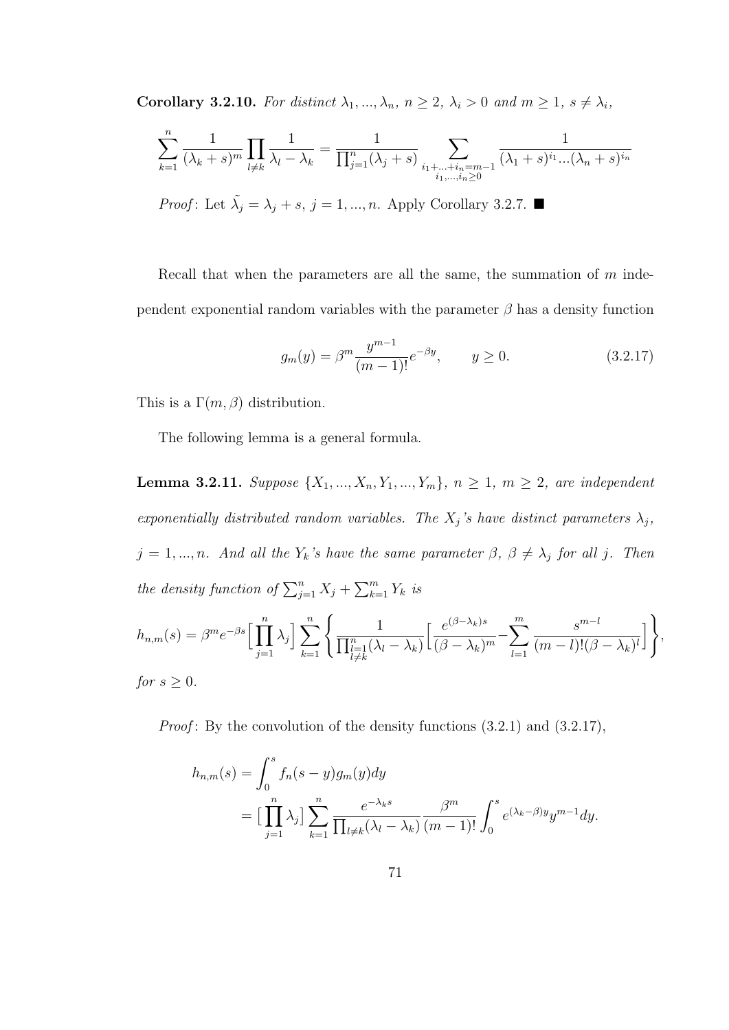**Corollary 3.2.10.** *For distinct $\lambda_1, ..., \lambda_n$, $n \geq 2$, $\lambda_i > 0$ and $m \geq 1$, $s \neq \lambda_i$,*

$$\sum_{k=1}^{n} \frac{1}{(\lambda_k + s)^m} \prod_{l \neq k} \frac{1}{\lambda_l - \lambda_k} = \frac{1}{\prod_{j=1}^{n}(\lambda_j + s)} \sum_{\substack{i_1+...+i_n=m-1 \\ i_1,...,i_n \geq 0}} \frac{1}{(\lambda_1 + s)^{i_1} ... (\lambda_n + s)^{i_n}}$$

*Proof*: Let $\tilde{\lambda_j} = \lambda_j + s$, $j = 1, ..., n$. Apply Corollary 3.2.7. ■

Recall that when the parameters are all the same, the summation of $m$ independent exponential random variables with the parameter $\beta$ has a density function

$$g_m(y) = \beta^m \frac{y^{m-1}}{(m-1)!} e^{-\beta y}, \qquad y \geq 0. \tag{3.2.17}$$

This is a $\Gamma(m, \beta)$ distribution.

The following lemma is a general formula.

**Lemma 3.2.11.** *Suppose $\{X_1, ..., X_n, Y_1, ..., Y_m\}$, $n \geq 1$, $m \geq 2$, are independent exponentially distributed random variables. The $X_j$'s have distinct parameters $\lambda_j$, $j = 1, ..., n$. And all the $Y_k$'s have the same parameter $\beta$, $\beta \neq \lambda_j$ for all $j$. Then the density function of $\sum_{j=1}^{n} X_j + \sum_{k=1}^{m} Y_k$ is*

$$h_{n,m}(s) = \beta^m e^{-\beta s} \Big[\prod_{j=1}^{n} \lambda_j\Big] \sum_{k=1}^{n} \left\{ \frac{1}{\prod_{\substack{l=1 \\ l \neq k}}^{n} (\lambda_l - \lambda_k)} \Big[ \frac{e^{(\beta - \lambda_k)s}}{(\beta - \lambda_k)^m} - \sum_{l=1}^{m} \frac{s^{m-l}}{(m-l)!(\beta - \lambda_k)^l} \Big] \right\},$$

*for $s \geq 0$.*

*Proof*: By the convolution of the density functions (3.2.1) and (3.2.17),

$$\begin{aligned} h_{n,m}(s) &= \int_0^s f_n(s-y) g_m(y) dy \\ &= \big[\prod_{j=1}^{n} \lambda_j\big] \sum_{k=1}^{n} \frac{e^{-\lambda_k s}}{\prod_{l \neq k}(\lambda_l - \lambda_k)} \frac{\beta^m}{(m-1)!} \int_0^s e^{(\lambda_k - \beta)y} y^{m-1} dy. \end{aligned}$$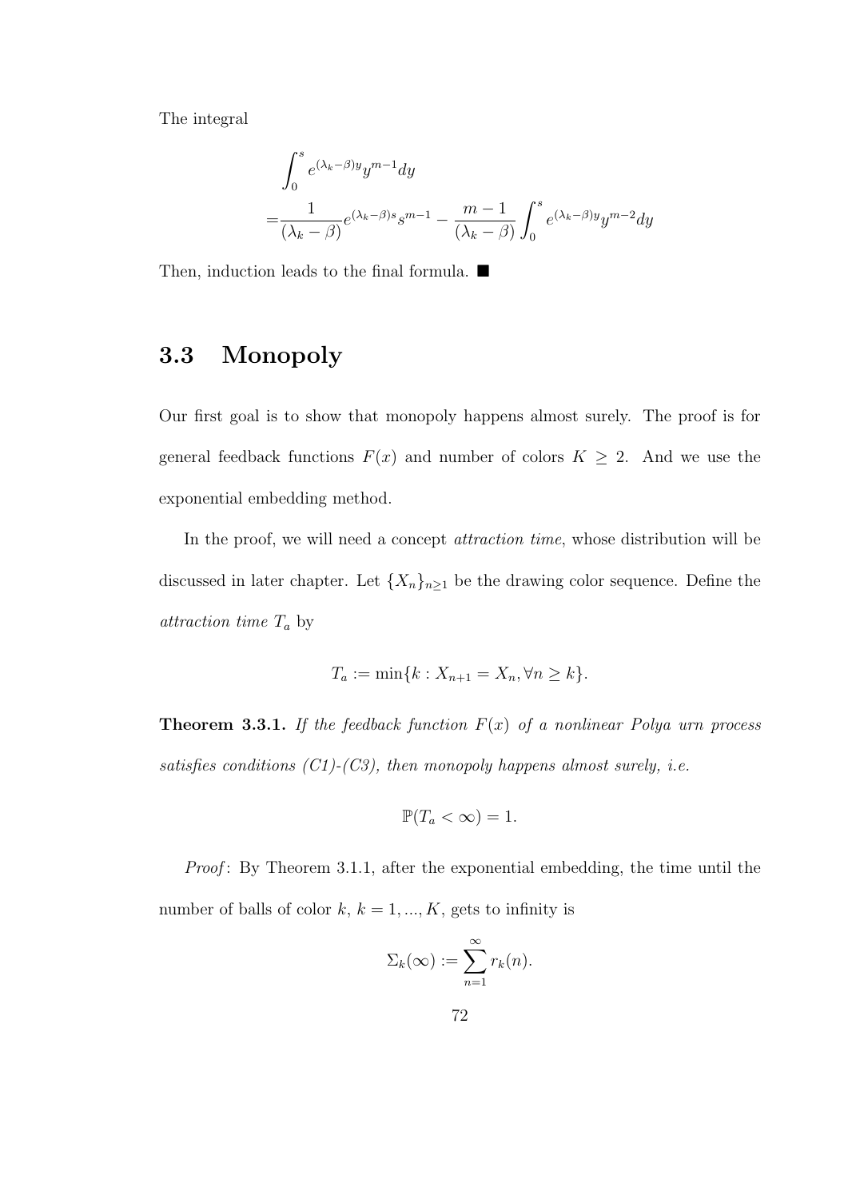The integral

$$
\begin{aligned}
&\int_0^s e^{(\lambda_k-\beta)y} y^{m-1} dy \\
=&\frac{1}{(\lambda_k-\beta)} e^{(\lambda_k-\beta)s} s^{m-1} - \frac{m-1}{(\lambda_k-\beta)} \int_0^s e^{(\lambda_k-\beta)y} y^{m-2} dy
\end{aligned}
$$

Then, induction leads to the final formula. ■

## 3.3 Monopoly

Our first goal is to show that monopoly happens almost surely. The proof is for general feedback functions $F(x)$ and number of colors $K \geq 2$. And we use the exponential embedding method.

In the proof, we will need a concept *attraction time*, whose distribution will be discussed in later chapter. Let $\{X_n\}_{n\geq 1}$ be the drawing color sequence. Define the *attraction time* $T_a$ by

$$
T_a := \min\{k : X_{n+1} = X_n, \forall n \geq k\}.
$$

**Theorem 3.3.1.** *If the feedback function $F(x)$ of a nonlinear Polya urn process satisfies conditions (C1)-(C3), then monopoly happens almost surely, i.e.*

$$
\mathbb{P}(T_a < \infty) = 1.
$$

*Proof*: By Theorem 3.1.1, after the exponential embedding, the time until the number of balls of color $k$, $k = 1, ..., K$, gets to infinity is

$$
\Sigma_k(\infty) := \sum_{n=1}^{\infty} r_k(n).
$$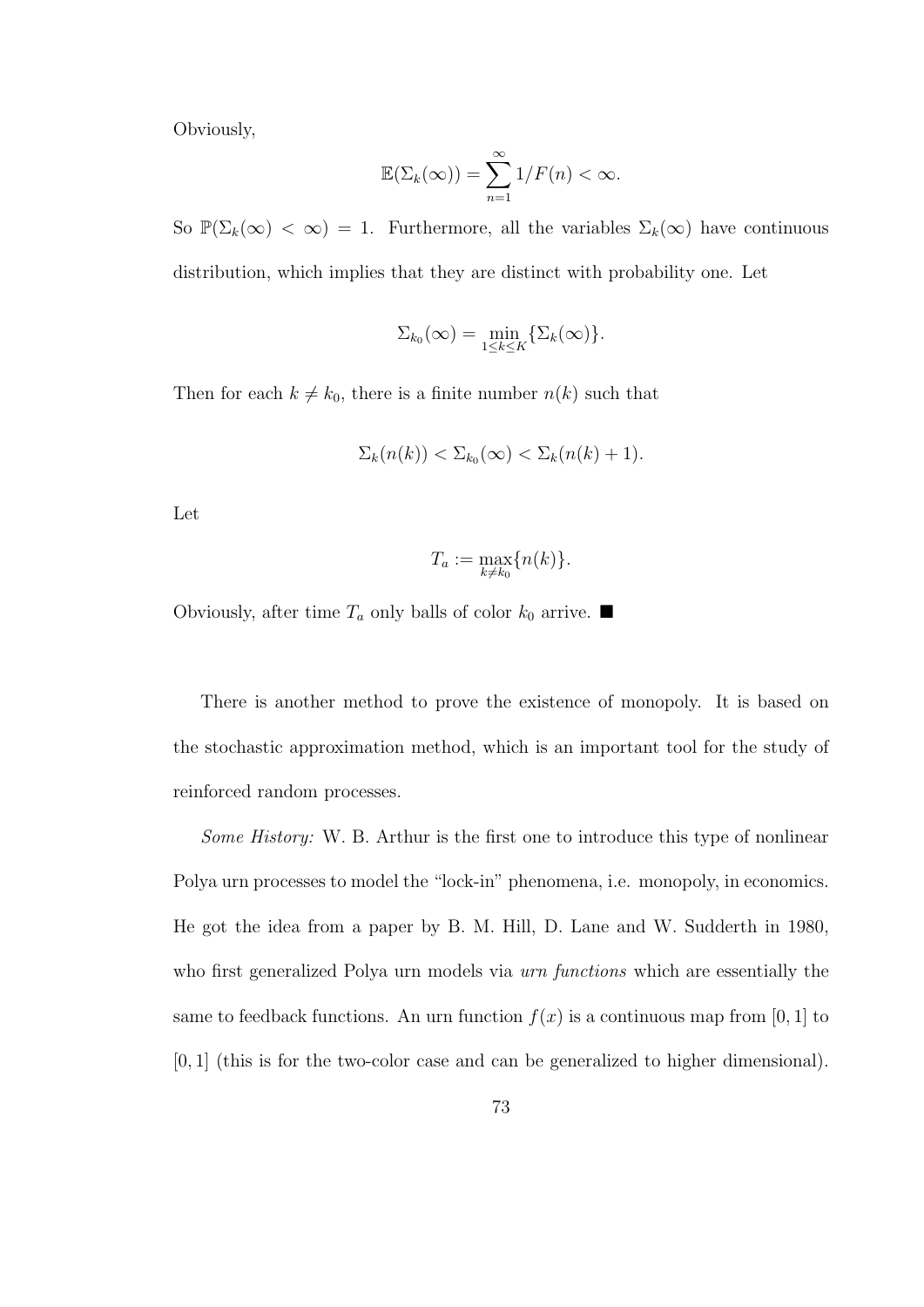Obviously,

$$\mathbb{E}(\Sigma_k(\infty)) = \sum_{n=1}^{\infty} 1/F(n) < \infty.$$

So $\mathbb{P}(\Sigma_k(\infty) < \infty) = 1$. Furthermore, all the variables $\Sigma_k(\infty)$ have continuous distribution, which implies that they are distinct with probability one. Let

$$\Sigma_{k_0}(\infty) = \min_{1 \le k \le K} \{\Sigma_k(\infty)\}.$$

Then for each $k \neq k_0$, there is a finite number $n(k)$ such that

$$\Sigma_k(n(k)) < \Sigma_{k_0}(\infty) < \Sigma_k(n(k) + 1).$$

Let

$$T_a := \max_{k \neq k_0} \{n(k)\}.$$

Obviously, after time $T_a$ only balls of color $k_0$ arrive. ■

There is another method to prove the existence of monopoly. It is based on the stochastic approximation method, which is an important tool for the study of reinforced random processes.

*Some History:* W. B. Arthur is the first one to introduce this type of nonlinear Polya urn processes to model the "lock-in" phenomena, i.e. monopoly, in economics. He got the idea from a paper by B. M. Hill, D. Lane and W. Sudderth in 1980, who first generalized Polya urn models via *urn functions* which are essentially the same to feedback functions. An urn function $f(x)$ is a continuous map from $[0, 1]$ to $[0, 1]$ (this is for the two-color case and can be generalized to higher dimensional).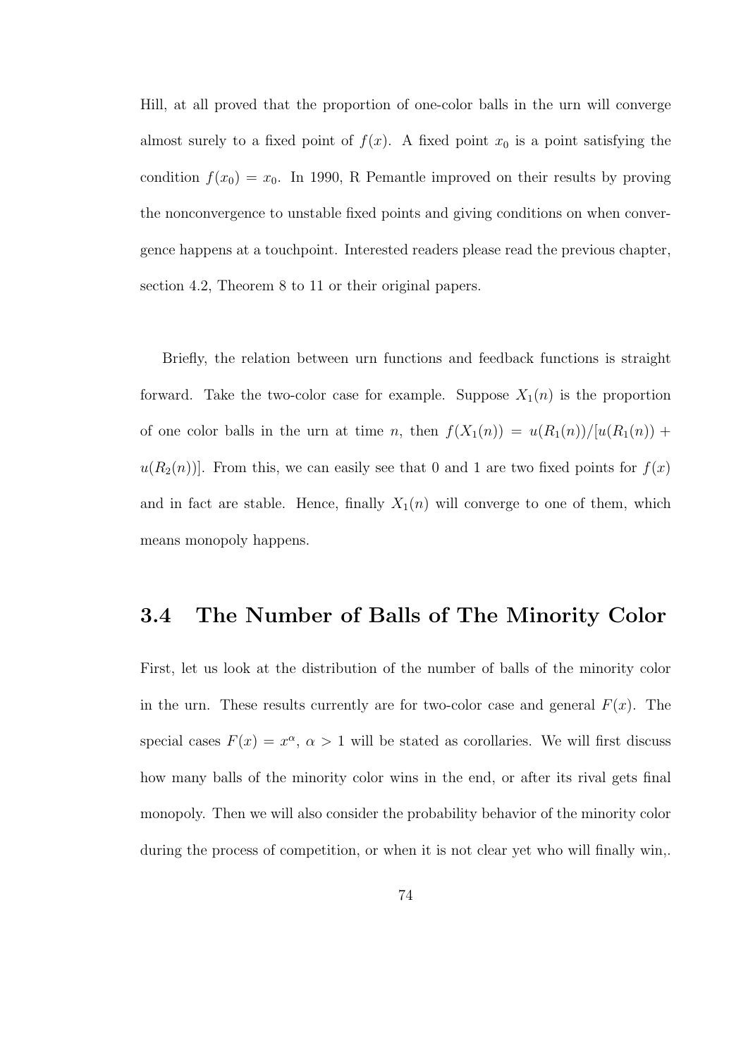Hill, at all proved that the proportion of one-color balls in the urn will converge almost surely to a fixed point of $f(x)$. A fixed point $x_0$ is a point satisfying the condition $f(x_0) = x_0$. In 1990, R Pemantle improved on their results by proving the nonconvergence to unstable fixed points and giving conditions on when convergence happens at a touchpoint. Interested readers please read the previous chapter, section 4.2, Theorem 8 to 11 or their original papers.

Briefly, the relation between urn functions and feedback functions is straight forward. Take the two-color case for example. Suppose $X_1(n)$ is the proportion of one color balls in the urn at time $n$, then $f(X_1(n)) = u(R_1(n))/[u(R_1(n)) + u(R_2(n))]$. From this, we can easily see that 0 and 1 are two fixed points for $f(x)$ and in fact are stable. Hence, finally $X_1(n)$ will converge to one of them, which means monopoly happens.

## 3.4 The Number of Balls of The Minority Color

First, let us look at the distribution of the number of balls of the minority color in the urn. These results currently are for two-color case and general $F(x)$. The special cases $F(x) = x^\alpha$, $\alpha > 1$ will be stated as corollaries. We will first discuss how many balls of the minority color wins in the end, or after its rival gets final monopoly. Then we will also consider the probability behavior of the minority color during the process of competition, or when it is not clear yet who will finally win,.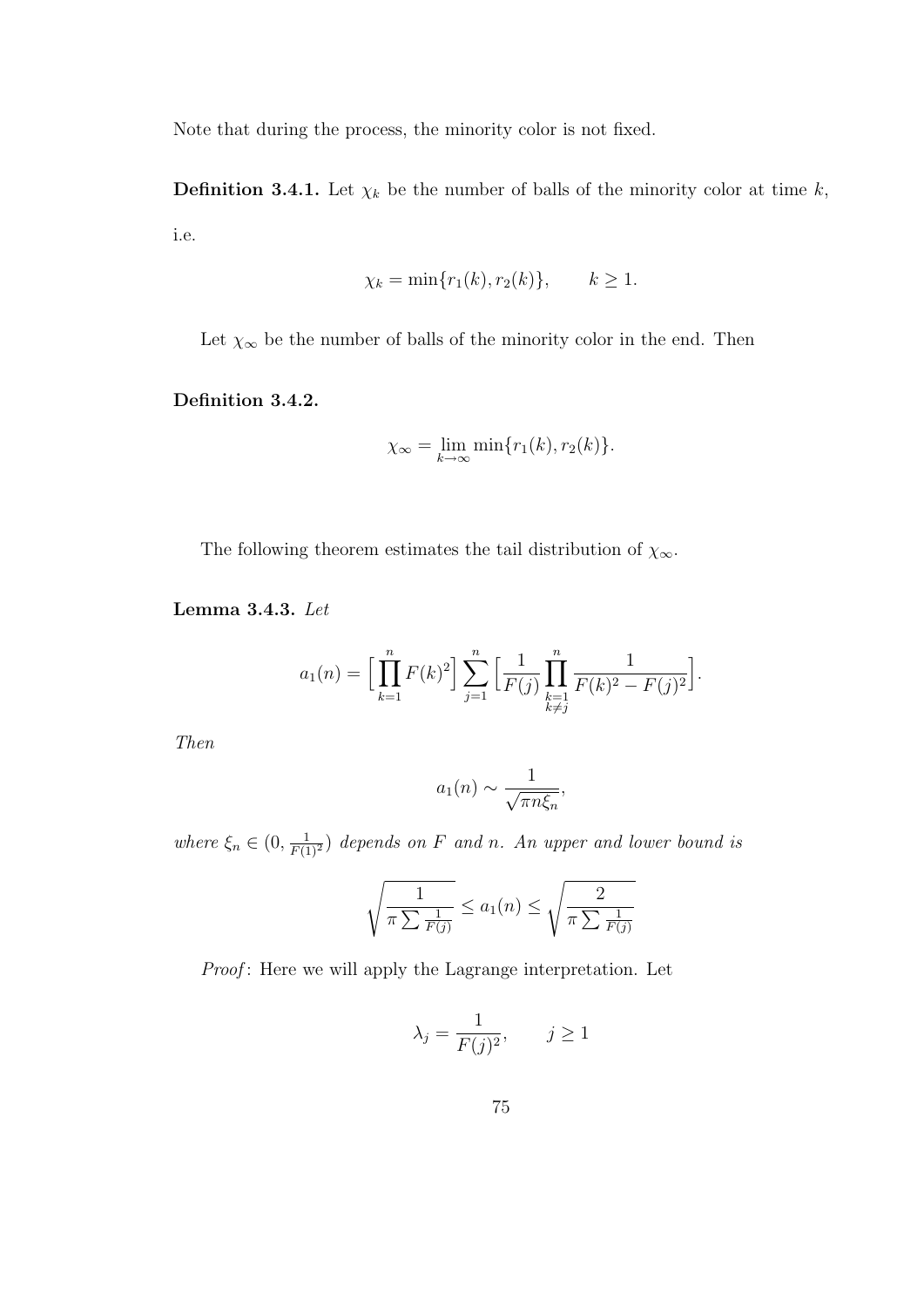Note that during the process, the minority color is not fixed.

**Definition 3.4.1.** Let $\chi_k$ be the number of balls of the minority color at time $k$, i.e.

$$\chi_k = \min\{r_1(k), r_2(k)\}, \qquad k \geq 1.$$

Let $\chi_\infty$ be the number of balls of the minority color in the end. Then

**Definition 3.4.2.**

$$\chi_\infty = \lim_{k \to \infty} \min\{r_1(k), r_2(k)\}.$$

The following theorem estimates the tail distribution of $\chi_\infty$.

**Lemma 3.4.3.** *Let*

$$a_1(n) = \Big[\prod_{k=1}^{n} F(k)^2\Big] \sum_{j=1}^{n} \Big[\frac{1}{F(j)} \prod_{\substack{k=1 \\ k \neq j}}^{n} \frac{1}{F(k)^2 - F(j)^2}\Big].$$

*Then*

$$a_1(n) \sim \frac{1}{\sqrt{\pi n \xi_n}},$$

*where $\xi_n \in (0, \frac{1}{F(1)^2})$ depends on $F$ and $n$. An upper and lower bound is*

$$\sqrt{\frac{1}{\pi \sum \frac{1}{F(j)}}} \leq a_1(n) \leq \sqrt{\frac{2}{\pi \sum \frac{1}{F(j)}}}$$

*Proof*: Here we will apply the Lagrange interpretation. Let

$$\lambda_j = \frac{1}{F(j)^2}, \qquad j \geq 1$$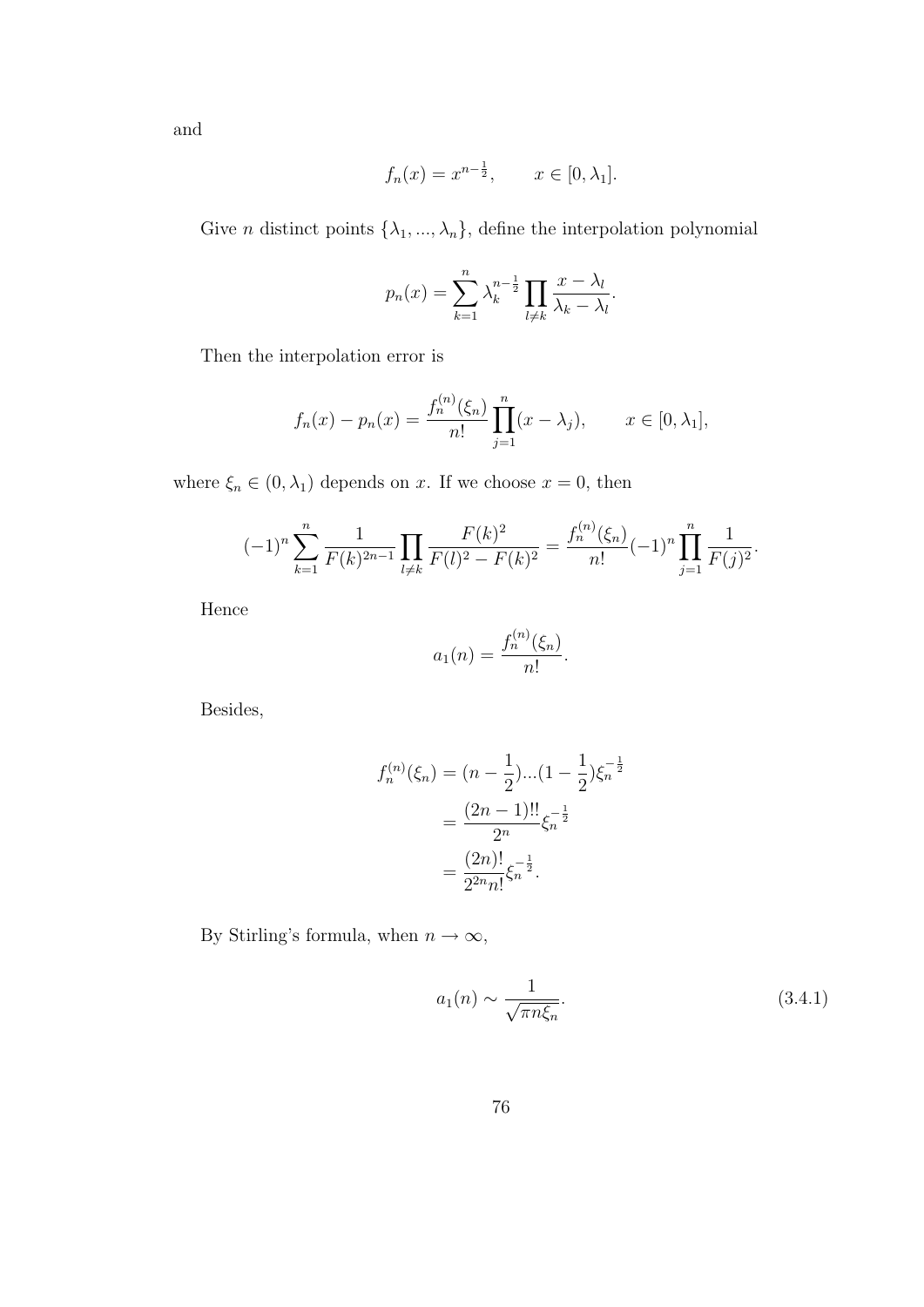and

$$f_n(x) = x^{n-\frac{1}{2}}, \qquad x \in [0, \lambda_1].$$

Give $n$ distinct points $\{\lambda_1, ..., \lambda_n\}$, define the interpolation polynomial

$$p_n(x) = \sum_{k=1}^{n} \lambda_k^{n-\frac{1}{2}} \prod_{l \neq k} \frac{x - \lambda_l}{\lambda_k - \lambda_l}.$$

Then the interpolation error is

$$f_n(x) - p_n(x) = \frac{f_n^{(n)}(\xi_n)}{n!} \prod_{j=1}^{n} (x - \lambda_j), \qquad x \in [0, \lambda_1],$$

where $\xi_n \in (0, \lambda_1)$ depends on $x$. If we choose $x = 0$, then

$$(-1)^n \sum_{k=1}^{n} \frac{1}{F(k)^{2n-1}} \prod_{l \neq k} \frac{F(k)^2}{F(l)^2 - F(k)^2} = \frac{f_n^{(n)}(\xi_n)}{n!} (-1)^n \prod_{j=1}^{n} \frac{1}{F(j)^2}.$$

Hence

$$a_1(n) = \frac{f_n^{(n)}(\xi_n)}{n!}.$$

Besides,

$$\begin{aligned} f_n^{(n)}(\xi_n) &= (n - \frac{1}{2})...(1 - \frac{1}{2}) \xi_n^{-\frac{1}{2}} \\ &= \frac{(2n-1)!!}{2^n} \xi_n^{-\frac{1}{2}} \\ &= \frac{(2n)!}{2^{2n} n!} \xi_n^{-\frac{1}{2}}. \end{aligned}$$

By Stirling's formula, when $n \to \infty$,

$$a_1(n) \sim \frac{1}{\sqrt{\pi n \xi_n}}. \tag{3.4.1}$$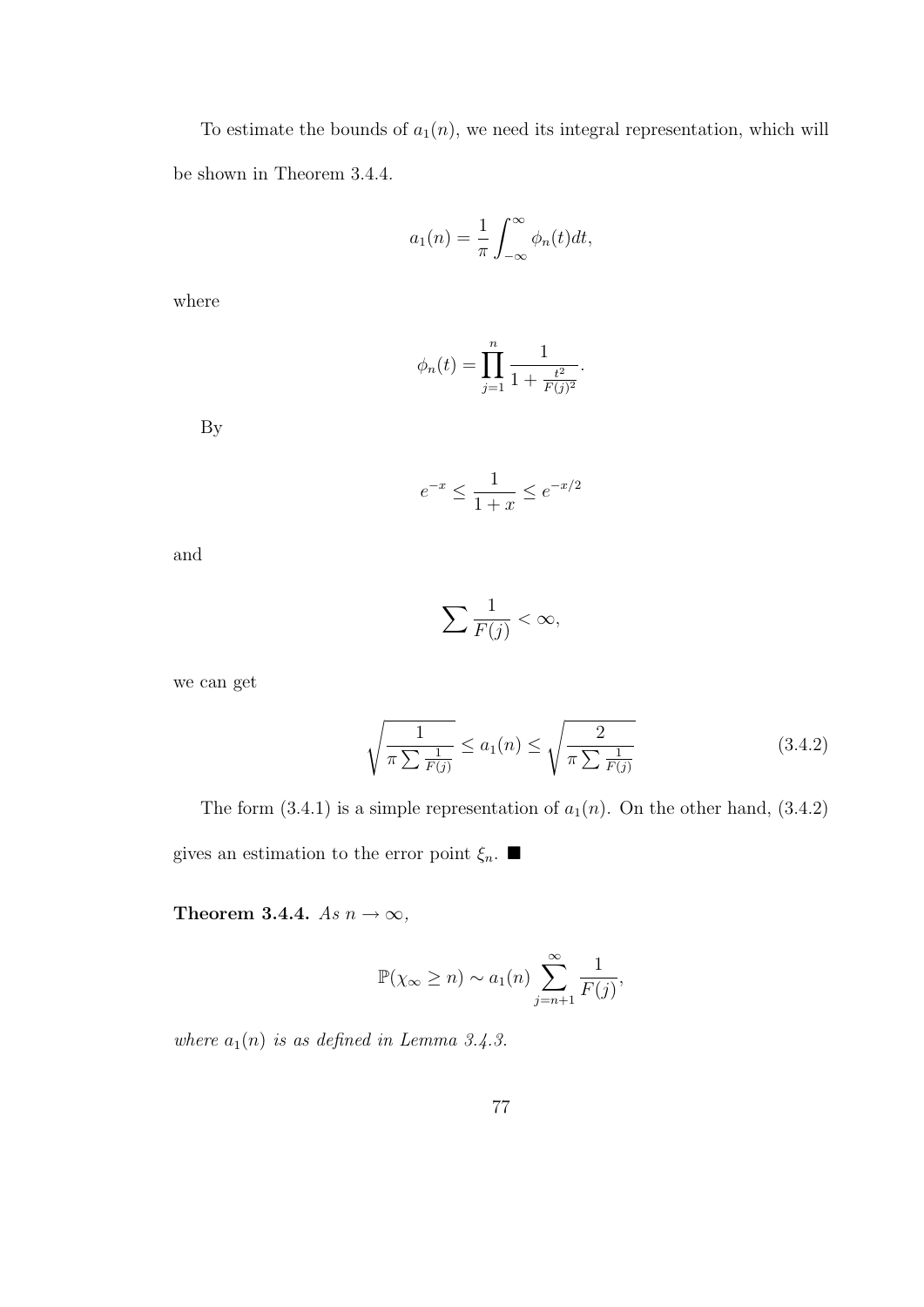To estimate the bounds of $a_1(n)$, we need its integral representation, which will be shown in Theorem 3.4.4.

$$a_1(n) = \frac{1}{\pi} \int_{-\infty}^{\infty} \phi_n(t) dt,$$

where

$$\phi_n(t) = \prod_{j=1}^{n} \frac{1}{1 + \frac{t^2}{F(j)^2}}.$$

By

$$e^{-x} \leq \frac{1}{1+x} \leq e^{-x/2}$$

and

$$\sum \frac{1}{F(j)} < \infty,$$

we can get

$$\sqrt{\frac{1}{\pi \sum \frac{1}{F(j)}}} \leq a_1(n) \leq \sqrt{\frac{2}{\pi \sum \frac{1}{F(j)}}} \tag{3.4.2}$$

The form (3.4.1) is a simple representation of $a_1(n)$. On the other hand, (3.4.2) gives an estimation to the error point $\xi_n$. ■

**Theorem 3.4.4.** *As $n \to \infty$,*

$$\mathbb{P}(\chi_\infty \geq n) \sim a_1(n) \sum_{j=n+1}^{\infty} \frac{1}{F(j)},$$

*where $a_1(n)$ is as defined in Lemma 3.4.3.*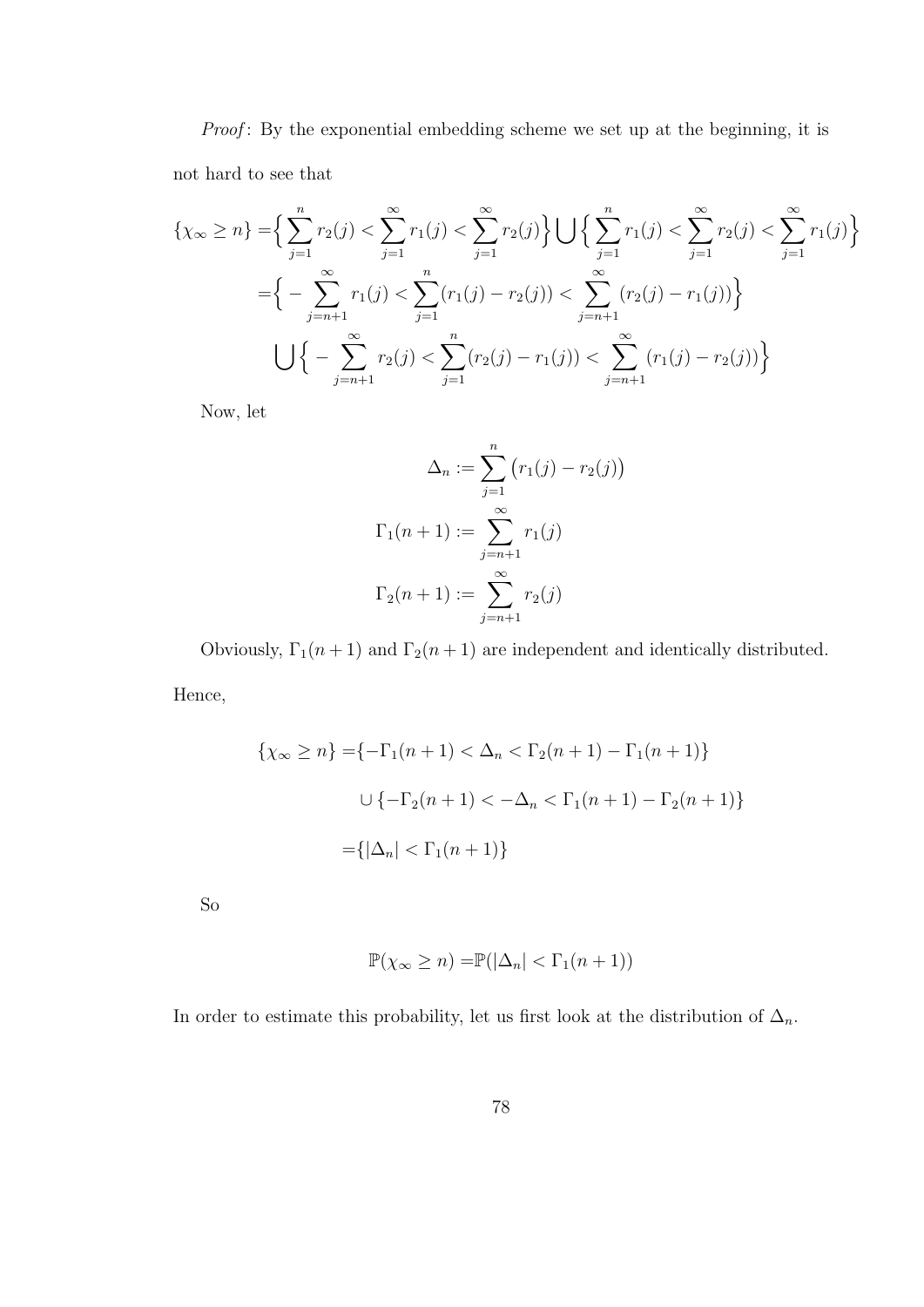*Proof*: By the exponential embedding scheme we set up at the beginning, it is not hard to see that

$$
\begin{aligned}
\{\chi_\infty \geq n\} =& \Big\{ \sum_{j=1}^{n} r_2(j) < \sum_{j=1}^{\infty} r_1(j) < \sum_{j=1}^{\infty} r_2(j) \Big\} \bigcup \Big\{ \sum_{j=1}^{n} r_1(j) < \sum_{j=1}^{\infty} r_2(j) < \sum_{j=1}^{\infty} r_1(j) \Big\} \\
=& \Big\{ -\sum_{j=n+1}^{\infty} r_1(j) < \sum_{j=1}^{n} (r_1(j) - r_2(j)) < \sum_{j=n+1}^{\infty} (r_2(j) - r_1(j)) \Big\} \\
& \bigcup \Big\{ -\sum_{j=n+1}^{\infty} r_2(j) < \sum_{j=1}^{n} (r_2(j) - r_1(j)) < \sum_{j=n+1}^{\infty} (r_1(j) - r_2(j)) \Big\}
\end{aligned}
$$

Now, let

$$
\begin{aligned}
\Delta_n &:= \sum_{j=1}^{n} \big( r_1(j) - r_2(j) \big) \\
\Gamma_1(n+1) &:= \sum_{j=n+1}^{\infty} r_1(j) \\
\Gamma_2(n+1) &:= \sum_{j=n+1}^{\infty} r_2(j)
\end{aligned}
$$

Obviously, $\Gamma_1(n+1)$ and $\Gamma_2(n+1)$ are independent and identically distributed. Hence,

$$
\begin{aligned}
\{\chi_\infty \geq n\} =& \{ -\Gamma_1(n+1) < \Delta_n < \Gamma_2(n+1) - \Gamma_1(n+1) \} \\
& \cup \{ -\Gamma_2(n+1) < -\Delta_n < \Gamma_1(n+1) - \Gamma_2(n+1) \} \\
=& \{ |\Delta_n| < \Gamma_1(n+1) \}
\end{aligned}
$$

So

$$
\mathbb{P}(\chi_\infty \geq n) = \mathbb{P}(|\Delta_n| < \Gamma_1(n+1))
$$

In order to estimate this probability, let us first look at the distribution of $\Delta_n$.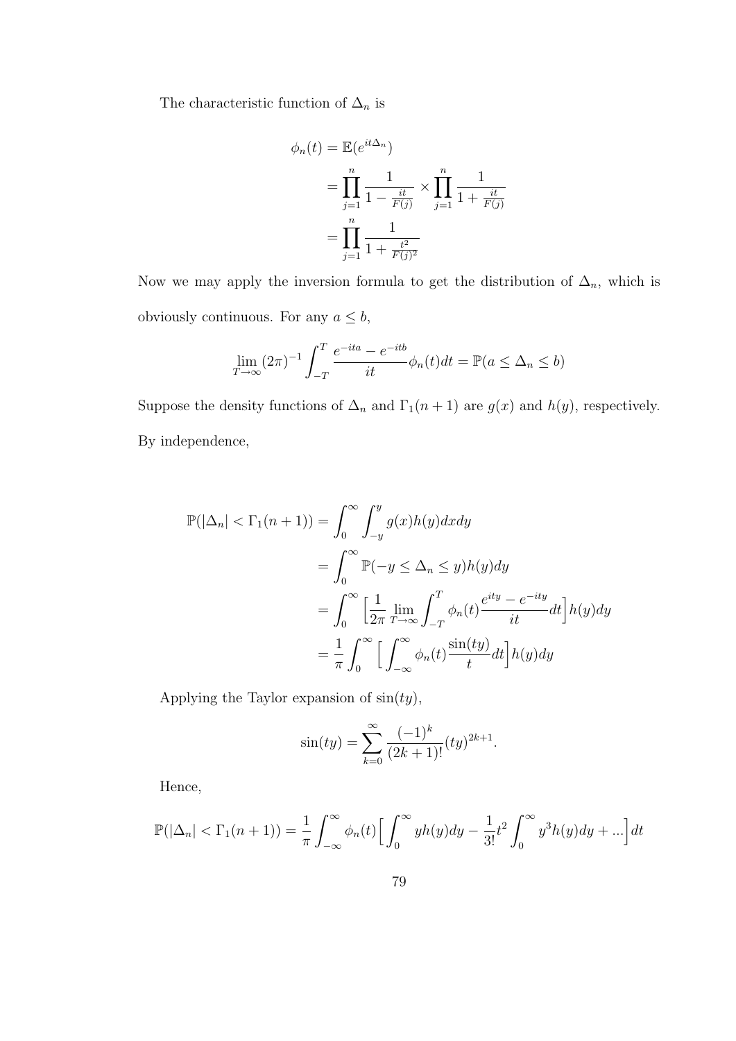The characteristic function of $\Delta_n$ is

$$
\begin{aligned}
\phi_n(t) &= \mathbb{E}(e^{it\Delta_n}) \\
&= \prod_{j=1}^{n} \frac{1}{1 - \frac{it}{F(j)}} \times \prod_{j=1}^{n} \frac{1}{1 + \frac{it}{F(j)}} \\
&= \prod_{j=1}^{n} \frac{1}{1 + \frac{t^2}{F(j)^2}}
\end{aligned}
$$

Now we may apply the inversion formula to get the distribution of $\Delta_n$, which is obviously continuous. For any $a \leq b$,

$$
\lim_{T\to\infty} (2\pi)^{-1} \int_{-T}^{T} \frac{e^{-ita} - e^{-itb}}{it} \phi_n(t) dt = \mathbb{P}(a \leq \Delta_n \leq b)
$$

Suppose the density functions of $\Delta_n$ and $\Gamma_1(n+1)$ are $g(x)$ and $h(y)$, respectively. By independence,

$$
\begin{aligned}
\mathbb{P}(|\Delta_n| < \Gamma_1(n+1)) &= \int_0^{\infty} \int_{-y}^{y} g(x)h(y)dxdy \\
&= \int_0^{\infty} \mathbb{P}(-y \leq \Delta_n \leq y)h(y)dy \\
&= \int_0^{\infty} \Big[\frac{1}{2\pi} \lim_{T\to\infty} \int_{-T}^{T} \phi_n(t) \frac{e^{ity} - e^{-ity}}{it} dt\Big] h(y)dy \\
&= \frac{1}{\pi} \int_0^{\infty} \Big[\int_{-\infty}^{\infty} \phi_n(t) \frac{\sin(ty)}{t} dt\Big] h(y)dy
\end{aligned}
$$

Applying the Taylor expansion of $\sin(ty)$,

$$
\sin(ty) = \sum_{k=0}^{\infty} \frac{(-1)^k}{(2k+1)!} (ty)^{2k+1}.
$$

Hence,

$$
\mathbb{P}(|\Delta_n| < \Gamma_1(n+1)) = \frac{1}{\pi} \int_{-\infty}^{\infty} \phi_n(t) \Big[\int_0^{\infty} yh(y)dy - \frac{1}{3!}t^2 \int_0^{\infty} y^3 h(y)dy + ...\Big] dt
$$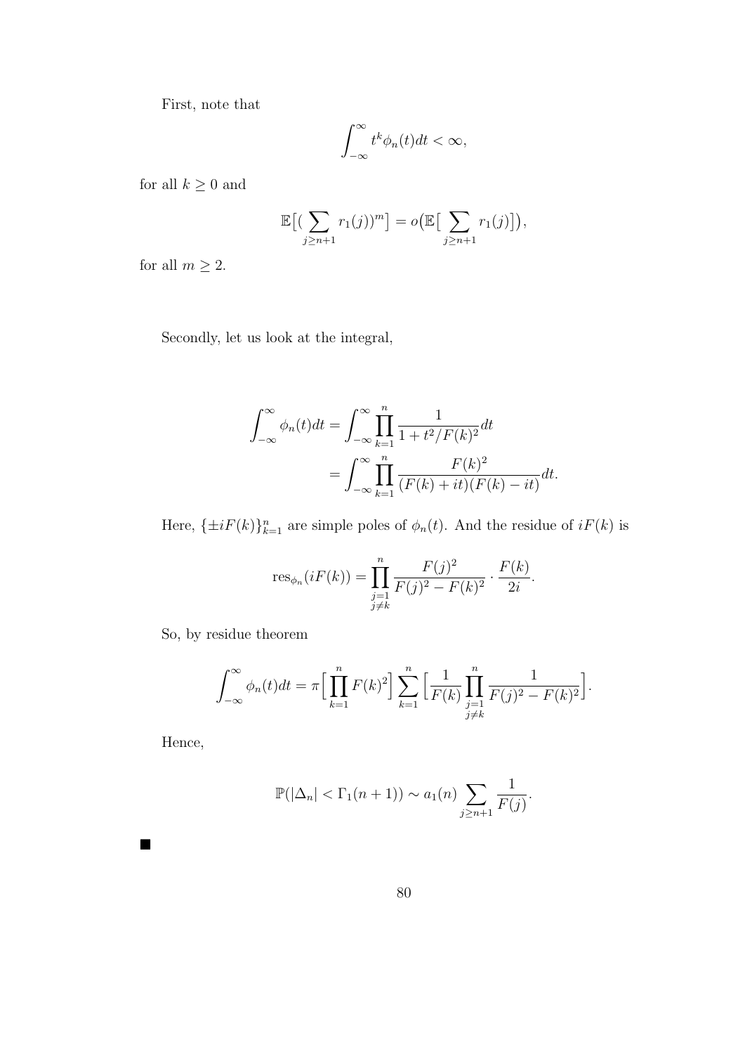First, note that

$$\int_{-\infty}^{\infty} t^k \phi_n(t) dt < \infty,$$

for all $k \geq 0$ and

$$\mathbb{E}\big[(\sum_{j \geq n+1} r_1(j))^m\big] = o\big(\mathbb{E}\big[\sum_{j \geq n+1} r_1(j)\big]\big),$$

for all $m \geq 2$.

Secondly, let us look at the integral,

$$\begin{aligned}
\int_{-\infty}^{\infty} \phi_n(t) dt &= \int_{-\infty}^{\infty} \prod_{k=1}^{n} \frac{1}{1 + t^2/F(k)^2} dt \\
&= \int_{-\infty}^{\infty} \prod_{k=1}^{n} \frac{F(k)^2}{(F(k) + it)(F(k) - it)} dt.
\end{aligned}$$

Here, $\{\pm iF(k)\}_{k=1}^n$ are simple poles of $\phi_n(t)$. And the residue of $iF(k)$ is

$$\mathrm{res}_{\phi_n}(iF(k)) = \prod_{\substack{j=1 \\ j \neq k}}^{n} \frac{F(j)^2}{F(j)^2 - F(k)^2} \cdot \frac{F(k)}{2i}.$$

So, by residue theorem

$$\int_{-\infty}^{\infty} \phi_n(t) dt = \pi \Big[\prod_{k=1}^{n} F(k)^2\Big] \sum_{k=1}^{n} \Big[\frac{1}{F(k)} \prod_{\substack{j=1 \\ j \neq k}}^{n} \frac{1}{F(j)^2 - F(k)^2}\Big].$$

Hence,

$$\mathbb{P}(|\Delta_n| < \Gamma_1(n+1)) \sim a_1(n) \sum_{j \geq n+1} \frac{1}{F(j)}.$$

■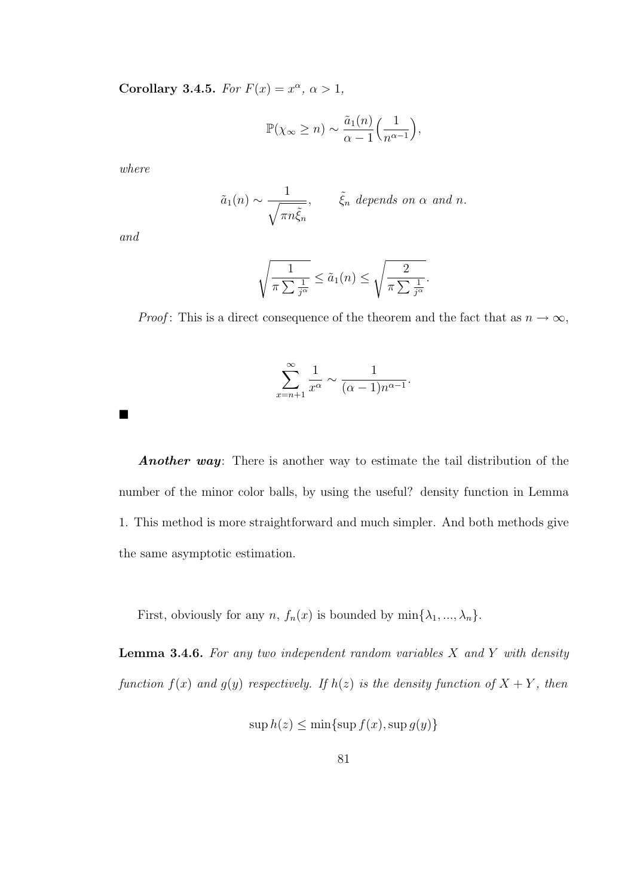**Corollary 3.4.5.** *For $F(x) = x^\alpha$, $\alpha > 1$,*

$$\mathbb{P}(\chi_\infty \geq n) \sim \frac{\tilde{a}_1(n)}{\alpha - 1}\Big(\frac{1}{n^{\alpha-1}}\Big),$$

*where*

$$\tilde{a}_1(n) \sim \frac{1}{\sqrt{\pi n \tilde{\xi}_n}}, \qquad \tilde{\xi}_n \text{ depends on } \alpha \text{ and } n.$$

*and*

$$\sqrt{\frac{1}{\pi \sum \frac{1}{j^\alpha}}} \leq \tilde{a}_1(n) \leq \sqrt{\frac{2}{\pi \sum \frac{1}{j^\alpha}}}.$$

*Proof*: This is a direct consequence of the theorem and the fact that as $n \to \infty$,

$$\sum_{x=n+1}^{\infty} \frac{1}{x^\alpha} \sim \frac{1}{(\alpha - 1)n^{\alpha-1}}.$$

■

***Another way***: There is another way to estimate the tail distribution of the number of the minor color balls, by using the useful? density function in Lemma 1. This method is more straightforward and much simpler. And both methods give the same asymptotic estimation.

First, obviously for any $n$, $f_n(x)$ is bounded by $\min\{\lambda_1, ..., \lambda_n\}$.

**Lemma 3.4.6.** *For any two independent random variables $X$ and $Y$ with density function $f(x)$ and $g(y)$ respectively. If $h(z)$ is the density function of $X + Y$, then*

$$\sup h(z) \leq \min\{\sup f(x), \sup g(y)\}$$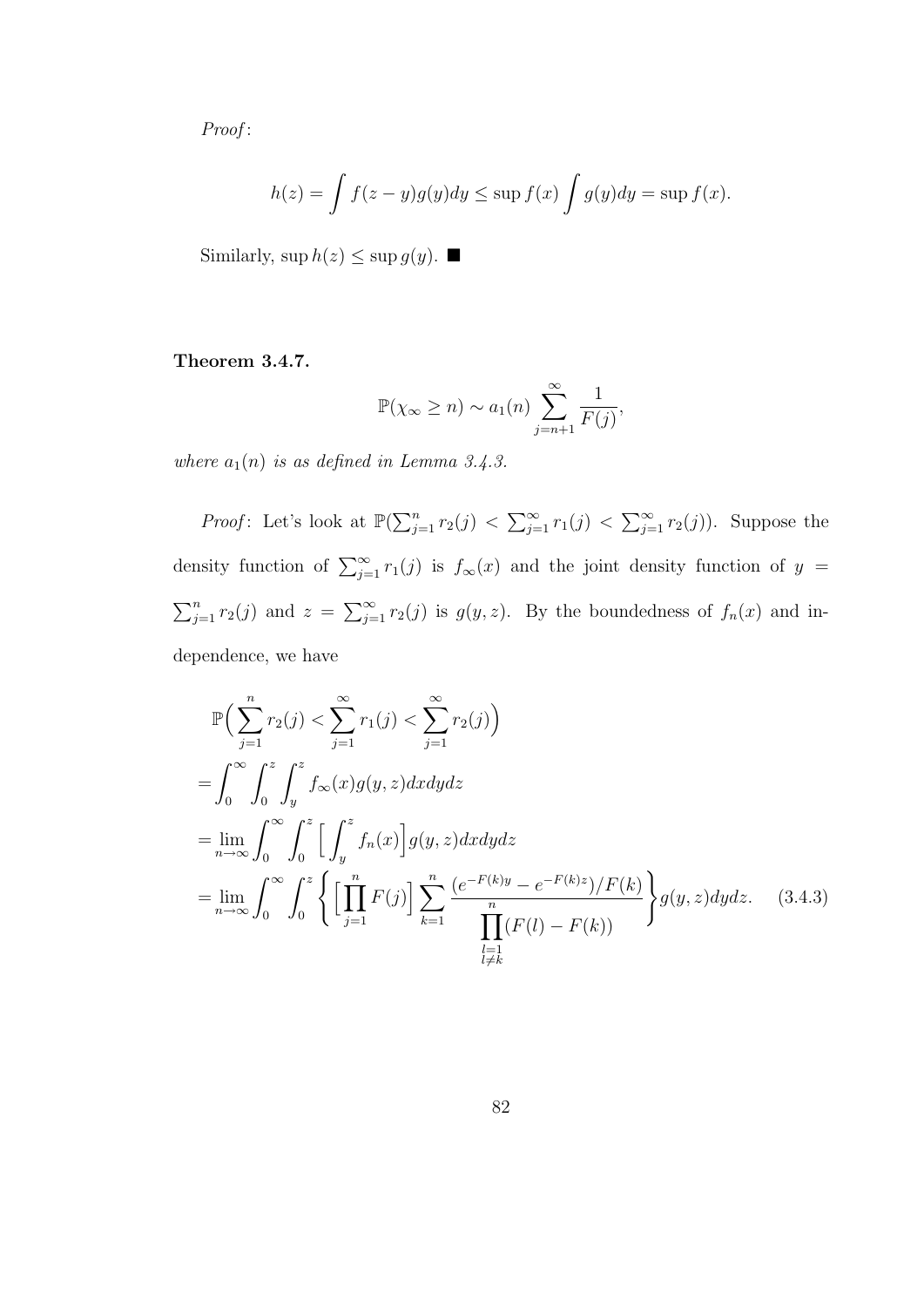*Proof*:

$$h(z) = \int f(z-y)g(y)dy \leq \sup f(x) \int g(y)dy = \sup f(x).$$

Similarly, $\sup h(z) \leq \sup g(y)$. ■

**Theorem 3.4.7.**

$$\mathbb{P}(\chi_\infty \geq n) \sim a_1(n) \sum_{j=n+1}^{\infty} \frac{1}{F(j)},$$

*where $a_1(n)$ is as defined in Lemma 3.4.3.*

*Proof*: Let's look at $\mathbb{P}(\sum_{j=1}^{n} r_2(j) < \sum_{j=1}^{\infty} r_1(j) < \sum_{j=1}^{\infty} r_2(j))$. Suppose the density function of $\sum_{j=1}^{\infty} r_1(j)$ is $f_\infty(x)$ and the joint density function of $y = \sum_{j=1}^{n} r_2(j)$ and $z = \sum_{j=1}^{\infty} r_2(j)$ is $g(y,z)$. By the boundedness of $f_n(x)$ and independence, we have

$$\begin{aligned}
&\mathbb{P}\Big(\sum_{j=1}^{n} r_2(j) < \sum_{j=1}^{\infty} r_1(j) < \sum_{j=1}^{\infty} r_2(j)\Big) \\
=&\int_0^\infty \int_0^z \int_y^z f_\infty(x) g(y,z) dx dy dz \\
=&\lim_{n\to\infty} \int_0^\infty \int_0^z \Big[\int_y^z f_n(x)\Big] g(y,z) dx dy dz \\
=&\lim_{n\to\infty} \int_0^\infty \int_0^z \left\{ \Big[\prod_{j=1}^{n} F(j)\Big] \sum_{k=1}^{n} \frac{(e^{-F(k)y} - e^{-F(k)z})/F(k)}{\prod\limits_{\substack{l=1 \\ l\neq k}}^{n} (F(l) - F(k))} \right\} g(y,z) dy dz. \qquad (3.4.3)
\end{aligned}$$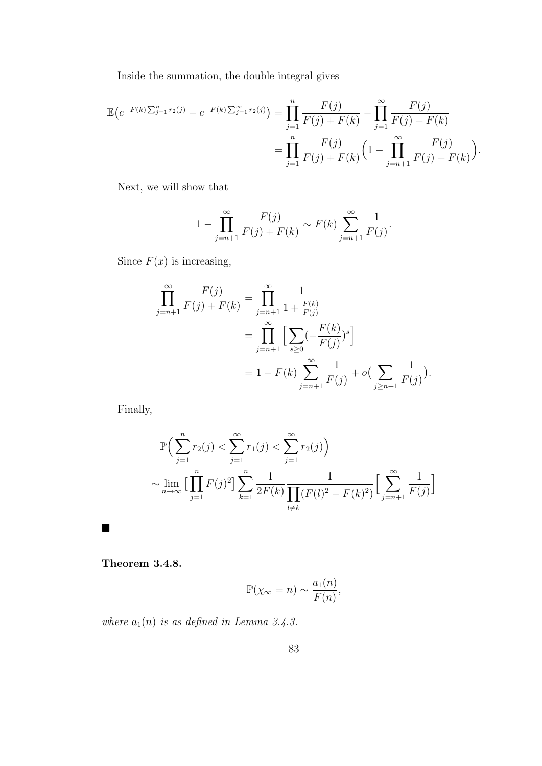Inside the summation, the double integral gives

$$\mathbb{E}\big(e^{-F(k)\sum_{j=1}^{n} r_2(j)} - e^{-F(k)\sum_{j=1}^{\infty} r_2(j)}\big) = \prod_{j=1}^{n} \frac{F(j)}{F(j)+F(k)} - \prod_{j=1}^{\infty} \frac{F(j)}{F(j)+F(k)}$$
$$= \prod_{j=1}^{n} \frac{F(j)}{F(j)+F(k)} \Big(1 - \prod_{j=n+1}^{\infty} \frac{F(j)}{F(j)+F(k)}\Big).$$

Next, we will show that

$$1 - \prod_{j=n+1}^{\infty} \frac{F(j)}{F(j)+F(k)} \sim F(k) \sum_{j=n+1}^{\infty} \frac{1}{F(j)}.$$

Since $F(x)$ is increasing,

$$\prod_{j=n+1}^{\infty} \frac{F(j)}{F(j)+F(k)} = \prod_{j=n+1}^{\infty} \frac{1}{1+\frac{F(k)}{F(j)}}$$
$$= \prod_{j=n+1}^{\infty} \Big[\sum_{s\geq 0} (-\frac{F(k)}{F(j)})^s\Big]$$
$$= 1 - F(k) \sum_{j=n+1}^{\infty} \frac{1}{F(j)} + o\big(\sum_{j\geq n+1} \frac{1}{F(j)}\big).$$

Finally,

$$\mathbb{P}\Big(\sum_{j=1}^{n} r_2(j) < \sum_{j=1}^{\infty} r_1(j) < \sum_{j=1}^{\infty} r_2(j)\Big)$$
$$\sim \lim_{n\to\infty} \big[\prod_{j=1}^{n} F(j)^2\big] \sum_{k=1}^{n} \frac{1}{2F(k)} \frac{1}{\prod_{l\neq k}(F(l)^2 - F(k)^2)} \Big[\sum_{j=n+1}^{\infty} \frac{1}{F(j)}\Big]$$

■

**Theorem 3.4.8.**

$$\mathbb{P}(\chi_\infty = n) \sim \frac{a_1(n)}{F(n)},$$

*where $a_1(n)$ is as defined in Lemma 3.4.3.*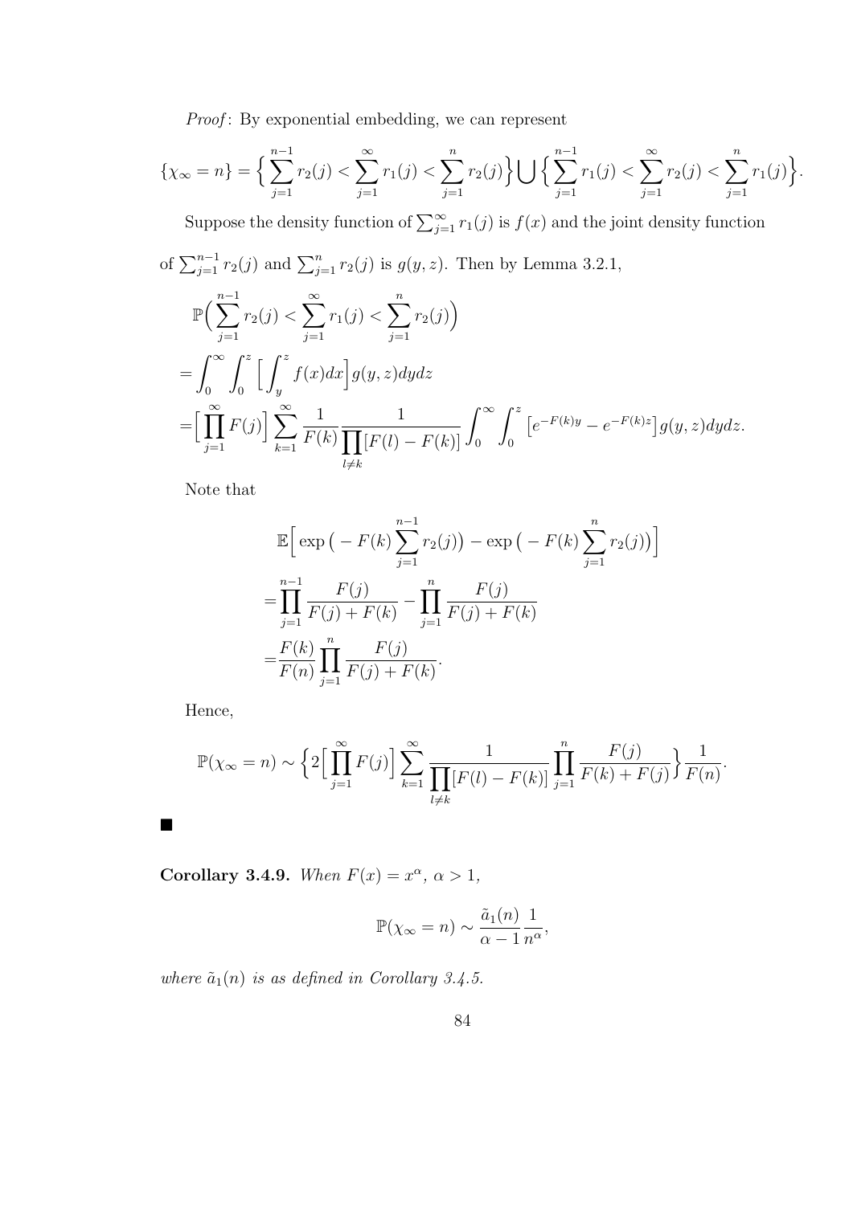*Proof*: By exponential embedding, we can represent

$$\{\chi_\infty = n\} = \Big\{ \sum_{j=1}^{n-1} r_2(j) < \sum_{j=1}^{\infty} r_1(j) < \sum_{j=1}^{n} r_2(j) \Big\} \bigcup \Big\{ \sum_{j=1}^{n-1} r_1(j) < \sum_{j=1}^{\infty} r_2(j) < \sum_{j=1}^{n} r_1(j) \Big\}.$$

Suppose the density function of $\sum_{j=1}^{\infty} r_1(j)$ is $f(x)$ and the joint density function of $\sum_{j=1}^{n-1} r_2(j)$ and $\sum_{j=1}^{n} r_2(j)$ is $g(y,z)$. Then by Lemma 3.2.1,

$$\begin{aligned}
&\mathbb{P}\Big( \sum_{j=1}^{n-1} r_2(j) < \sum_{j=1}^{\infty} r_1(j) < \sum_{j=1}^{n} r_2(j) \Big) \\
=&\int_0^\infty \int_0^z \Big[ \int_y^z f(x)dx \Big] g(y,z)dydz \\
=&\Big[ \prod_{j=1}^{\infty} F(j) \Big] \sum_{k=1}^{\infty} \frac{1}{F(k)} \frac{1}{\prod_{l \neq k} [F(l) - F(k)]} \int_0^\infty \int_0^z \big[ e^{-F(k)y} - e^{-F(k)z} \big] g(y,z)dydz.
\end{aligned}$$

Note that

$$\begin{aligned}
&\mathbb{E}\Big[ \exp\big( -F(k) \sum_{j=1}^{n-1} r_2(j) \big) - \exp\big( -F(k) \sum_{j=1}^{n} r_2(j) \big) \Big] \\
=&\prod_{j=1}^{n-1} \frac{F(j)}{F(j) + F(k)} - \prod_{j=1}^{n} \frac{F(j)}{F(j) + F(k)} \\
=&\frac{F(k)}{F(n)} \prod_{j=1}^{n} \frac{F(j)}{F(j) + F(k)}.
\end{aligned}$$

Hence,

$$\mathbb{P}(\chi_\infty = n) \sim \Big\{ 2 \Big[ \prod_{j=1}^{\infty} F(j) \Big] \sum_{k=1}^{\infty} \frac{1}{\prod_{l \neq k} [F(l) - F(k)]} \prod_{j=1}^{n} \frac{F(j)}{F(k) + F(j)} \Big\} \frac{1}{F(n)}.$$

■

**Corollary 3.4.9.** *When $F(x) = x^\alpha$, $\alpha > 1$,*

$$\mathbb{P}(\chi_\infty = n) \sim \frac{\tilde{a}_1(n)}{\alpha - 1} \frac{1}{n^\alpha},$$

*where $\tilde{a}_1(n)$ is as defined in Corollary 3.4.5.*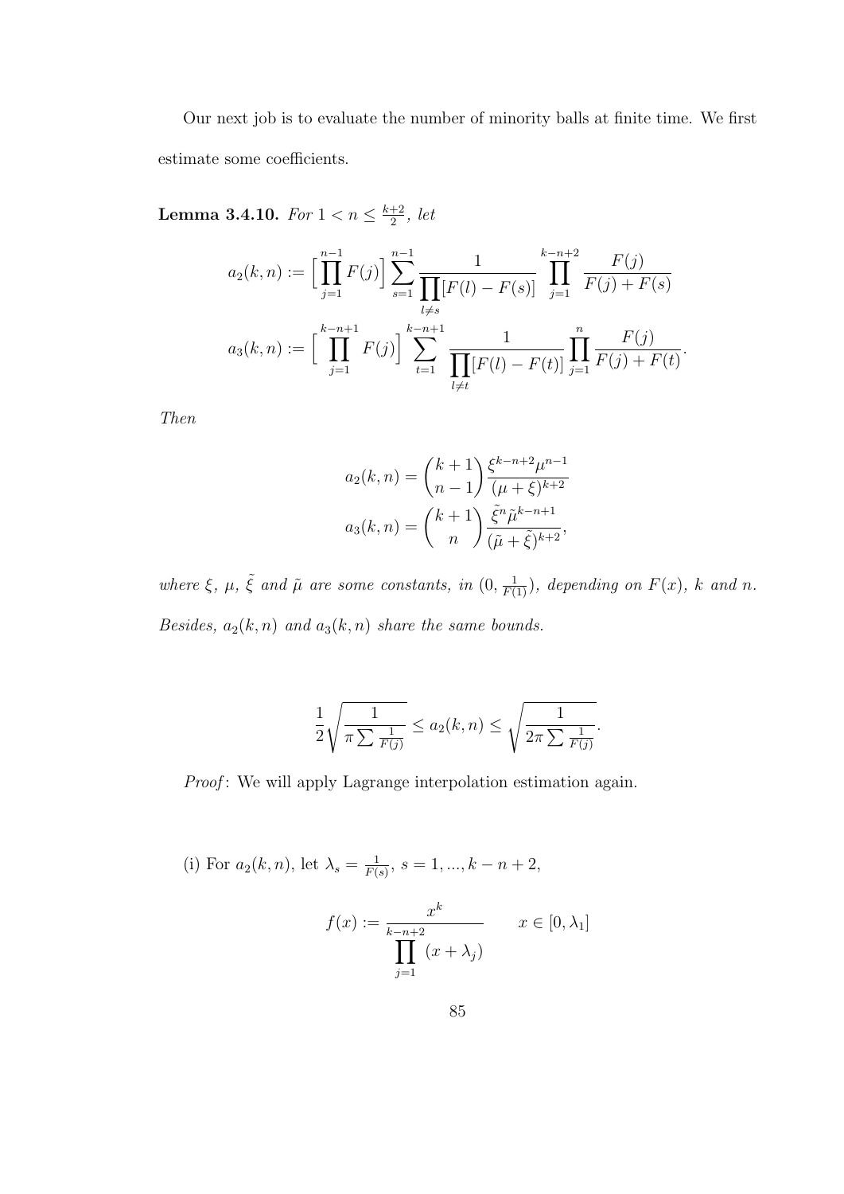Our next job is to evaluate the number of minority balls at finite time. We first estimate some coefficients.

**Lemma 3.4.10.** *For $1 < n \leq \frac{k+2}{2}$, let*

$$a_2(k,n) := \Big[\prod_{j=1}^{n-1} F(j)\Big] \sum_{s=1}^{n-1} \frac{1}{\prod_{l \neq s}[F(l) - F(s)]} \prod_{j=1}^{k-n+2} \frac{F(j)}{F(j) + F(s)}$$

$$a_3(k,n) := \Big[\prod_{j=1}^{k-n+1} F(j)\Big] \sum_{t=1}^{k-n+1} \frac{1}{\prod_{l \neq t}[F(l) - F(t)]} \prod_{j=1}^{n} \frac{F(j)}{F(j) + F(t)}.$$

*Then*

$$a_2(k,n) = \binom{k+1}{n-1} \frac{\xi^{k-n+2}\mu^{n-1}}{(\mu+\xi)^{k+2}}$$

$$a_3(k,n) = \binom{k+1}{n} \frac{\tilde{\xi}^{n}\tilde{\mu}^{k-n+1}}{(\tilde{\mu}+\tilde{\xi})^{k+2}},$$

*where $\xi$, $\mu$, $\tilde{\xi}$ and $\tilde{\mu}$ are some constants, in $(0, \frac{1}{F(1)})$, depending on $F(x)$, $k$ and $n$. Besides, $a_2(k,n)$ and $a_3(k,n)$ share the same bounds.*

$$\frac{1}{2}\sqrt{\frac{1}{\pi \sum \frac{1}{F(j)}}} \leq a_2(k,n) \leq \sqrt{\frac{1}{2\pi \sum \frac{1}{F(j)}}}.$$

*Proof*: We will apply Lagrange interpolation estimation again.

(i) For $a_2(k,n)$, let $\lambda_s = \frac{1}{F(s)}$, $s = 1, ..., k-n+2$,

$$f(x) := \frac{x^k}{\prod_{j=1}^{k-n+2}(x + \lambda_j)} \qquad x \in [0, \lambda_1]$$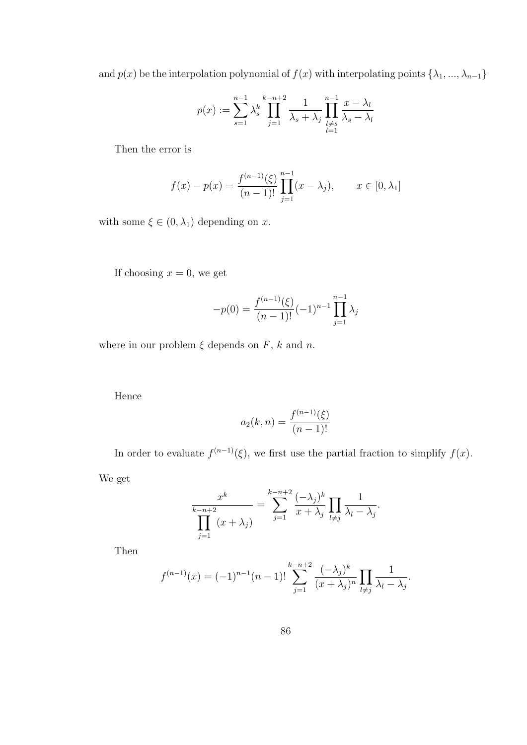and $p(x)$ be the interpolation polynomial of $f(x)$ with interpolating points $\{\lambda_1, ..., \lambda_{n-1}\}$

$$p(x) := \sum_{s=1}^{n-1} \lambda_s^k \prod_{j=1}^{k-n+2} \frac{1}{\lambda_s + \lambda_j} \prod_{\substack{l \neq s \\ l=1}}^{n-1} \frac{x - \lambda_l}{\lambda_s - \lambda_l}$$

Then the error is

$$f(x) - p(x) = \frac{f^{(n-1)}(\xi)}{(n-1)!} \prod_{j=1}^{n-1} (x - \lambda_j), \qquad x \in [0, \lambda_1]$$

with some $\xi \in (0, \lambda_1)$ depending on $x$.

If choosing $x = 0$, we get

$$-p(0) = \frac{f^{(n-1)}(\xi)}{(n-1)!} (-1)^{n-1} \prod_{j=1}^{n-1} \lambda_j$$

where in our problem $\xi$ depends on $F$, $k$ and $n$.

Hence

$$a_2(k, n) = \frac{f^{(n-1)}(\xi)}{(n-1)!}$$

In order to evaluate $f^{(n-1)}(\xi)$, we first use the partial fraction to simplify $f(x)$. We get

$$\frac{x^k}{\prod_{j=1}^{k-n+2} (x + \lambda_j)} = \sum_{j=1}^{k-n+2} \frac{(-\lambda_j)^k}{x + \lambda_j} \prod_{l \neq j} \frac{1}{\lambda_l - \lambda_j}.$$

Then

$$f^{(n-1)}(x) = (-1)^{n-1} (n-1)! \sum_{j=1}^{k-n+2} \frac{(-\lambda_j)^k}{(x + \lambda_j)^n} \prod_{l \neq j} \frac{1}{\lambda_l - \lambda_j}.$$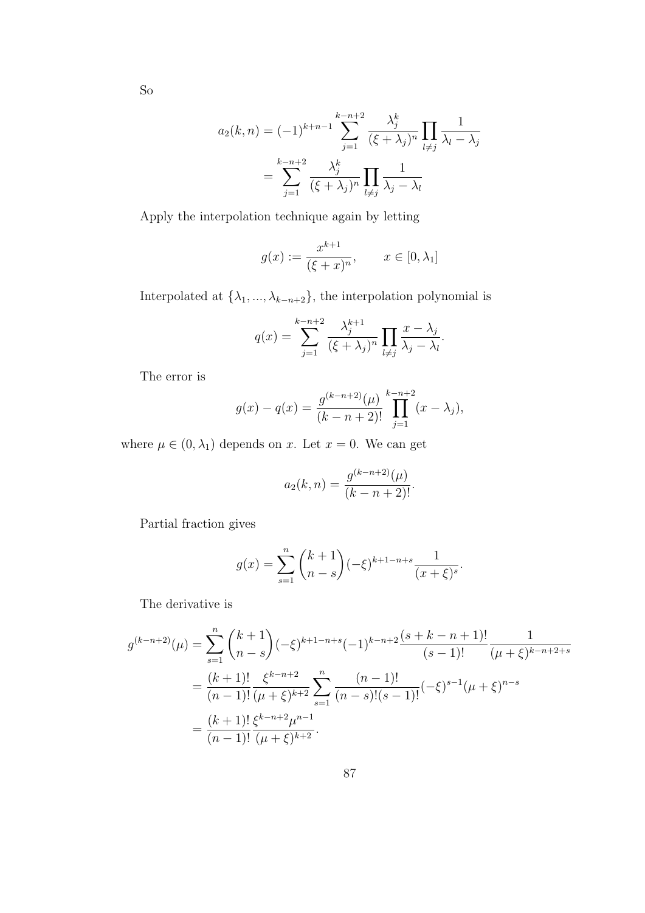So

$$
\begin{aligned}
a_2(k,n) &= (-1)^{k+n-1} \sum_{j=1}^{k-n+2} \frac{\lambda_j^k}{(\xi+\lambda_j)^n} \prod_{l\neq j} \frac{1}{\lambda_l - \lambda_j} \\
&= \sum_{j=1}^{k-n+2} \frac{\lambda_j^k}{(\xi+\lambda_j)^n} \prod_{l\neq j} \frac{1}{\lambda_j - \lambda_l}
\end{aligned}
$$

Apply the interpolation technique again by letting

$$
g(x) := \frac{x^{k+1}}{(\xi+x)^n}, \qquad x \in [0, \lambda_1]
$$

Interpolated at $\{\lambda_1, ..., \lambda_{k-n+2}\}$, the interpolation polynomial is

$$
q(x) = \sum_{j=1}^{k-n+2} \frac{\lambda_j^{k+1}}{(\xi+\lambda_j)^n} \prod_{l\neq j} \frac{x-\lambda_j}{\lambda_j - \lambda_l}.
$$

The error is

$$
g(x) - q(x) = \frac{g^{(k-n+2)}(\mu)}{(k-n+2)!} \prod_{j=1}^{k-n+2} (x-\lambda_j),
$$

where $\mu \in (0, \lambda_1)$ depends on $x$. Let $x = 0$. We can get

$$
a_2(k,n) = \frac{g^{(k-n+2)}(\mu)}{(k-n+2)!}.
$$

Partial fraction gives

$$
g(x) = \sum_{s=1}^{n} \binom{k+1}{n-s} (-\xi)^{k+1-n+s} \frac{1}{(x+\xi)^s}.
$$

The derivative is

$$
\begin{aligned}
g^{(k-n+2)}(\mu) &= \sum_{s=1}^{n} \binom{k+1}{n-s} (-\xi)^{k+1-n+s} (-1)^{k-n+2} \frac{(s+k-n+1)!}{(s-1)!} \frac{1}{(\mu+\xi)^{k-n+2+s}} \\
&= \frac{(k+1)!}{(n-1)!} \frac{\xi^{k-n+2}}{(\mu+\xi)^{k+2}} \sum_{s=1}^{n} \frac{(n-1)!}{(n-s)!(s-1)!} (-\xi)^{s-1} (\mu+\xi)^{n-s} \\
&= \frac{(k+1)!}{(n-1)!} \frac{\xi^{k-n+2}\mu^{n-1}}{(\mu+\xi)^{k+2}}.
\end{aligned}
$$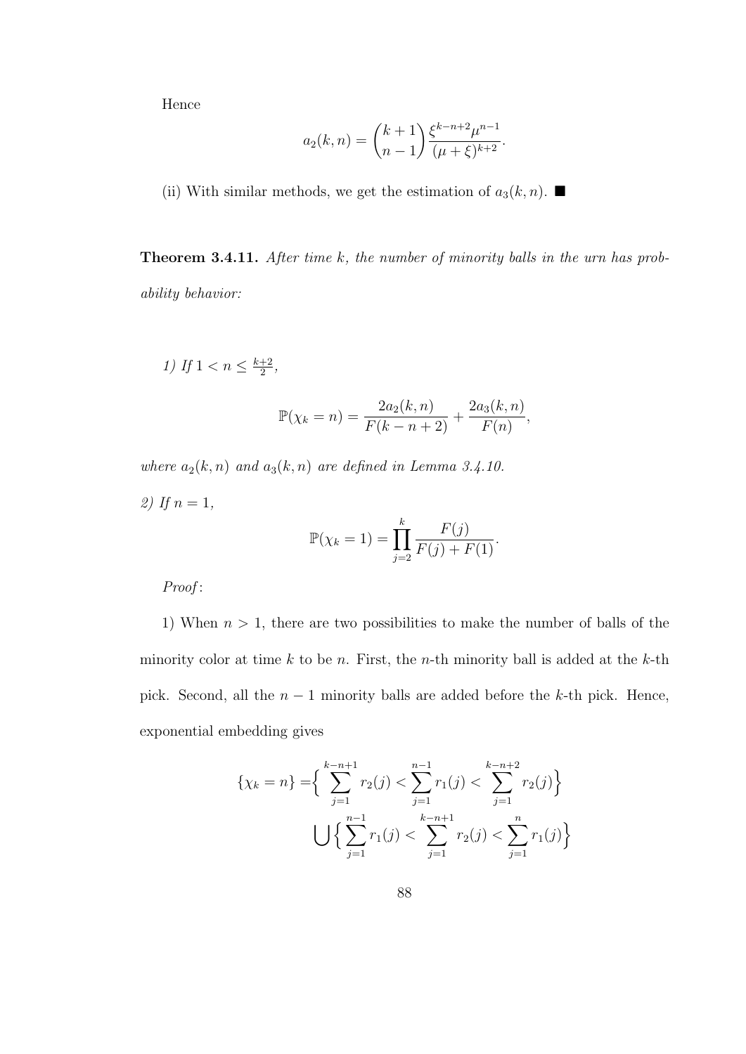Hence

$$a_2(k,n) = \binom{k+1}{n-1} \frac{\xi^{k-n+2}\mu^{n-1}}{(\mu+\xi)^{k+2}}.$$

(ii) With similar methods, we get the estimation of $a_3(k,n)$. ■

**Theorem 3.4.11.** *After time k, the number of minority balls in the urn has probability behavior:*

*1) If* $1 < n \leq \frac{k+2}{2}$*,*

$$\mathbb{P}(\chi_k = n) = \frac{2a_2(k,n)}{F(k-n+2)} + \frac{2a_3(k,n)}{F(n)},$$

*where* $a_2(k,n)$ *and* $a_3(k,n)$ *are defined in Lemma 3.4.10.*

*2) If* $n = 1$*,*

$$\mathbb{P}(\chi_k = 1) = \prod_{j=2}^{k} \frac{F(j)}{F(j)+F(1)}.$$

*Proof*:

1) When $n > 1$, there are two possibilities to make the number of balls of the minority color at time $k$ to be $n$. First, the $n$-th minority ball is added at the $k$-th pick. Second, all the $n-1$ minority balls are added before the $k$-th pick. Hence, exponential embedding gives

$$\begin{aligned}\{\chi_k = n\} =& \Big\{ \sum_{j=1}^{k-n+1} r_2(j) < \sum_{j=1}^{n-1} r_1(j) < \sum_{j=1}^{k-n+2} r_2(j) \Big\} \\ & \bigcup \Big\{ \sum_{j=1}^{n-1} r_1(j) < \sum_{j=1}^{k-n+1} r_2(j) < \sum_{j=1}^{n} r_1(j) \Big\}\end{aligned}$$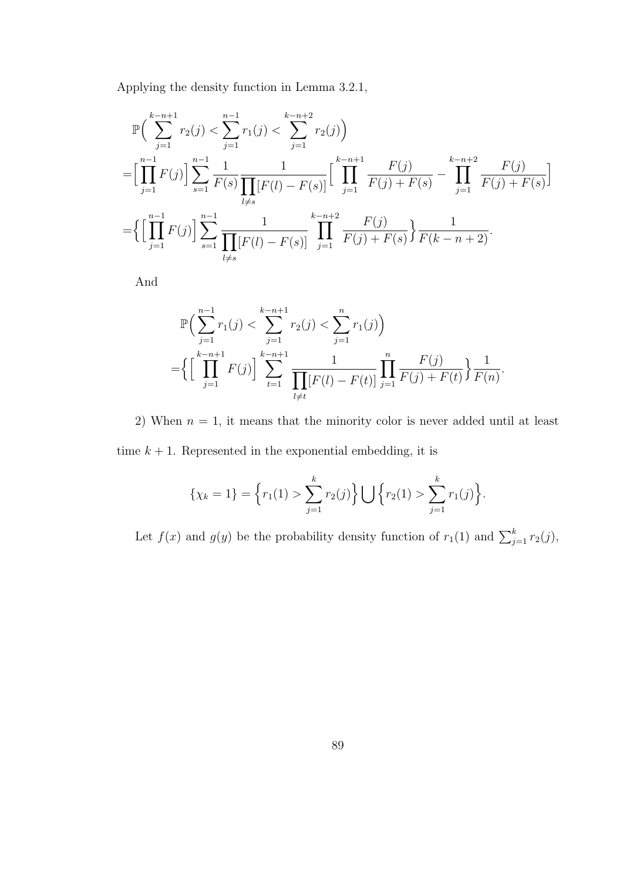Applying the density function in Lemma 3.2.1,

$$
\begin{aligned}
&\mathbb{P}\Big(\sum_{j=1}^{k-n+1} r_2(j) < \sum_{j=1}^{n-1} r_1(j) < \sum_{j=1}^{k-n+2} r_2(j)\Big) \\
=&\Big[\prod_{j=1}^{n-1} F(j)\Big] \sum_{s=1}^{n-1} \frac{1}{F(s)} \frac{1}{\prod\limits_{l \neq s} [F(l) - F(s)]} \Big[\prod_{j=1}^{k-n+1} \frac{F(j)}{F(j) + F(s)} - \prod_{j=1}^{k-n+2} \frac{F(j)}{F(j) + F(s)}\Big] \\
=&\Big\{\Big[\prod_{j=1}^{n-1} F(j)\Big] \sum_{s=1}^{n-1} \frac{1}{\prod\limits_{l \neq s} [F(l) - F(s)]} \prod_{j=1}^{k-n+2} \frac{F(j)}{F(j) + F(s)}\Big\} \frac{1}{F(k-n+2)}.
\end{aligned}
$$

And

$$
\begin{aligned}
&\mathbb{P}\Big(\sum_{j=1}^{n-1} r_1(j) < \sum_{j=1}^{k-n+1} r_2(j) < \sum_{j=1}^{n} r_1(j)\Big) \\
=&\Big\{\Big[\prod_{j=1}^{k-n+1} F(j)\Big] \sum_{t=1}^{k-n+1} \frac{1}{\prod\limits_{l \neq t} [F(l) - F(t)]} \prod_{j=1}^{n} \frac{F(j)}{F(j) + F(t)}\Big\} \frac{1}{F(n)}.
\end{aligned}
$$

2) When $n = 1$, it means that the minority color is never added until at least time $k + 1$. Represented in the exponential embedding, it is

$$
\{\chi_k = 1\} = \Big\{r_1(1) > \sum_{j=1}^{k} r_2(j)\Big\} \bigcup \Big\{r_2(1) > \sum_{j=1}^{k} r_1(j)\Big\}.
$$

Let $f(x)$ and $g(y)$ be the probability density function of $r_1(1)$ and $\sum_{j=1}^{k} r_2(j)$,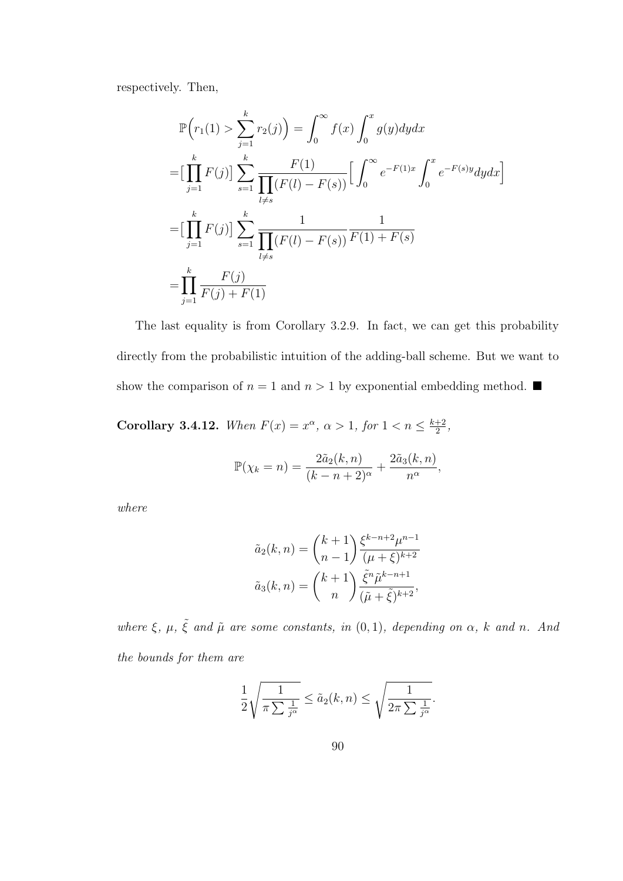respectively. Then,

$$
\begin{aligned}
&\mathbb{P}\Big(r_1(1) > \sum_{j=1}^{k} r_2(j)\Big) = \int_0^\infty f(x) \int_0^x g(y) dy dx \\
=&\big[\prod_{j=1}^{k} F(j)\big] \sum_{s=1}^{k} \frac{F(1)}{\prod_{l \neq s}(F(l) - F(s))} \Big[\int_0^\infty e^{-F(1)x} \int_0^x e^{-F(s)y} dy dx\Big] \\
=&\big[\prod_{j=1}^{k} F(j)\big] \sum_{s=1}^{k} \frac{1}{\prod_{l \neq s}(F(l) - F(s))} \frac{1}{F(1) + F(s)} \\
=&\prod_{j=1}^{k} \frac{F(j)}{F(j) + F(1)}
\end{aligned}
$$

The last equality is from Corollary 3.2.9. In fact, we can get this probability directly from the probabilistic intuition of the adding-ball scheme. But we want to show the comparison of $n = 1$ and $n > 1$ by exponential embedding method. ■

**Corollary 3.4.12.** *When $F(x) = x^\alpha$, $\alpha > 1$, for $1 < n \leq \frac{k+2}{2}$,*

$$
\mathbb{P}(\chi_k = n) = \frac{2\tilde{a}_2(k, n)}{(k - n + 2)^\alpha} + \frac{2\tilde{a}_3(k, n)}{n^\alpha},
$$

*where*

$$
\begin{aligned}
\tilde{a}_2(k, n) &= \binom{k+1}{n-1} \frac{\xi^{k-n+2} \mu^{n-1}}{(\mu + \xi)^{k+2}} \\
\tilde{a}_3(k, n) &= \binom{k+1}{n} \frac{\tilde{\xi}^n \tilde{\mu}^{k-n+1}}{(\tilde{\mu} + \tilde{\xi})^{k+2}},
\end{aligned}
$$

*where $\xi$, $\mu$, $\tilde{\xi}$ and $\tilde{\mu}$ are some constants, in $(0, 1)$, depending on $\alpha$, $k$ and $n$. And the bounds for them are*

$$
\frac{1}{2}\sqrt{\frac{1}{\pi \sum \frac{1}{j^\alpha}}} \leq \tilde{a}_2(k, n) \leq \sqrt{\frac{1}{2\pi \sum \frac{1}{j^\alpha}}}.
$$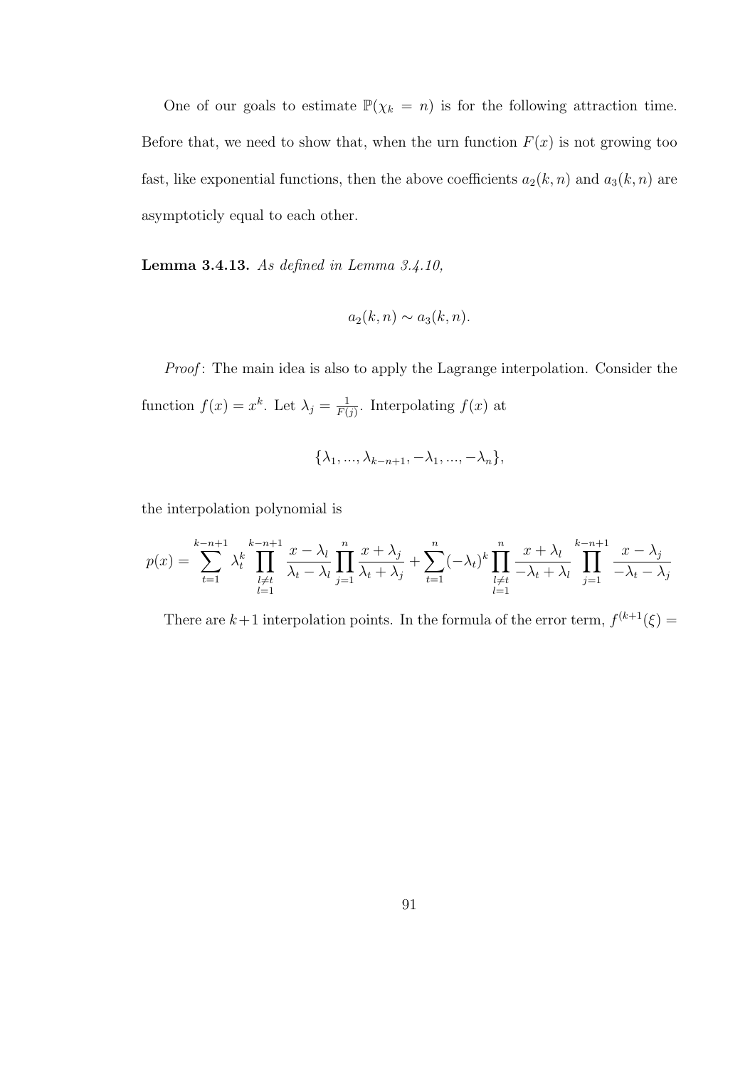One of our goals to estimate $\mathbb{P}(\chi_k = n)$ is for the following attraction time. Before that, we need to show that, when the urn function $F(x)$ is not growing too fast, like exponential functions, then the above coefficients $a_2(k,n)$ and $a_3(k,n)$ are asymptoticly equal to each other.

**Lemma 3.4.13.** *As defined in Lemma 3.4.10,*

$$a_2(k,n) \sim a_3(k,n).$$

*Proof*: The main idea is also to apply the Lagrange interpolation. Consider the function $f(x) = x^k$. Let $\lambda_j = \frac{1}{F(j)}$. Interpolating $f(x)$ at

$$\{\lambda_1, ..., \lambda_{k-n+1}, -\lambda_1, ..., -\lambda_n\},$$

the interpolation polynomial is

$$p(x) = \sum_{t=1}^{k-n+1} \lambda_t^k \prod_{\substack{l \neq t \\ l=1}}^{k-n+1} \frac{x - \lambda_l}{\lambda_t - \lambda_l} \prod_{j=1}^{n} \frac{x + \lambda_j}{\lambda_t + \lambda_j} + \sum_{t=1}^{n} (-\lambda_t)^k \prod_{\substack{l \neq t \\ l=1}}^{n} \frac{x + \lambda_l}{-\lambda_t + \lambda_l} \prod_{j=1}^{k-n+1} \frac{x - \lambda_j}{-\lambda_t - \lambda_j}$$

There are $k+1$ interpolation points. In the formula of the error term, $f^{(k+1}(\xi) =$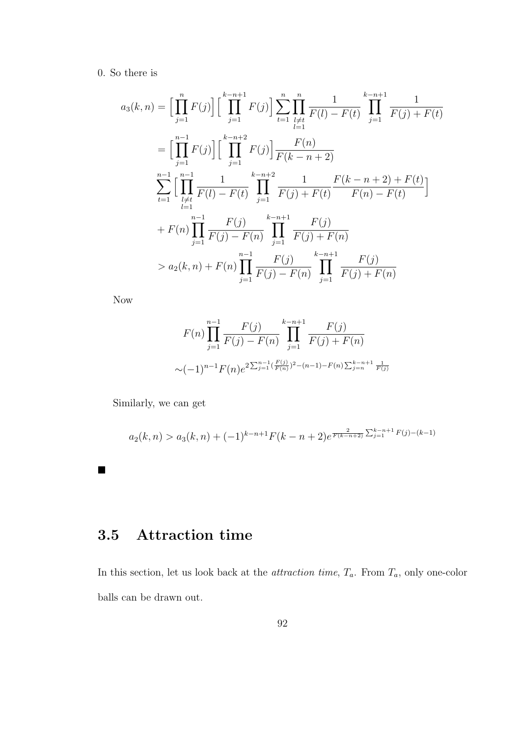0. So there is

$$
\begin{aligned}
a_3(k,n) &= \Big[\prod_{j=1}^{n} F(j)\Big]\Big[\prod_{j=1}^{k-n+1} F(j)\Big]\sum_{t=1}^{n}\prod_{\substack{l\neq t\\ l=1}}^{n}\frac{1}{F(l)-F(t)}\prod_{j=1}^{k-n+1}\frac{1}{F(j)+F(t)} \\
&= \Big[\prod_{j=1}^{n-1} F(j)\Big]\Big[\prod_{j=1}^{k-n+2} F(j)\Big]\frac{F(n)}{F(k-n+2)} \\
&\sum_{t=1}^{n-1}\Big[\prod_{\substack{l\neq t\\ l=1}}^{n-1}\frac{1}{F(l)-F(t)}\prod_{j=1}^{k-n+2}\frac{1}{F(j)+F(t)}\frac{F(k-n+2)+F(t)}{F(n)-F(t)}\Big] \\
&+ F(n)\prod_{j=1}^{n-1}\frac{F(j)}{F(j)-F(n)}\prod_{j=1}^{k-n+1}\frac{F(j)}{F(j)+F(n)} \\
&> a_2(k,n) + F(n)\prod_{j=1}^{n-1}\frac{F(j)}{F(j)-F(n)}\prod_{j=1}^{k-n+1}\frac{F(j)}{F(j)+F(n)}
\end{aligned}
$$

Now

$$
\begin{aligned}
&F(n)\prod_{j=1}^{n-1}\frac{F(j)}{F(j)-F(n)}\prod_{j=1}^{k-n+1}\frac{F(j)}{F(j)+F(n)} \\
\sim&(-1)^{n-1}F(n)e^{2\sum_{j=1}^{n-1}(\frac{F(j)}{F(n)})^2-(n-1)-F(n)\sum_{j=n}^{k-n+1}\frac{1}{F(j)}}
\end{aligned}
$$

Similarly, we can get

$$
a_2(k,n) > a_3(k,n) + (-1)^{k-n+1}F(k-n+2)e^{\frac{2}{F(k-n+2)}\sum_{j=1}^{k-n+1}F(j)-(k-1)}
$$

■

## 3.5 Attraction time

In this section, let us look back at the *attraction time*, $T_a$. From $T_a$, only one-color balls can be drawn out.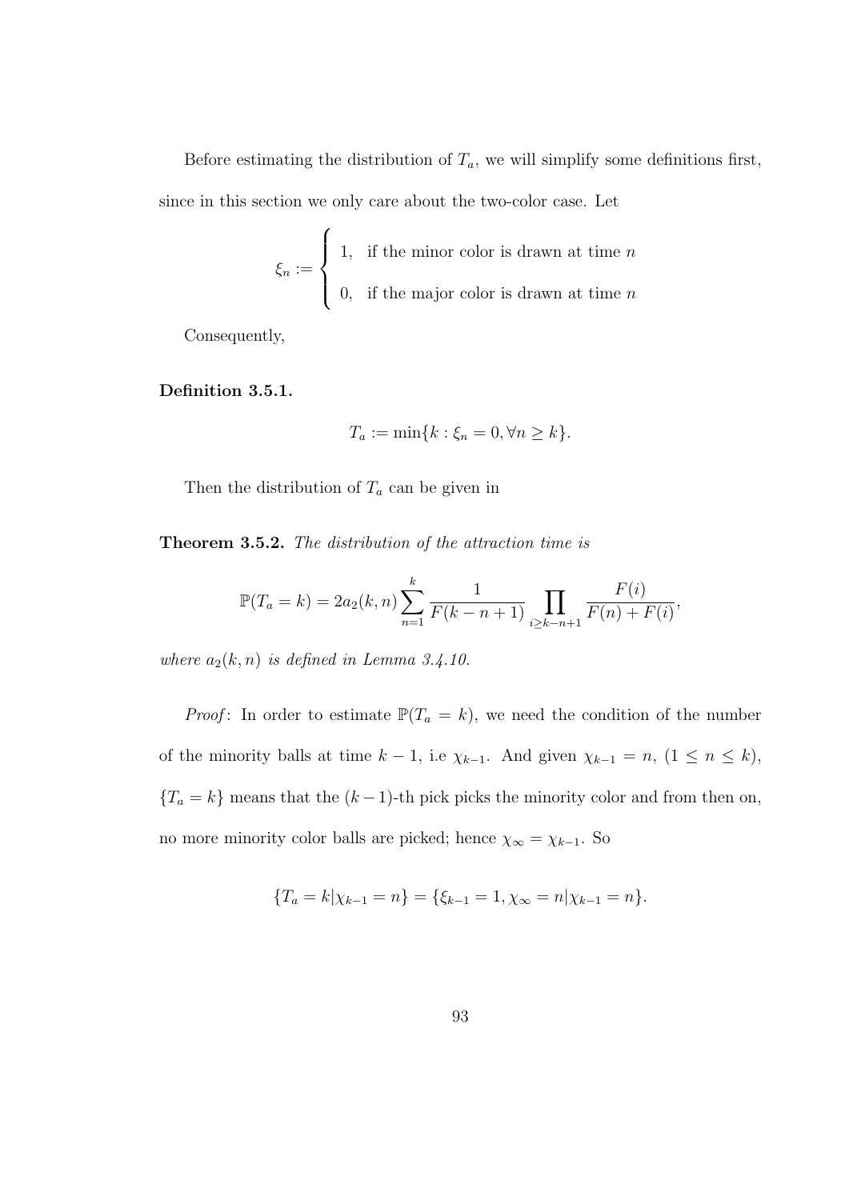Before estimating the distribution of $T_a$, we will simplify some definitions first, since in this section we only care about the two-color case. Let

$$\xi_n := \begin{cases} 1, & \text{if the minor color is drawn at time } n \\ 0, & \text{if the major color is drawn at time } n \end{cases}$$

Consequently,

**Definition 3.5.1.**

$$T_a := \min\{k : \xi_n = 0, \forall n \geq k\}.$$

Then the distribution of $T_a$ can be given in

**Theorem 3.5.2.** *The distribution of the attraction time is*

$$\mathbb{P}(T_a = k) = 2a_2(k,n) \sum_{n=1}^{k} \frac{1}{F(k-n+1)} \prod_{i \geq k-n+1} \frac{F(i)}{F(n) + F(i)},$$

*where $a_2(k,n)$ is defined in Lemma 3.4.10.*

*Proof*: In order to estimate $\mathbb{P}(T_a = k)$, we need the condition of the number of the minority balls at time $k-1$, i.e $\chi_{k-1}$. And given $\chi_{k-1} = n$, $(1 \leq n \leq k)$, $\{T_a = k\}$ means that the $(k-1)$-th pick picks the minority color and from then on, no more minority color balls are picked; hence $\chi_\infty = \chi_{k-1}$. So

$$\{T_a = k | \chi_{k-1} = n\} = \{\xi_{k-1} = 1, \chi_\infty = n | \chi_{k-1} = n\}.$$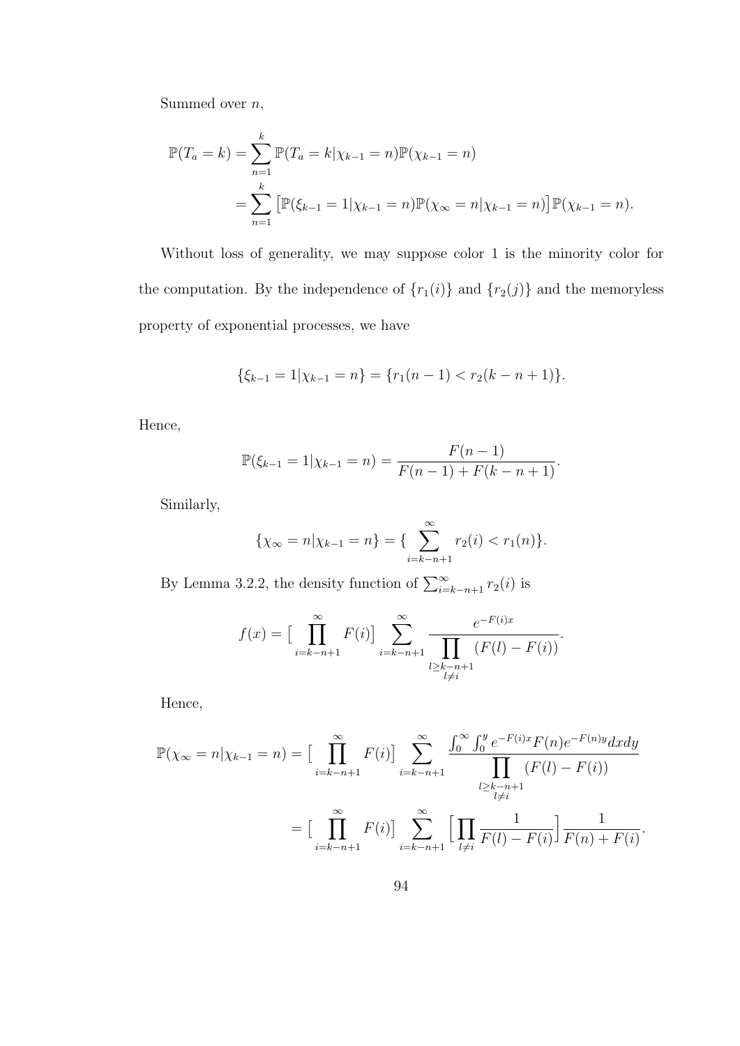Summed over $n$,

$$
\begin{aligned}
\mathbb{P}(T_a = k) &= \sum_{n=1}^{k} \mathbb{P}(T_a = k | \chi_{k-1} = n)\mathbb{P}(\chi_{k-1} = n) \\
&= \sum_{n=1}^{k} \big[\mathbb{P}(\xi_{k-1} = 1 | \chi_{k-1} = n)\mathbb{P}(\chi_\infty = n | \chi_{k-1} = n)\big]\mathbb{P}(\chi_{k-1} = n).
\end{aligned}
$$

Without loss of generality, we may suppose color 1 is the minority color for the computation. By the independence of $\{r_1(i)\}$ and $\{r_2(j)\}$ and the memoryless property of exponential processes, we have

$$
\{\xi_{k-1} = 1 | \chi_{k-1} = n\} = \{r_1(n-1) < r_2(k-n+1)\}.
$$

Hence,

$$
\mathbb{P}(\xi_{k-1} = 1 | \chi_{k-1} = n) = \frac{F(n-1)}{F(n-1) + F(k-n+1)}.
$$

Similarly,

$$
\{\chi_\infty = n | \chi_{k-1} = n\} = \{ \sum_{i=k-n+1}^{\infty} r_2(i) < r_1(n)\}.
$$

By Lemma 3.2.2, the density function of $\sum_{i=k-n+1}^{\infty} r_2(i)$ is

$$
f(x) = \big[\prod_{i=k-n+1}^{\infty} F(i)\big] \sum_{i=k-n+1}^{\infty} \frac{e^{-F(i)x}}{\prod\limits_{\substack{l \geq k-n+1 \\ l \neq i}} (F(l) - F(i))}.
$$

Hence,

$$
\begin{aligned}
\mathbb{P}(\chi_\infty = n | \chi_{k-1} = n) &= \big[\prod_{i=k-n+1}^{\infty} F(i)\big] \sum_{i=k-n+1}^{\infty} \frac{\int_0^\infty \int_0^y e^{-F(i)x} F(n) e^{-F(n)y} dx dy}{\prod\limits_{\substack{l \geq k-n+1 \\ l \neq i}} (F(l) - F(i))} \\
&= \big[\prod_{i=k-n+1}^{\infty} F(i)\big] \sum_{i=k-n+1}^{\infty} \Big[\prod_{l \neq i} \frac{1}{F(l) - F(i)}\Big] \frac{1}{F(n) + F(i)}.
\end{aligned}
$$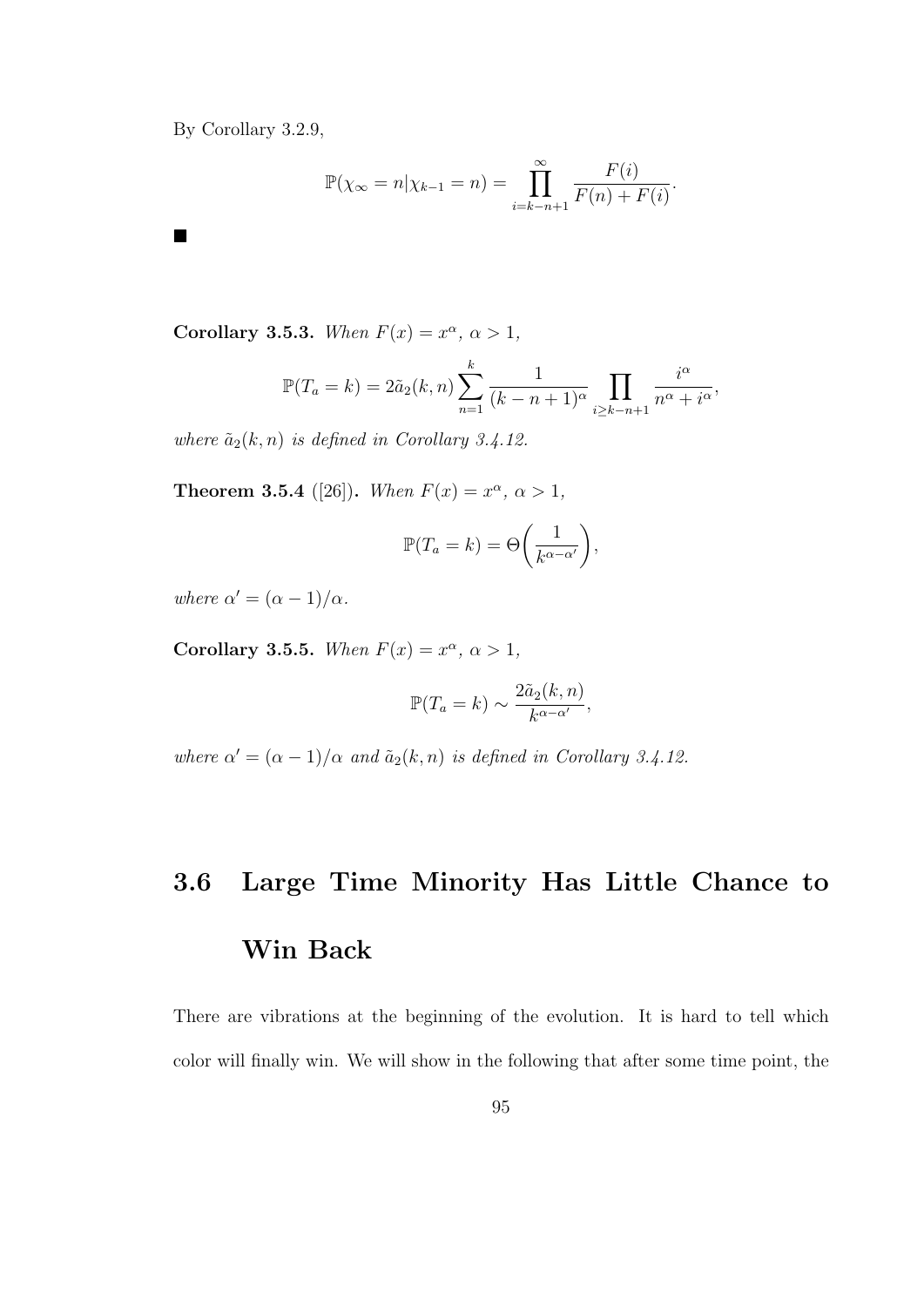By Corollary 3.2.9,

$$\mathbb{P}(\chi_\infty = n | \chi_{k-1} = n) = \prod_{i=k-n+1}^{\infty} \frac{F(i)}{F(n) + F(i)}.$$

■

**Corollary 3.5.3.** *When $F(x) = x^\alpha$, $\alpha > 1$,*

$$\mathbb{P}(T_a = k) = 2\tilde{a}_2(k, n) \sum_{n=1}^{k} \frac{1}{(k-n+1)^\alpha} \prod_{i \geq k-n+1} \frac{i^\alpha}{n^\alpha + i^\alpha},$$

*where $\tilde{a}_2(k, n)$ is defined in Corollary 3.4.12.*

**Theorem 3.5.4** ([26])**.** *When $F(x) = x^\alpha$, $\alpha > 1$,*

$$\mathbb{P}(T_a = k) = \Theta\bigg(\frac{1}{k^{\alpha - \alpha'}}\bigg),$$

*where $\alpha' = (\alpha - 1)/\alpha$.*

**Corollary 3.5.5.** *When $F(x) = x^\alpha$, $\alpha > 1$,*

$$\mathbb{P}(T_a = k) \sim \frac{2\tilde{a}_2(k, n)}{k^{\alpha - \alpha'}},$$

*where $\alpha' = (\alpha - 1)/\alpha$ and $\tilde{a}_2(k, n)$ is defined in Corollary 3.4.12.*

## 3.6 Large Time Minority Has Little Chance to Win Back

There are vibrations at the beginning of the evolution. It is hard to tell which color will finally win. We will show in the following that after some time point, the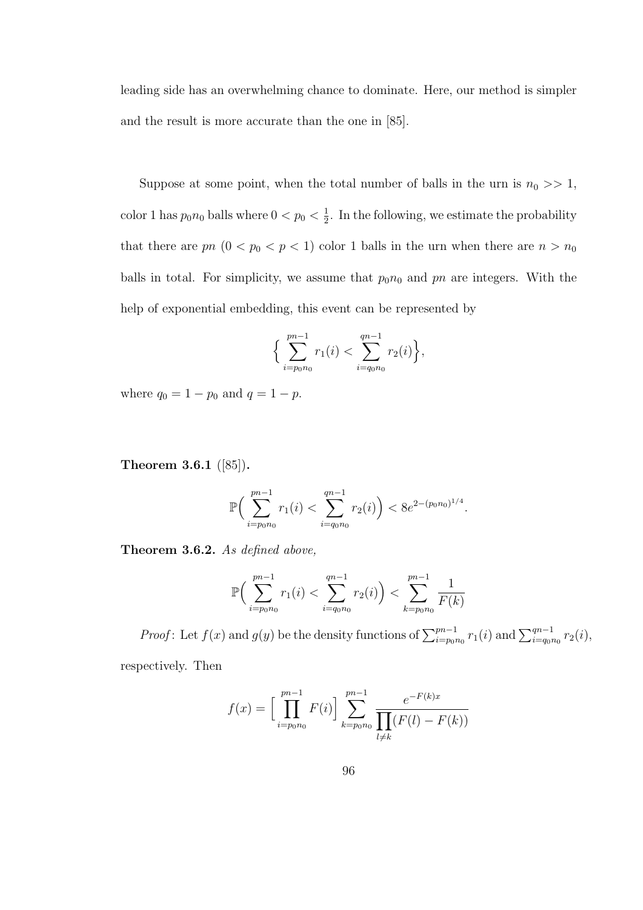leading side has an overwhelming chance to dominate. Here, our method is simpler and the result is more accurate than the one in [85].

Suppose at some point, when the total number of balls in the urn is $n_0 >> 1$, color 1 has $p_0 n_0$ balls where $0 < p_0 < \frac{1}{2}$. In the following, we estimate the probability that there are $pn$ $(0 < p_0 < p < 1)$ color 1 balls in the urn when there are $n > n_0$ balls in total. For simplicity, we assume that $p_0 n_0$ and $pn$ are integers. With the help of exponential embedding, this event can be represented by

$$\Big\{ \sum_{i=p_0 n_0}^{pn-1} r_1(i) < \sum_{i=q_0 n_0}^{qn-1} r_2(i) \Big\},$$

where $q_0 = 1 - p_0$ and $q = 1 - p$.

**Theorem 3.6.1** ([85])**.**

$$\mathbb{P}\Big( \sum_{i=p_0 n_0}^{pn-1} r_1(i) < \sum_{i=q_0 n_0}^{qn-1} r_2(i) \Big) < 8e^{2-(p_0 n_0)^{1/4}}.$$

**Theorem 3.6.2.** *As defined above,*

$$\mathbb{P}\Big( \sum_{i=p_0 n_0}^{pn-1} r_1(i) < \sum_{i=q_0 n_0}^{qn-1} r_2(i) \Big) < \sum_{k=p_0 n_0}^{pn-1} \frac{1}{F(k)}$$

*Proof*: Let $f(x)$ and $g(y)$ be the density functions of $\sum_{i=p_0 n_0}^{pn-1} r_1(i)$ and $\sum_{i=q_0 n_0}^{qn-1} r_2(i)$, respectively. Then

$$f(x) = \Big[ \prod_{i=p_0 n_0}^{pn-1} F(i) \Big] \sum_{k=p_0 n_0}^{pn-1} \frac{e^{-F(k)x}}{\prod_{l \neq k} (F(l) - F(k))}$$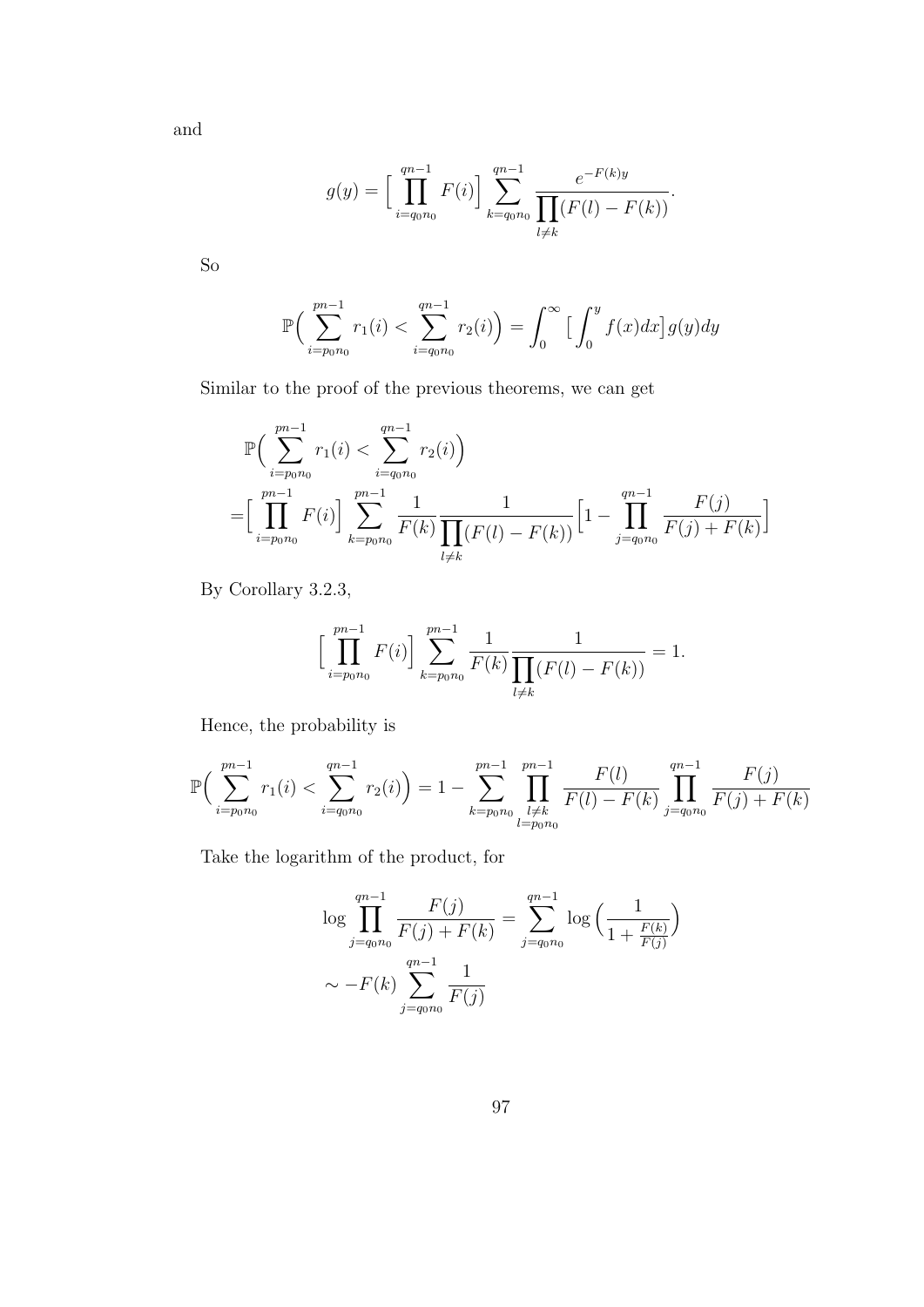and

$$g(y) = \Big[\prod_{i=q_0n_0}^{qn-1} F(i)\Big] \sum_{k=q_0n_0}^{qn-1} \frac{e^{-F(k)y}}{\prod\limits_{l\neq k}(F(l)-F(k))}.$$

So

$$\mathbb{P}\Big(\sum_{i=p_0n_0}^{pn-1} r_1(i) < \sum_{i=q_0n_0}^{qn-1} r_2(i)\Big) = \int_0^\infty \big[\int_0^y f(x)dx\big] g(y)dy$$

Similar to the proof of the previous theorems, we can get

$$\begin{aligned}
&\mathbb{P}\Big(\sum_{i=p_0n_0}^{pn-1} r_1(i) < \sum_{i=q_0n_0}^{qn-1} r_2(i)\Big) \\
=&\Big[\prod_{i=p_0n_0}^{pn-1} F(i)\Big] \sum_{k=p_0n_0}^{pn-1} \frac{1}{F(k)} \frac{1}{\prod\limits_{l\neq k}(F(l)-F(k))} \Big[1 - \prod_{j=q_0n_0}^{qn-1} \frac{F(j)}{F(j)+F(k)}\Big]
\end{aligned}$$

By Corollary 3.2.3,

$$\Big[\prod_{i=p_0n_0}^{pn-1} F(i)\Big] \sum_{k=p_0n_0}^{pn-1} \frac{1}{F(k)} \frac{1}{\prod\limits_{l\neq k}(F(l)-F(k))} = 1.$$

Hence, the probability is

$$\mathbb{P}\Big(\sum_{i=p_0n_0}^{pn-1} r_1(i) < \sum_{i=q_0n_0}^{qn-1} r_2(i)\Big) = 1 - \sum_{k=p_0n_0}^{pn-1} \prod_{\substack{l\neq k \\ l=p_0n_0}}^{pn-1} \frac{F(l)}{F(l)-F(k)} \prod_{j=q_0n_0}^{qn-1} \frac{F(j)}{F(j)+F(k)}$$

Take the logarithm of the product, for

$$\begin{aligned}
\log \prod_{j=q_0n_0}^{qn-1} \frac{F(j)}{F(j)+F(k)} &= \sum_{j=q_0n_0}^{qn-1} \log\Big(\frac{1}{1+\frac{F(k)}{F(j)}}\Big) \\
&\sim -F(k) \sum_{j=q_0n_0}^{qn-1} \frac{1}{F(j)}
\end{aligned}$$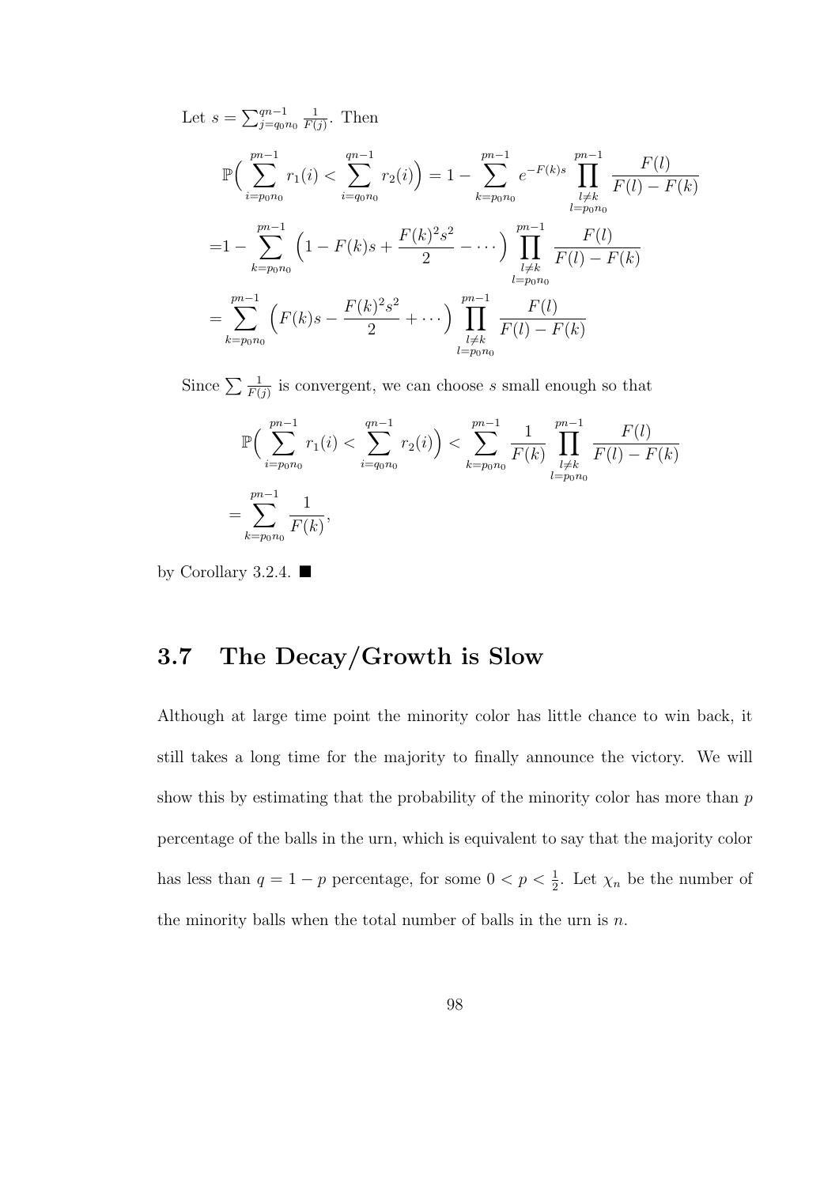Let $s = \sum_{j=q_0 n_0}^{qn-1} \frac{1}{F(j)}$. Then

$$
\begin{aligned}
&\mathbb{P}\Big( \sum_{i=p_0 n_0}^{pn-1} r_1(i) < \sum_{i=q_0 n_0}^{qn-1} r_2(i) \Big) = 1 - \sum_{k=p_0 n_0}^{pn-1} e^{-F(k)s} \prod_{\substack{l \neq k \\ l = p_0 n_0}}^{pn-1} \frac{F(l)}{F(l) - F(k)} \\
=&1 - \sum_{k=p_0 n_0}^{pn-1} \Big( 1 - F(k)s + \frac{F(k)^2 s^2}{2} - \cdots \Big) \prod_{\substack{l \neq k \\ l = p_0 n_0}}^{pn-1} \frac{F(l)}{F(l) - F(k)} \\
=& \sum_{k=p_0 n_0}^{pn-1} \Big( F(k)s - \frac{F(k)^2 s^2}{2} + \cdots \Big) \prod_{\substack{l \neq k \\ l = p_0 n_0}}^{pn-1} \frac{F(l)}{F(l) - F(k)}
\end{aligned}
$$

Since $\sum \frac{1}{F(j)}$ is convergent, we can choose $s$ small enough so that

$$
\begin{aligned}
&\mathbb{P}\Big( \sum_{i=p_0 n_0}^{pn-1} r_1(i) < \sum_{i=q_0 n_0}^{qn-1} r_2(i) \Big) < \sum_{k=p_0 n_0}^{pn-1} \frac{1}{F(k)} \prod_{\substack{l \neq k \\ l = p_0 n_0}}^{pn-1} \frac{F(l)}{F(l) - F(k)} \\
=& \sum_{k=p_0 n_0}^{pn-1} \frac{1}{F(k)},
\end{aligned}
$$

by Corollary 3.2.4. ■

## 3.7 The Decay/Growth is Slow

Although at large time point the minority color has little chance to win back, it still takes a long time for the majority to finally announce the victory. We will show this by estimating that the probability of the minority color has more than $p$ percentage of the balls in the urn, which is equivalent to say that the majority color has less than $q = 1 - p$ percentage, for some $0 < p < \frac{1}{2}$. Let $\chi_n$ be the number of the minority balls when the total number of balls in the urn is $n$.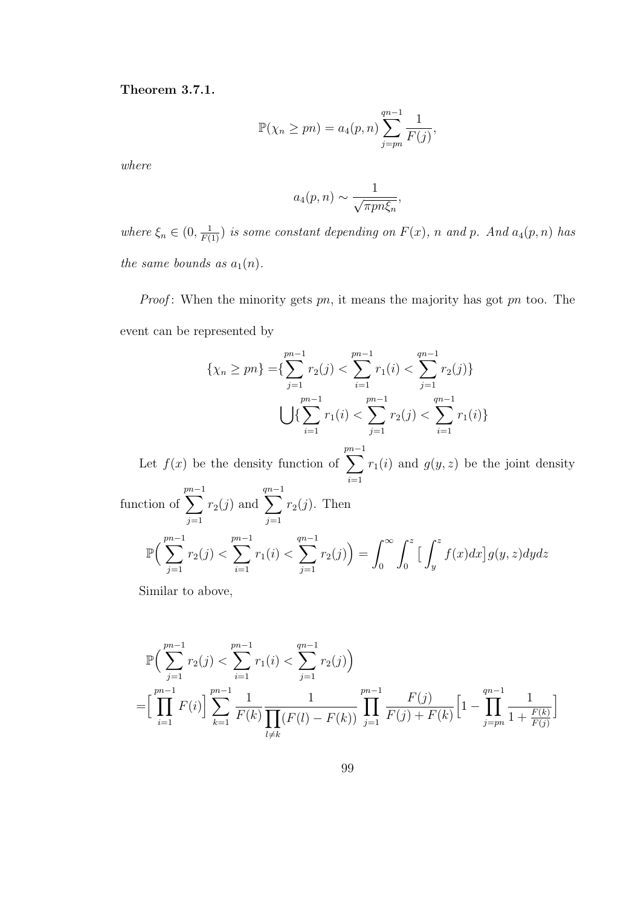**Theorem 3.7.1.**

$$\mathbb{P}(\chi_n \geq pn) = a_4(p,n) \sum_{j=pn}^{qn-1} \frac{1}{F(j)},$$

*where*

$$a_4(p,n) \sim \frac{1}{\sqrt{\pi pn \xi_n}},$$

*where* $\xi_n \in (0, \frac{1}{F(1)})$ *is some constant depending on* $F(x)$*,* $n$ *and* $p$*. And* $a_4(p,n)$ *has the same bounds as* $a_1(n)$*.*

*Proof*: When the minority gets $pn$, it means the majority has got $pn$ too. The event can be represented by

$$\begin{aligned}\{\chi_n \geq pn\} =& \{\sum_{j=1}^{pn-1} r_2(j) < \sum_{i=1}^{pn-1} r_1(i) < \sum_{j=1}^{qn-1} r_2(j)\} \\ & \bigcup \{\sum_{i=1}^{pn-1} r_1(i) < \sum_{j=1}^{pn-1} r_2(j) < \sum_{i=1}^{qn-1} r_1(i)\}\end{aligned}$$

Let $f(x)$ be the density function of $\sum_{i=1}^{pn-1} r_1(i)$ and $g(y,z)$ be the joint density function of $\sum_{j=1}^{pn-1} r_2(j)$ and $\sum_{j=1}^{qn-1} r_2(j)$. Then

$$\mathbb{P}\Big(\sum_{j=1}^{pn-1} r_2(j) < \sum_{i=1}^{pn-1} r_1(i) < \sum_{j=1}^{qn-1} r_2(j)\Big) = \int_0^\infty \int_0^z \big[\int_y^z f(x)dx\big] g(y,z) dydz$$

Similar to above,

$$\begin{aligned}&\mathbb{P}\Big(\sum_{j=1}^{pn-1} r_2(j) < \sum_{i=1}^{pn-1} r_1(i) < \sum_{j=1}^{qn-1} r_2(j)\Big) \\ =& \Big[\prod_{i=1}^{pn-1} F(i)\Big] \sum_{k=1}^{pn-1} \frac{1}{F(k)} \frac{1}{\prod_{l \neq k}(F(l) - F(k))} \prod_{j=1}^{pn-1} \frac{F(j)}{F(j) + F(k)} \Big[1 - \prod_{j=pn}^{qn-1} \frac{1}{1 + \frac{F(k)}{F(j)}}\Big]\end{aligned}$$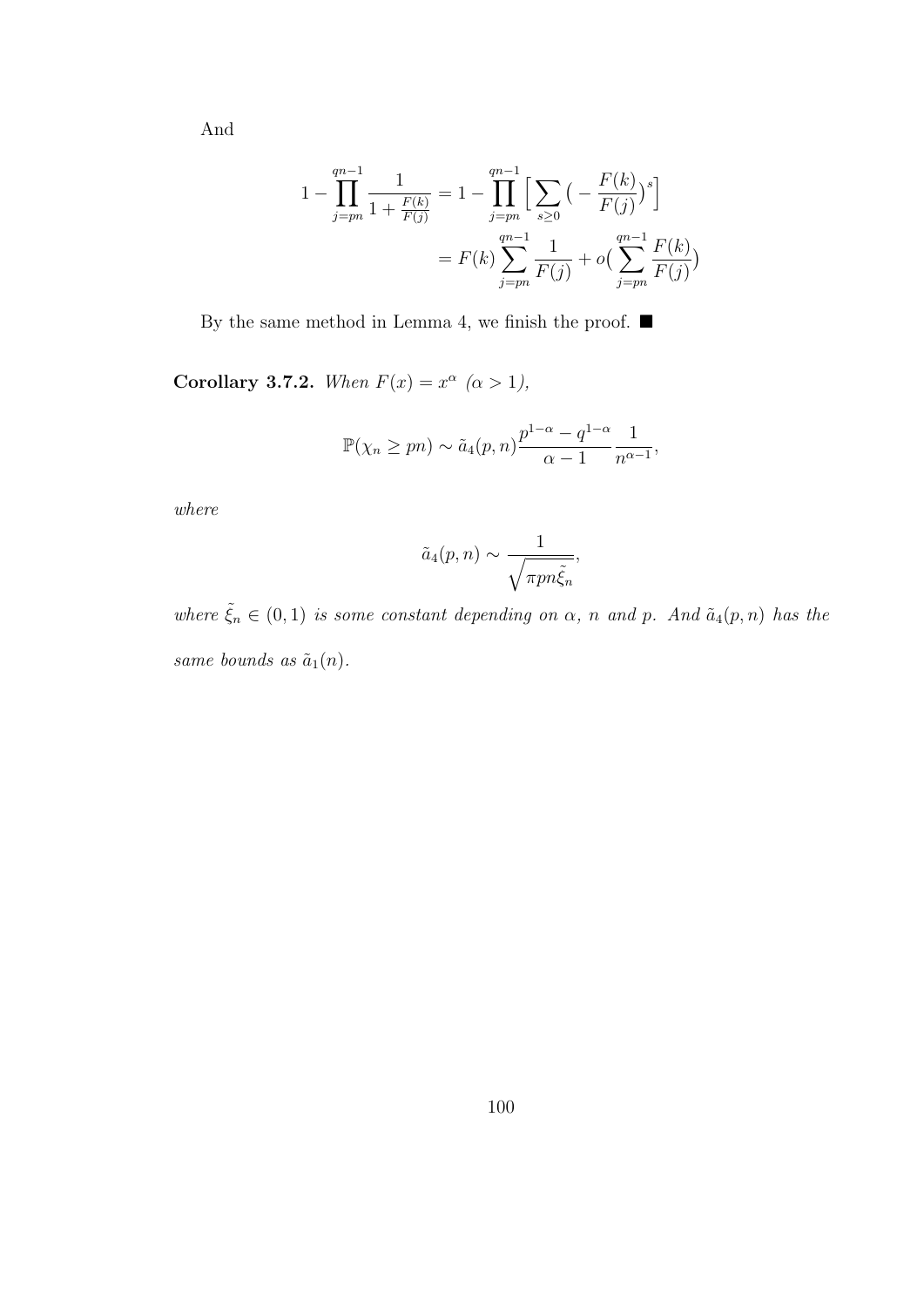And

$$
\begin{aligned}
1-\prod_{j=pn}^{qn-1}\frac{1}{1+\frac{F(k)}{F(j)}} &= 1-\prod_{j=pn}^{qn-1}\Big[\sum_{s\geq 0}\big(-\frac{F(k)}{F(j)}\big)^{s}\Big] \\
&= F(k)\sum_{j=pn}^{qn-1}\frac{1}{F(j)}+o\big(\sum_{j=pn}^{qn-1}\frac{F(k)}{F(j)}\big)
\end{aligned}
$$

By the same method in Lemma 4, we finish the proof. ■

**Corollary 3.7.2.** *When $F(x)=x^{\alpha}$ $(\alpha>1)$,*

$$
\mathbb{P}(\chi_n \geq pn) \sim \tilde{a}_4(p,n)\frac{p^{1-\alpha}-q^{1-\alpha}}{\alpha-1}\frac{1}{n^{\alpha-1}},
$$

*where*

$$
\tilde{a}_4(p,n) \sim \frac{1}{\sqrt{\pi pn\tilde{\xi}_n}},
$$

*where $\tilde{\xi}_n \in (0,1)$ is some constant depending on $\alpha$, $n$ and $p$. And $\tilde{a}_4(p,n)$ has the same bounds as $\tilde{a}_1(n)$.*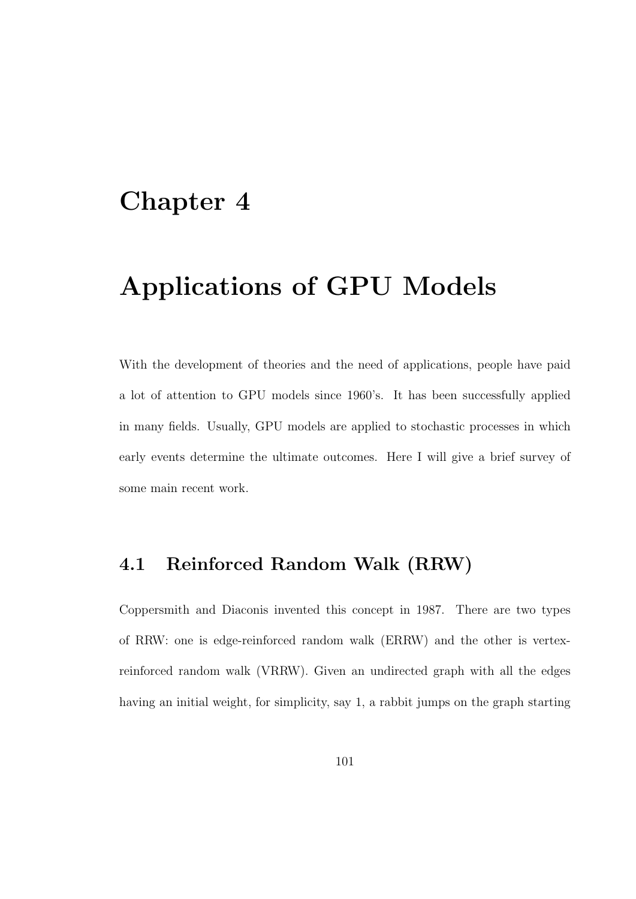# Chapter 4

# Applications of GPU Models

With the development of theories and the need of applications, people have paid a lot of attention to GPU models since 1960's. It has been successfully applied in many fields. Usually, GPU models are applied to stochastic processes in which early events determine the ultimate outcomes. Here I will give a brief survey of some main recent work.

## 4.1 Reinforced Random Walk (RRW)

Coppersmith and Diaconis invented this concept in 1987. There are two types of RRW: one is edge-reinforced random walk (ERRW) and the other is vertex-reinforced random walk (VRRW). Given an undirected graph with all the edges having an initial weight, for simplicity, say 1, a rabbit jumps on the graph starting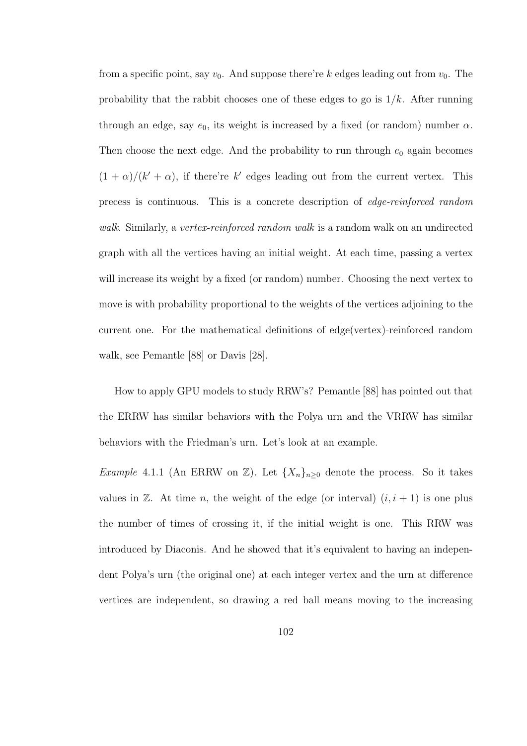from a specific point, say $v_0$. And suppose there're $k$ edges leading out from $v_0$. The probability that the rabbit chooses one of these edges to go is $1/k$. After running through an edge, say $e_0$, its weight is increased by a fixed (or random) number $\alpha$. Then choose the next edge. And the probability to run through $e_0$ again becomes $(1+\alpha)/(k'+\alpha)$, if there're $k'$ edges leading out from the current vertex. This precess is continuous. This is a concrete description of *edge-reinforced random walk*. Similarly, a *vertex-reinforced random walk* is a random walk on an undirected graph with all the vertices having an initial weight. At each time, passing a vertex will increase its weight by a fixed (or random) number. Choosing the next vertex to move is with probability proportional to the weights of the vertices adjoining to the current one. For the mathematical definitions of edge(vertex)-reinforced random walk, see Pemantle [88] or Davis [28].

How to apply GPU models to study RRW's? Pemantle [88] has pointed out that the ERRW has similar behaviors with the Polya urn and the VRRW has similar behaviors with the Friedman's urn. Let's look at an example.

*Example* 4.1.1 (An ERRW on $\mathbb{Z}$). Let $\{X_n\}_{n\geq 0}$ denote the process. So it takes values in $\mathbb{Z}$. At time $n$, the weight of the edge (or interval) $(i, i+1)$ is one plus the number of times of crossing it, if the initial weight is one. This RRW was introduced by Diaconis. And he showed that it's equivalent to having an independent Polya's urn (the original one) at each integer vertex and the urn at difference vertices are independent, so drawing a red ball means moving to the increasing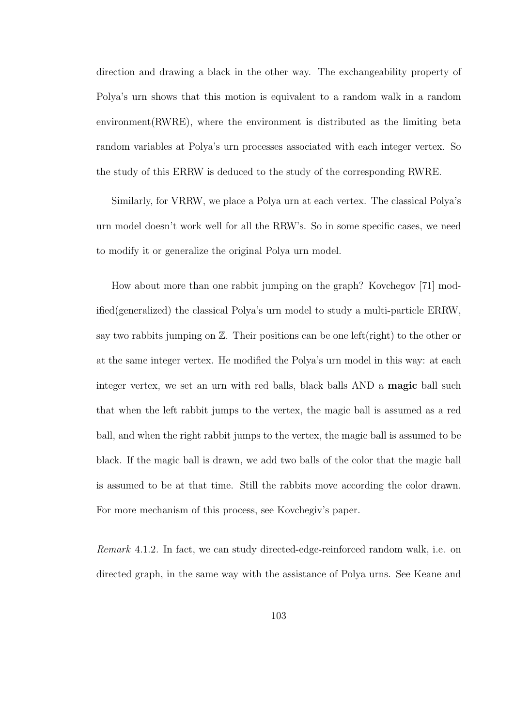direction and drawing a black in the other way. The exchangeability property of Polya's urn shows that this motion is equivalent to a random walk in a random environment(RWRE), where the environment is distributed as the limiting beta random variables at Polya's urn processes associated with each integer vertex. So the study of this ERRW is deduced to the study of the corresponding RWRE.

Similarly, for VRRW, we place a Polya urn at each vertex. The classical Polya's urn model doesn't work well for all the RRW's. So in some specific cases, we need to modify it or generalize the original Polya urn model.

How about more than one rabbit jumping on the graph? Kovchegov [71] modified(generalized) the classical Polya's urn model to study a multi-particle ERRW, say two rabbits jumping on $\mathbb{Z}$. Their positions can be one left(right) to the other or at the same integer vertex. He modified the Polya's urn model in this way: at each integer vertex, we set an urn with red balls, black balls AND a **magic** ball such that when the left rabbit jumps to the vertex, the magic ball is assumed as a red ball, and when the right rabbit jumps to the vertex, the magic ball is assumed to be black. If the magic ball is drawn, we add two balls of the color that the magic ball is assumed to be at that time. Still the rabbits move according the color drawn. For more mechanism of this process, see Kovchegiv's paper.

*Remark* 4.1.2. In fact, we can study directed-edge-reinforced random walk, i.e. on directed graph, in the same way with the assistance of Polya urns. See Keane and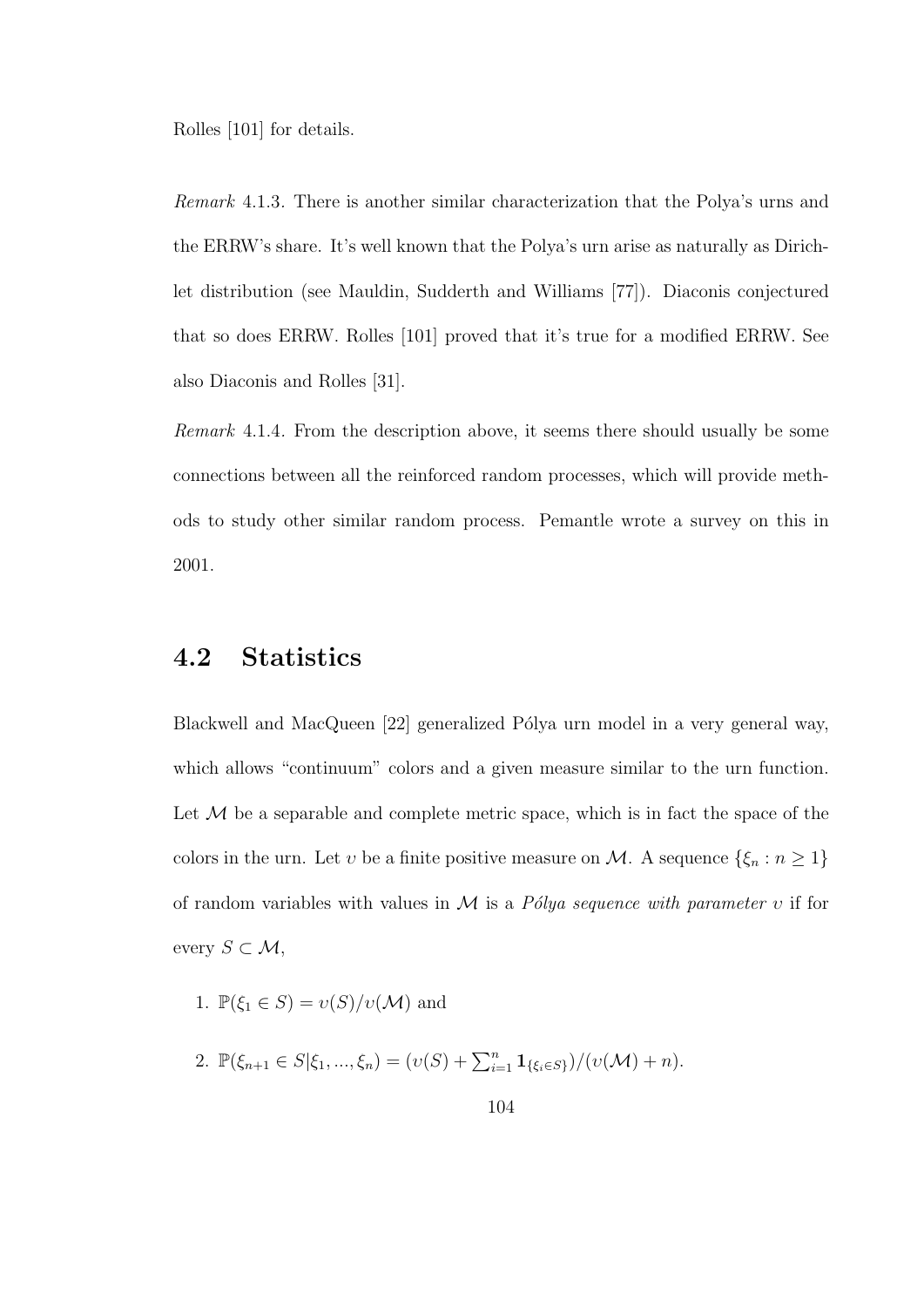Rolles [101] for details.

*Remark* 4.1.3. There is another similar characterization that the Polya's urns and the ERRW's share. It's well known that the Polya's urn arise as naturally as Dirichlet distribution (see Mauldin, Sudderth and Williams [77]). Diaconis conjectured that so does ERRW. Rolles [101] proved that it's true for a modified ERRW. See also Diaconis and Rolles [31].

*Remark* 4.1.4. From the description above, it seems there should usually be some connections between all the reinforced random processes, which will provide methods to study other similar random process. Pemantle wrote a survey on this in 2001.

## 4.2 Statistics

Blackwell and MacQueen [22] generalized Pólya urn model in a very general way, which allows "continuum" colors and a given measure similar to the urn function. Let $\mathcal{M}$ be a separable and complete metric space, which is in fact the space of the colors in the urn. Let $\upsilon$ be a finite positive measure on $\mathcal{M}$. A sequence $\{\xi_n : n \geq 1\}$ of random variables with values in $\mathcal{M}$ is a *Pólya sequence with parameter* $\upsilon$ if for every $S \subset \mathcal{M}$,

1. $\mathbb{P}(\xi_1 \in S) = \upsilon(S)/\upsilon(\mathcal{M})$ and
2. $\mathbb{P}(\xi_{n+1} \in S | \xi_1, ..., \xi_n) = (\upsilon(S) + \sum_{i=1}^{n} \mathbf{1}_{\{\xi_i \in S\}})/(\upsilon(\mathcal{M}) + n)$.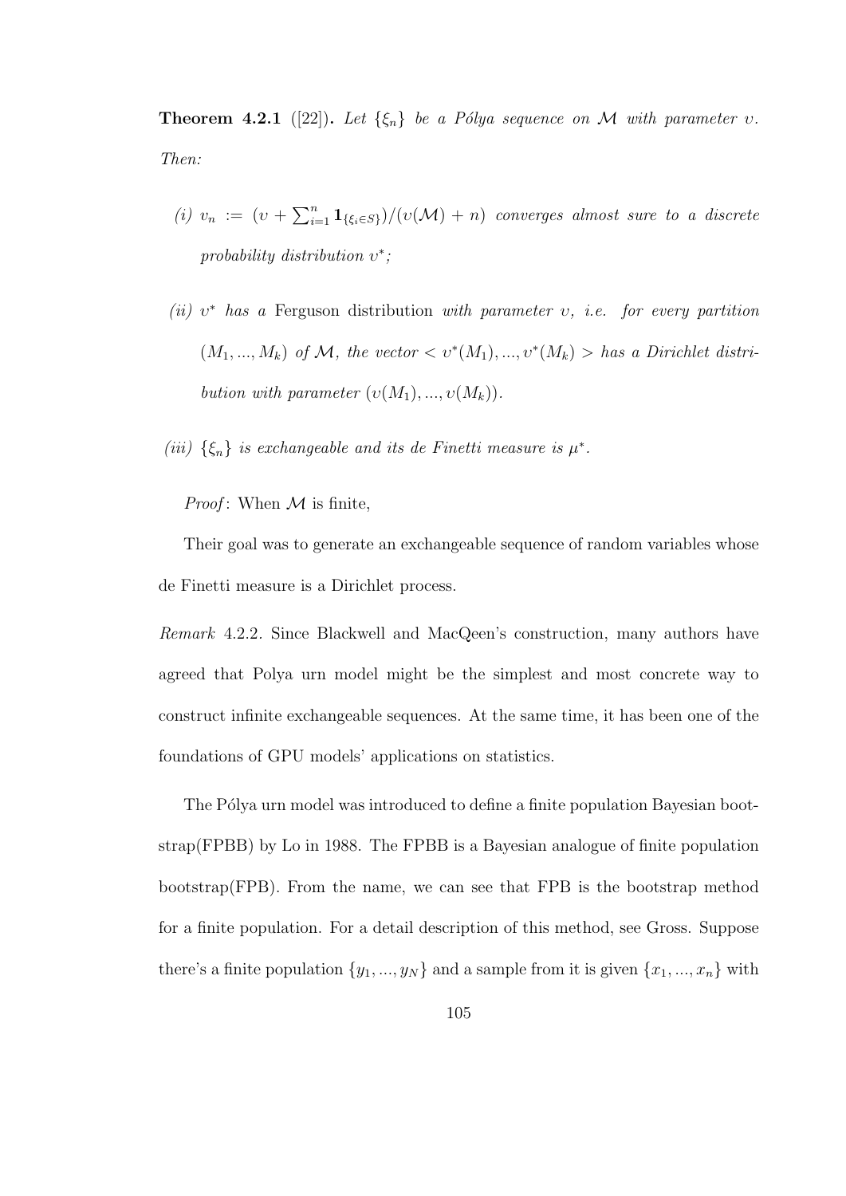**Theorem 4.2.1** ([22]). *Let $\{\xi_n\}$ be a Pólya sequence on $\mathcal{M}$ with parameter $\upsilon$. Then:*

*(i)* $v_n := (\upsilon + \sum_{i=1}^{n} \mathbf{1}_{\{\xi_i \in S\}})/(\upsilon(\mathcal{M}) + n)$ *converges almost sure to a discrete probability distribution* $\upsilon^*$*;*

*(ii)* $\upsilon^*$ *has a* Ferguson distribution *with parameter* $\upsilon$*, i.e. for every partition* $(M_1, ..., M_k)$ *of* $\mathcal{M}$*, the vector* $< \upsilon^*(M_1), ..., \upsilon^*(M_k) >$ *has a Dirichlet distribution with parameter* $(\upsilon(M_1), ..., \upsilon(M_k))$*.*

*(iii)* $\{\xi_n\}$ *is exchangeable and its de Finetti measure is* $\mu^*$*.*

*Proof*: When $\mathcal{M}$ is finite,

Their goal was to generate an exchangeable sequence of random variables whose de Finetti measure is a Dirichlet process.

*Remark* 4.2.2. Since Blackwell and MacQeen's construction, many authors have agreed that Polya urn model might be the simplest and most concrete way to construct infinite exchangeable sequences. At the same time, it has been one of the foundations of GPU models' applications on statistics.

The Pólya urn model was introduced to define a finite population Bayesian bootstrap(FPBB) by Lo in 1988. The FPBB is a Bayesian analogue of finite population bootstrap(FPB). From the name, we can see that FPB is the bootstrap method for a finite population. For a detail description of this method, see Gross. Suppose there's a finite population $\{y_1, ..., y_N\}$ and a sample from it is given $\{x_1, ..., x_n\}$ with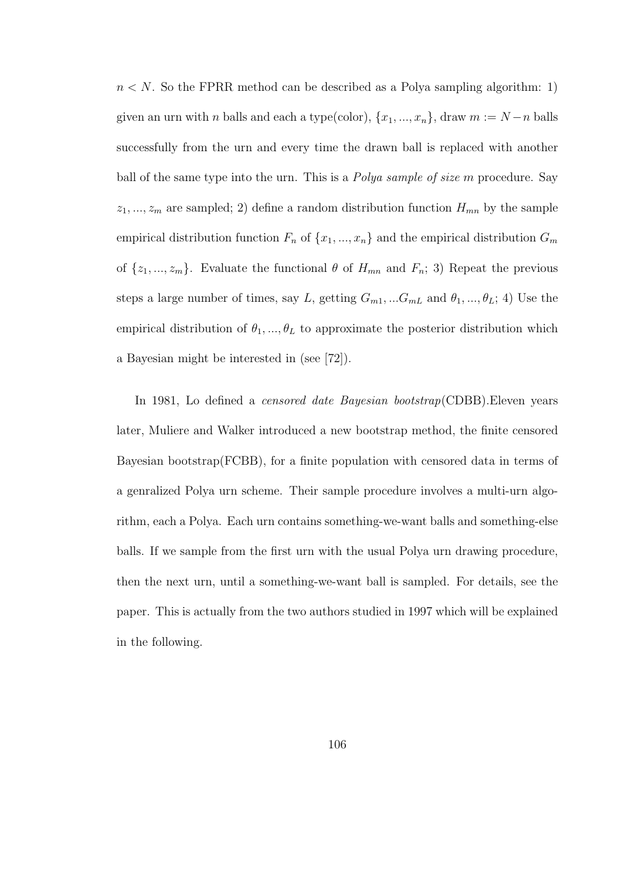$n < N$. So the FPRR method can be described as a Polya sampling algorithm: 1) given an urn with $n$ balls and each a type(color), $\{x_1, ..., x_n\}$, draw $m := N - n$ balls successfully from the urn and every time the drawn ball is replaced with another ball of the same type into the urn. This is a *Polya sample of size m* procedure. Say $z_1, ..., z_m$ are sampled; 2) define a random distribution function $H_{mn}$ by the sample empirical distribution function $F_n$ of $\{x_1, ..., x_n\}$ and the empirical distribution $G_m$ of $\{z_1, ..., z_m\}$. Evaluate the functional $\theta$ of $H_{mn}$ and $F_n$; 3) Repeat the previous steps a large number of times, say $L$, getting $G_{m1}, ...G_{mL}$ and $\theta_1, ..., \theta_L$; 4) Use the empirical distribution of $\theta_1, ..., \theta_L$ to approximate the posterior distribution which a Bayesian might be interested in (see [72]).

In 1981, Lo defined a *censored date Bayesian bootstrap*(CDBB).Eleven years later, Muliere and Walker introduced a new bootstrap method, the finite censored Bayesian bootstrap(FCBB), for a finite population with censored data in terms of a genralized Polya urn scheme. Their sample procedure involves a multi-urn algorithm, each a Polya. Each urn contains something-we-want balls and something-else balls. If we sample from the first urn with the usual Polya urn drawing procedure, then the next urn, until a something-we-want ball is sampled. For details, see the paper. This is actually from the two authors studied in 1997 which will be explained in the following.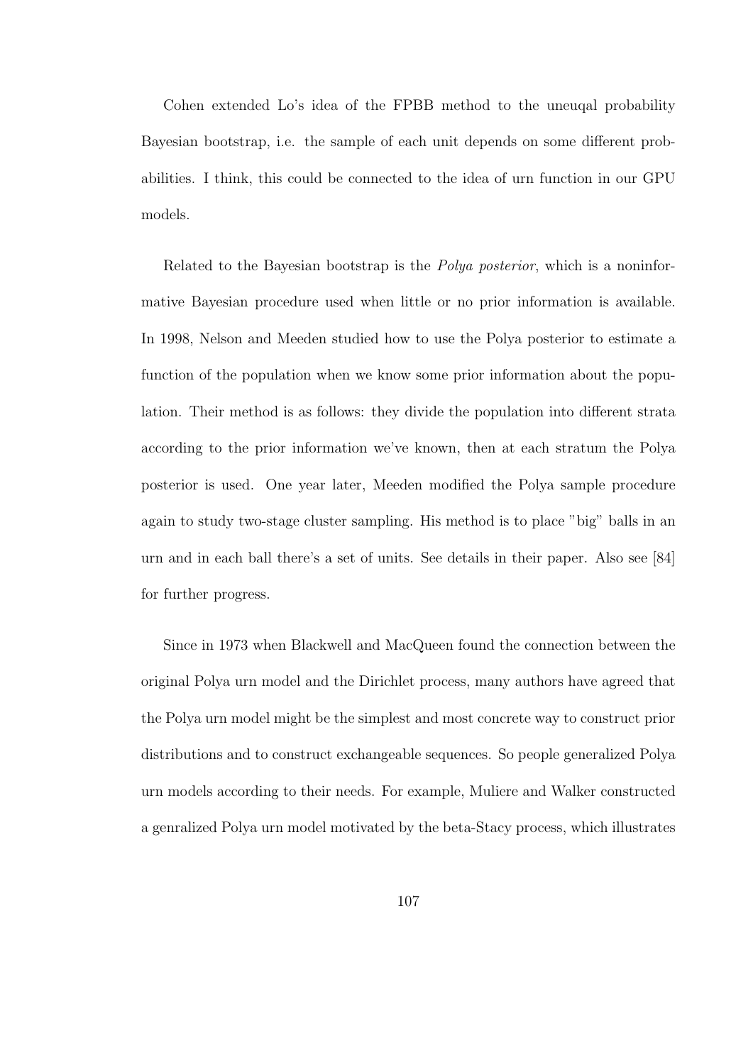Cohen extended Lo's idea of the FPBB method to the uneuqal probability Bayesian bootstrap, i.e. the sample of each unit depends on some different probabilities. I think, this could be connected to the idea of urn function in our GPU models.

Related to the Bayesian bootstrap is the *Polya posterior*, which is a noninformative Bayesian procedure used when little or no prior information is available. In 1998, Nelson and Meeden studied how to use the Polya posterior to estimate a function of the population when we know some prior information about the population. Their method is as follows: they divide the population into different strata according to the prior information we've known, then at each stratum the Polya posterior is used. One year later, Meeden modified the Polya sample procedure again to study two-stage cluster sampling. His method is to place "big" balls in an urn and in each ball there's a set of units. See details in their paper. Also see [84] for further progress.

Since in 1973 when Blackwell and MacQueen found the connection between the original Polya urn model and the Dirichlet process, many authors have agreed that the Polya urn model might be the simplest and most concrete way to construct prior distributions and to construct exchangeable sequences. So people generalized Polya urn models according to their needs. For example, Muliere and Walker constructed a genralized Polya urn model motivated by the beta-Stacy process, which illustrates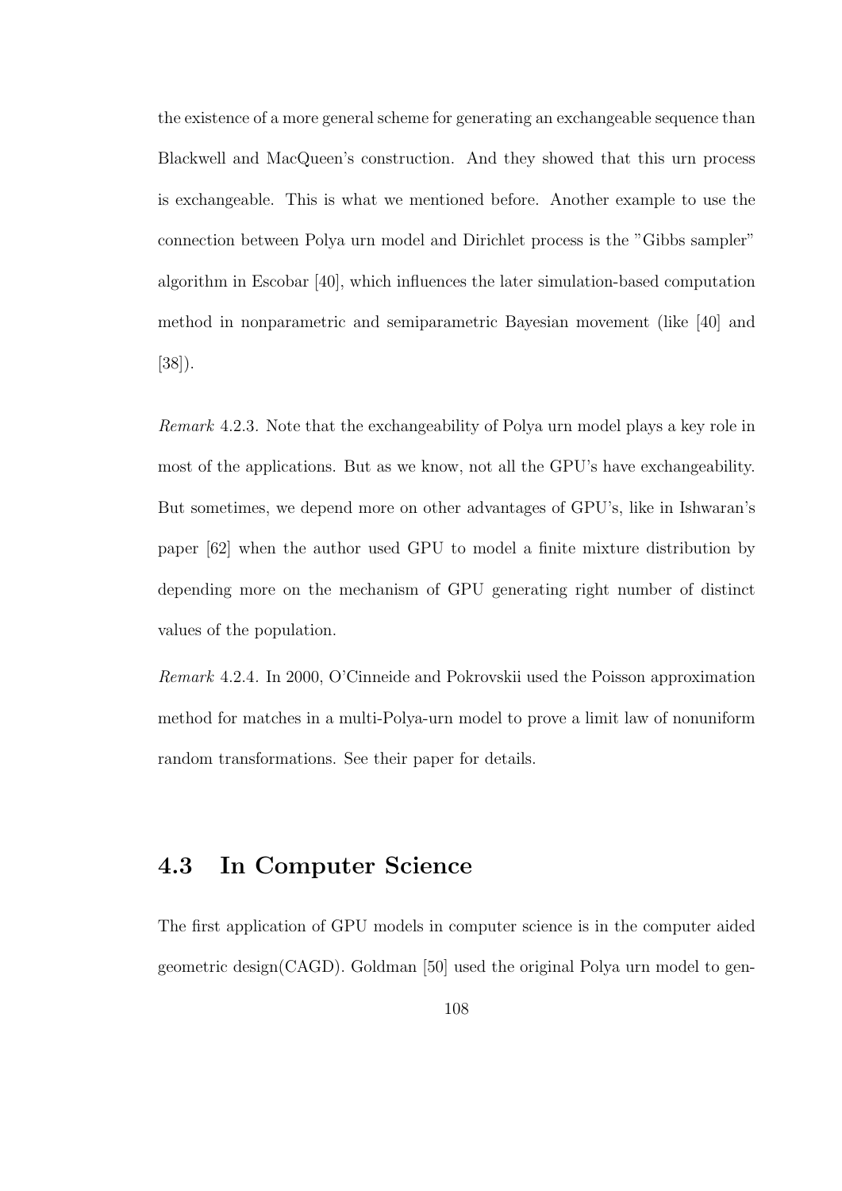the existence of a more general scheme for generating an exchangeable sequence than Blackwell and MacQueen's construction. And they showed that this urn process is exchangeable. This is what we mentioned before. Another example to use the connection between Polya urn model and Dirichlet process is the "Gibbs sampler" algorithm in Escobar [40], which influences the later simulation-based computation method in nonparametric and semiparametric Bayesian movement (like [40] and [38]).

*Remark* 4.2.3. Note that the exchangeability of Polya urn model plays a key role in most of the applications. But as we know, not all the GPU's have exchangeability. But sometimes, we depend more on other advantages of GPU's, like in Ishwaran's paper [62] when the author used GPU to model a finite mixture distribution by depending more on the mechanism of GPU generating right number of distinct values of the population.

*Remark* 4.2.4. In 2000, O'Cinneide and Pokrovskii used the Poisson approximation method for matches in a multi-Polya-urn model to prove a limit law of nonuniform random transformations. See their paper for details.

## 4.3 In Computer Science

The first application of GPU models in computer science is in the computer aided geometric design(CAGD). Goldman [50] used the original Polya urn model to gen-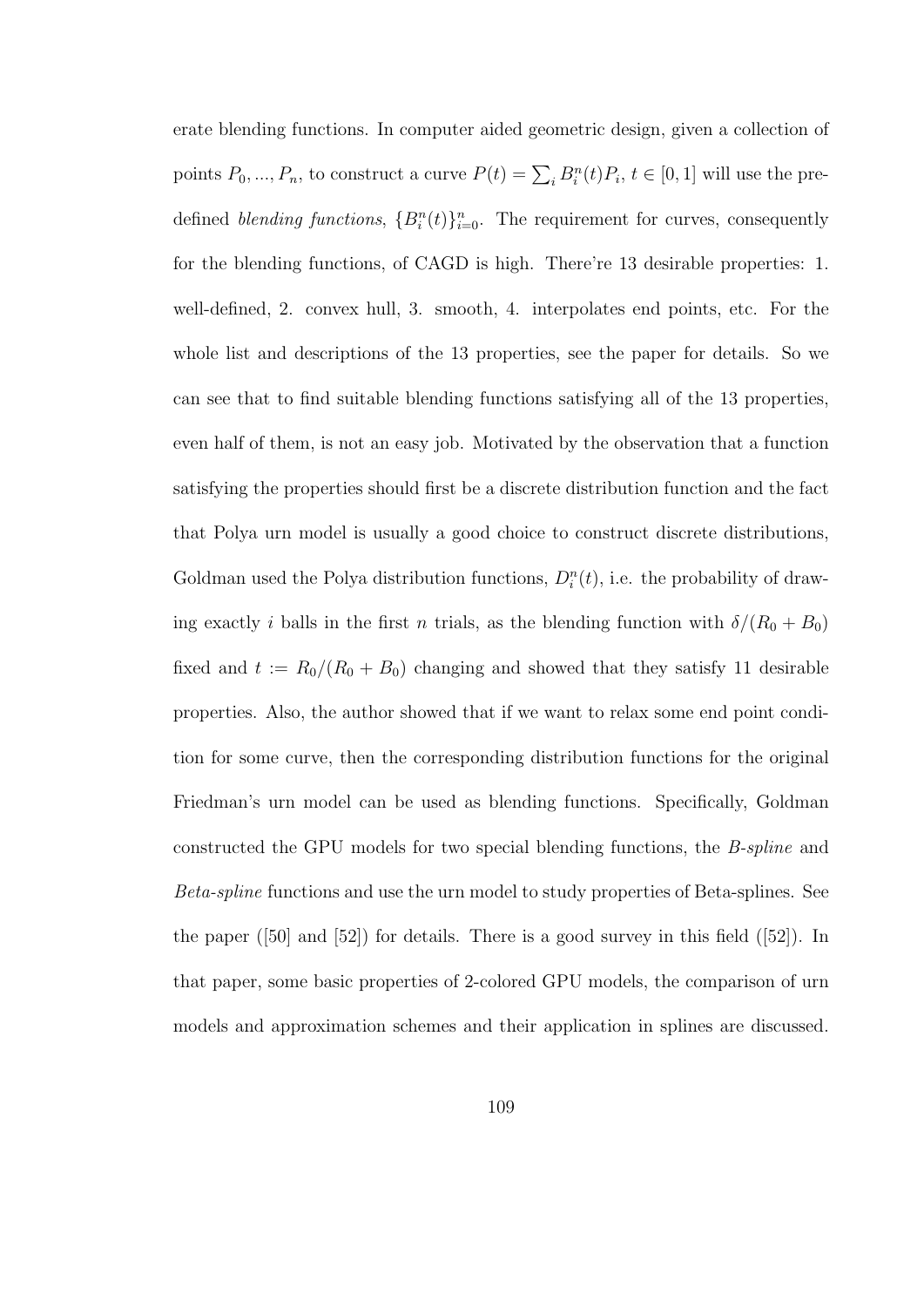erate blending functions. In computer aided geometric design, given a collection of points $P_0, ..., P_n$, to construct a curve $P(t) = \sum_i B_i^n(t) P_i$, $t \in [0, 1]$ will use the pre-defined *blending functions*, $\{B_i^n(t)\}_{i=0}^n$. The requirement for curves, consequently for the blending functions, of CAGD is high. There're 13 desirable properties: 1. well-defined, 2. convex hull, 3. smooth, 4. interpolates end points, etc. For the whole list and descriptions of the 13 properties, see the paper for details. So we can see that to find suitable blending functions satisfying all of the 13 properties, even half of them, is not an easy job. Motivated by the observation that a function satisfying the properties should first be a discrete distribution function and the fact that Polya urn model is usually a good choice to construct discrete distributions, Goldman used the Polya distribution functions, $D_i^n(t)$, i.e. the probability of drawing exactly $i$ balls in the first $n$ trials, as the blending function with $\delta/(R_0 + B_0)$ fixed and $t := R_0/(R_0 + B_0)$ changing and showed that they satisfy 11 desirable properties. Also, the author showed that if we want to relax some end point condition for some curve, then the corresponding distribution functions for the original Friedman's urn model can be used as blending functions. Specifically, Goldman constructed the GPU models for two special blending functions, the *B-spline* and *Beta-spline* functions and use the urn model to study properties of Beta-splines. See the paper ([50] and [52]) for details. There is a good survey in this field ([52]). In that paper, some basic properties of 2-colored GPU models, the comparison of urn models and approximation schemes and their application in splines are discussed.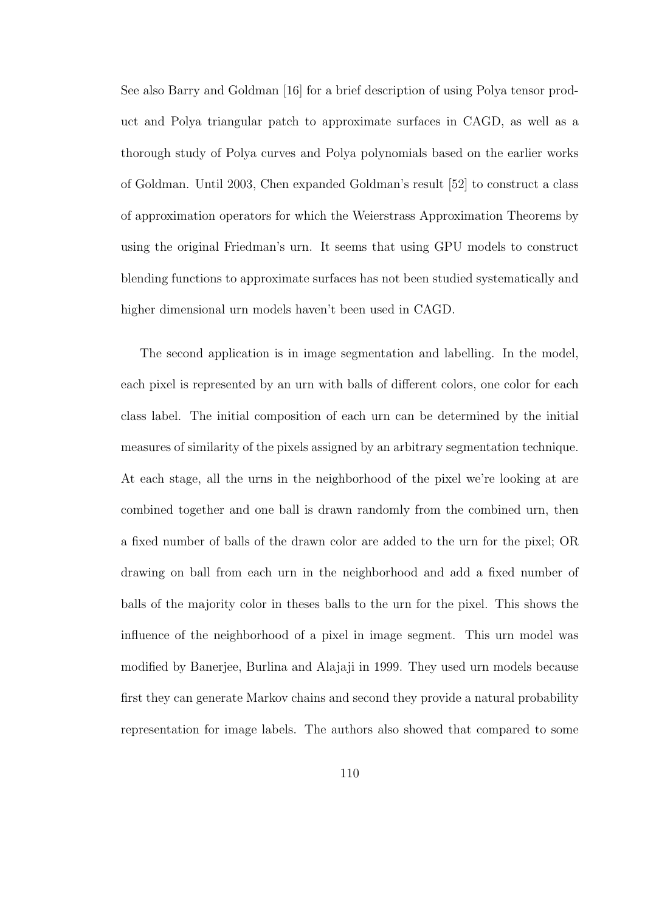See also Barry and Goldman [16] for a brief description of using Polya tensor product and Polya triangular patch to approximate surfaces in CAGD, as well as a thorough study of Polya curves and Polya polynomials based on the earlier works of Goldman. Until 2003, Chen expanded Goldman's result [52] to construct a class of approximation operators for which the Weierstrass Approximation Theorems by using the original Friedman's urn. It seems that using GPU models to construct blending functions to approximate surfaces has not been studied systematically and higher dimensional urn models haven't been used in CAGD.

The second application is in image segmentation and labelling. In the model, each pixel is represented by an urn with balls of different colors, one color for each class label. The initial composition of each urn can be determined by the initial measures of similarity of the pixels assigned by an arbitrary segmentation technique. At each stage, all the urns in the neighborhood of the pixel we're looking at are combined together and one ball is drawn randomly from the combined urn, then a fixed number of balls of the drawn color are added to the urn for the pixel; OR drawing on ball from each urn in the neighborhood and add a fixed number of balls of the majority color in theses balls to the urn for the pixel. This shows the influence of the neighborhood of a pixel in image segment. This urn model was modified by Banerjee, Burlina and Alajaji in 1999. They used urn models because first they can generate Markov chains and second they provide a natural probability representation for image labels. The authors also showed that compared to some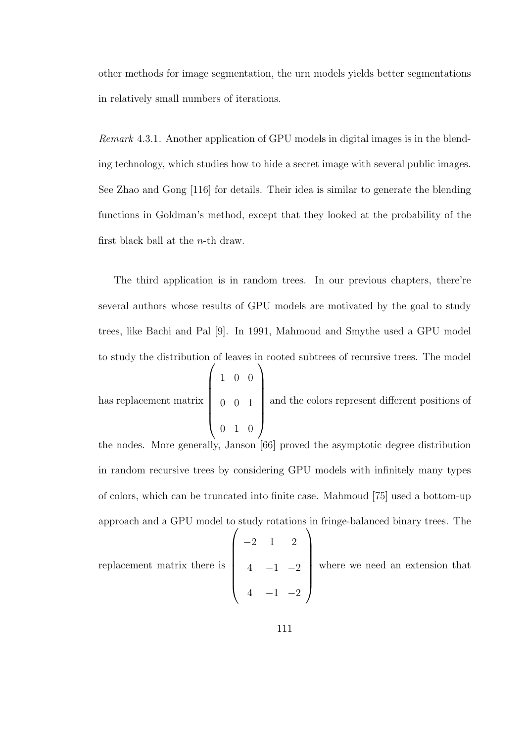other methods for image segmentation, the urn models yields better segmentations in relatively small numbers of iterations.

*Remark* 4.3.1. Another application of GPU models in digital images is in the blending technology, which studies how to hide a secret image with several public images. See Zhao and Gong [116] for details. Their idea is similar to generate the blending functions in Goldman's method, except that they looked at the probability of the first black ball at the $n$-th draw.

The third application is in random trees. In our previous chapters, there're several authors whose results of GPU models are motivated by the goal to study trees, like Bachi and Pal [9]. In 1991, Mahmoud and Smythe used a GPU model to study the distribution of leaves in rooted subtrees of recursive trees. The model has replacement matrix $\begin{pmatrix} 1 & 0 & 0 \\ 0 & 0 & 1 \\ 0 & 1 & 0 \end{pmatrix}$ and the colors represent different positions of the nodes. More generally, Janson [66] proved the asymptotic degree distribution in random recursive trees by considering GPU models with infinitely many types of colors, which can be truncated into finite case. Mahmoud [75] used a bottom-up approach and a GPU model to study rotations in fringe-balanced binary trees. The replacement matrix there is $\begin{pmatrix} -2 & 1 & 2 \\ 4 & -1 & -2 \\ 4 & -1 & -2 \end{pmatrix}$ where we need an extension that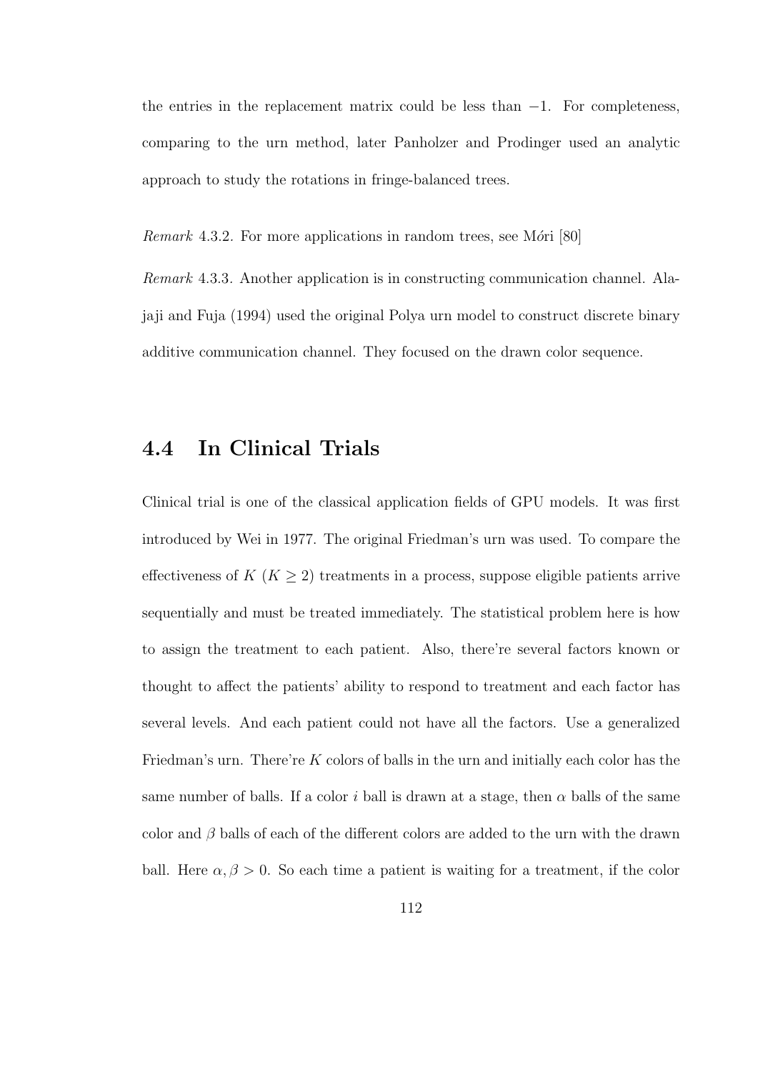the entries in the replacement matrix could be less than $-1$. For completeness, comparing to the urn method, later Panholzer and Prodinger used an analytic approach to study the rotations in fringe-balanced trees.

*Remark* 4.3.2. For more applications in random trees, see Mŕi [80]

*Remark* 4.3.3. Another application is in constructing communication channel. Alajaji and Fuja (1994) used the original Polya urn model to construct discrete binary additive communication channel. They focused on the drawn color sequence.

## 4.4 In Clinical Trials

Clinical trial is one of the classical application fields of GPU models. It was first introduced by Wei in 1977. The original Friedman's urn was used. To compare the effectiveness of $K$ ($K \geq 2$) treatments in a process, suppose eligible patients arrive sequentially and must be treated immediately. The statistical problem here is how to assign the treatment to each patient. Also, there're several factors known or thought to affect the patients' ability to respond to treatment and each factor has several levels. And each patient could not have all the factors. Use a generalized Friedman's urn. There're $K$ colors of balls in the urn and initially each color has the same number of balls. If a color $i$ ball is drawn at a stage, then $\alpha$ balls of the same color and $\beta$ balls of each of the different colors are added to the urn with the drawn ball. Here $\alpha, \beta > 0$. So each time a patient is waiting for a treatment, if the color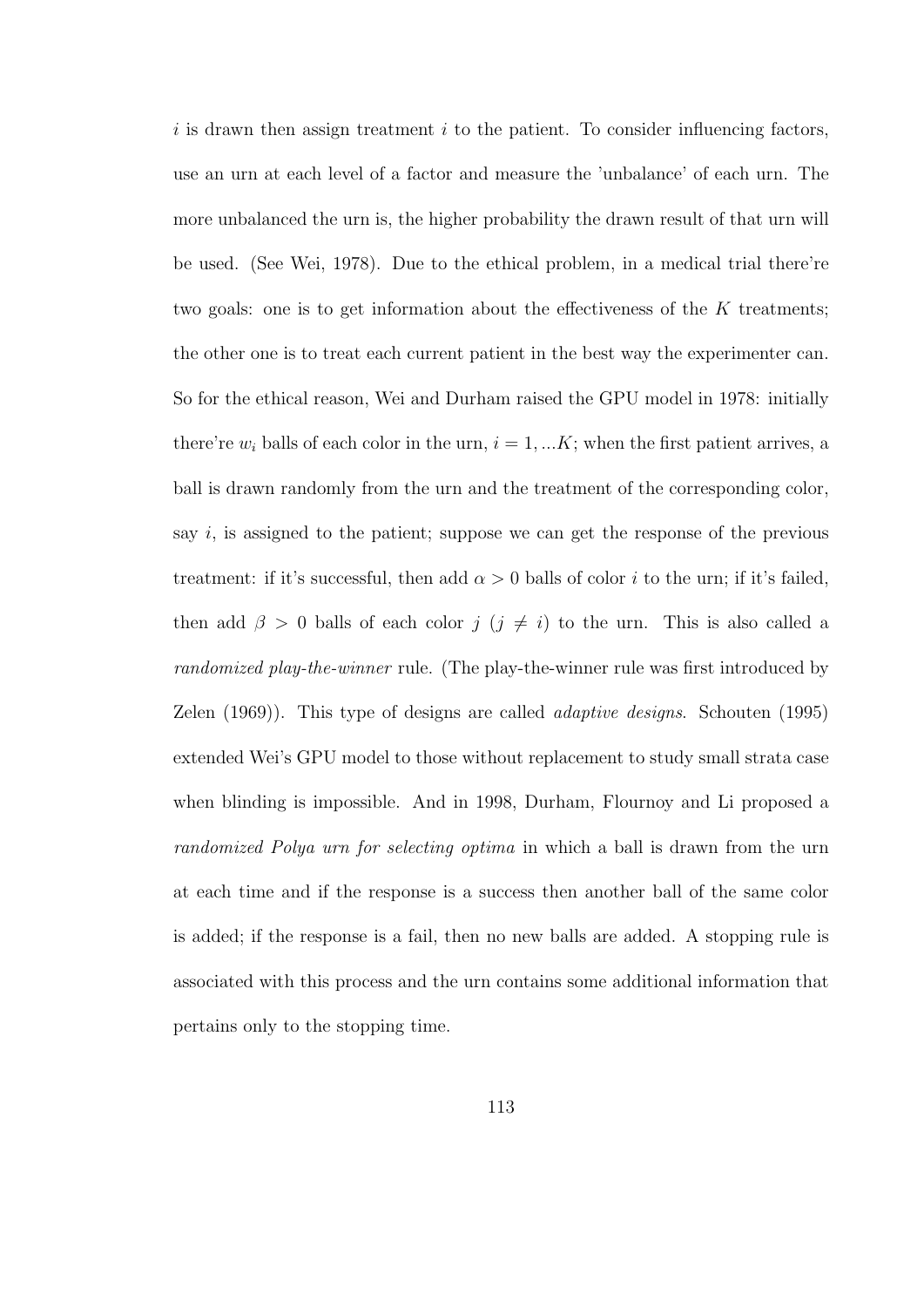$i$ is drawn then assign treatment $i$ to the patient. To consider influencing factors, use an urn at each level of a factor and measure the 'unbalance' of each urn. The more unbalanced the urn is, the higher probability the drawn result of that urn will be used. (See Wei, 1978). Due to the ethical problem, in a medical trial there're two goals: one is to get information about the effectiveness of the $K$ treatments; the other one is to treat each current patient in the best way the experimenter can. So for the ethical reason, Wei and Durham raised the GPU model in 1978: initially there're $w_i$ balls of each color in the urn, $i = 1, ...K$; when the first patient arrives, a ball is drawn randomly from the urn and the treatment of the corresponding color, say $i$, is assigned to the patient; suppose we can get the response of the previous treatment: if it's successful, then add $\alpha > 0$ balls of color $i$ to the urn; if it's failed, then add $\beta > 0$ balls of each color $j$ ($j \neq i$) to the urn. This is also called a *randomized play-the-winner* rule. (The play-the-winner rule was first introduced by Zelen (1969)). This type of designs are called *adaptive designs*. Schouten (1995) extended Wei's GPU model to those without replacement to study small strata case when blinding is impossible. And in 1998, Durham, Flournoy and Li proposed a *randomized Polya urn for selecting optima* in which a ball is drawn from the urn at each time and if the response is a success then another ball of the same color is added; if the response is a fail, then no new balls are added. A stopping rule is associated with this process and the urn contains some additional information that pertains only to the stopping time.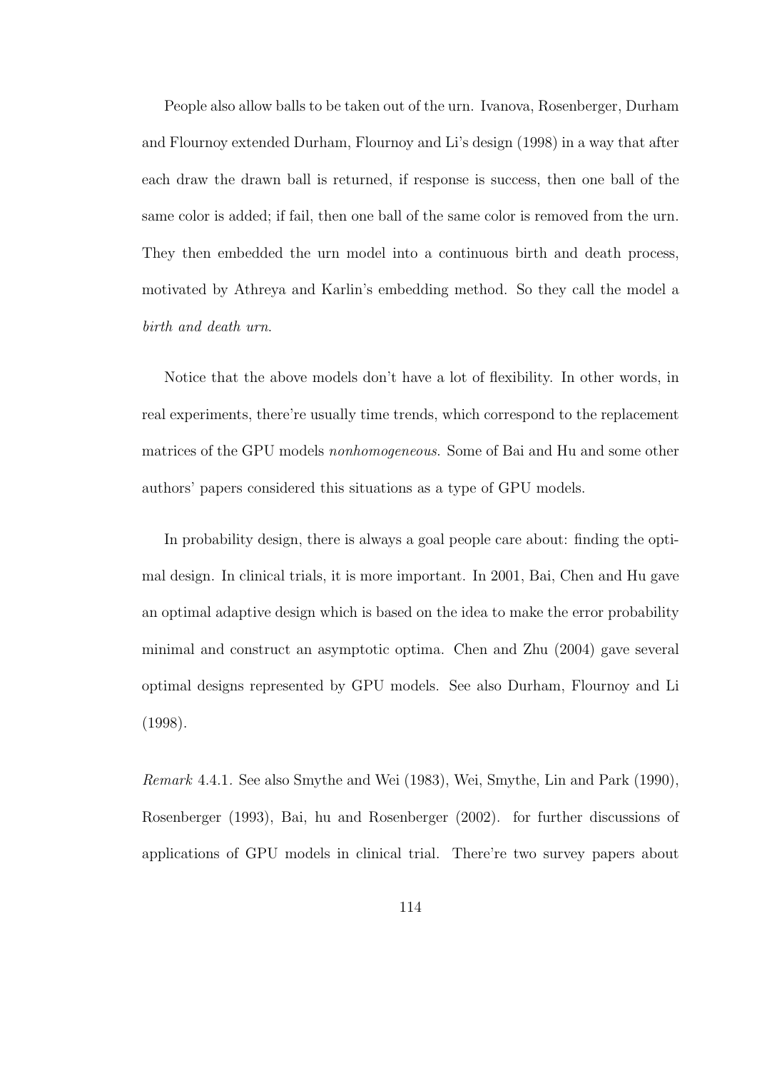People also allow balls to be taken out of the urn. Ivanova, Rosenberger, Durham and Flournoy extended Durham, Flournoy and Li's design (1998) in a way that after each draw the drawn ball is returned, if response is success, then one ball of the same color is added; if fail, then one ball of the same color is removed from the urn. They then embedded the urn model into a continuous birth and death process, motivated by Athreya and Karlin's embedding method. So they call the model a *birth and death urn*.

Notice that the above models don't have a lot of flexibility. In other words, in real experiments, there're usually time trends, which correspond to the replacement matrices of the GPU models *nonhomogeneous*. Some of Bai and Hu and some other authors' papers considered this situations as a type of GPU models.

In probability design, there is always a goal people care about: finding the optimal design. In clinical trials, it is more important. In 2001, Bai, Chen and Hu gave an optimal adaptive design which is based on the idea to make the error probability minimal and construct an asymptotic optima. Chen and Zhu (2004) gave several optimal designs represented by GPU models. See also Durham, Flournoy and Li (1998).

*Remark* 4.4.1. See also Smythe and Wei (1983), Wei, Smythe, Lin and Park (1990), Rosenberger (1993), Bai, hu and Rosenberger (2002). for further discussions of applications of GPU models in clinical trial. There're two survey papers about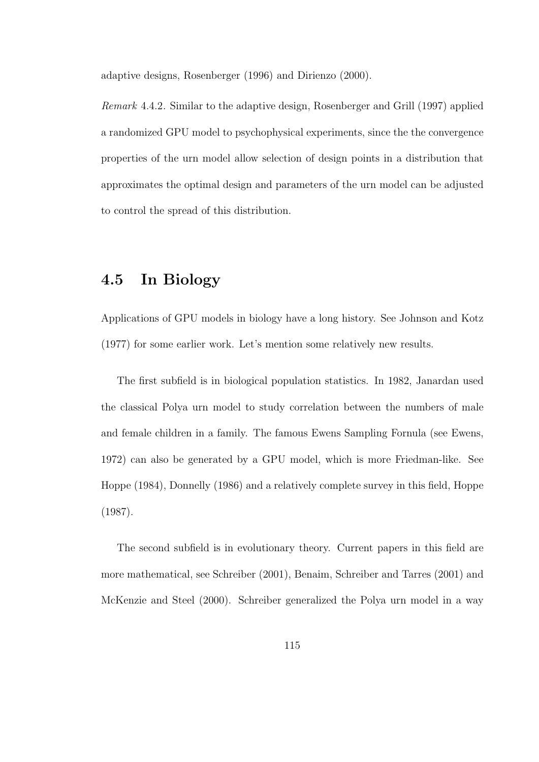adaptive designs, Rosenberger (1996) and Dirienzo (2000).

*Remark* 4.4.2. Similar to the adaptive design, Rosenberger and Grill (1997) applied a randomized GPU model to psychophysical experiments, since the the convergence properties of the urn model allow selection of design points in a distribution that approximates the optimal design and parameters of the urn model can be adjusted to control the spread of this distribution.

## 4.5 In Biology

Applications of GPU models in biology have a long history. See Johnson and Kotz (1977) for some earlier work. Let's mention some relatively new results.

The first subfield is in biological population statistics. In 1982, Janardan used the classical Polya urn model to study correlation between the numbers of male and female children in a family. The famous Ewens Sampling Fornula (see Ewens, 1972) can also be generated by a GPU model, which is more Friedman-like. See Hoppe (1984), Donnelly (1986) and a relatively complete survey in this field, Hoppe (1987).

The second subfield is in evolutionary theory. Current papers in this field are more mathematical, see Schreiber (2001), Benaim, Schreiber and Tarres (2001) and McKenzie and Steel (2000). Schreiber generalized the Polya urn model in a way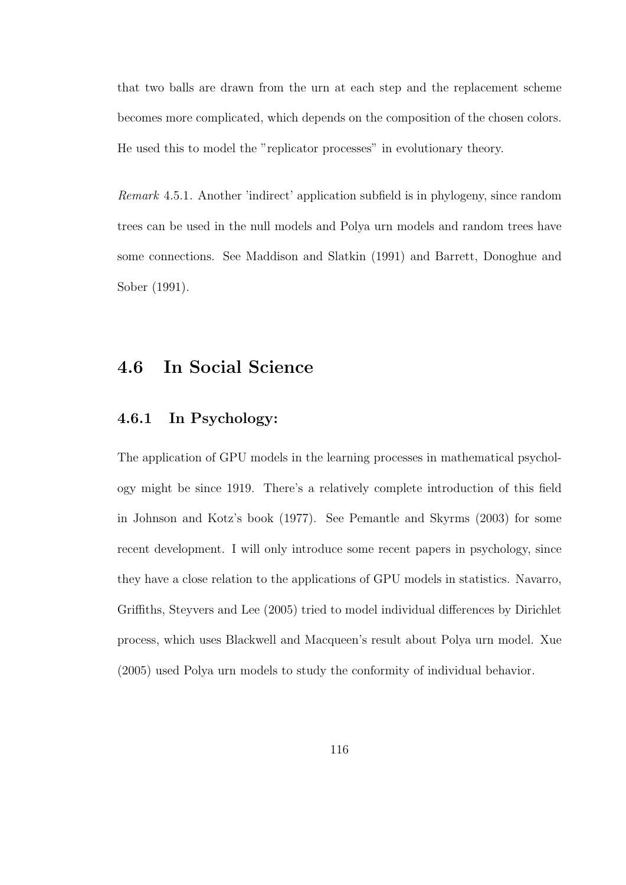that two balls are drawn from the urn at each step and the replacement scheme becomes more complicated, which depends on the composition of the chosen colors. He used this to model the "replicator processes" in evolutionary theory.

*Remark* 4.5.1. Another 'indirect' application subfield is in phylogeny, since random trees can be used in the null models and Polya urn models and random trees have some connections. See Maddison and Slatkin (1991) and Barrett, Donoghue and Sober (1991).

## 4.6 In Social Science

### 4.6.1 In Psychology:

The application of GPU models in the learning processes in mathematical psychology might be since 1919. There's a relatively complete introduction of this field in Johnson and Kotz's book (1977). See Pemantle and Skyrms (2003) for some recent development. I will only introduce some recent papers in psychology, since they have a close relation to the applications of GPU models in statistics. Navarro, Griffiths, Steyvers and Lee (2005) tried to model individual differences by Dirichlet process, which uses Blackwell and Macqueen's result about Polya urn model. Xue (2005) used Polya urn models to study the conformity of individual behavior.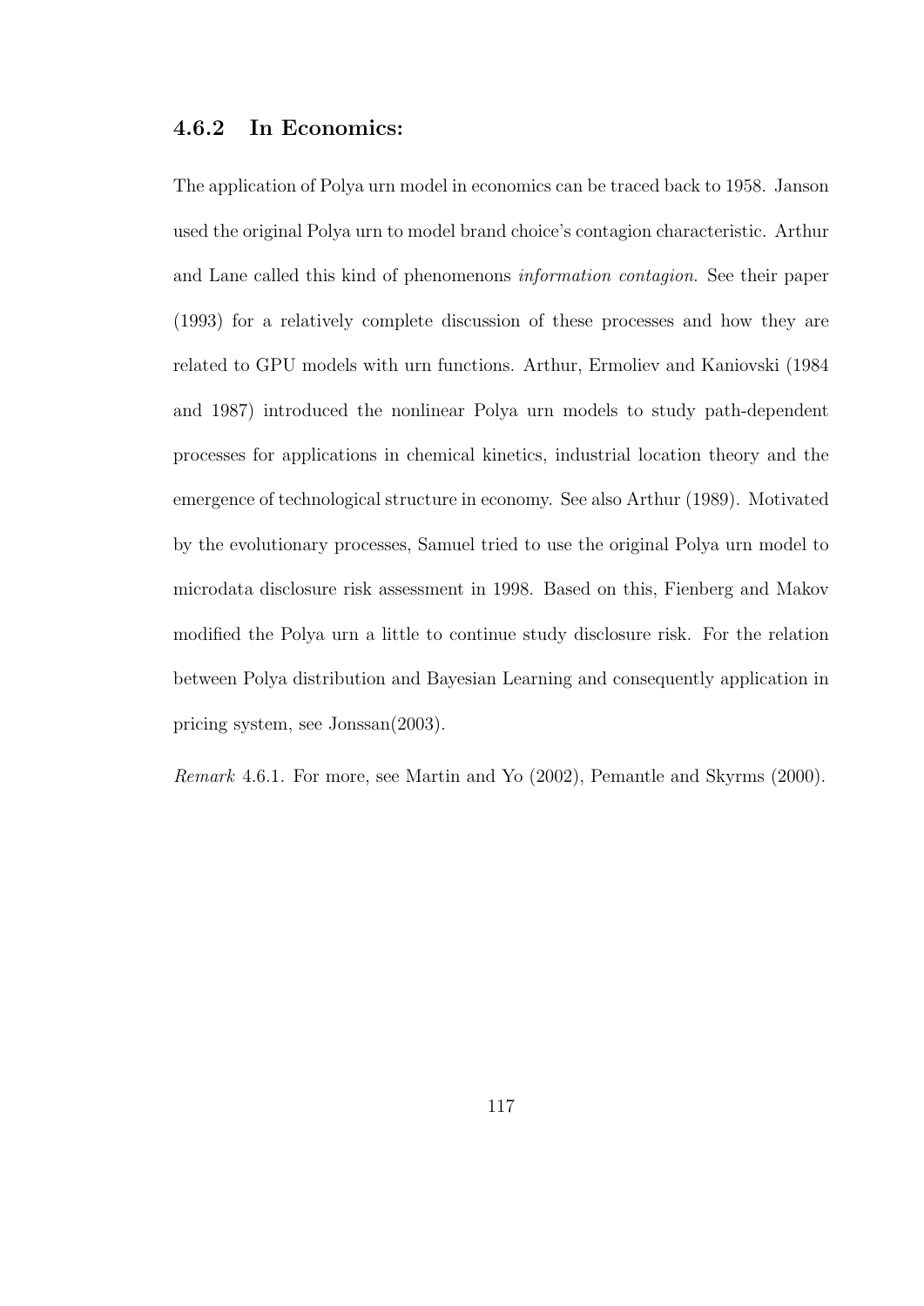### 4.6.2 In Economics:

The application of Polya urn model in economics can be traced back to 1958. Janson used the original Polya urn to model brand choice's contagion characteristic. Arthur and Lane called this kind of phenomenons *information contagion*. See their paper (1993) for a relatively complete discussion of these processes and how they are related to GPU models with urn functions. Arthur, Ermoliev and Kaniovski (1984 and 1987) introduced the nonlinear Polya urn models to study path-dependent processes for applications in chemical kinetics, industrial location theory and the emergence of technological structure in economy. See also Arthur (1989). Motivated by the evolutionary processes, Samuel tried to use the original Polya urn model to microdata disclosure risk assessment in 1998. Based on this, Fienberg and Makov modified the Polya urn a little to continue study disclosure risk. For the relation between Polya distribution and Bayesian Learning and consequently application in pricing system, see Jonssan(2003).

*Remark* 4.6.1. For more, see Martin and Yo (2002), Pemantle and Skyrms (2000).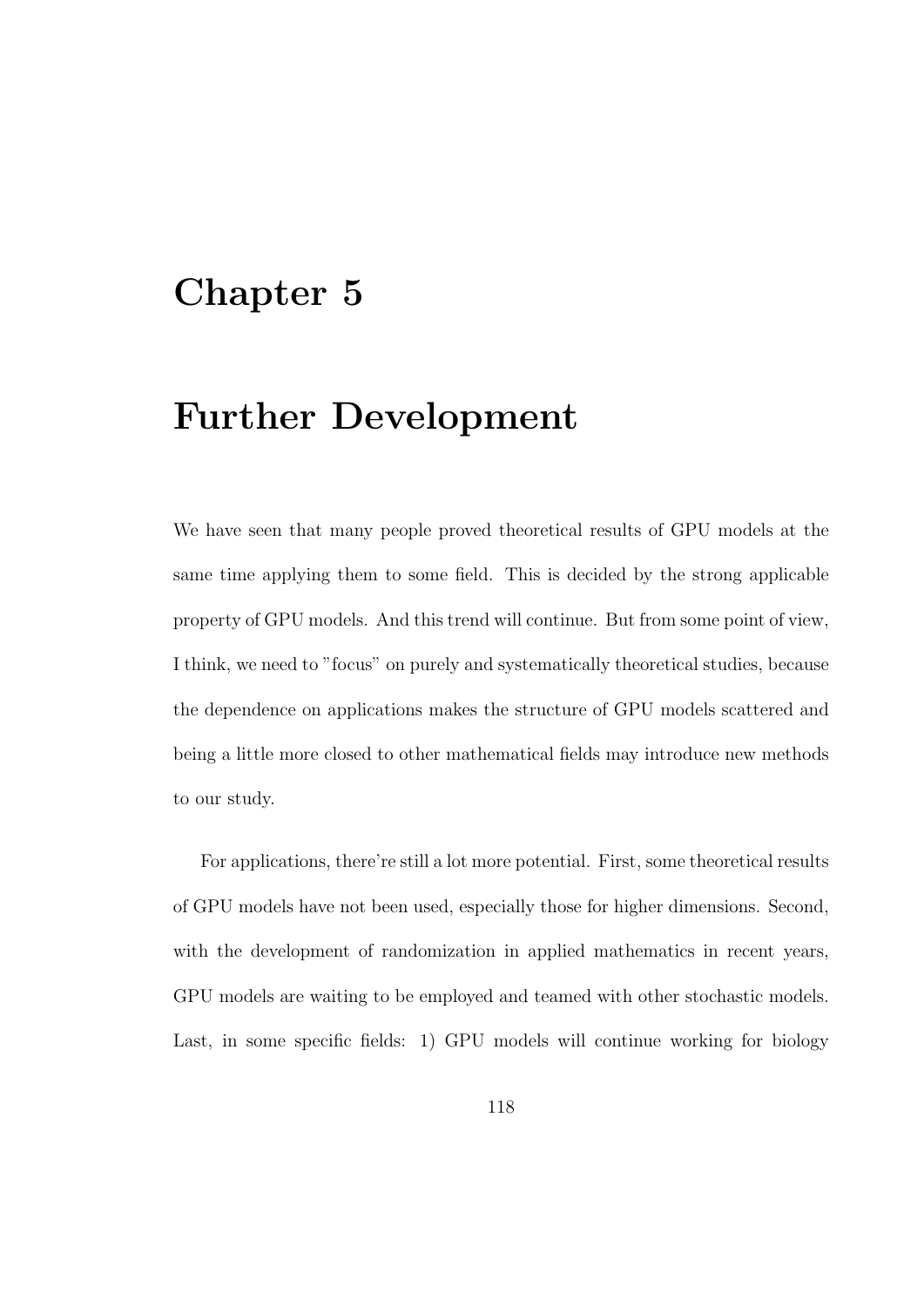# Chapter 5

# Further Development

We have seen that many people proved theoretical results of GPU models at the same time applying them to some field. This is decided by the strong applicable property of GPU models. And this trend will continue. But from some point of view, I think, we need to "focus" on purely and systematically theoretical studies, because the dependence on applications makes the structure of GPU models scattered and being a little more closed to other mathematical fields may introduce new methods to our study.

For applications, there're still a lot more potential. First, some theoretical results of GPU models have not been used, especially those for higher dimensions. Second, with the development of randomization in applied mathematics in recent years, GPU models are waiting to be employed and teamed with other stochastic models. Last, in some specific fields: 1) GPU models will continue working for biology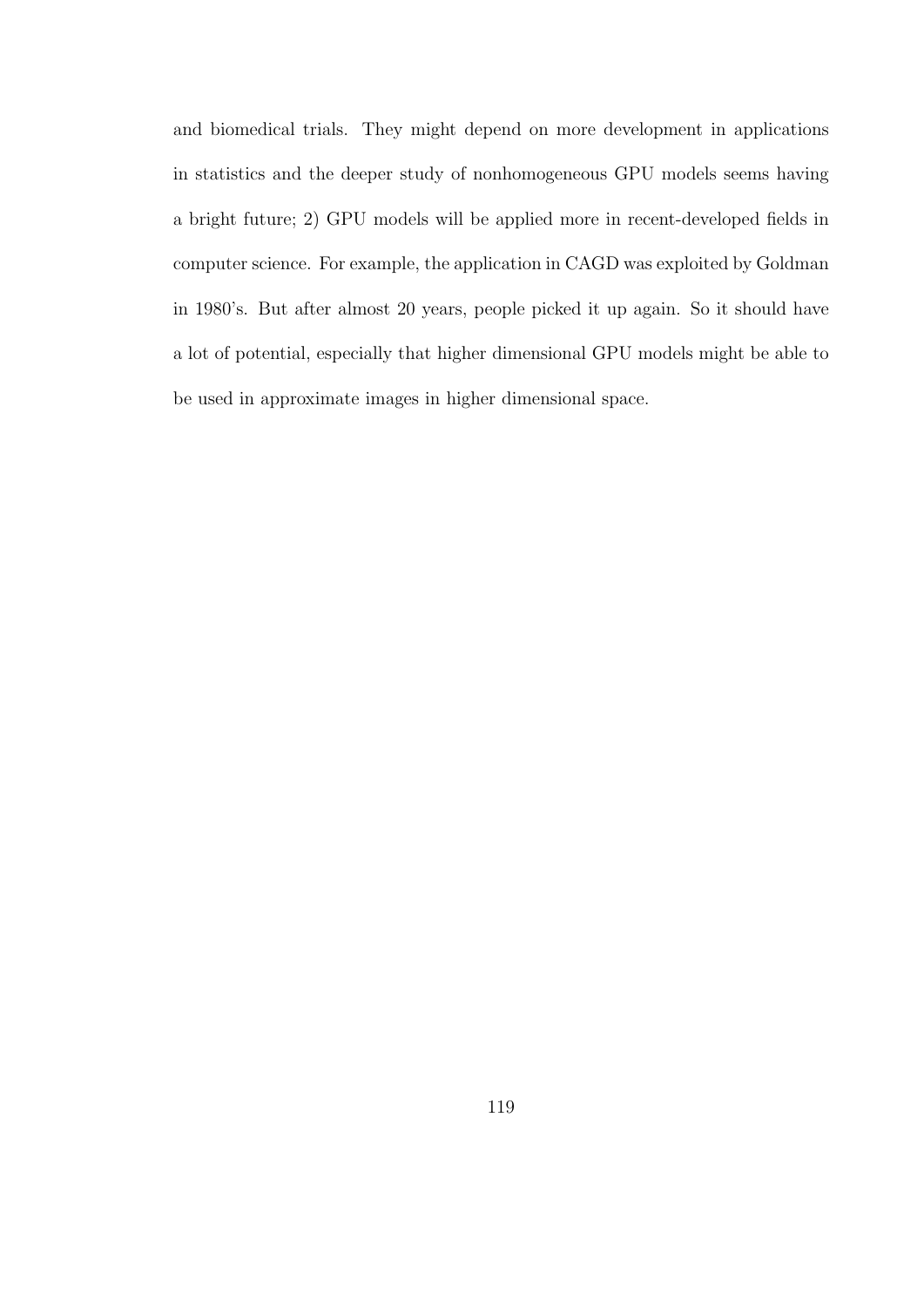and biomedical trials. They might depend on more development in applications in statistics and the deeper study of nonhomogeneous GPU models seems having a bright future; 2) GPU models will be applied more in recent-developed fields in computer science. For example, the application in CAGD was exploited by Goldman in 1980's. But after almost 20 years, people picked it up again. So it should have a lot of potential, especially that higher dimensional GPU models might be able to be used in approximate images in higher dimensional space.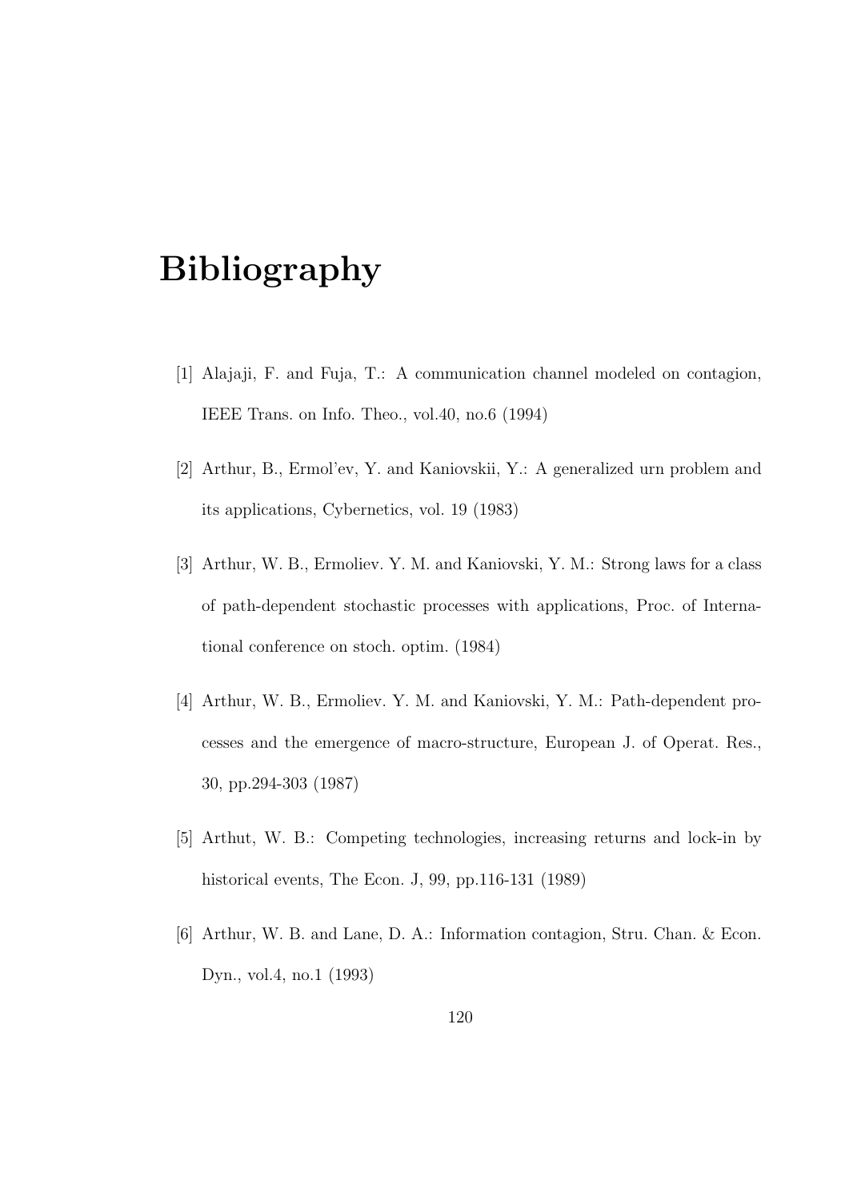# Bibliography

[1] Alajaji, F. and Fuja, T.: A communication channel modeled on contagion, IEEE Trans. on Info. Theo., vol.40, no.6 (1994)

[2] Arthur, B., Ermol'ev, Y. and Kaniovskii, Y.: A generalized urn problem and its applications, Cybernetics, vol. 19 (1983)

[3] Arthur, W. B., Ermoliev. Y. M. and Kaniovski, Y. M.: Strong laws for a class of path-dependent stochastic processes with applications, Proc. of International conference on stoch. optim. (1984)

[4] Arthur, W. B., Ermoliev. Y. M. and Kaniovski, Y. M.: Path-dependent processes and the emergence of macro-structure, European J. of Operat. Res., 30, pp.294-303 (1987)

[5] Arthut, W. B.: Competing technologies, increasing returns and lock-in by historical events, The Econ. J, 99, pp.116-131 (1989)

[6] Arthur, W. B. and Lane, D. A.: Information contagion, Stru. Chan. & Econ. Dyn., vol.4, no.1 (1993)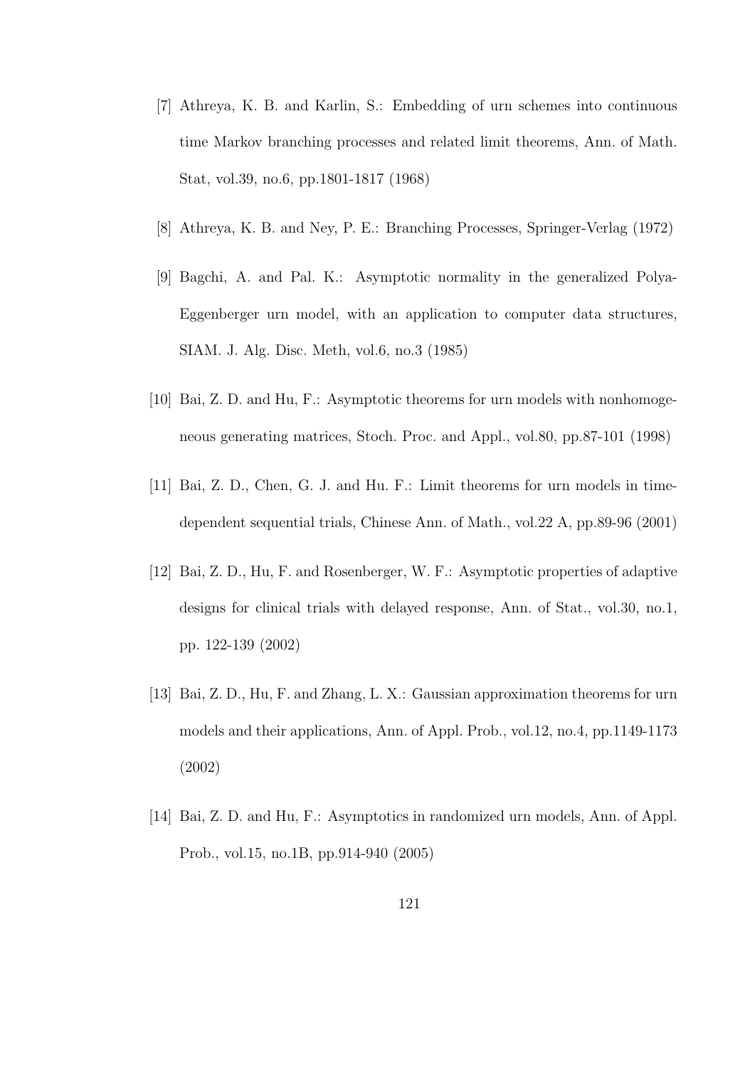[7] Athreya, K. B. and Karlin, S.: Embedding of urn schemes into continuous time Markov branching processes and related limit theorems, Ann. of Math. Stat, vol.39, no.6, pp.1801-1817 (1968)

[8] Athreya, K. B. and Ney, P. E.: Branching Processes, Springer-Verlag (1972)

[9] Bagchi, A. and Pal. K.: Asymptotic normality in the generalized Polya-Eggenberger urn model, with an application to computer data structures, SIAM. J. Alg. Disc. Meth, vol.6, no.3 (1985)

[10] Bai, Z. D. and Hu, F.: Asymptotic theorems for urn models with nonhomogeneous generating matrices, Stoch. Proc. and Appl., vol.80, pp.87-101 (1998)

[11] Bai, Z. D., Chen, G. J. and Hu. F.: Limit theorems for urn models in time-dependent sequential trials, Chinese Ann. of Math., vol.22 A, pp.89-96 (2001)

[12] Bai, Z. D., Hu, F. and Rosenberger, W. F.: Asymptotic properties of adaptive designs for clinical trials with delayed response, Ann. of Stat., vol.30, no.1, pp. 122-139 (2002)

[13] Bai, Z. D., Hu, F. and Zhang, L. X.: Gaussian approximation theorems for urn models and their applications, Ann. of Appl. Prob., vol.12, no.4, pp.1149-1173 (2002)

[14] Bai, Z. D. and Hu, F.: Asymptotics in randomized urn models, Ann. of Appl. Prob., vol.15, no.1B, pp.914-940 (2005)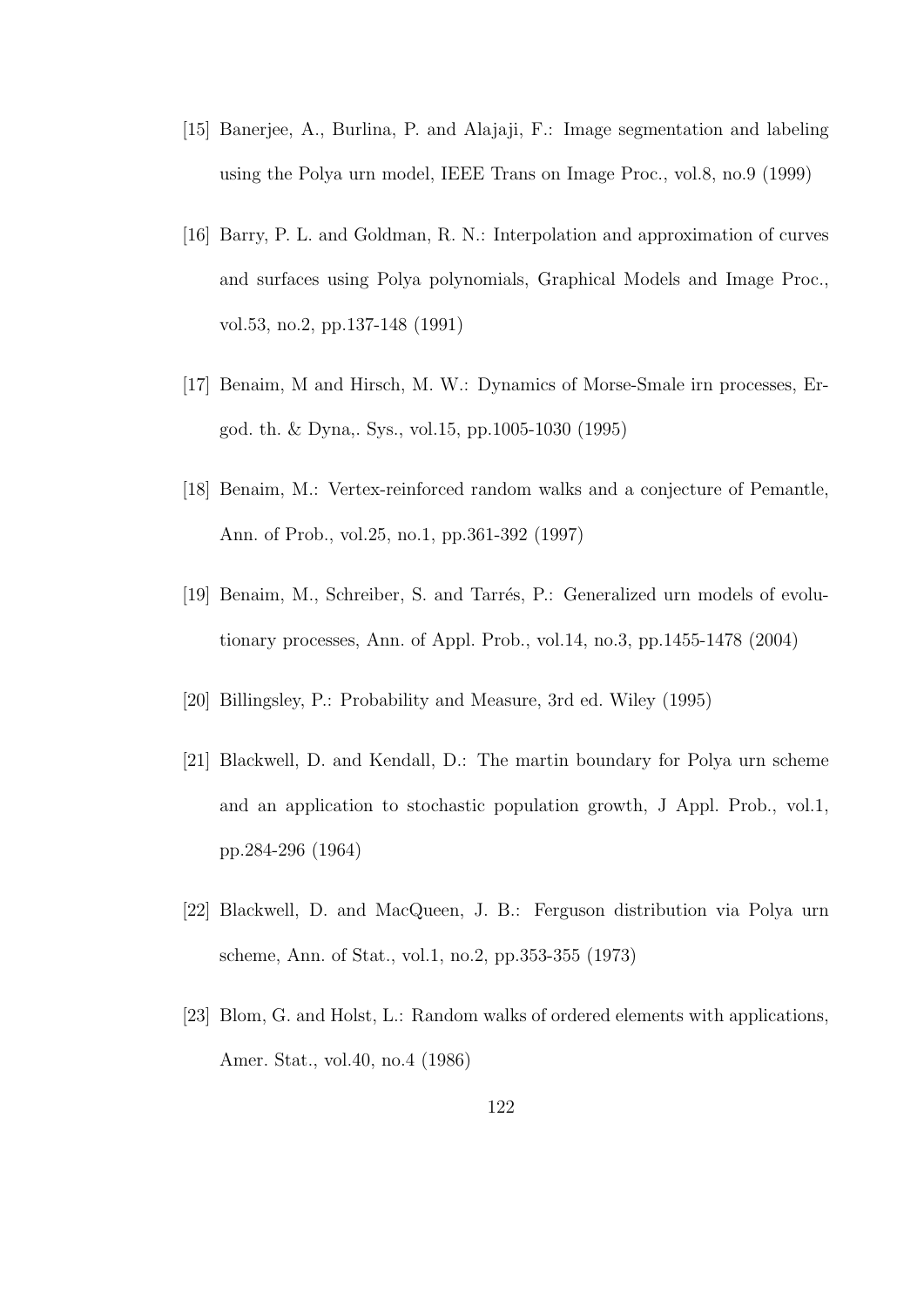[15] Banerjee, A., Burlina, P. and Alajaji, F.: Image segmentation and labeling using the Polya urn model, IEEE Trans on Image Proc., vol.8, no.9 (1999)

[16] Barry, P. L. and Goldman, R. N.: Interpolation and approximation of curves and surfaces using Polya polynomials, Graphical Models and Image Proc., vol.53, no.2, pp.137-148 (1991)

[17] Benaim, M and Hirsch, M. W.: Dynamics of Morse-Smale irn processes, Ergod. th. & Dyna,. Sys., vol.15, pp.1005-1030 (1995)

[18] Benaim, M.: Vertex-reinforced random walks and a conjecture of Pemantle, Ann. of Prob., vol.25, no.1, pp.361-392 (1997)

[19] Benaim, M., Schreiber, S. and Tarrés, P.: Generalized urn models of evolutionary processes, Ann. of Appl. Prob., vol.14, no.3, pp.1455-1478 (2004)

[20] Billingsley, P.: Probability and Measure, 3rd ed. Wiley (1995)

[21] Blackwell, D. and Kendall, D.: The martin boundary for Polya urn scheme and an application to stochastic population growth, J Appl. Prob., vol.1, pp.284-296 (1964)

[22] Blackwell, D. and MacQueen, J. B.: Ferguson distribution via Polya urn scheme, Ann. of Stat., vol.1, no.2, pp.353-355 (1973)

[23] Blom, G. and Holst, L.: Random walks of ordered elements with applications, Amer. Stat., vol.40, no.4 (1986)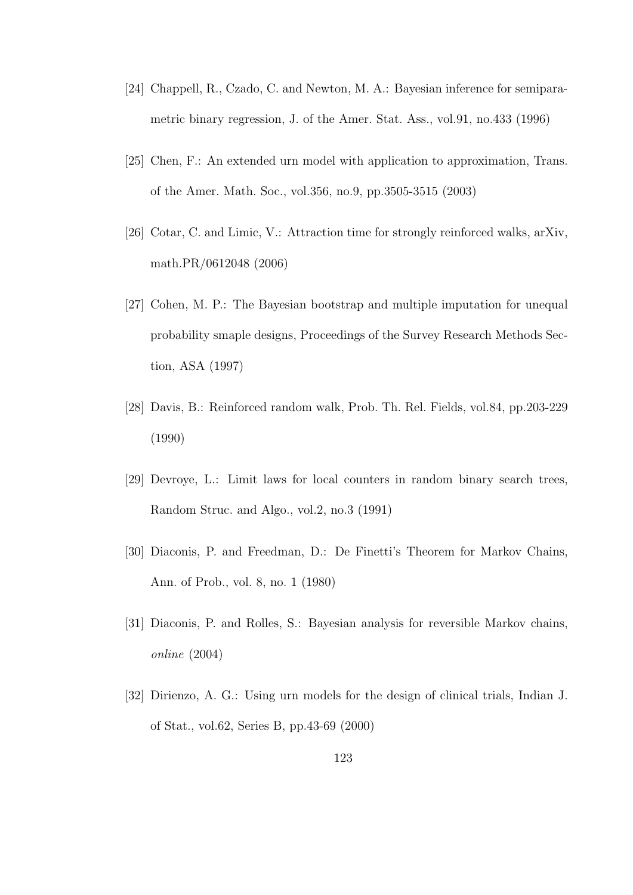[24] Chappell, R., Czado, C. and Newton, M. A.: Bayesian inference for semiparametric binary regression, J. of the Amer. Stat. Ass., vol.91, no.433 (1996)

[25] Chen, F.: An extended urn model with application to approximation, Trans. of the Amer. Math. Soc., vol.356, no.9, pp.3505-3515 (2003)

[26] Cotar, C. and Limic, V.: Attraction time for strongly reinforced walks, arXiv, math.PR/0612048 (2006)

[27] Cohen, M. P.: The Bayesian bootstrap and multiple imputation for unequal probability smaple designs, Proceedings of the Survey Research Methods Section, ASA (1997)

[28] Davis, B.: Reinforced random walk, Prob. Th. Rel. Fields, vol.84, pp.203-229 (1990)

[29] Devroye, L.: Limit laws for local counters in random binary search trees, Random Struc. and Algo., vol.2, no.3 (1991)

[30] Diaconis, P. and Freedman, D.: De Finetti's Theorem for Markov Chains, Ann. of Prob., vol. 8, no. 1 (1980)

[31] Diaconis, P. and Rolles, S.: Bayesian analysis for reversible Markov chains, *online* (2004)

[32] Dirienzo, A. G.: Using urn models for the design of clinical trials, Indian J. of Stat., vol.62, Series B, pp.43-69 (2000)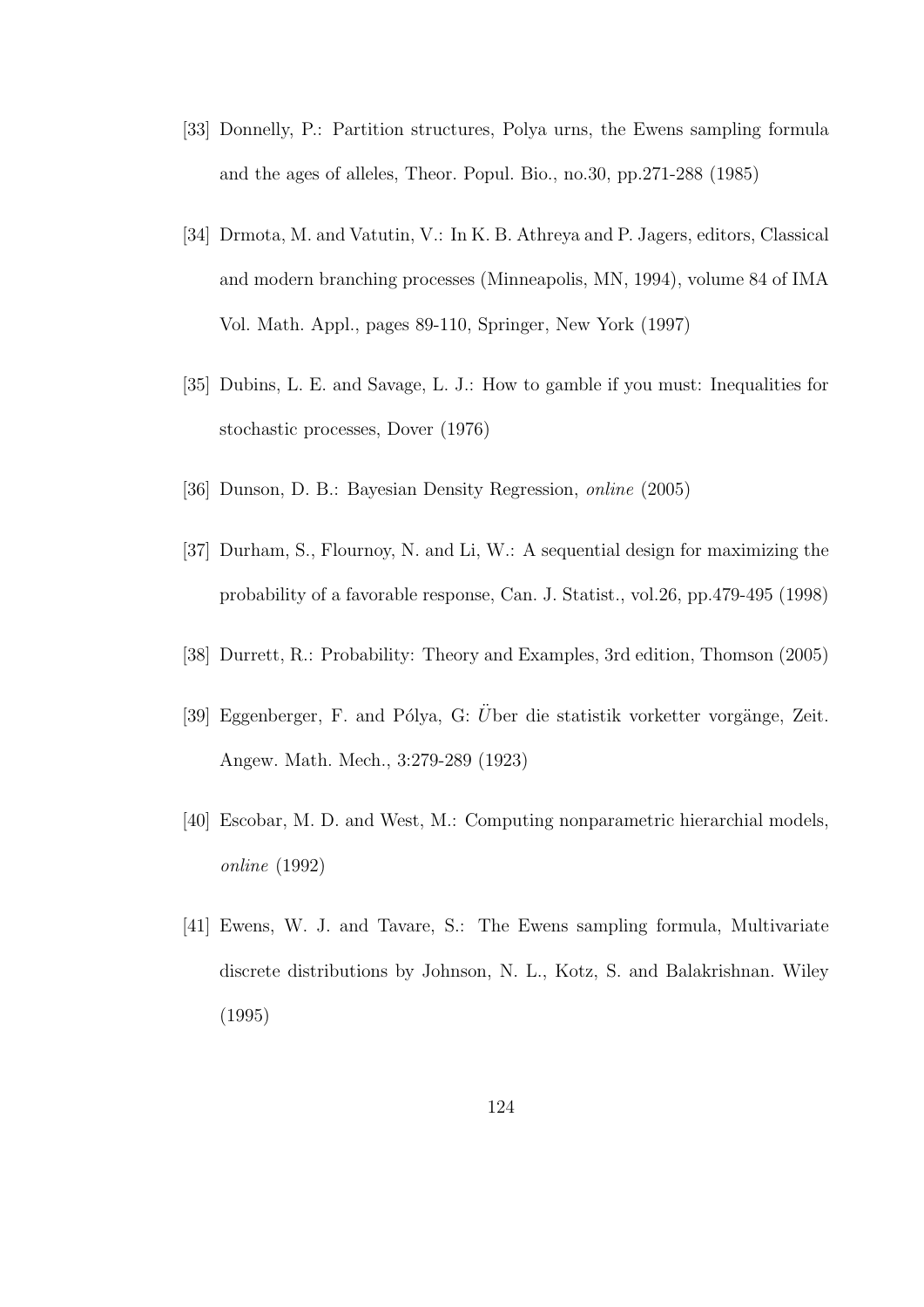[33] Donnelly, P.: Partition structures, Polya urns, the Ewens sampling formula and the ages of alleles, Theor. Popul. Bio., no.30, pp.271-288 (1985)

[34] Drmota, M. and Vatutin, V.: In K. B. Athreya and P. Jagers, editors, Classical and modern branching processes (Minneapolis, MN, 1994), volume 84 of IMA Vol. Math. Appl., pages 89-110, Springer, New York (1997)

[35] Dubins, L. E. and Savage, L. J.: How to gamble if you must: Inequalities for stochastic processes, Dover (1976)

[36] Dunson, D. B.: Bayesian Density Regression, *online* (2005)

[37] Durham, S., Flournoy, N. and Li, W.: A sequential design for maximizing the probability of a favorable response, Can. J. Statist., vol.26, pp.479-495 (1998)

[38] Durrett, R.: Probability: Theory and Examples, 3rd edition, Thomson (2005)

[39] Eggenberger, F. and Pólya, G: *Über* die statistik vorketter vorgänge, Zeit. Angew. Math. Mech., 3:279-289 (1923)

[40] Escobar, M. D. and West, M.: Computing nonparametric hierarchial models, *online* (1992)

[41] Ewens, W. J. and Tavare, S.: The Ewens sampling formula, Multivariate discrete distributions by Johnson, N. L., Kotz, S. and Balakrishnan. Wiley (1995)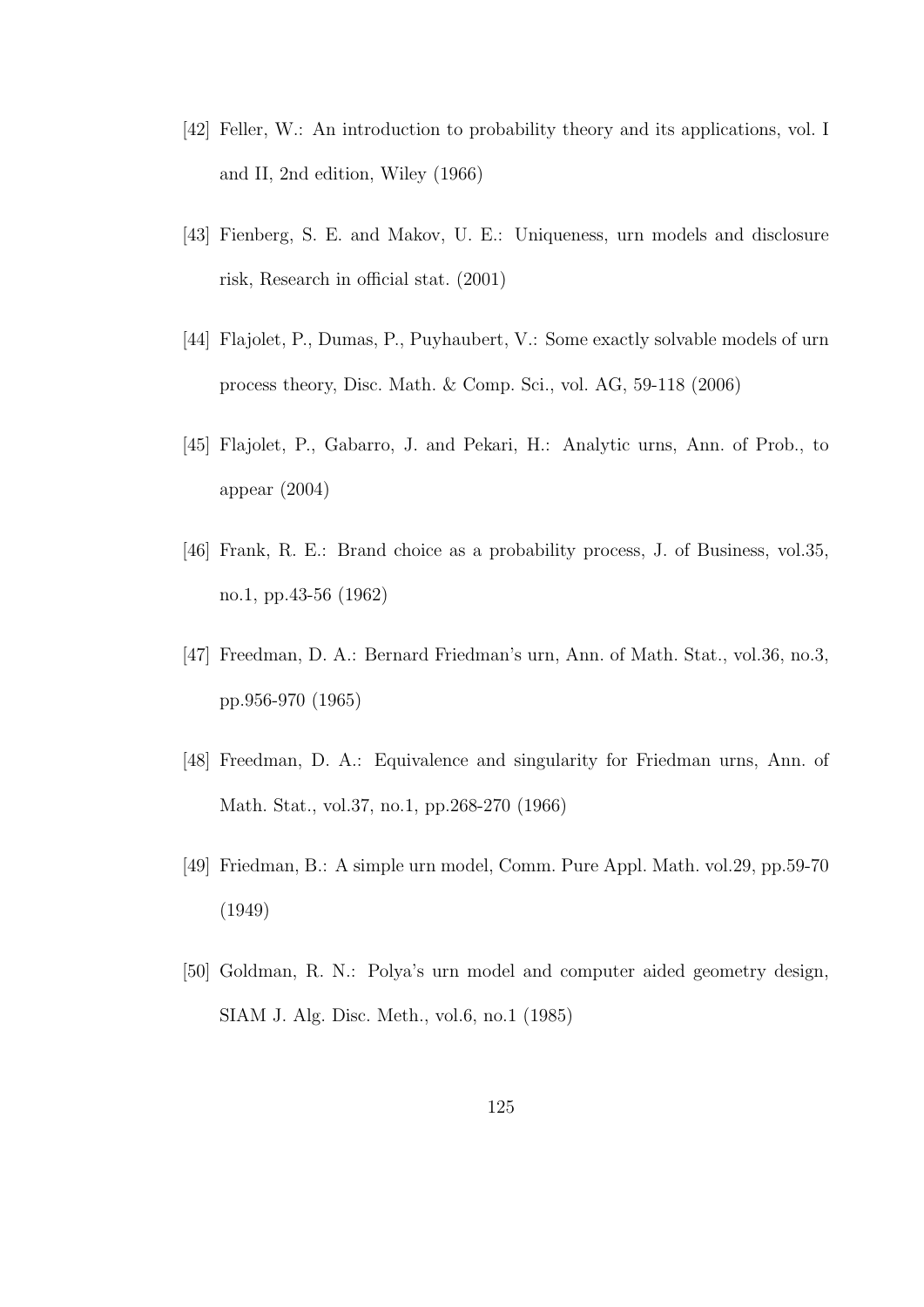[42] Feller, W.: An introduction to probability theory and its applications, vol. I and II, 2nd edition, Wiley (1966)

[43] Fienberg, S. E. and Makov, U. E.: Uniqueness, urn models and disclosure risk, Research in official stat. (2001)

[44] Flajolet, P., Dumas, P., Puyhaubert, V.: Some exactly solvable models of urn process theory, Disc. Math. & Comp. Sci., vol. AG, 59-118 (2006)

[45] Flajolet, P., Gabarro, J. and Pekari, H.: Analytic urns, Ann. of Prob., to appear (2004)

[46] Frank, R. E.: Brand choice as a probability process, J. of Business, vol.35, no.1, pp.43-56 (1962)

[47] Freedman, D. A.: Bernard Friedman's urn, Ann. of Math. Stat., vol.36, no.3, pp.956-970 (1965)

[48] Freedman, D. A.: Equivalence and singularity for Friedman urns, Ann. of Math. Stat., vol.37, no.1, pp.268-270 (1966)

[49] Friedman, B.: A simple urn model, Comm. Pure Appl. Math. vol.29, pp.59-70 (1949)

[50] Goldman, R. N.: Polya's urn model and computer aided geometry design, SIAM J. Alg. Disc. Meth., vol.6, no.1 (1985)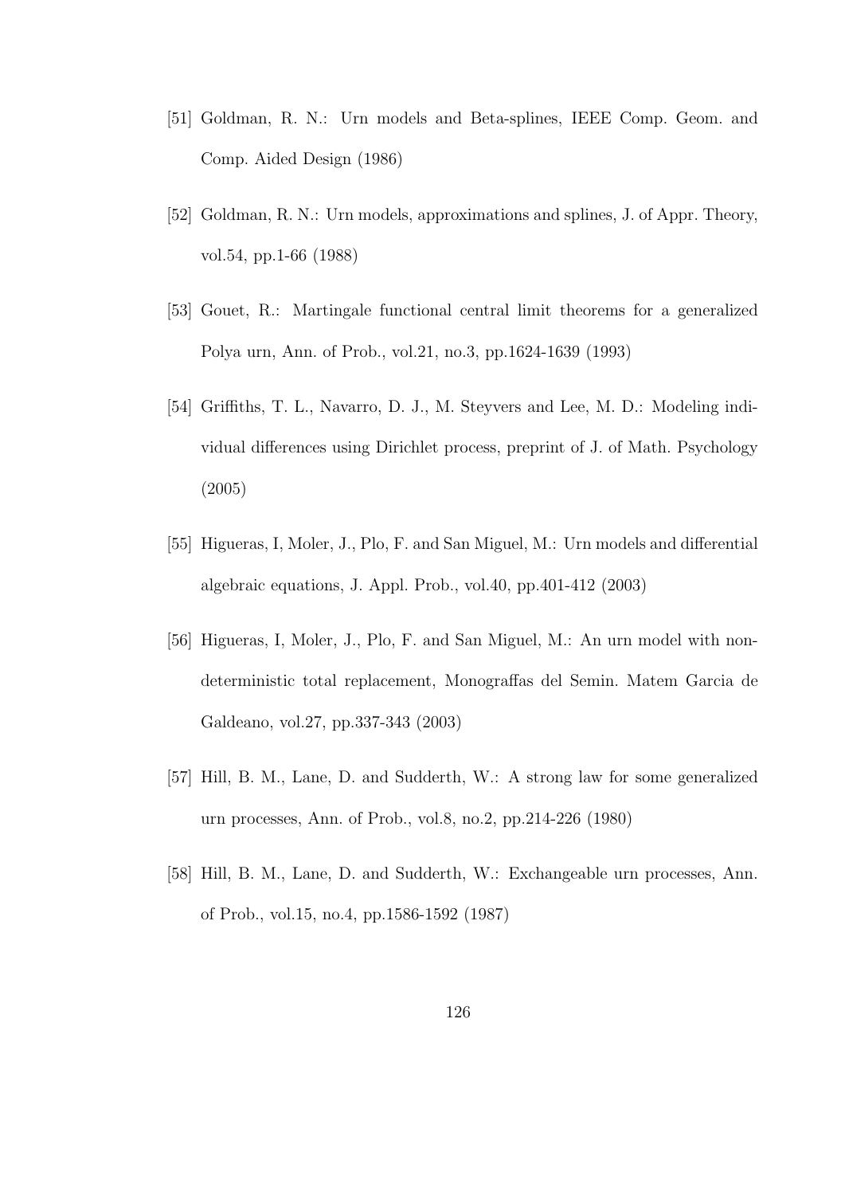[51] Goldman, R. N.: Urn models and Beta-splines, IEEE Comp. Geom. and Comp. Aided Design (1986)

[52] Goldman, R. N.: Urn models, approximations and splines, J. of Appr. Theory, vol.54, pp.1-66 (1988)

[53] Gouet, R.: Martingale functional central limit theorems for a generalized Polya urn, Ann. of Prob., vol.21, no.3, pp.1624-1639 (1993)

[54] Griffiths, T. L., Navarro, D. J., M. Steyvers and Lee, M. D.: Modeling individual differences using Dirichlet process, preprint of J. of Math. Psychology (2005)

[55] Higueras, I, Moler, J., Plo, F. and San Miguel, M.: Urn models and differential algebraic equations, J. Appl. Prob., vol.40, pp.401-412 (2003)

[56] Higueras, I, Moler, J., Plo, F. and San Miguel, M.: An urn model with non-deterministic total replacement, Monograffas del Semin. Matem Garcia de Galdeano, vol.27, pp.337-343 (2003)

[57] Hill, B. M., Lane, D. and Sudderth, W.: A strong law for some generalized urn processes, Ann. of Prob., vol.8, no.2, pp.214-226 (1980)

[58] Hill, B. M., Lane, D. and Sudderth, W.: Exchangeable urn processes, Ann. of Prob., vol.15, no.4, pp.1586-1592 (1987)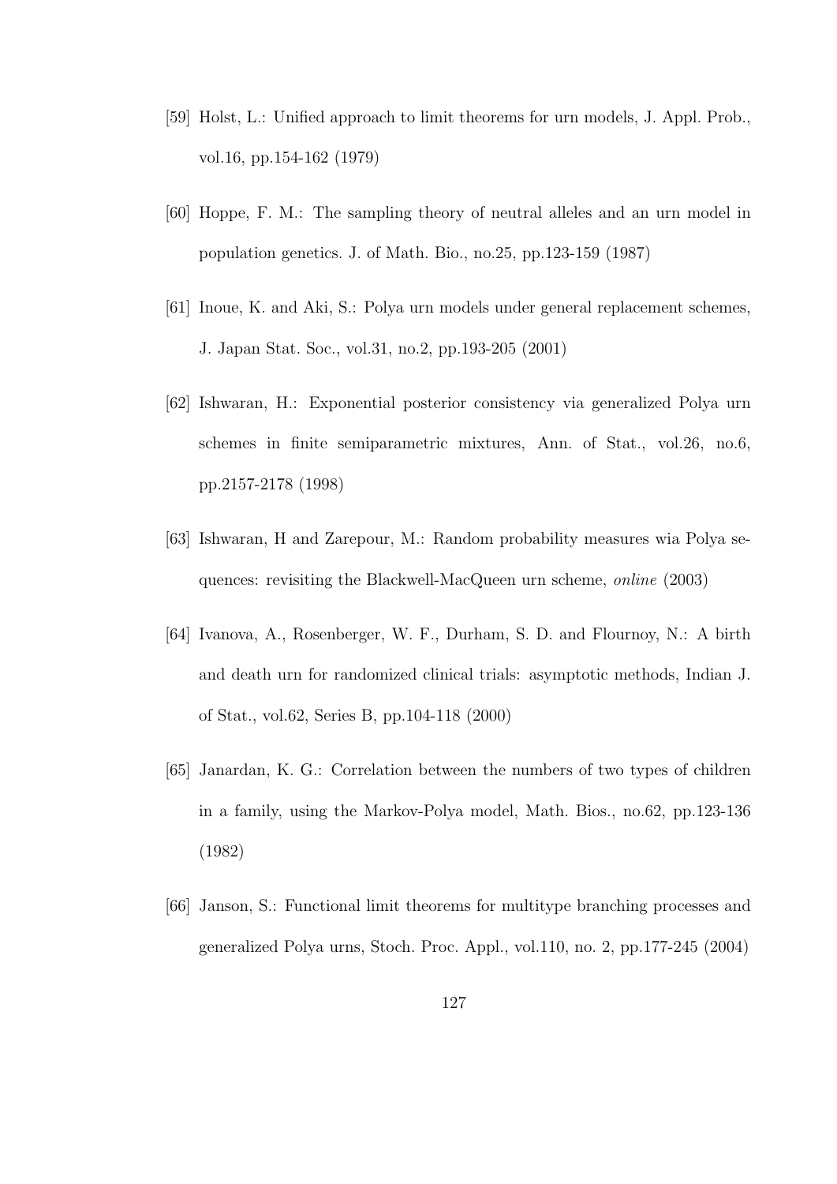[59] Holst, L.: Unified approach to limit theorems for urn models, J. Appl. Prob., vol.16, pp.154-162 (1979)

[60] Hoppe, F. M.: The sampling theory of neutral alleles and an urn model in population genetics. J. of Math. Bio., no.25, pp.123-159 (1987)

[61] Inoue, K. and Aki, S.: Polya urn models under general replacement schemes, J. Japan Stat. Soc., vol.31, no.2, pp.193-205 (2001)

[62] Ishwaran, H.: Exponential posterior consistency via generalized Polya urn schemes in finite semiparametric mixtures, Ann. of Stat., vol.26, no.6, pp.2157-2178 (1998)

[63] Ishwaran, H and Zarepour, M.: Random probability measures wia Polya sequences: revisiting the Blackwell-MacQueen urn scheme, *online* (2003)

[64] Ivanova, A., Rosenberger, W. F., Durham, S. D. and Flournoy, N.: A birth and death urn for randomized clinical trials: asymptotic methods, Indian J. of Stat., vol.62, Series B, pp.104-118 (2000)

[65] Janardan, K. G.: Correlation between the numbers of two types of children in a family, using the Markov-Polya model, Math. Bios., no.62, pp.123-136 (1982)

[66] Janson, S.: Functional limit theorems for multitype branching processes and generalized Polya urns, Stoch. Proc. Appl., vol.110, no. 2, pp.177-245 (2004)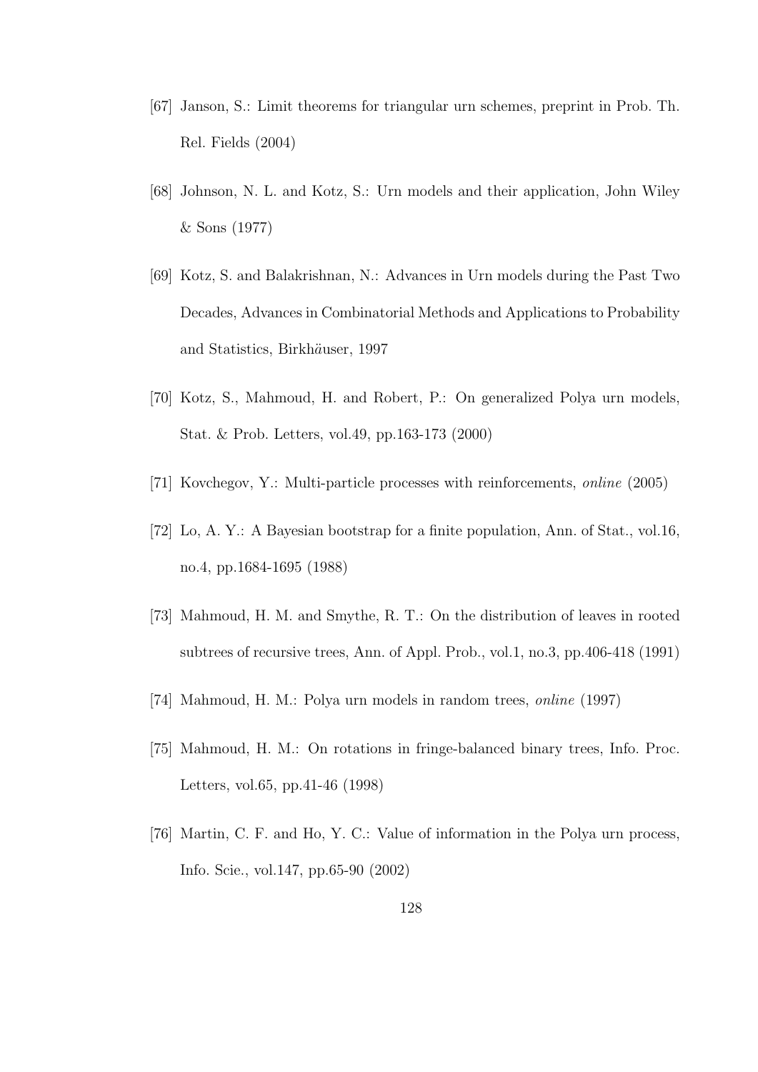[67] Janson, S.: Limit theorems for triangular urn schemes, preprint in Prob. Th. Rel. Fields (2004)

[68] Johnson, N. L. and Kotz, S.: Urn models and their application, John Wiley & Sons (1977)

[69] Kotz, S. and Balakrishnan, N.: Advances in Urn models during the Past Two Decades, Advances in Combinatorial Methods and Applications to Probability and Statistics, Birkhäuser, 1997

[70] Kotz, S., Mahmoud, H. and Robert, P.: On generalized Polya urn models, Stat. & Prob. Letters, vol.49, pp.163-173 (2000)

[71] Kovchegov, Y.: Multi-particle processes with reinforcements, *online* (2005)

[72] Lo, A. Y.: A Bayesian bootstrap for a finite population, Ann. of Stat., vol.16, no.4, pp.1684-1695 (1988)

[73] Mahmoud, H. M. and Smythe, R. T.: On the distribution of leaves in rooted subtrees of recursive trees, Ann. of Appl. Prob., vol.1, no.3, pp.406-418 (1991)

[74] Mahmoud, H. M.: Polya urn models in random trees, *online* (1997)

[75] Mahmoud, H. M.: On rotations in fringe-balanced binary trees, Info. Proc. Letters, vol.65, pp.41-46 (1998)

[76] Martin, C. F. and Ho, Y. C.: Value of information in the Polya urn process, Info. Scie., vol.147, pp.65-90 (2002)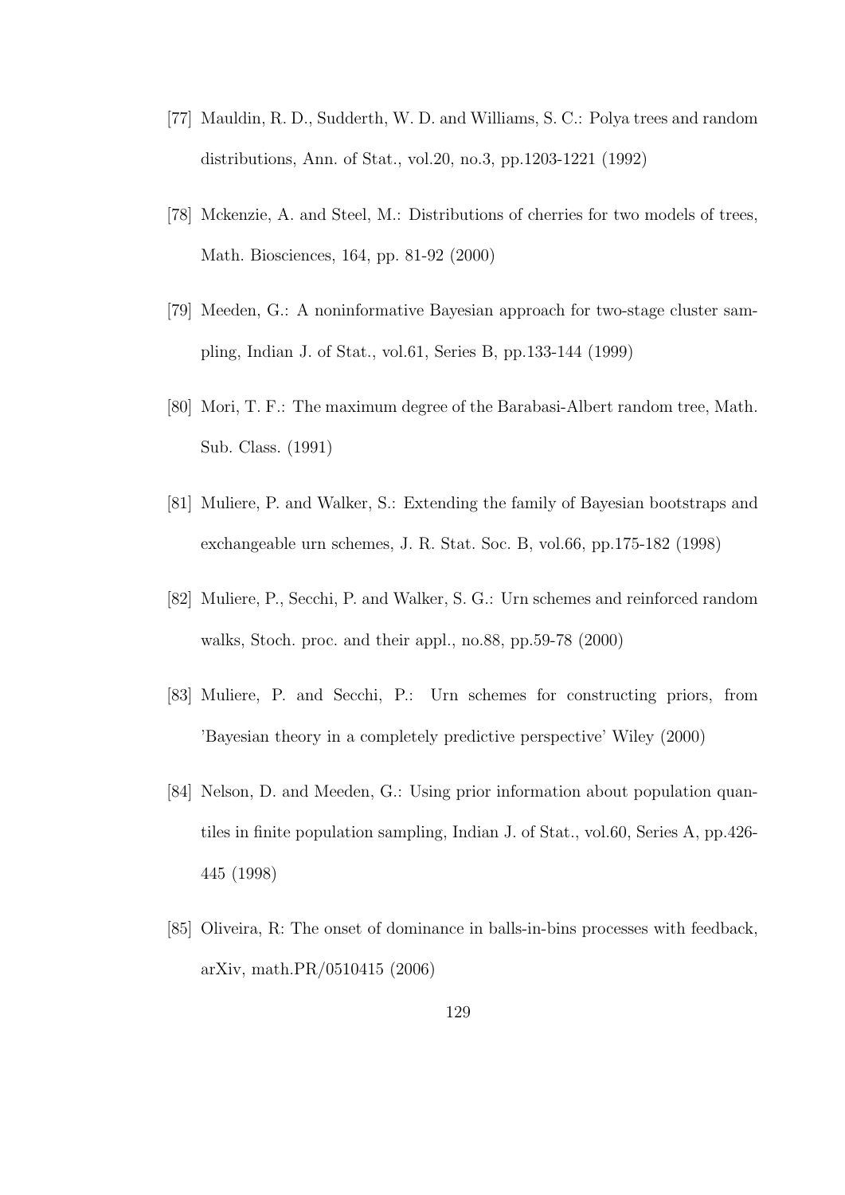[77] Mauldin, R. D., Sudderth, W. D. and Williams, S. C.: Polya trees and random distributions, Ann. of Stat., vol.20, no.3, pp.1203-1221 (1992)

[78] Mckenzie, A. and Steel, M.: Distributions of cherries for two models of trees, Math. Biosciences, 164, pp. 81-92 (2000)

[79] Meeden, G.: A noninformative Bayesian approach for two-stage cluster sampling, Indian J. of Stat., vol.61, Series B, pp.133-144 (1999)

[80] Mori, T. F.: The maximum degree of the Barabasi-Albert random tree, Math. Sub. Class. (1991)

[81] Muliere, P. and Walker, S.: Extending the family of Bayesian bootstraps and exchangeable urn schemes, J. R. Stat. Soc. B, vol.66, pp.175-182 (1998)

[82] Muliere, P., Secchi, P. and Walker, S. G.: Urn schemes and reinforced random walks, Stoch. proc. and their appl., no.88, pp.59-78 (2000)

[83] Muliere, P. and Secchi, P.: Urn schemes for constructing priors, from 'Bayesian theory in a completely predictive perspective' Wiley (2000)

[84] Nelson, D. and Meeden, G.: Using prior information about population quantiles in finite population sampling, Indian J. of Stat., vol.60, Series A, pp.426-445 (1998)

[85] Oliveira, R: The onset of dominance in balls-in-bins processes with feedback, arXiv, math.PR/0510415 (2006)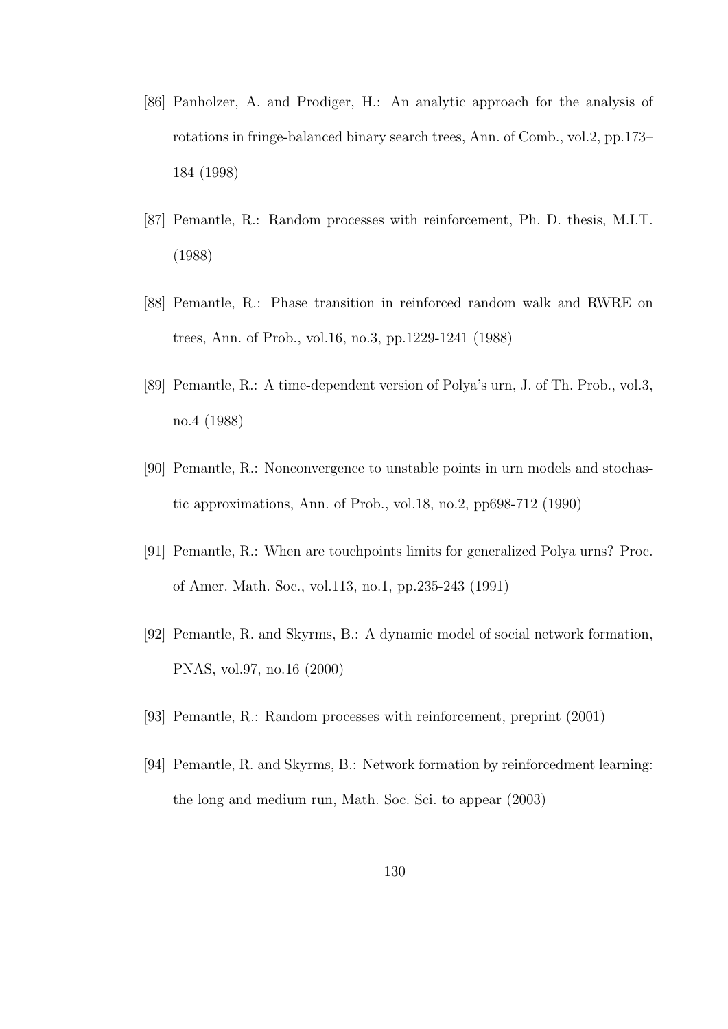[86] Panholzer, A. and Prodiger, H.: An analytic approach for the analysis of rotations in fringe-balanced binary search trees, Ann. of Comb., vol.2, pp.173–184 (1998)

[87] Pemantle, R.: Random processes with reinforcement, Ph. D. thesis, M.I.T. (1988)

[88] Pemantle, R.: Phase transition in reinforced random walk and RWRE on trees, Ann. of Prob., vol.16, no.3, pp.1229-1241 (1988)

[89] Pemantle, R.: A time-dependent version of Polya's urn, J. of Th. Prob., vol.3, no.4 (1988)

[90] Pemantle, R.: Nonconvergence to unstable points in urn models and stochastic approximations, Ann. of Prob., vol.18, no.2, pp698-712 (1990)

[91] Pemantle, R.: When are touchpoints limits for generalized Polya urns? Proc. of Amer. Math. Soc., vol.113, no.1, pp.235-243 (1991)

[92] Pemantle, R. and Skyrms, B.: A dynamic model of social network formation, PNAS, vol.97, no.16 (2000)

[93] Pemantle, R.: Random processes with reinforcement, preprint (2001)

[94] Pemantle, R. and Skyrms, B.: Network formation by reinforcedment learning: the long and medium run, Math. Soc. Sci. to appear (2003)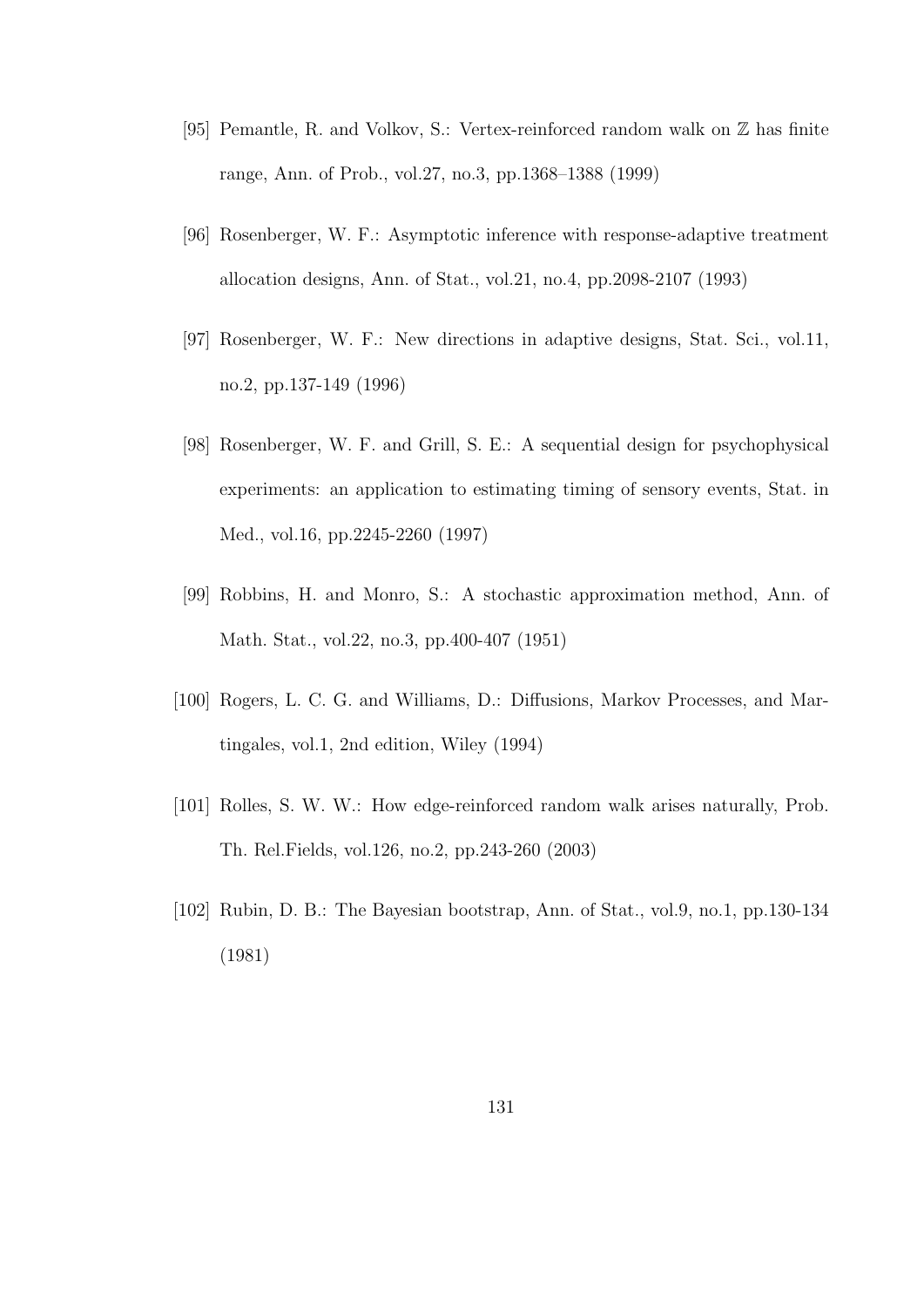[95] Pemantle, R. and Volkov, S.: Vertex-reinforced random walk on $\mathbb{Z}$ has finite range, Ann. of Prob., vol.27, no.3, pp.1368–1388 (1999)

[96] Rosenberger, W. F.: Asymptotic inference with response-adaptive treatment allocation designs, Ann. of Stat., vol.21, no.4, pp.2098-2107 (1993)

[97] Rosenberger, W. F.: New directions in adaptive designs, Stat. Sci., vol.11, no.2, pp.137-149 (1996)

[98] Rosenberger, W. F. and Grill, S. E.: A sequential design for psychophysical experiments: an application to estimating timing of sensory events, Stat. in Med., vol.16, pp.2245-2260 (1997)

[99] Robbins, H. and Monro, S.: A stochastic approximation method, Ann. of Math. Stat., vol.22, no.3, pp.400-407 (1951)

[100] Rogers, L. C. G. and Williams, D.: Diffusions, Markov Processes, and Martingales, vol.1, 2nd edition, Wiley (1994)

[101] Rolles, S. W. W.: How edge-reinforced random walk arises naturally, Prob. Th. Rel.Fields, vol.126, no.2, pp.243-260 (2003)

[102] Rubin, D. B.: The Bayesian bootstrap, Ann. of Stat., vol.9, no.1, pp.130-134 (1981)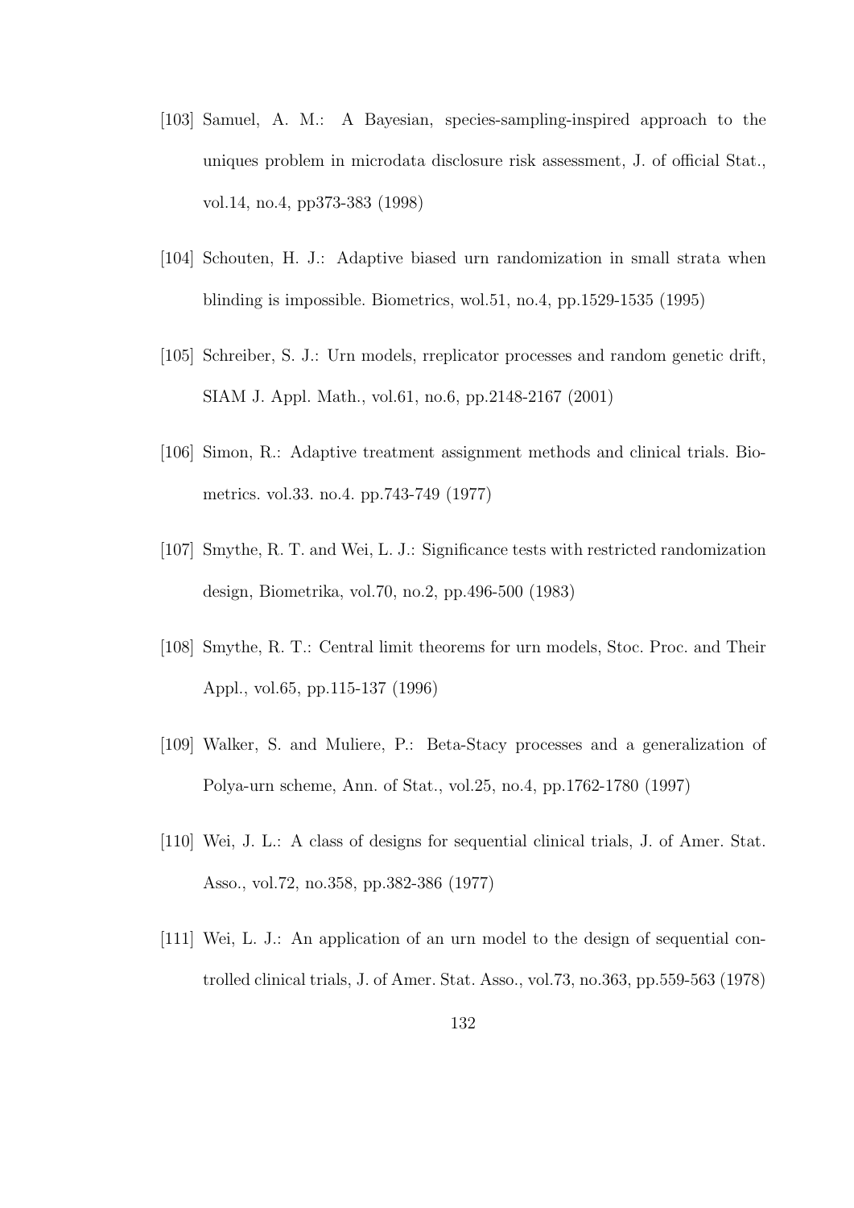[103] Samuel, A. M.: A Bayesian, species-sampling-inspired approach to the uniques problem in microdata disclosure risk assessment, J. of official Stat., vol.14, no.4, pp373-383 (1998)

[104] Schouten, H. J.: Adaptive biased urn randomization in small strata when blinding is impossible. Biometrics, wol.51, no.4, pp.1529-1535 (1995)

[105] Schreiber, S. J.: Urn models, rreplicator processes and random genetic drift, SIAM J. Appl. Math., vol.61, no.6, pp.2148-2167 (2001)

[106] Simon, R.: Adaptive treatment assignment methods and clinical trials. Biometrics. vol.33. no.4. pp.743-749 (1977)

[107] Smythe, R. T. and Wei, L. J.: Significance tests with restricted randomization design, Biometrika, vol.70, no.2, pp.496-500 (1983)

[108] Smythe, R. T.: Central limit theorems for urn models, Stoc. Proc. and Their Appl., vol.65, pp.115-137 (1996)

[109] Walker, S. and Muliere, P.: Beta-Stacy processes and a generalization of Polya-urn scheme, Ann. of Stat., vol.25, no.4, pp.1762-1780 (1997)

[110] Wei, J. L.: A class of designs for sequential clinical trials, J. of Amer. Stat. Asso., vol.72, no.358, pp.382-386 (1977)

[111] Wei, L. J.: An application of an urn model to the design of sequential controlled clinical trials, J. of Amer. Stat. Asso., vol.73, no.363, pp.559-563 (1978)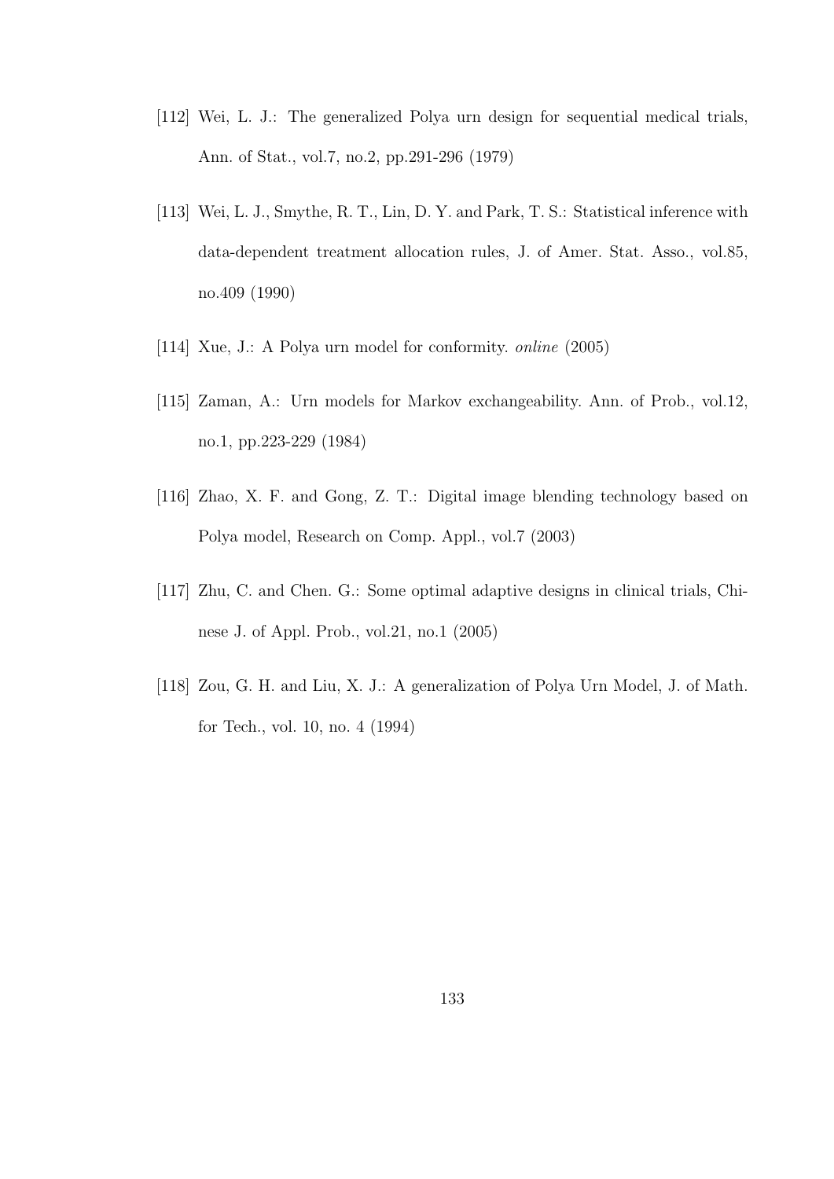[112] Wei, L. J.: The generalized Polya urn design for sequential medical trials, Ann. of Stat., vol.7, no.2, pp.291-296 (1979)

[113] Wei, L. J., Smythe, R. T., Lin, D. Y. and Park, T. S.: Statistical inference with data-dependent treatment allocation rules, J. of Amer. Stat. Asso., vol.85, no.409 (1990)

[114] Xue, J.: A Polya urn model for conformity. *online* (2005)

[115] Zaman, A.: Urn models for Markov exchangeability. Ann. of Prob., vol.12, no.1, pp.223-229 (1984)

[116] Zhao, X. F. and Gong, Z. T.: Digital image blending technology based on Polya model, Research on Comp. Appl., vol.7 (2003)

[117] Zhu, C. and Chen. G.: Some optimal adaptive designs in clinical trials, Chinese J. of Appl. Prob., vol.21, no.1 (2005)

[118] Zou, G. H. and Liu, X. J.: A generalization of Polya Urn Model, J. of Math. for Tech., vol. 10, no. 4 (1994)